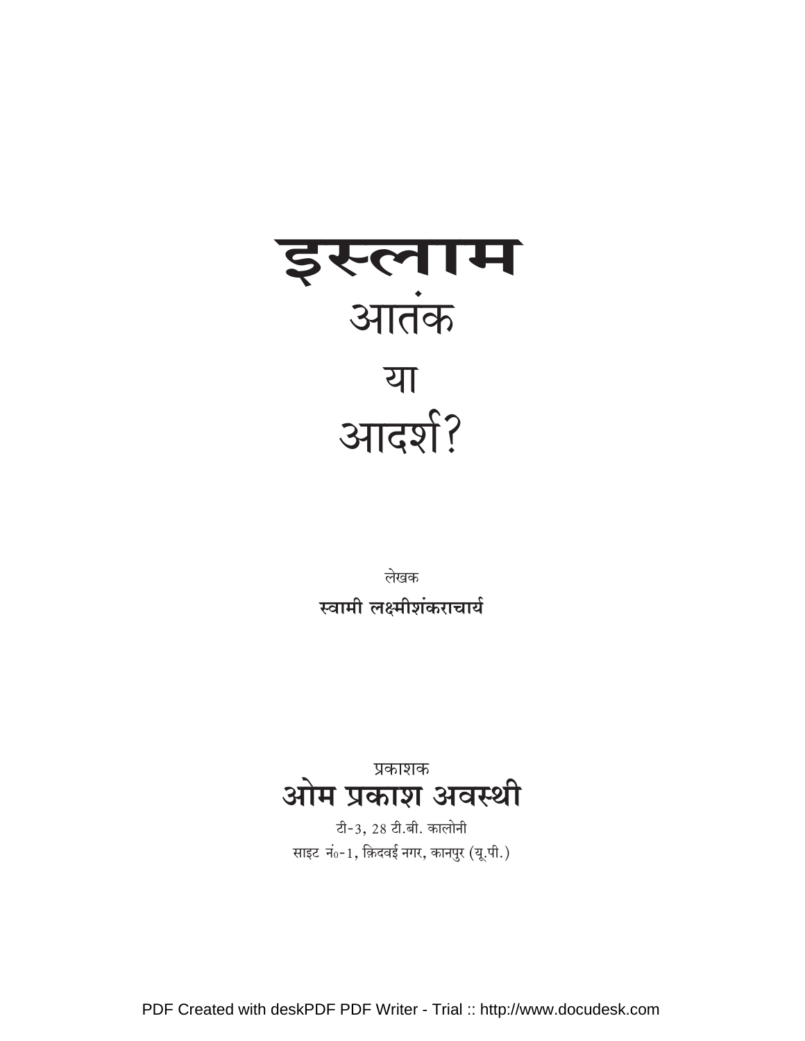# इस्लाम
## आतंक
## या
## आदर्श?

लेखक

**स्वामी लक्ष्मीशंकराचार्य**

प्रकाशक

**ओम प्रकाश अवस्थी**

टी-3, 28 टी.बी. कालोनी

साइट नं०-1, क़िदवई नगर, कानपुर (यू.पी.)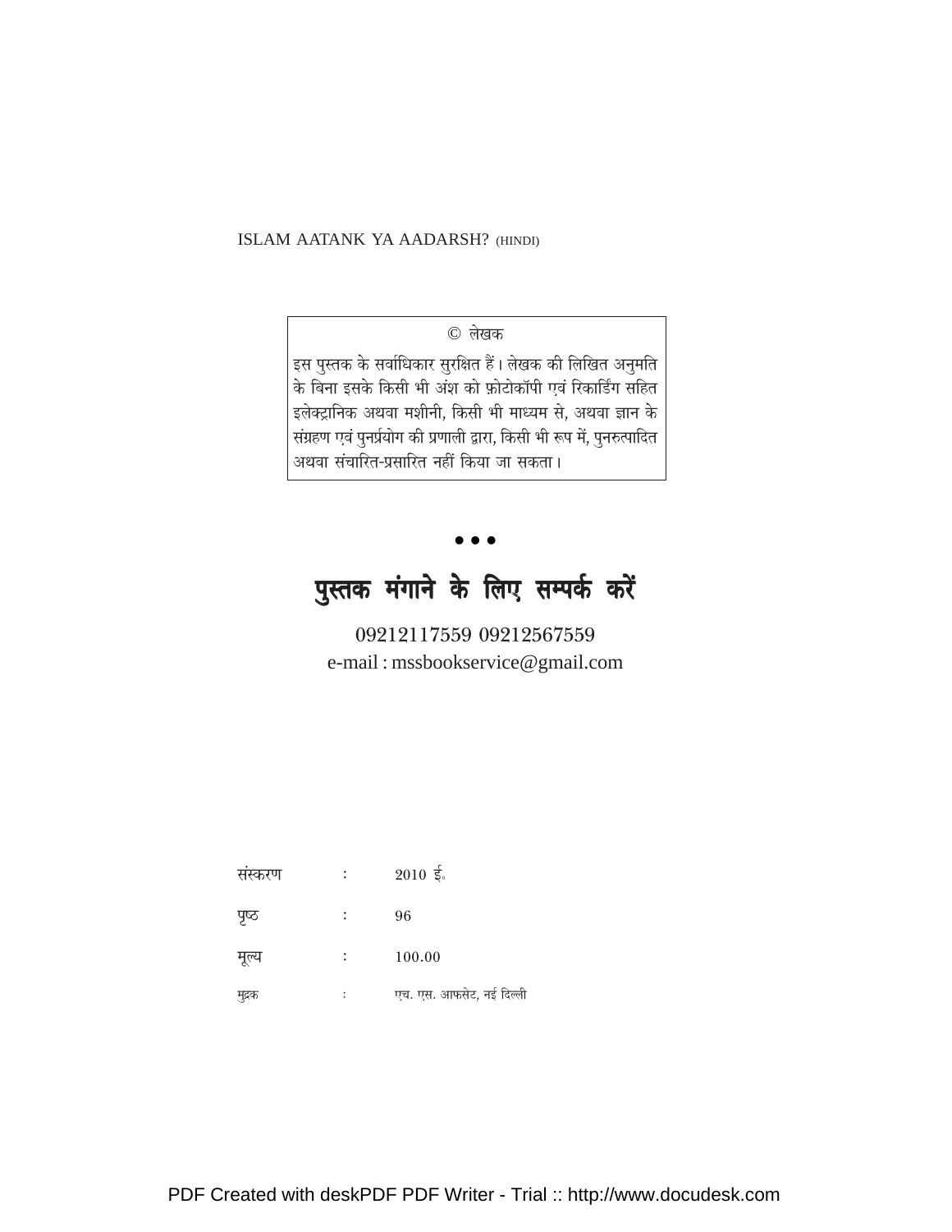ISLAM AATANK YA AADARSH? (HINDI)

© लेखक

इस पुस्तक के सर्वाधिकार सुरक्षित हैं। लेखक की लिखित अनुमति के बिना इसके किसी भी अंश को फ़ोटोकॉपी एवं रिकार्डिंग सहित इलेक्ट्रानिक अथवा मशीनी, किसी भी माध्यम से, अथवा ज्ञान के संग्रहण एवं पुनर्प्रयोग की प्रणाली द्वारा, किसी भी रूप में, पुनरुत्पादित अथवा संचारित-प्रसारित नहीं किया जा सकता।

• • •

## पुस्तक मंगाने के लिए सम्पर्क करें

09212117559 09212567559

e-mail : mssbookservice@gmail.com

| | | |
|---|---|---|
| संस्करण | : | 2010 ई॰ |
| पृष्ठ | : | 96 |
| मूल्य | : | 100.00 |
| मुद्रक | : | एच. एस. आफसेट, नई दिल्ली |

PDF Created with deskPDF PDF Writer - Trial :: http://www.docudesk.com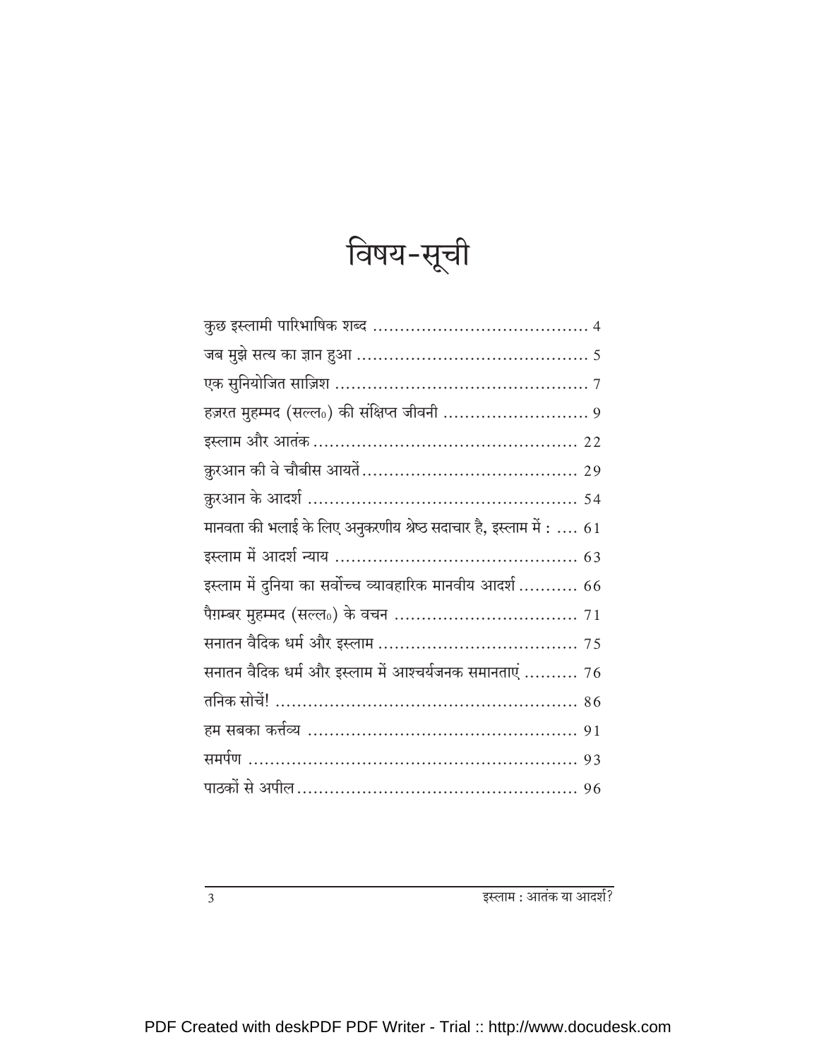# विषय-सूची

| | |
|---|---|
| कुछ इस्लामी पारिभाषिक शब्द | 4 |
| जब मुझे सत्य का ज्ञान हुआ | 5 |
| एक सुनियोजित साज़िश | 7 |
| हज़रत मुहम्मद (सल्ल०) की संक्षिप्त जीवनी | 9 |
| इस्लाम और आतंक | 22 |
| क़ुरआन की वे चौबीस आयतें | 29 |
| क़ुरआन के आदर्श | 54 |
| मानवता की भलाई के लिए अनुकरणीय श्रेष्ठ सदाचार है, इस्लाम में : | 61 |
| इस्लाम में आदर्श न्याय | 63 |
| इस्लाम में दुनिया का सर्वोच्च व्यावहारिक मानवीय आदर्श | 66 |
| पैग़म्बर मुहम्मद (सल्ल०) के वचन | 71 |
| सनातन वैदिक धर्म और इस्लाम | 75 |
| सनातन वैदिक धर्म और इस्लाम में आश्चर्यजनक समानताएं | 76 |
| तनिक सोचें! | 86 |
| हम सबका कर्त्तव्य | 91 |
| समर्पण | 93 |
| पाठकों से अपील | 96 |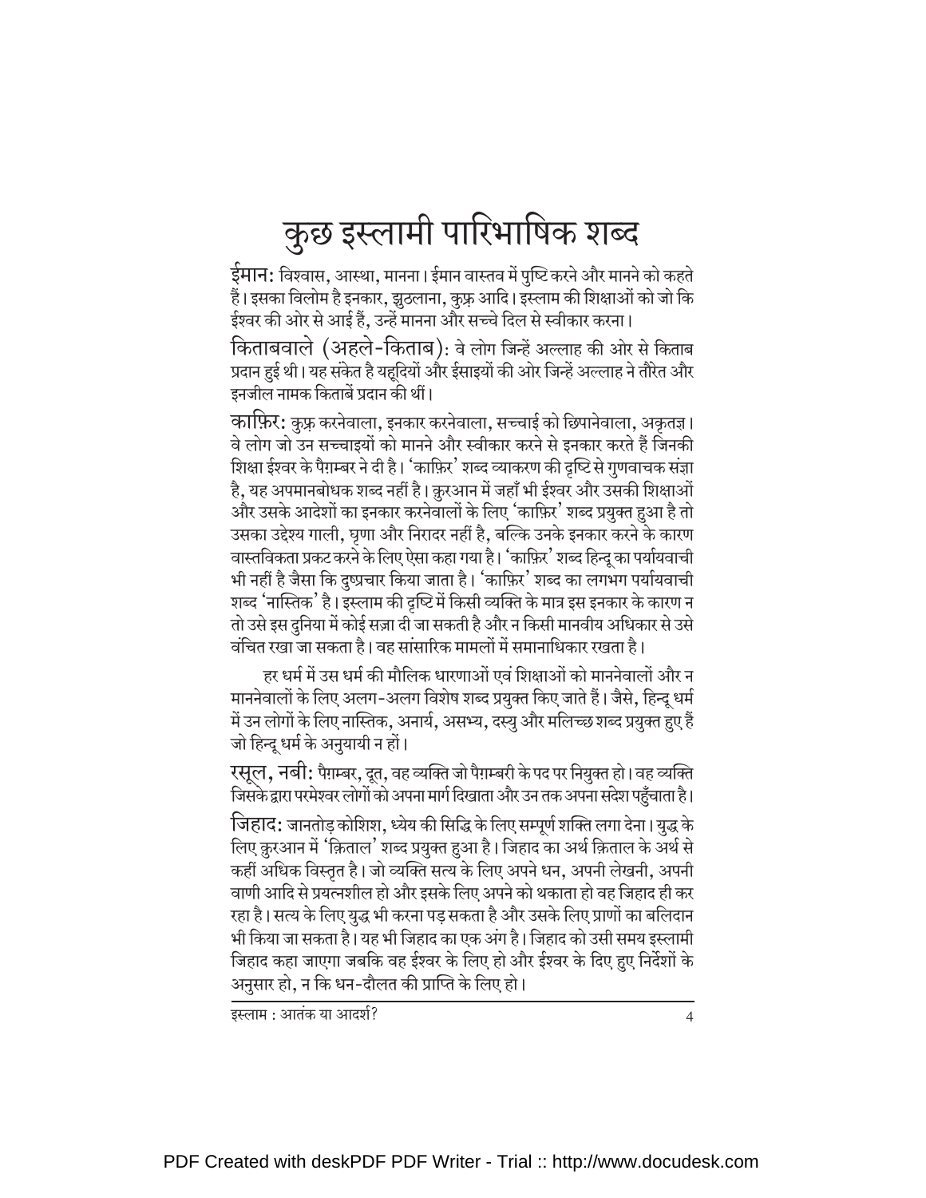# कुछ इस्लामी पारिभाषिक शब्द

**ईमान:** विश्वास, आस्था, मानना। ईमान वास्तव में पुष्टि करने और मानने को कहते हैं। इसका विलोम है इनकार, झुठलाना, कुफ़्र आदि। इस्लाम की शिक्षाओं को जो कि ईश्वर की ओर से आई हैं, उन्हें मानना और सच्चे दिल से स्वीकार करना।

**किताबवाले (अहले-किताब):** वे लोग जिन्हें अल्लाह की ओर से किताब प्रदान हुई थी। यह संकेत है यहूदियों और ईसाइयों की ओर जिन्हें अल्लाह ने तौरेत और इनजील नामक किताबें प्रदान की थीं।

**काफ़िर:** कुफ़्र करनेवाला, इनकार करनेवाला, सच्चाई को छिपानेवाला, अकृतज्ञ। वे लोग जो उन सच्चाइयों को मानने और स्वीकार करने से इनकार करते हैं जिनकी शिक्षा ईश्वर के पैग़म्बर ने दी है। 'काफ़िर' शब्द व्याकरण की दृष्टि से गुणवाचक संज्ञा है, यह अपमानबोधक शब्द नहीं है। क़ुरआन में जहाँ भी ईश्वर और उसकी शिक्षाओं और उसके आदेशों का इनकार करनेवालों के लिए 'काफ़िर' शब्द प्रयुक्त हुआ है तो उसका उद्देश्य गाली, घृणा और निरादर नहीं है, बल्कि उनके इनकार करने के कारण वास्तविकता प्रकट करने के लिए ऐसा कहा गया है। 'काफ़िर' शब्द हिन्दू का पर्यायवाची भी नहीं है जैसा कि दुष्प्रचार किया जाता है। 'काफ़िर' शब्द का लगभग पर्यायवाची शब्द 'नास्तिक' है। इस्लाम की दृष्टि में किसी व्यक्ति के मात्र इस इनकार के कारण न तो उसे इस दुनिया में कोई सज़ा दी जा सकती है और न किसी मानवीय अधिकार से उसे वंचित रखा जा सकता है। वह सांसारिक मामलों में समानाधिकार रखता है।

हर धर्म में उस धर्म की मौलिक धारणाओं एवं शिक्षाओं को माननेवालों और न माननेवालों के लिए अलग-अलग विशेष शब्द प्रयुक्त किए जाते हैं। जैसे, हिन्दू धर्म में उन लोगों के लिए नास्तिक, अनार्य, असभ्य, दस्यु और मलिच्छ शब्द प्रयुक्त हुए हैं जो हिन्दू धर्म के अनुयायी न हों।

**रसूल, नबी:** पैग़म्बर, दूत, वह व्यक्ति जो पैग़म्बरी के पद पर नियुक्त हो। वह व्यक्ति जिसके द्वारा परमेश्वर लोगों को अपना मार्ग दिखाता और उन तक अपना संदेश पहुँचाता है।

**जिहाद:** जानतोड़ कोशिश, ध्येय की सिद्धि के लिए सम्पूर्ण शक्ति लगा देना। युद्ध के लिए क़ुरआन में 'क़िताल' शब्द प्रयुक्त हुआ है। जिहाद का अर्थ क़िताल के अर्थ से कहीं अधिक विस्तृत है। जो व्यक्ति सत्य के लिए अपने धन, अपनी लेखनी, अपनी वाणी आदि से प्रयत्नशील हो और इसके लिए अपने को थकाता हो वह जिहाद ही कर रहा है। सत्य के लिए युद्ध भी करना पड़ सकता है और उसके लिए प्राणों का बलिदान भी किया जा सकता है। यह भी जिहाद का एक अंग है। जिहाद को उसी समय इस्लामी जिहाद कहा जाएगा जबकि वह ईश्वर के लिए हो और ईश्वर के दिए हुए निर्देशों के अनुसार हो, न कि धन-दौलत की प्राप्ति के लिए हो।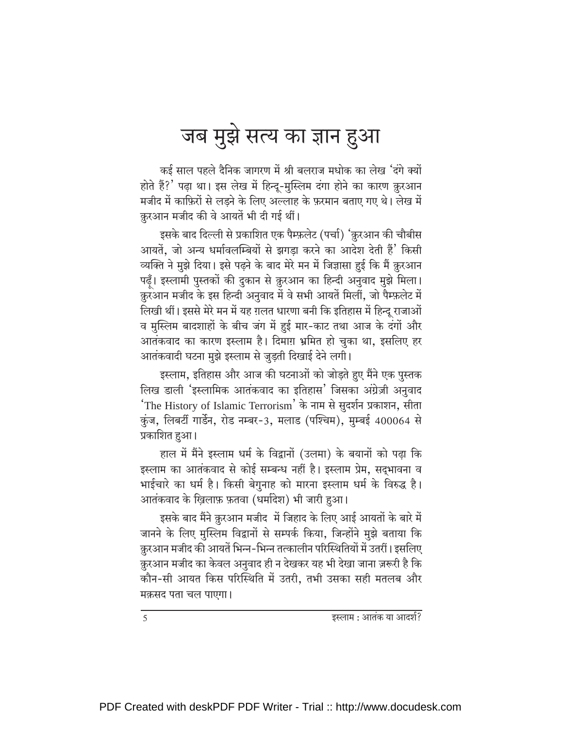# जब मुझे सत्य का ज्ञान हुआ

कई साल पहले दैनिक जागरण में श्री बलराज मधोक का लेख 'दंगे क्यों होते हैं?' पढ़ा था। इस लेख में हिन्दू-मुस्लिम दंगा होने का कारण क़ुरआन मजीद में काफ़िरों से लड़ने के लिए अल्लाह के फ़रमान बताए गए थे। लेख में क़ुरआन मजीद की वे आयतें भी दी गई थीं।

इसके बाद दिल्ली से प्रकाशित एक पैम्फ़लेट (पर्चा) 'क़ुरआन की चौबीस आयतें, जो अन्य धर्मावलम्बियों से झगड़ा करने का आदेश देती हैं' किसी व्यक्ति ने मुझे दिया। इसे पढ़ने के बाद मेरे मन में जिज्ञासा हुई कि मैं क़ुरआन पढ़ूँ। इस्लामी पुस्तकों की दुकान से क़ुरआन का हिन्दी अनुवाद मुझे मिला। क़ुरआन मजीद के इस हिन्दी अनुवाद में वे सभी आयतें मिलीं, जो पैम्फ़लेट में लिखी थीं। इससे मेरे मन में यह ग़लत धारणा बनी कि इतिहास में हिन्दू राजाओं व मुस्लिम बादशाहों के बीच जंग में हुई मार-काट तथा आज के दंगों और आतंकवाद का कारण इस्लाम है। दिमाग़ भ्रमित हो चुका था, इसलिए हर आतंकवादी घटना मुझे इस्लाम से जुड़ती दिखाई देने लगी।

इस्लाम, इतिहास और आज की घटनाओं को जोड़ते हुए मैंने एक पुस्तक लिख डाली 'इस्लामिक आतंकवाद का इतिहास' जिसका अंग्रेज़ी अनुवाद 'The History of Islamic Terrorism' के नाम से सुदर्शन प्रकाशन, सीता कुंज, लिबर्टी गार्डेन, रोड नम्बर-3, मलाड (पश्चिम), मुम्बई 400064 से प्रकाशित हुआ।

हाल में मैंने इस्लाम धर्म के विद्वानों (उलमा) के बयानों को पढ़ा कि इस्लाम का आतंकवाद से कोई सम्बन्ध नहीं है। इस्लाम प्रेम, सद्भावना व भाईचारे का धर्म है। किसी बेगुनाह को मारना इस्लाम धर्म के विरुद्ध है। आतंकवाद के ख़िलाफ़ फ़तवा (धर्मादेश) भी जारी हुआ।

इसके बाद मैंने क़ुरआन मजीद में जिहाद के लिए आई आयतों के बारे में जानने के लिए मुस्लिम विद्वानों से सम्पर्क किया, जिन्होंने मुझे बताया कि क़ुरआन मजीद की आयतें भिन्न-भिन्न तत्कालीन परिस्थितियों में उतरीं। इसलिए क़ुरआन मजीद का केवल अनुवाद ही न देखकर यह भी देखा जाना ज़रूरी है कि कौन-सी आयत किस परिस्थिति में उतरी, तभी उसका सही मतलब और मक़सद पता चल पाएगा।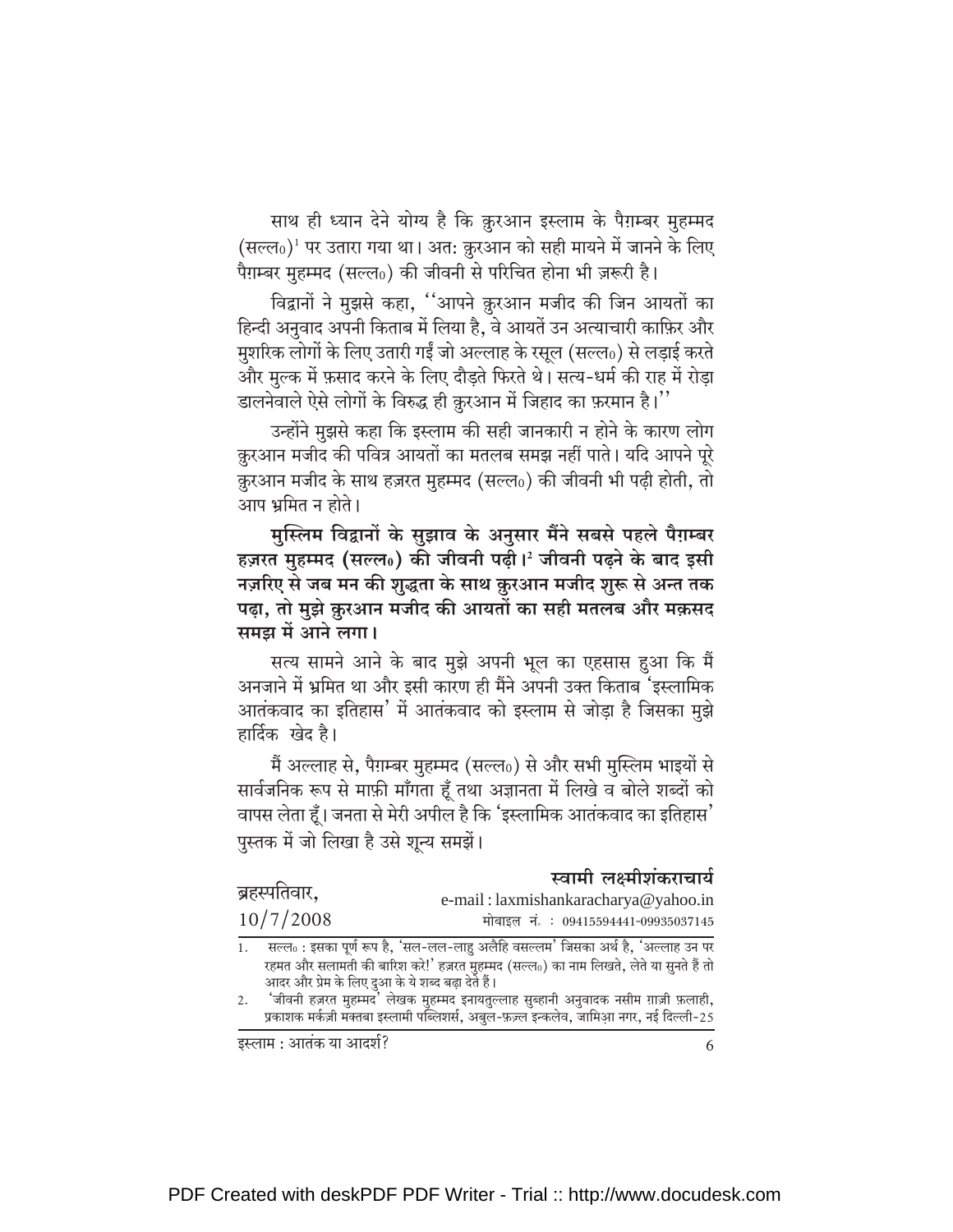साथ ही ध्यान देने योग्य है कि क़ुरआन इस्लाम के पैग़म्बर मुहम्मद (सल्ल०)[1] पर उतारा गया था। अत: क़ुरआन को सही मायने में जानने के लिए पैग़म्बर मुहम्मद (सल्ल०) की जीवनी से परिचित होना भी ज़रूरी है।

विद्वानों ने मुझसे कहा, ''आपने क़ुरआन मजीद की जिन आयतों का हिन्दी अनुवाद अपनी किताब में लिया है, वे आयतें उन अत्याचारी काफ़िर और मुशरिक लोगों के लिए उतारी गईं जो अल्लाह के रसूल (सल्ल०) से लड़ाई करते और मुल्क में फ़साद करने के लिए दौड़ते फिरते थे। सत्य-धर्म की राह में रोड़ा डालनेवाले ऐसे लोगों के विरुद्ध ही क़ुरआन में जिहाद का फ़रमान है।''

उन्होंने मुझसे कहा कि इस्लाम की सही जानकारी न होने के कारण लोग क़ुरआन मजीद की पवित्र आयतों का मतलब समझ नहीं पाते। यदि आपने पूरे क़ुरआन मजीद के साथ हज़रत मुहम्मद (सल्ल०) की जीवनी भी पढ़ी होती, तो आप भ्रमित न होते।

**मुस्लिम विद्वानों के सुझाव के अनुसार मैंने सबसे पहले पैग़म्बर हज़रत मुहम्मद (सल्ल०) की जीवनी पढ़ी।[2] जीवनी पढ़ने के बाद इसी नज़रिए से जब मन की शुद्धता के साथ क़ुरआन मजीद शुरू से अन्त तक पढ़ा, तो मुझे क़ुरआन मजीद की आयतों का सही मतलब और मक़सद समझ में आने लगा।**

सत्य सामने आने के बाद मुझे अपनी भूल का एहसास हुआ कि मैं अनजाने में भ्रमित था और इसी कारण ही मैंने अपनी उक्त किताब 'इस्लामिक आतंकवाद का इतिहास' में आतंकवाद को इस्लाम से जोड़ा है जिसका मुझे हार्दिक खेद है।

मैं अल्लाह से, पैग़म्बर मुहम्मद (सल्ल०) से और सभी मुस्लिम भाइयों से सार्वजनिक रूप से माफ़ी माँगता हूँ तथा अज्ञानता में लिखे व बोले शब्दों को वापस लेता हूँ। जनता से मेरी अपील है कि 'इस्लामिक आतंकवाद का इतिहास' पुस्तक में जो लिखा है उसे शून्य समझें।

**स्वामी लक्ष्मीशंकराचार्य**
e-mail : laxmishankaracharya@yahoo.in
मोबाइल नं० : 09415594441-09935037145

ब्रहस्पतिवार,
10/7/2008

---

1. सल्ल० : इसका पूर्ण रूप है, 'सल-लल-लाहु अलैहि वसल्लम' जिसका अर्थ है, 'अल्लाह उन पर रहमत और सलामती की बारिश करे!' हज़रत मुहम्मद (सल्ल०) का नाम लिखते, लेते या सुनते हैं तो आदर और प्रेम के लिए दुआ के ये शब्द बढ़ा देते हैं।
2. 'जीवनी हज़रत मुहम्मद' लेखक मुहम्मद इनायतुल्लाह सुब्हानी अनुवादक नसीम ग़ाज़ी फ़लाही, प्रकाशक मर्कज़ी मक्तबा इस्लामी पब्लिशर्स, अबुल-फ़ज़्ल इन्कलेव, जामिआ नगर, नई दिल्ली-25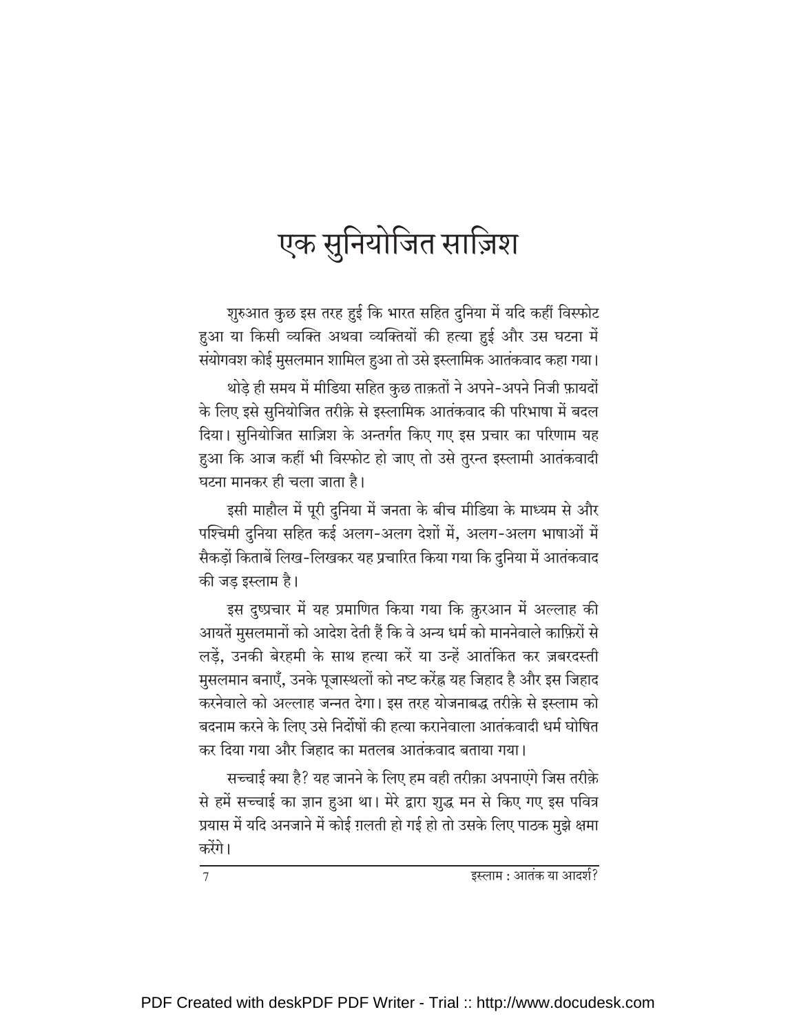# एक सुनियोजित साज़िश

शुरुआत कुछ इस तरह हुई कि भारत सहित दुनिया में यदि कहीं विस्फोट हुआ या किसी व्यक्ति अथवा व्यक्तियों की हत्या हुई और उस घटना में संयोगवश कोई मुसलमान शामिल हुआ तो उसे इस्लामिक आतंकवाद कहा गया।

थोड़े ही समय में मीडिया सहित कुछ ताक़तों ने अपने-अपने निजी फ़ायदों के लिए इसे सुनियोजित तरीक़े से इस्लामिक आतंकवाद की परिभाषा में बदल दिया। सुनियोजित साज़िश के अन्तर्गत किए गए इस प्रचार का परिणाम यह हुआ कि आज कहीं भी विस्फोट हो जाए तो उसे तुरन्त इस्लामी आतंकवादी घटना मानकर ही चला जाता है।

इसी माहौल में पूरी दुनिया में जनता के बीच मीडिया के माध्यम से और पश्चिमी दुनिया सहित कई अलग-अलग देशों में, अलग-अलग भाषाओं में सैकड़ों किताबें लिख-लिखकर यह प्रचारित किया गया कि दुनिया में आतंकवाद की जड़ इस्लाम है।

इस दुष्प्रचार में यह प्रमाणित किया गया कि क़ुरआन में अल्लाह की आयतें मुसलमानों को आदेश देती हैं कि वे अन्य धर्म को माननेवाले काफ़िरों से लड़ें, उनकी बेरहमी के साथ हत्या करें या उन्हें आतंकित कर ज़बरदस्ती मुसलमान बनाएँ, उनके पूजास्थलों को नष्ट करेंह्न यह जिहाद है और इस जिहाद करनेवाले को अल्लाह जन्नत देगा। इस तरह योजनाबद्ध तरीक़े से इस्लाम को बदनाम करने के लिए उसे निर्दोषों की हत्या करानेवाला आतंकवादी धर्म घोषित कर दिया गया और जिहाद का मतलब आतंकवाद बताया गया।

सच्चाई क्या है? यह जानने के लिए हम वही तरीक़ा अपनाएंगे जिस तरीक़े से हमें सच्चाई का ज्ञान हुआ था। मेरे द्वारा शुद्ध मन से किए गए इस पवित्र प्रयास में यदि अनजाने में कोई ग़लती हो गई हो तो उसके लिए पाठक मुझे क्षमा करेंगे।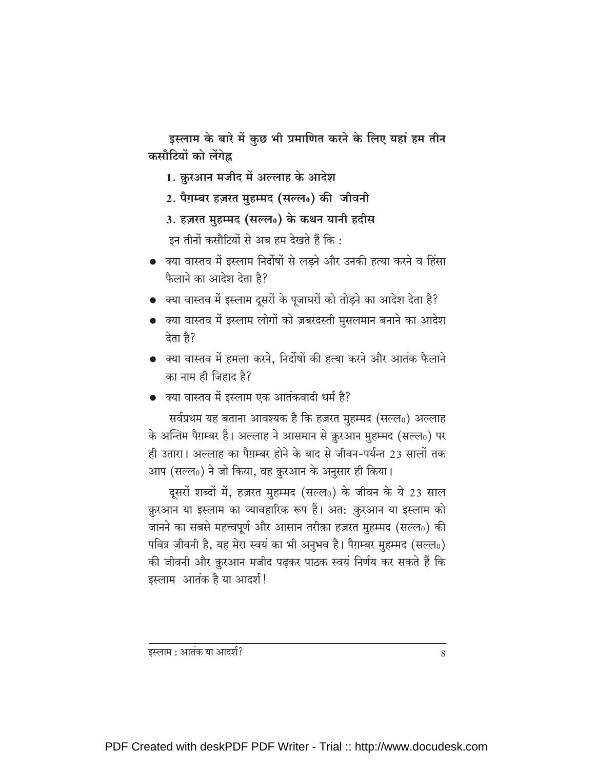**इस्लाम के बारे में कुछ भी प्रमाणित करने के लिए यहां हम तीन कसौटियों को लेंगेह्व**

1. **क़ुरआन मजीद में अल्लाह के आदेश**
2. **पैग़म्बर हज़रत मुहम्मद (सल्ल०) की जीवनी**
3. **हज़रत मुहम्मद (सल्ल०) के कथन यानी हदीस**

इन तीनों कसौटियों से अब हम देखते हैं कि :

- क्या वास्तव में इस्लाम निर्दोषों से लड़ने और उनकी हत्या करने व हिंसा फैलाने का आदेश देता है?
- क्या वास्तव में इस्लाम दूसरों के पूजाघरों को तोड़ने का आदेश देता है?
- क्या वास्तव में इस्लाम लोगों को ज़बरदस्ती मुसलमान बनाने का आदेश देता है?
- क्या वास्तव में हमला करने, निर्दोषों की हत्या करने और आतंक फैलाने का नाम ही जिहाद है?
- क्या वास्तव में इस्लाम एक आतंकवादी धर्म है?

सर्वप्रथम यह बताना आवश्यक है कि हज़रत मुहम्मद (सल्ल०) अल्लाह के अन्तिम पैग़म्बर हैं। अल्लाह ने आसमान से क़ुरआन मुहम्मद (सल्ल०) पर ही उतारा। अल्लाह का पैग़म्बर होने के बाद से जीवन-पर्यन्त 23 सालों तक आप (सल्ल०) ने जो किया, वह क़ुरआन के अनुसार ही किया।

दूसरों शब्दों में, हज़रत मुहम्मद (सल्ल०) के जीवन के ये 23 साल क़ुरआन या इस्लाम का व्यावहारिक रूप हैं। अतः क़ुरआन या इस्लाम को जानने का सबसे महत्त्वपूर्ण और आसान तरीक़ा हज़रत मुहम्मद (सल्ल०) की पवित्र जीवनी है, यह मेरा स्वयं का भी अनुभव है। पैग़म्बर मुहम्मद (सल्ल०) की जीवनी और क़ुरआन मजीद पढ़कर पाठक स्वयं निर्णय कर सकते हैं कि इस्लाम आतंक है या आदर्श!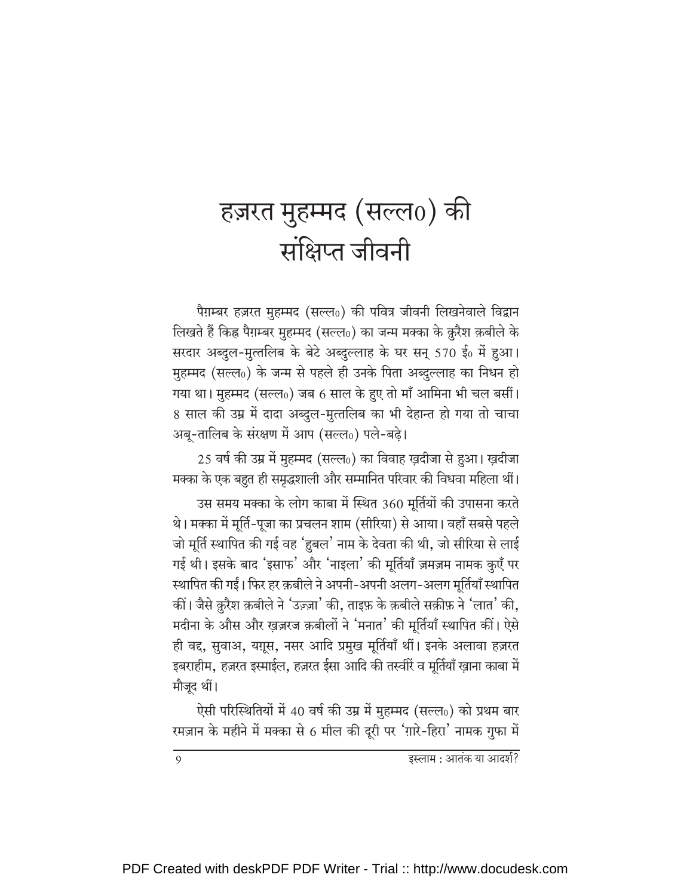# हज़रत मुहम्मद (सल्ल०) की संक्षिप्त जीवनी

पैग़म्बर हज़रत मुहम्मद (सल्ल०) की पवित्र जीवनी लिखनेवाले विद्वान लिखते हैं किह्न पैग़म्बर मुहम्मद (सल्ल०) का जन्म मक्का के क़ुरैश क़बीले के सरदार अब्दुल-मुत्तलिब के बेटे अब्दुल्लाह के घर सन् 570 ई० में हुआ। मुहम्मद (सल्ल०) के जन्म से पहले ही उनके पिता अब्दुल्लाह का निधन हो गया था। मुहम्मद (सल्ल०) जब 6 साल के हुए तो माँ आमिना भी चल बसीं। 8 साल की उम्र में दादा अब्दुल-मुत्तलिब का भी देहान्त हो गया तो चाचा अबू-तालिब के संरक्षण में आप (सल्ल०) पले-बढ़े।

25 वर्ष की उम्र में मुहम्मद (सल्ल०) का विवाह ख़दीजा से हुआ। ख़दीजा मक्का के एक बहुत ही समृद्धशाली और सम्मानित परिवार की विधवा महिला थीं।

उस समय मक्का के लोग काबा में स्थित 360 मूर्तियों की उपासना करते थे। मक्का में मूर्ति-पूजा का प्रचलन शाम (सीरिया) से आया। वहाँ सबसे पहले जो मूर्ति स्थापित की गई वह 'हुबल' नाम के देवता की थी, जो सीरिया से लाई गई थी। इसके बाद 'इसाफ' और 'नाइला' की मूर्तियाँ ज़मज़म नामक कुएँ पर स्थापित की गईं। फिर हर क़बीले ने अपनी-अपनी अलग-अलग मूर्तियाँ स्थापित कीं। जैसे क़ुरैश क़बीले ने 'उज़्ज़ा' की, ताइफ़ के क़बीले सक़ीफ़ ने 'लात' की, मदीना के औस और ख़ज़रज क़बीलों ने 'मनात' की मूर्तियाँ स्थापित कीं। ऐसे ही वद्द, सुवाअ, यग़ूस, नसर आदि प्रमुख मूर्तियाँ थीं। इनके अलावा हज़रत इबराहीम, हज़रत इस्माईल, हज़रत ईसा आदि की तस्वीरें व मूर्तियाँ ख़ाना काबा में मौजूद थीं।

ऐसी परिस्थितियों में 40 वर्ष की उम्र में मुहम्मद (सल्ल०) को प्रथम बार रमज़ान के महीने में मक्का से 6 मील की दूरी पर 'ग़ारे-हिरा' नामक गुफा में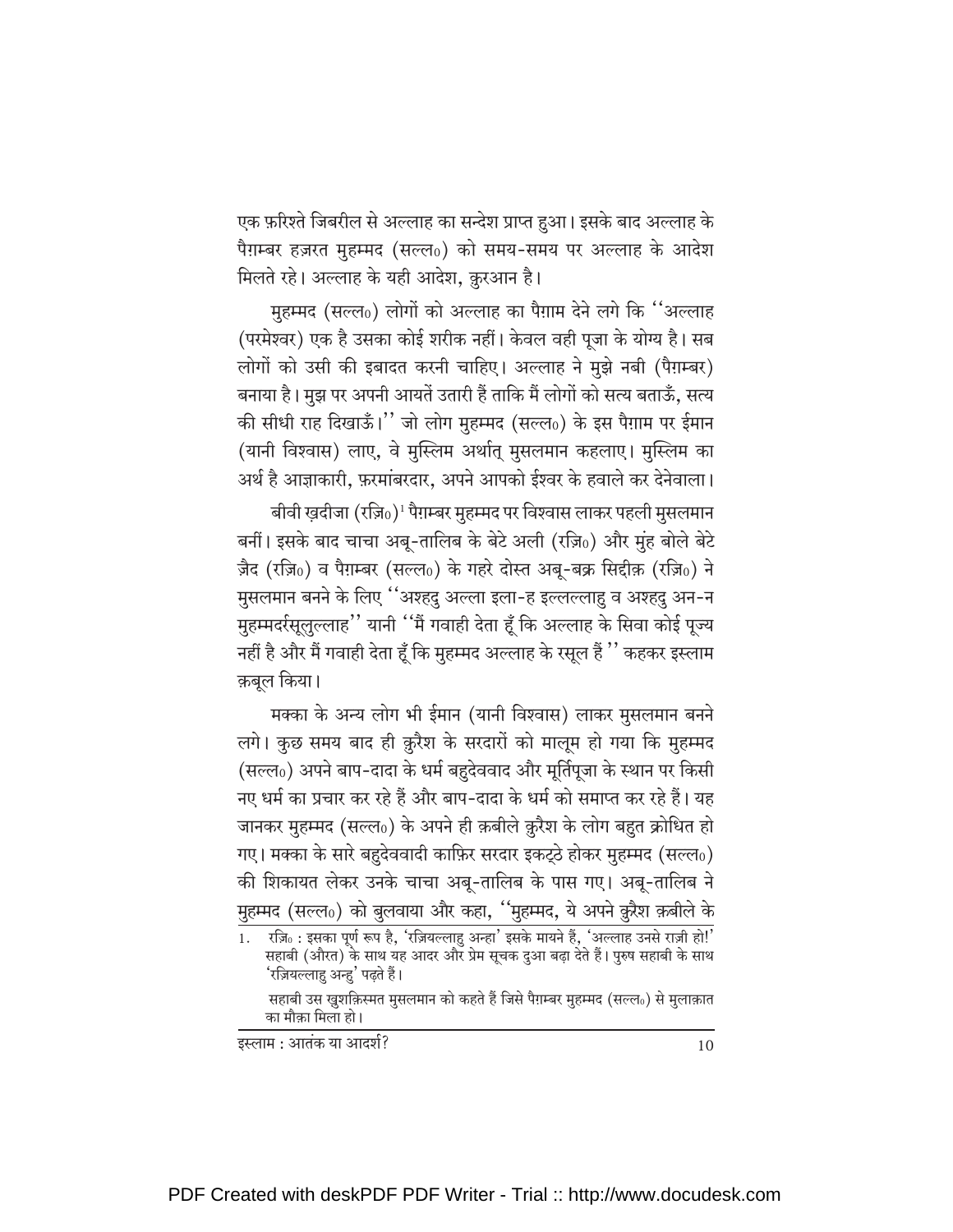एक फ़रिश्ते जिबरील से अल्लाह का सन्देश प्राप्त हुआ। इसके बाद अल्लाह के पैग़म्बर हज़रत मुहम्मद (सल्ल०) को समय-समय पर अल्लाह के आदेश मिलते रहे। अल्लाह के यही आदेश, क़ुरआन है।

मुहम्मद (सल्ल०) लोगों को अल्लाह का पैग़ाम देने लगे कि ''अल्लाह (परमेश्वर) एक है उसका कोई शरीक नहीं। केवल वही पूजा के योग्य है। सब लोगों को उसी की इबादत करनी चाहिए। अल्लाह ने मुझे नबी (पैग़म्बर) बनाया है। मुझ पर अपनी आयतें उतारी हैं ताकि मैं लोगों को सत्य बताऊँ, सत्य की सीधी राह दिखाऊँ।'' जो लोग मुहम्मद (सल्ल०) के इस पैग़ाम पर ईमान (यानी विश्वास) लाए, वे मुस्लिम अर्थात् मुसलमान कहलाए। मुस्लिम का अर्थ है आज्ञाकारी, फ़रमांबरदार, अपने आपको ईश्वर के हवाले कर देनेवाला।

बीवी ख़दीजा (रज़ि०)[1] पैग़म्बर मुहम्मद पर विश्वास लाकर पहली मुसलमान बनीं। इसके बाद चाचा अबू-तालिब के बेटे अली (रज़ि०) और मुंह बोले बेटे ज़ैद (रज़ि०) व पैग़म्बर (सल्ल०) के गहरे दोस्त अबू-बक्र सिद्दीक़ (रज़ि०) ने मुसलमान बनने के लिए ''अश्हदु अल्ला इला-ह इल्लल्लाहु व अश्हदु अन-न मुहम्मदर्रसूलुल्लाह'' यानी ''मैं गवाही देता हूँ कि अल्लाह के सिवा कोई पूज्य नहीं है और मैं गवाही देता हूँ कि मुहम्मद अल्लाह के रसूल हैं'' कहकर इस्लाम क़बूल किया।

मक्का के अन्य लोग भी ईमान (यानी विश्वास) लाकर मुसलमान बनने लगे। कुछ समय बाद ही क़ुरैश के सरदारों को मालूम हो गया कि मुहम्मद (सल्ल०) अपने बाप-दादा के धर्म बहुदेववाद और मूर्तिपूजा के स्थान पर किसी नए धर्म का प्रचार कर रहे हैं और बाप-दादा के धर्म को समाप्त कर रहे हैं। यह जानकर मुहम्मद (सल्ल०) के अपने ही क़बीले क़ुरैश के लोग बहुत क्रोधित हो गए। मक्का के सारे बहुदेववादी काफ़िर सरदार इकट्ठे होकर मुहम्मद (सल्ल०) की शिकायत लेकर उनके चाचा अबू-तालिब के पास गए। अबू-तालिब ने मुहम्मद (सल्ल०) को बुलवाया और कहा, ''मुहम्मद, ये अपने क़ुरैश क़बीले के

---

1. रज़ि० : इसका पूर्ण रूप है, 'रज़ियल्लाहु अन्हा' इसके मायने हैं, 'अल्लाह उनसे राज़ी हो!' सहाबी (औरत) के साथ यह आदर और प्रेम सूचक दुआ बढ़ा देते हैं। पुरुष सहाबी के साथ 'रज़ियल्लाहु अन्हु' पढ़ते हैं।

   सहाबी उस ख़ुशक़िस्मत मुसलमान को कहते हैं जिसे पैग़म्बर मुहम्मद (सल्ल०) से मुलाक़ात का मौक़ा मिला हो।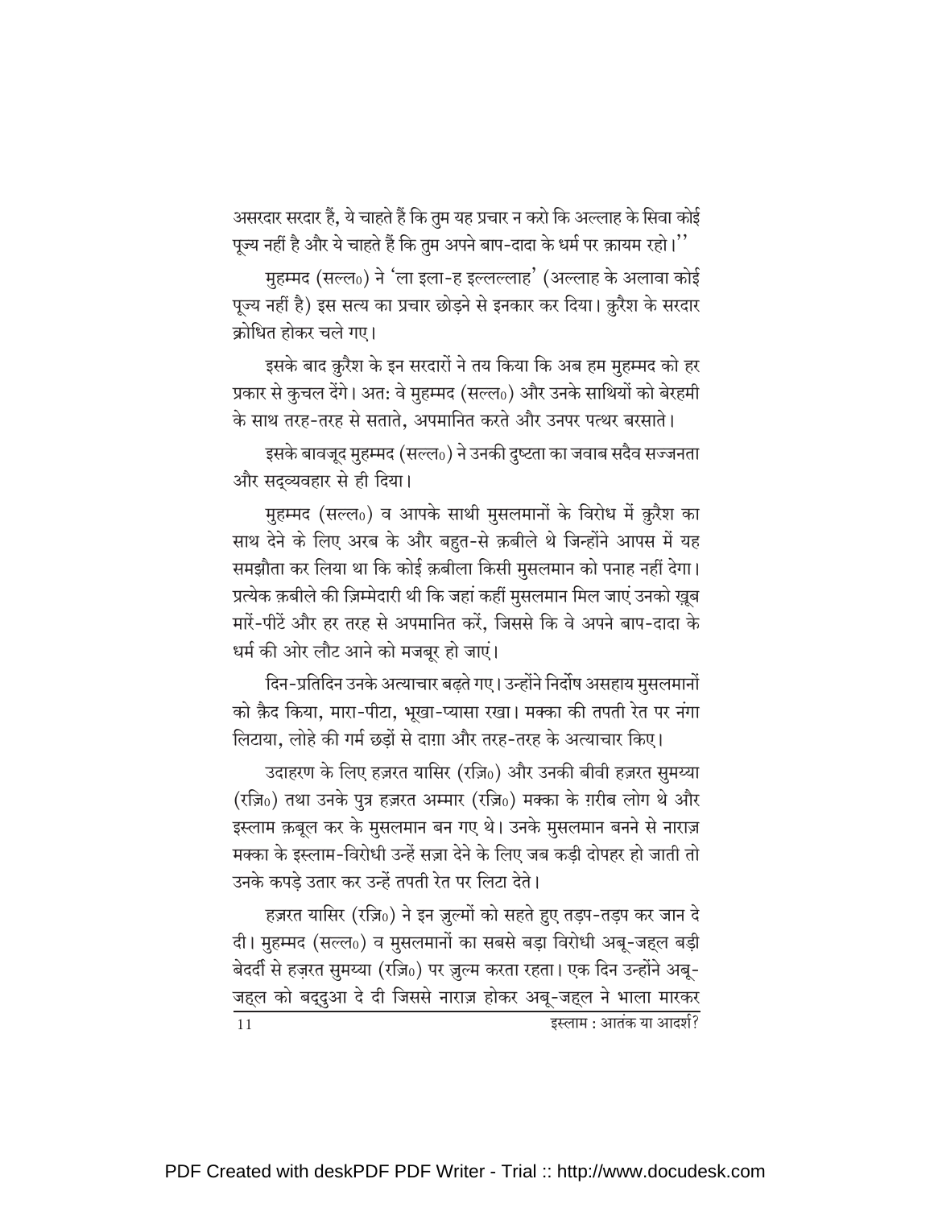असरदार सरदार हैं, ये चाहते हैं कि तुम यह प्रचार न करो कि अल्लाह के सिवा कोई पूज्य नहीं है और ये चाहते हैं कि तुम अपने बाप-दादा के धर्म पर क़ायम रहो।''

मुहम्मद (सल्ल०) ने 'ला इला-ह इल्लल्लाह' (अल्लाह के अलावा कोई पूज्य नहीं है) इस सत्य का प्रचार छोड़ने से इनकार कर दिया। क़ुरैश के सरदार क्रोधित होकर चले गए।

इसके बाद क़ुरैश के इन सरदारों ने तय किया कि अब हम मुहम्मद को हर प्रकार से कुचल देंगे। अत: वे मुहम्मद (सल्ल०) और उनके साथियों को बेरहमी के साथ तरह-तरह से सताते, अपमानित करते और उनपर पत्थर बरसाते।

इसके बावजूद मुहम्मद (सल्ल०) ने उनकी दुष्टता का जवाब सदैव सज्जनता और सद्व्यवहार से ही दिया।

मुहम्मद (सल्ल०) व आपके साथी मुसलमानों के विरोध में क़ुरैश का साथ देने के लिए अरब के और बहुत-से क़बीले थे जिन्होंने आपस में यह समझौता कर लिया था कि कोई क़बीला किसी मुसलमान को पनाह नहीं देगा। प्रत्येक क़बीले की ज़िम्मेदारी थी कि जहां कहीं मुसलमान मिल जाएं उनको ख़ूब मारें-पीटें और हर तरह से अपमानित करें, जिससे कि वे अपने बाप-दादा के धर्म की ओर लौट आने को मजबूर हो जाएं।

दिन-प्रतिदिन उनके अत्याचार बढ़ते गए। उन्होंने निर्दोष असहाय मुसलमानों को क़ैद किया, मारा-पीटा, भूखा-प्यासा रखा। मक्का की तपती रेत पर नंगा लिटाया, लोहे की गर्म छड़ों से दाग़ा और तरह-तरह के अत्याचार किए।

उदाहरण के लिए हज़रत यासिर (रज़ि०) और उनकी बीवी हज़रत सुमय्या (रज़ि०) तथा उनके पुत्र हज़रत अम्मार (रज़ि०) मक्का के ग़रीब लोग थे और इस्लाम क़बूल कर के मुसलमान बन गए थे। उनके मुसलमान बनने से नाराज़ मक्का के इस्लाम-विरोधी उन्हें सज़ा देने के लिए जब कड़ी दोपहर हो जाती तो उनके कपड़े उतार कर उन्हें तपती रेत पर लिटा देते।

हज़रत यासिर (रज़ि०) ने इन ज़ुल्मों को सहते हुए तड़प-तड़प कर जान दे दी। मुहम्मद (सल्ल०) व मुसलमानों का सबसे बड़ा विरोधी अबू-जह्ल बड़ी बेदर्दी से हज़रत सुमय्या (रज़ि०) पर ज़ुल्म करता रहता। एक दिन उन्होंने अबू-जह्ल को बद्दुआ दे दी जिससे नाराज़ होकर अबू-जह्ल ने भाला मारकर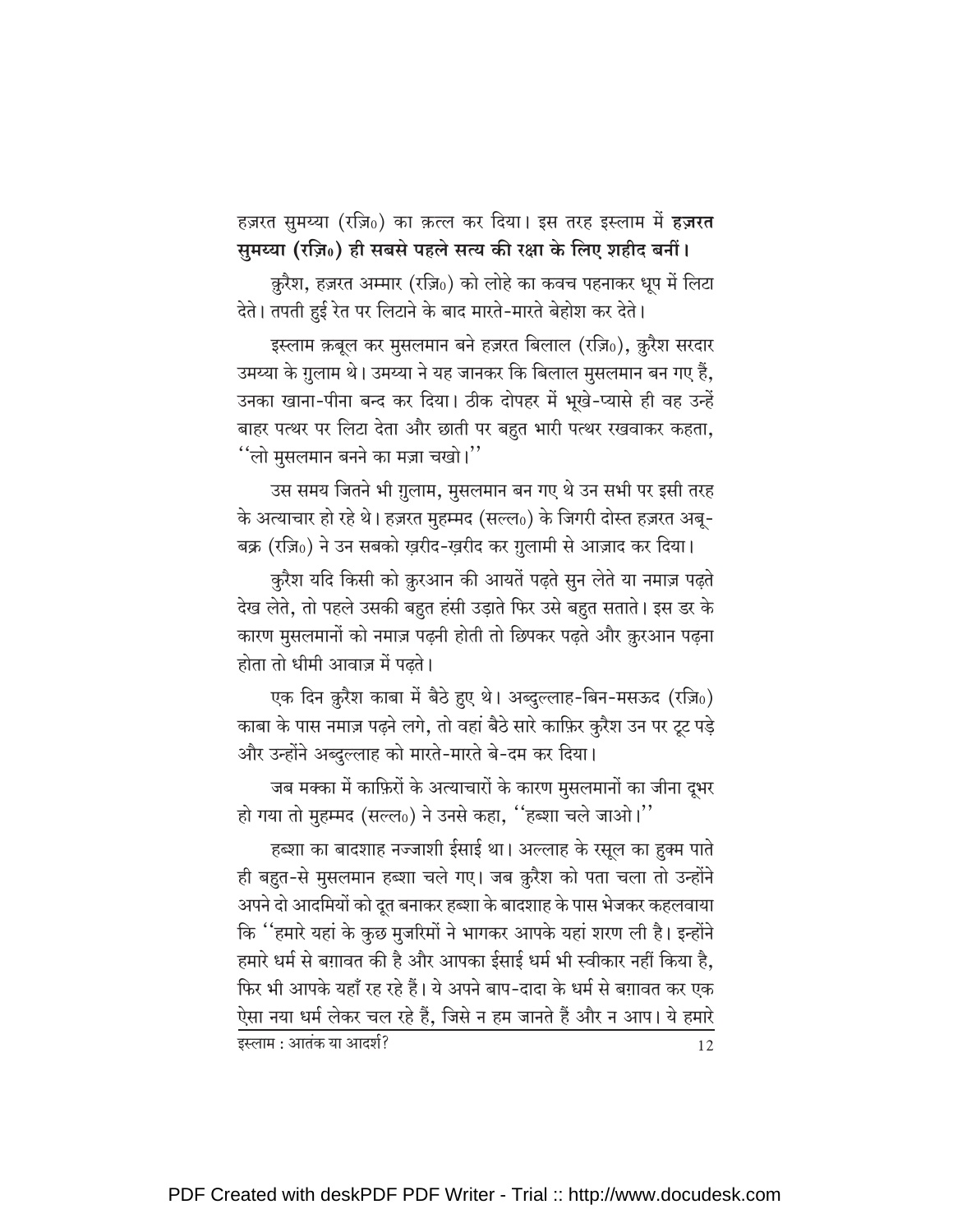हज़रत सुमय्या (रज़ि०) का क़त्ल कर दिया। इस तरह इस्लाम में **हज़रत सुमय्या (रज़ि०) ही सबसे पहले सत्य की रक्षा के लिए शहीद बनीं।**

क़ुरैश, हज़रत अम्मार (रज़ि०) को लोहे का कवच पहनाकर धूप में लिटा देते। तपती हुई रेत पर लिटाने के बाद मारते-मारते बेहोश कर देते।

इस्लाम क़बूल कर मुसलमान बने हज़रत बिलाल (रज़ि०), क़ुरैश सरदार उमय्या के ग़ुलाम थे। उमय्या ने यह जानकर कि बिलाल मुसलमान बन गए हैं, उनका खाना-पीना बन्द कर दिया। ठीक दोपहर में भूखे-प्यासे ही वह उन्हें बाहर पत्थर पर लिटा देता और छाती पर बहुत भारी पत्थर रखवाकर कहता, ''लो मुसलमान बनने का मज़ा चखो।''

उस समय जितने भी ग़ुलाम, मुसलमान बन गए थे उन सभी पर इसी तरह के अत्याचार हो रहे थे। हज़रत मुहम्मद (सल्ल०) के जिगरी दोस्त हज़रत अबू-बक्र (रज़ि०) ने उन सबको ख़रीद-ख़रीद कर ग़ुलामी से आज़ाद कर दिया।

कुरैश यदि किसी को क़ुरआन की आयतें पढ़ते सुन लेते या नमाज़ पढ़ते देख लेते, तो पहले उसकी बहुत हंसी उड़ाते फिर उसे बहुत सताते। इस डर के कारण मुसलमानों को नमाज़ पढ़नी होती तो छिपकर पढ़ते और क़ुरआन पढ़ना होता तो धीमी आवाज़ में पढ़ते।

एक दिन क़ुरैश काबा में बैठे हुए थे। अब्दुल्लाह-बिन-मसऊद (रज़ि०) काबा के पास नमाज़ पढ़ने लगे, तो वहां बैठे सारे काफ़िर क़ुरैश उन पर टूट पड़े और उन्होंने अब्दुल्लाह को मारते-मारते बे-दम कर दिया।

जब मक्का में काफ़िरों के अत्याचारों के कारण मुसलमानों का जीना दूभर हो गया तो मुहम्मद (सल्ल०) ने उनसे कहा, ''हब्शा चले जाओ।''

हब्शा का बादशाह नज्जाशी ईसाई था। अल्लाह के रसूल का हुक्म पाते ही बहुत-से मुसलमान हब्शा चले गए। जब क़ुरैश को पता चला तो उन्होंने अपने दो आदमियों को दूत बनाकर हब्शा के बादशाह के पास भेजकर कहलवाया कि ''हमारे यहां के कुछ मुजरिमों ने भागकर आपके यहां शरण ली है। इन्होंने हमारे धर्म से बग़ावत की है और आपका ईसाई धर्म भी स्वीकार नहीं किया है, फिर भी आपके यहाँ रह रहे हैं। ये अपने बाप-दादा के धर्म से बग़ावत कर एक ऐसा नया धर्म लेकर चल रहे हैं, जिसे न हम जानते हैं और न आप। ये हमारे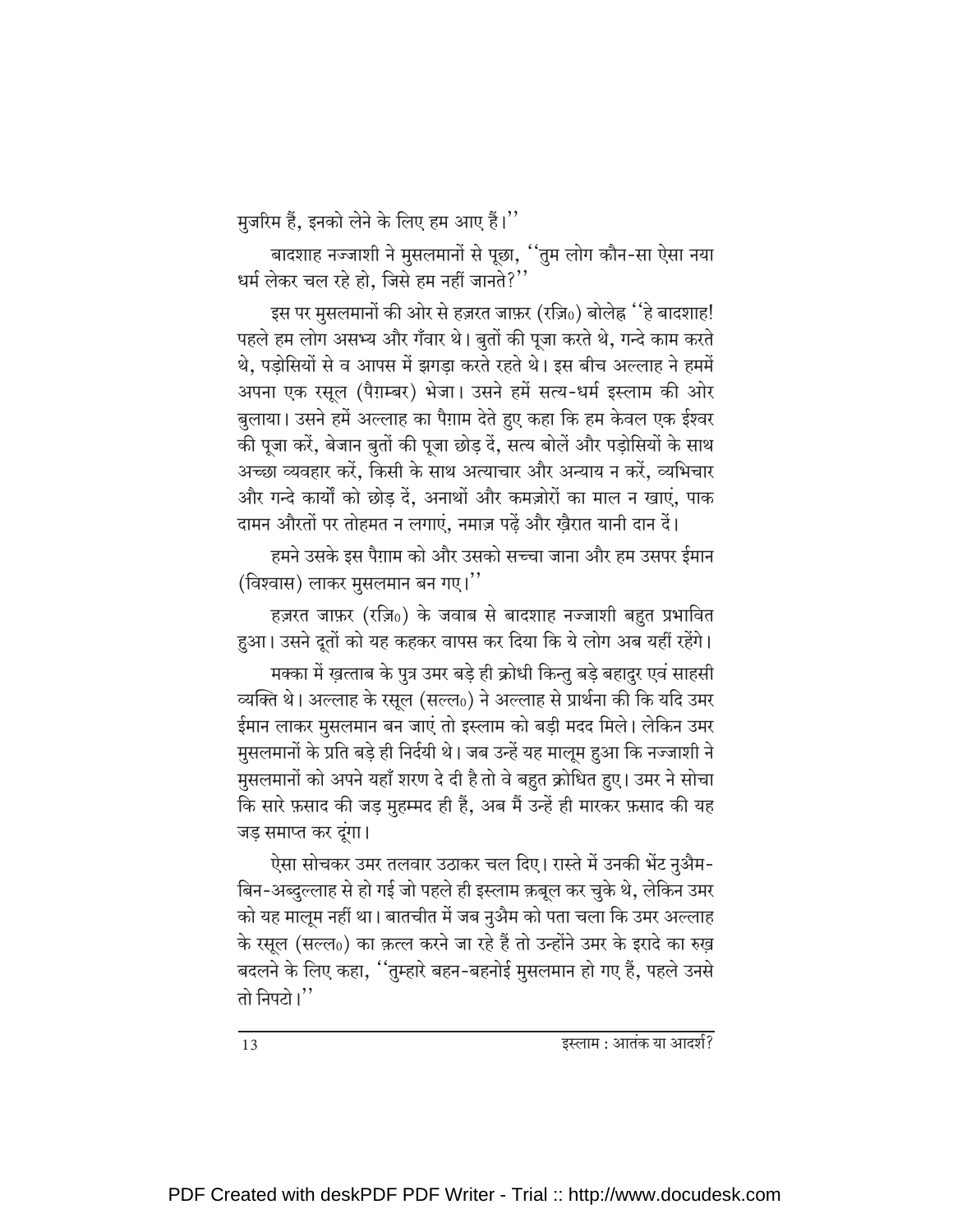मुजरिम हैं, इनको लेने के लिए हम आए हैं।''

बादशाह नज्जाशी ने मुसलमानों से पूछा, ''तुम लोग कौन-सा ऐसा नया धर्म लेकर चल रहे हो, जिसे हम नहीं जानते?''

इस पर मुसलमानों की ओर से हज़रत जाफ़र (रज़ि०) बोलेह्न ''हे बादशाह! पहले हम लोग असभ्य और गँवार थे। बुतों की पूजा करते थे, गन्दे काम करते थे, पड़ोसियों से व आपस में झगड़ा करते रहते थे। इस बीच अल्लाह ने हममें अपना एक रसूल (पैग़म्बर) भेजा। उसने हमें सत्य-धर्म इस्लाम की ओर बुलाया। उसने हमें अल्लाह का पैग़ाम देते हुए कहा कि हम केवल एक ईश्वर की पूजा करें, बेजान बुतों की पूजा छोड़ दें, सत्य बोलें और पड़ोसियों के साथ अच्छा व्यवहार करें, किसी के साथ अत्याचार और अन्याय न करें, व्यभिचार और गन्दे कार्यों को छोड़ दें, अनाथों और कमज़ोरों का माल न खाएं, पाक दामन औरतों पर तोहमत न लगाएं, नमाज़ पढ़ें और ख़ैरात यानी दान दें।

हमने उसके इस पैग़ाम को और उसको सच्चा जाना और हम उसपर ईमान (विश्वास) लाकर मुसलमान बन गए।''

हज़रत जाफ़र (रज़ि०) के जवाब से बादशाह नज्जाशी बहुत प्रभावित हुआ। उसने दूतों को यह कहकर वापस कर दिया कि ये लोग अब यहीं रहेंगे।

मक्का में ख़त्ताब के पुत्र उमर बड़े ही क्रोधी किन्तु बड़े बहादुर एवं साहसी व्यक्ति थे। अल्लाह के रसूल (सल्ल०) ने अल्लाह से प्रार्थना की कि यदि उमर ईमान लाकर मुसलमान बन जाएं तो इस्लाम को बड़ी मदद मिले। लेकिन उमर मुसलमानों के प्रति बड़े ही निर्दयी थे। जब उन्हें यह मालूम हुआ कि नज्जाशी ने मुसलमानों को अपने यहाँ शरण दे दी है तो वे बहुत क्रोधित हुए। उमर ने सोचा कि सारे फ़साद की जड़ मुहम्मद ही हैं, अब मैं उन्हें ही मारकर फ़साद की यह जड़ समाप्त कर दूंगा।

ऐसा सोचकर उमर तलवार उठाकर चल दिए। रास्ते में उनकी भेंट नुऐम-बिन-अब्दुल्लाह से हो गई जो पहले ही इस्लाम क़बूल कर चुके थे, लेकिन उमर को यह मालूम नहीं था। बातचीत में जब नुऐम को पता चला कि उमर अल्लाह के रसूल (सल्ल०) का क़त्ल करने जा रहे हैं तो उन्होंने उमर के इरादे का रुख़ बदलने के लिए कहा, ''तुम्हारे बहन-बहनोई मुसलमान हो गए हैं, पहले उनसे तो निपटो।''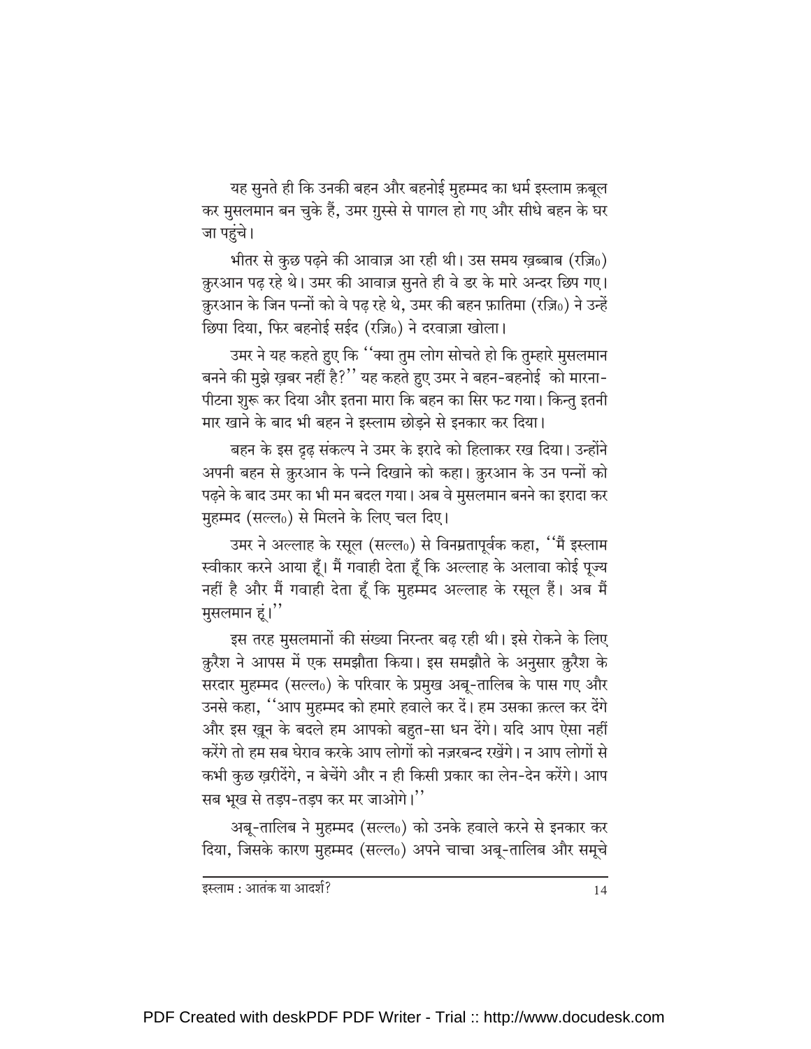यह सुनते ही कि उनकी बहन और बहनोई मुहम्मद का धर्म इस्लाम क़बूल कर मुसलमान बन चुके हैं, उमर ग़ुस्से से पागल हो गए और सीधे बहन के घर जा पहुंचे।

भीतर से कुछ पढ़ने की आवाज़ आ रही थी। उस समय ख़ब्बाब (रज़ि०) क़ुरआन पढ़ रहे थे। उमर की आवाज़ सुनते ही वे डर के मारे अन्दर छिप गए। क़ुरआन के जिन पन्नों को वे पढ़ रहे थे, उमर की बहन फ़ातिमा (रज़ि०) ने उन्हें छिपा दिया, फिर बहनोई सईद (रज़ि०) ने दरवाज़ा खोला।

उमर ने यह कहते हुए कि "क्या तुम लोग सोचते हो कि तुम्हारे मुसलमान बनने की मुझे ख़बर नहीं है?" यह कहते हुए उमर ने बहन-बहनोई को मारना-पीटना शुरू कर दिया और इतना मारा कि बहन का सिर फट गया। किन्तु इतनी मार खाने के बाद भी बहन ने इस्लाम छोड़ने से इनकार कर दिया।

बहन के इस दृढ़ संकल्प ने उमर के इरादे को हिलाकर रख दिया। उन्होंने अपनी बहन से क़ुरआन के पन्ने दिखाने को कहा। क़ुरआन के उन पन्नों को पढ़ने के बाद उमर का भी मन बदल गया। अब वे मुसलमान बनने का इरादा कर मुहम्मद (सल्ल०) से मिलने के लिए चल दिए।

उमर ने अल्लाह के रसूल (सल्ल०) से विनम्रतापूर्वक कहा, "मैं इस्लाम स्वीकार करने आया हूँ। मैं गवाही देता हूँ कि अल्लाह के अलावा कोई पूज्य नहीं है और मैं गवाही देता हूँ कि मुहम्मद अल्लाह के रसूल हैं। अब मैं मुसलमान हूं।"

इस तरह मुसलमानों की संख्या निरन्तर बढ़ रही थी। इसे रोकने के लिए क़ुरैश ने आपस में एक समझौता किया। इस समझौते के अनुसार क़ुरैश के सरदार मुहम्मद (सल्ल०) के परिवार के प्रमुख अबू-तालिब के पास गए और उनसे कहा, "आप मुहम्मद को हमारे हवाले कर दें। हम उसका क़त्ल कर देंगे और इस ख़ून के बदले हम आपको बहुत-सा धन देंगे। यदि आप ऐसा नहीं करेंगे तो हम सब घेराव करके आप लोगों को नज़रबन्द रखेंगे। न आप लोगों से कभी कुछ ख़रीदेंगे, न बेचेंगे और न ही किसी प्रकार का लेन-देन करेंगे। आप सब भूख से तड़प-तड़प कर मर जाओगे।"

अबू-तालिब ने मुहम्मद (सल्ल०) को उनके हवाले करने से इनकार कर दिया, जिसके कारण मुहम्मद (सल्ल०) अपने चाचा अबू-तालिब और समूचे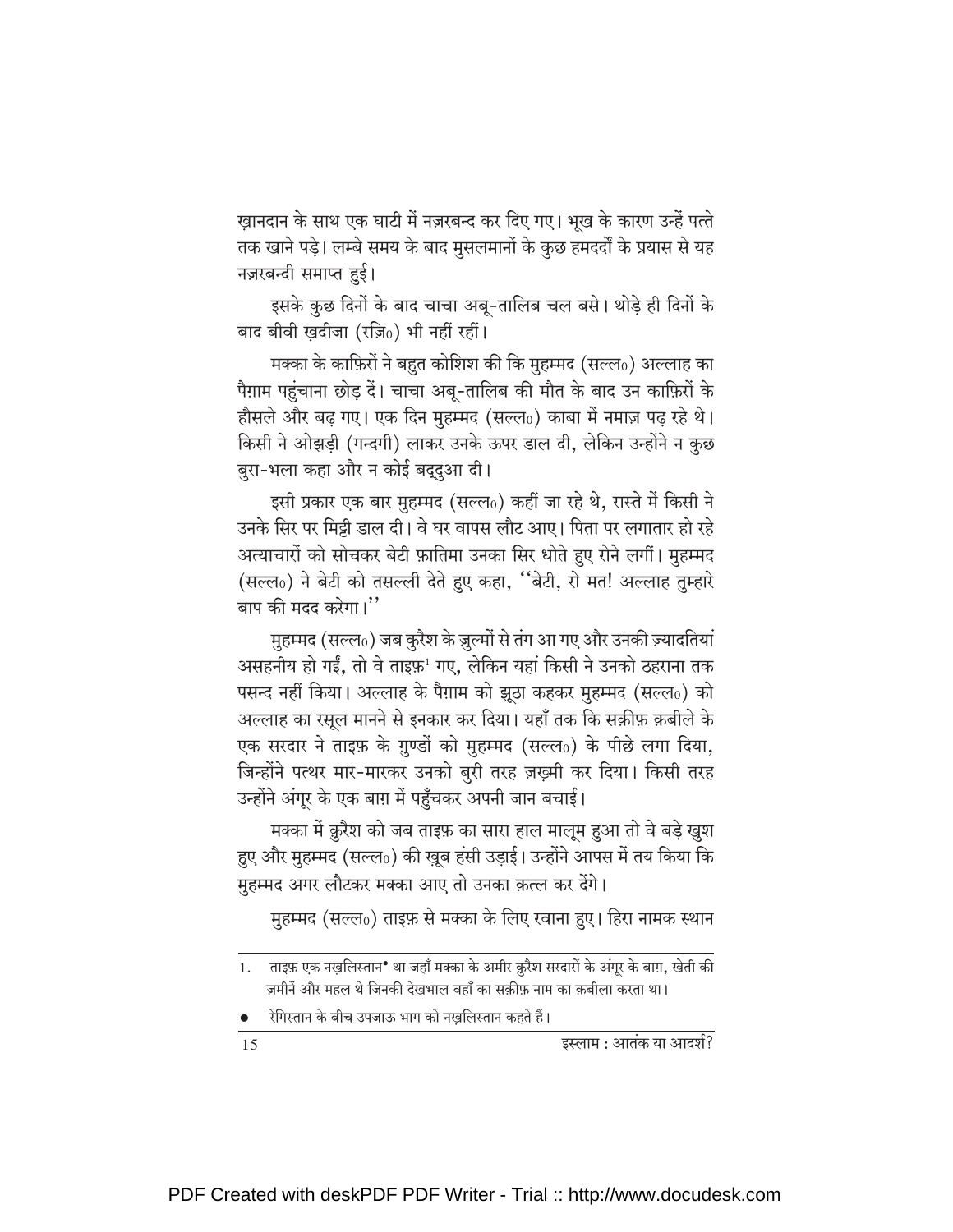ख़ानदान के साथ एक घाटी में नज़रबन्द कर दिए गए। भूख के कारण उन्हें पत्ते तक खाने पड़े। लम्बे समय के बाद मुसलमानों के कुछ हमदर्दों के प्रयास से यह नज़रबन्दी समाप्त हुई।

इसके कुछ दिनों के बाद चाचा अबू-तालिब चल बसे। थोड़े ही दिनों के बाद बीवी ख़दीजा (रज़ि०) भी नहीं रहीं।

मक्का के काफ़िरों ने बहुत कोशिश की कि मुहम्मद (सल्ल०) अल्लाह का पैग़ाम पहुंचाना छोड़ दें। चाचा अबू-तालिब की मौत के बाद उन काफ़िरों के हौसले और बढ़ गए। एक दिन मुहम्मद (सल्ल०) काबा में नमाज़ पढ़ रहे थे। किसी ने ओझड़ी (गन्दगी) लाकर उनके ऊपर डाल दी, लेकिन उन्होंने न कुछ बुरा-भला कहा और न कोई बद्दुआ दी।

इसी प्रकार एक बार मुहम्मद (सल्ल०) कहीं जा रहे थे, रास्ते में किसी ने उनके सिर पर मिट्टी डाल दी। वे घर वापस लौट आए। पिता पर लगातार हो रहे अत्याचारों को सोचकर बेटी फ़ातिमा उनका सिर धोते हुए रोने लगीं। मुहम्मद (सल्ल०) ने बेटी को तसल्ली देते हुए कहा, "बेटी, रो मत! अल्लाह तुम्हारे बाप की मदद करेगा।"

मुहम्मद (सल्ल०) जब क़ुरैश के ज़ुल्मों से तंग आ गए और उनकी ज़्यादतियां असहनीय हो गईं, तो वे ताइफ़[1] गए, लेकिन यहां किसी ने उनको ठहराना तक पसन्द नहीं किया। अल्लाह के पैग़ाम को झूठा कहकर मुहम्मद (सल्ल०) को अल्लाह का रसूल मानने से इनकार कर दिया। यहाँ तक कि सक़ीफ़ क़बीले के एक सरदार ने ताइफ़ के ग़ुण्डों को मुहम्मद (सल्ल०) के पीछे लगा दिया, जिन्होंने पत्थर मार-मारकर उनको बुरी तरह ज़ख़्मी कर दिया। किसी तरह उन्होंने अंगूर के एक बाग़ में पहुँचकर अपनी जान बचाई।

मक्का में क़ुरैश को जब ताइफ़ का सारा हाल मालूम हुआ तो वे बड़े ख़ुश हुए और मुहम्मद (सल्ल०) की ख़ूब हंसी उड़ाई। उन्होंने आपस में तय किया कि मुहम्मद अगर लौटकर मक्का आए तो उनका क़त्ल कर देंगे।

मुहम्मद (सल्ल०) ताइफ़ से मक्का के लिए रवाना हुए। हिरा नामक स्थान

---

1. ताइफ़ एक नख़लिस्तान• था जहाँ मक्का के अमीर क़ुरैश सरदारों के अंगूर के बाग़, खेती की ज़मीनें और महल थे जिनकी देखभाल वहाँ का सक़ीफ़ नाम का क़बीला करता था।

• रेगिस्तान के बीच उपजाऊ भाग को नख़लिस्तान कहते हैं।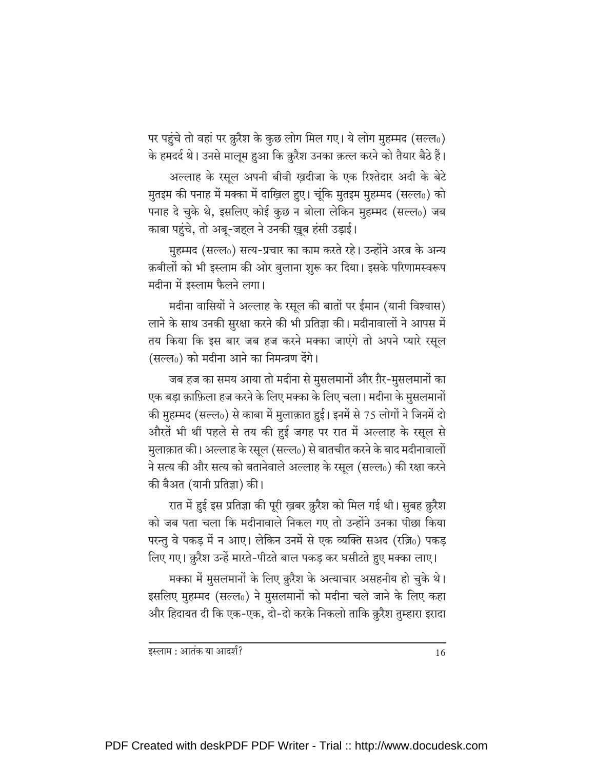पर पहुंचे तो वहां पर क़ुरैश के कुछ लोग मिल गए। ये लोग मुहम्मद (सल्ल०) के हमदर्द थे। उनसे मालूम हुआ कि क़ुरैश उनका क़त्ल करने को तैयार बैठे हैं।

अल्लाह के रसूल अपनी बीवी ख़दीजा के एक रिश्तेदार अदी के बेटे मुतइम की पनाह में मक्का में दाख़िल हुए। चूंकि मुतइम मुहम्मद (सल्ल०) को पनाह दे चुके थे, इसलिए कोई कुछ न बोला लेकिन मुहम्मद (सल्ल०) जब काबा पहुंचे, तो अबू-जहल ने उनकी ख़ूब हंसी उड़ाई।

मुहम्मद (सल्ल०) सत्य-प्रचार का काम करते रहे। उन्होंने अरब के अन्य क़बीलों को भी इस्लाम की ओर बुलाना शुरू कर दिया। इसके परिणामस्वरूप मदीना में इस्लाम फैलने लगा।

मदीना वासियों ने अल्लाह के रसूल की बातों पर ईमान (यानी विश्वास) लाने के साथ उनकी सुरक्षा करने की भी प्रतिज्ञा की। मदीनावालों ने आपस में तय किया कि इस बार जब हज करने मक्का जाएंगे तो अपने प्यारे रसूल (सल्ल०) को मदीना आने का निमन्त्रण देंगे।

जब हज का समय आया तो मदीना से मुसलमानों और ग़ैर-मुसलमानों का एक बड़ा क़ाफ़िला हज करने के लिए मक्का के लिए चला। मदीना के मुसलमानों की मुहम्मद (सल्ल०) से काबा में मुलाक़ात हुई। इनमें से 75 लोगों ने जिनमें दो औरतें भी थीं पहले से तय की हुई जगह पर रात में अल्लाह के रसूल से मुलाक़ात की। अल्लाह के रसूल (सल्ल०) से बातचीत करने के बाद मदीनावालों ने सत्य की और सत्य को बतानेवाले अल्लाह के रसूल (सल्ल०) की रक्षा करने की बैअत (यानी प्रतिज्ञा) की।

रात में हुई इस प्रतिज्ञा की पूरी ख़बर क़ुरैश को मिल गई थी। सुबह क़ुरैश को जब पता चला कि मदीनावाले निकल गए तो उन्होंने उनका पीछा किया परन्तु वे पकड़ में न आए। लेकिन उनमें से एक व्यक्ति सअद (रज़ि०) पकड़ लिए गए। क़ुरैश उन्हें मारते-पीटते बाल पकड़ कर घसीटते हुए मक्का लाए।

मक्का में मुसलमानों के लिए क़ुरैश के अत्याचार असहनीय हो चुके थे। इसलिए मुहम्मद (सल्ल०) ने मुसलमानों को मदीना चले जाने के लिए कहा और हिदायत दी कि एक-एक, दो-दो करके निकलो ताकि क़ुरैश तुम्हारा इरादा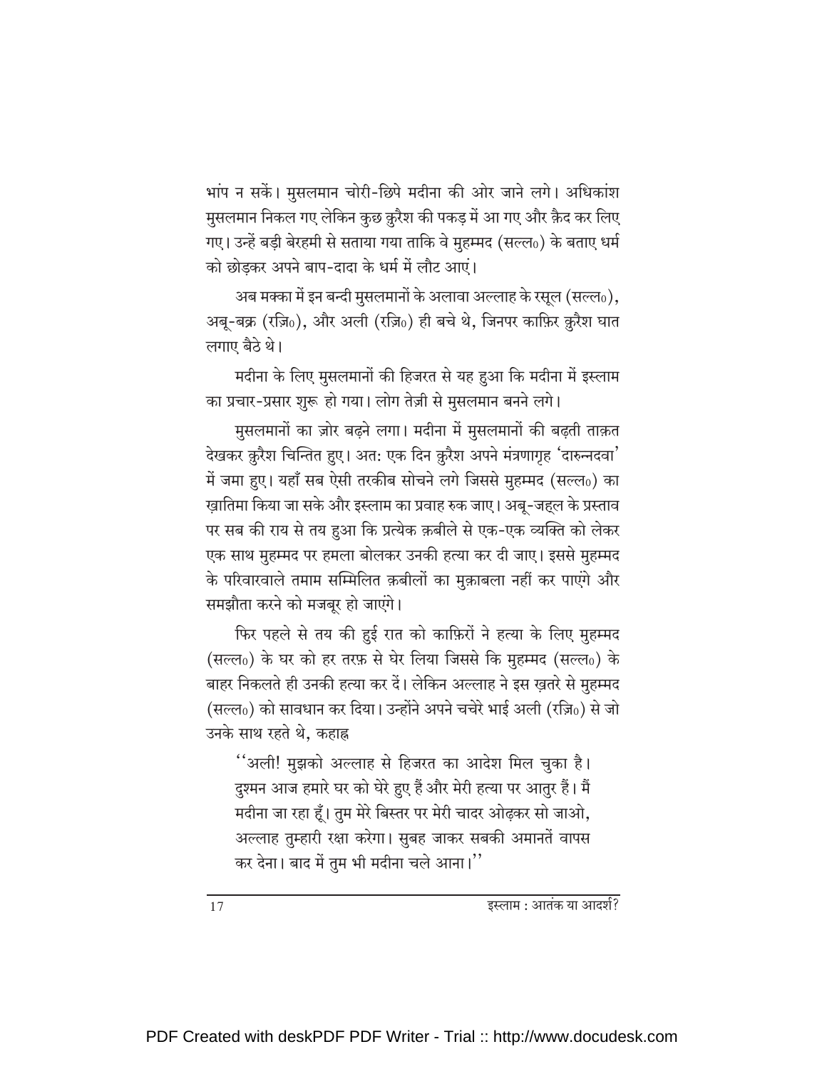भांप न सकें। मुसलमान चोरी-छिपे मदीना की ओर जाने लगे। अधिकांश मुसलमान निकल गए लेकिन कुछ क़ुरैश की पकड़ में आ गए और क़ैद कर लिए गए। उन्हें बड़ी बेरहमी से सताया गया ताकि वे मुहम्मद (सल्ल०) के बताए धर्म को छोड़कर अपने बाप-दादा के धर्म में लौट आएं।

अब मक्का में इन बन्दी मुसलमानों के अलावा अल्लाह के रसूल (सल्ल०), अबू-बक्र (रज़ि०), और अली (रज़ि०) ही बचे थे, जिनपर काफ़िर क़ुरैश घात लगाए बैठे थे।

मदीना के लिए मुसलमानों की हिजरत से यह हुआ कि मदीना में इस्लाम का प्रचार-प्रसार शुरू हो गया। लोग तेज़ी से मुसलमान बनने लगे।

मुसलमानों का ज़ोर बढ़ने लगा। मदीना में मुसलमानों की बढ़ती ताक़त देखकर क़ुरैश चिन्तित हुए। अत: एक दिन क़ुरैश अपने मंत्रणागृह 'दारुन्नदवा' में जमा हुए। यहाँ सब ऐसी तरकीब सोचने लगे जिससे मुहम्मद (सल्ल०) का ख़ातिमा किया जा सके और इस्लाम का प्रवाह रुक जाए। अबू-जह्ल के प्रस्ताव पर सब की राय से तय हुआ कि प्रत्येक क़बीले से एक-एक व्यक्ति को लेकर एक साथ मुहम्मद पर हमला बोलकर उनकी हत्या कर दी जाए। इससे मुहम्मद के परिवारवाले तमाम सम्मिलित क़बीलों का मुक़ाबला नहीं कर पाएंगे और समझौता करने को मजबूर हो जाएंगे।

फिर पहले से तय की हुई रात को काफ़िरों ने हत्या के लिए मुहम्मद (सल्ल०) के घर को हर तरफ़ से घेर लिया जिससे कि मुहम्मद (सल्ल०) के बाहर निकलते ही उनकी हत्या कर दें। लेकिन अल्लाह ने इस ख़तरे से मुहम्मद (सल्ल०) को सावधान कर दिया। उन्होंने अपने चचेरे भाई अली (रज़ि०) से जो उनके साथ रहते थे, कहाह्न

> ''अली! मुझको अल्लाह से हिजरत का आदेश मिल चुका है। दुश्मन आज हमारे घर को घेरे हुए हैं और मेरी हत्या पर आतुर हैं। मैं मदीना जा रहा हूँ। तुम मेरे बिस्तर पर मेरी चादर ओढ़कर सो जाओ, अल्लाह तुम्हारी रक्षा करेगा। सुबह जाकर सबकी अमानतें वापस कर देना। बाद में तुम भी मदीना चले आना।''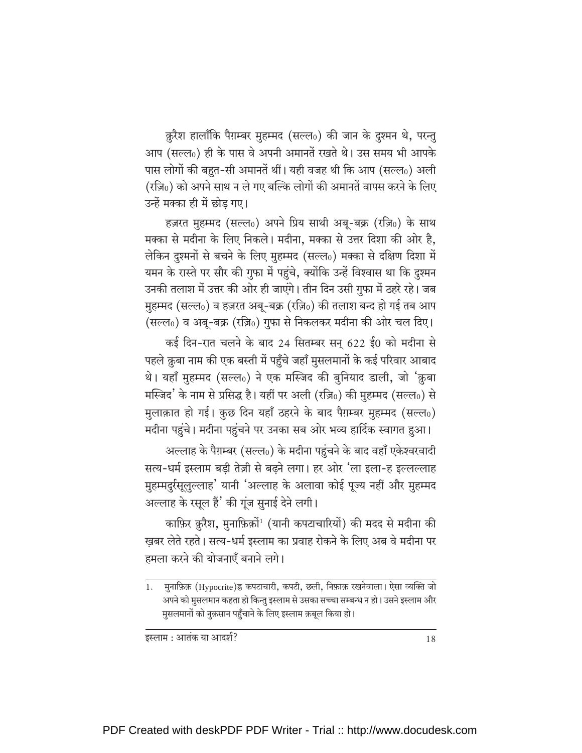क़ुरैश हालाँकि पैग़म्बर मुहम्मद (सल्ल०) की जान के दुश्मन थे, परन्तु आप (सल्ल०) ही के पास वे अपनी अमानतें रखते थे। उस समय भी आपके पास लोगों की बहुत-सी अमानतें थीं। यही वजह थी कि आप (सल्ल०) अली (रज़ि०) को अपने साथ न ले गए बल्कि लोगों की अमानतें वापस करने के लिए उन्हें मक्का ही में छोड़ गए।

हज़रत मुहम्मद (सल्ल०) अपने प्रिय साथी अबू-बक्र (रज़ि०) के साथ मक्का से मदीना के लिए निकले। मदीना, मक्का से उत्तर दिशा की ओर है, लेकिन दुश्मनों से बचने के लिए मुहम्मद (सल्ल०) मक्का से दक्षिण दिशा में यमन के रास्ते पर सौर की गुफा में पहुंचे, क्योंकि उन्हें विश्वास था कि दुश्मन उनकी तलाश में उत्तर की ओर ही जाएंगे। तीन दिन उसी गुफा में ठहरे रहे। जब मुहम्मद (सल्ल०) व हज़रत अबू-बक्र (रज़ि०) की तलाश बन्द हो गई तब आप (सल्ल०) व अबू-बक्र (रज़ि०) गुफा से निकलकर मदीना की ओर चल दिए।

कई दिन-रात चलने के बाद 24 सितम्बर सन् 622 ई० को मदीना से पहले क़ुबा नाम की एक बस्ती में पहुँचे जहाँ मुसलमानों के कई परिवार आबाद थे। यहाँ मुहम्मद (सल्ल०) ने एक मस्जिद की बुनियाद डाली, जो 'क़ुबा मस्जिद' के नाम से प्रसिद्ध है। यहीं पर अली (रज़ि०) की मुहम्मद (सल्ल०) से मुलाक़ात हो गई। कुछ दिन यहाँ ठहरने के बाद पैग़म्बर मुहम्मद (सल्ल०) मदीना पहुंचे। मदीना पहुंचने पर उनका सब ओर भव्य हार्दिक स्वागत हुआ।

अल्लाह के पैग़म्बर (सल्ल०) के मदीना पहुंचने के बाद वहाँ एकेश्वरवादी सत्य-धर्म इस्लाम बड़ी तेज़ी से बढ़ने लगा। हर ओर 'ला इला-ह इल्लल्लाह मुहम्मदुर्रसूलुल्लाह' यानी 'अल्लाह के अलावा कोई पूज्य नहीं और मुहम्मद अल्लाह के रसूल हैं' की गूंज सुनाई देने लगी।

काफ़िर क़ुरैश, मुनाफ़िक़ों[1] (यानी कपटाचारियों) की मदद से मदीना की ख़बर लेते रहते। सत्य-धर्म इस्लाम का प्रवाह रोकने के लिए अब वे मदीना पर हमला करने की योजनाएँ बनाने लगे।

---

1. मुनाफ़िक़ (Hypocrite)ह्न कपटाचारी, कपटी, छली, निफ़ाक़ रखनेवाला। ऐसा व्यक्ति जो अपने को मुसलमान कहता हो किन्तु इस्लाम से उसका सच्चा सम्बन्ध न हो। उसने इस्लाम और मुसलमानों को नुक़सान पहुँचाने के लिए इस्लाम क़बूल किया हो।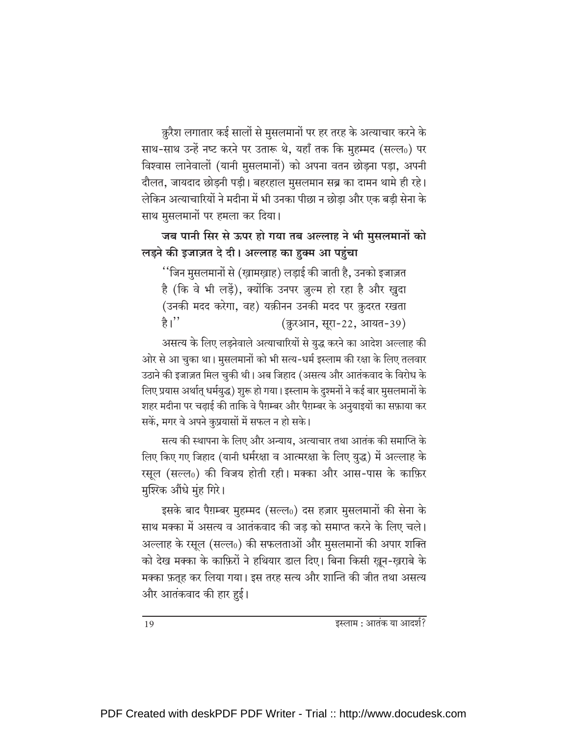क़ुरैश लगातार कई सालों से मुसलमानों पर हर तरह के अत्याचार करने के साथ-साथ उन्हें नष्ट करने पर उतारू थे, यहाँ तक कि मुहम्मद (सल्ल०) पर विश्वास लानेवालों (यानी मुसलमानों) को अपना वतन छोड़ना पड़ा, अपनी दौलत, जायदाद छोड़नी पड़ी। बहरहाल मुसलमान सब्र का दामन थामे ही रहे। लेकिन अत्याचारियों ने मदीना में भी उनका पीछा न छोड़ा और एक बड़ी सेना के साथ मुसलमानों पर हमला कर दिया।

**जब पानी सिर से ऊपर हो गया तब अल्लाह ने भी मुसलमानों को लड़ने की इजाज़त दे दी। अल्लाह का हुक्म आ पहुंचा**

> ''जिन मुसलमानों से (ख़ामख़ाह) लड़ाई की जाती है, उनको इजाज़त है (कि वे भी लड़ें), क्योंकि उनपर ज़ुल्म हो रहा है और ख़ुदा (उनकी मदद करेगा, वह) यक़ीनन उनकी मदद पर क़ुदरत रखता है।'' (क़ुरआन, सूरा-22, आयत-39)

असत्य के लिए लड़नेवाले अत्याचारियों से युद्ध करने का आदेश अल्लाह की ओर से आ चुका था। मुसलमानों को भी सत्य-धर्म इस्लाम की रक्षा के लिए तलवार उठाने की इजाज़त मिल चुकी थी। अब जिहाद (असत्य और आतंकवाद के विरोध के लिए प्रयास अर्थात् धर्मयुद्ध) शुरू हो गया। इस्लाम के दुश्मनों ने कई बार मुसलमानों के शहर मदीना पर चढ़ाई की ताकि वे पैग़म्बर और पैग़म्बर के अनुयाइयों का सफ़ाया कर सकें, मगर वे अपने कुप्रयासों में सफल न हो सके।

सत्य की स्थापना के लिए और अन्याय, अत्याचार तथा आतंक की समाप्ति के लिए किए गए जिहाद (यानी धर्मरक्षा व आत्मरक्षा के लिए युद्ध) में अल्लाह के रसूल (सल्ल०) की विजय होती रही। मक्का और आस-पास के काफ़िर मुश्रिक औंधे मुंह गिरे।

इसके बाद पैग़म्बर मुहम्मद (सल्ल०) दस हज़ार मुसलमानों की सेना के साथ मक्का में असत्य व आतंकवाद की जड़ को समाप्त करने के लिए चले। अल्लाह के रसूल (सल्ल०) की सफलताओं और मुसलमानों की अपार शक्ति को देख मक्का के काफ़िरों ने हथियार डाल दिए। बिना किसी ख़ून-ख़राबे के मक्का फ़तह कर लिया गया। इस तरह सत्य और शान्ति की जीत तथा असत्य और आतंकवाद की हार हुई।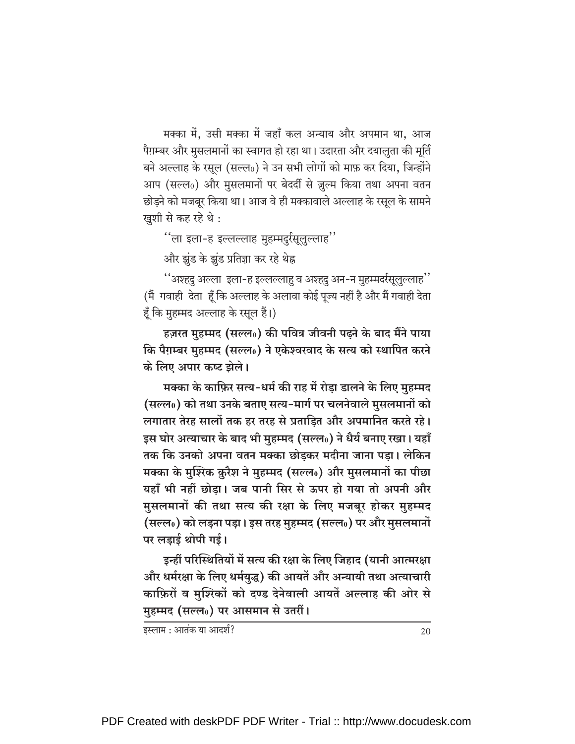मक्का में, उसी मक्का में जहाँ कल अन्याय और अपमान था, आज पैग़म्बर और मुसलमानों का स्वागत हो रहा था। उदारता और दयालुता की मूर्ति बने अल्लाह के रसूल (सल्ल०) ने उन सभी लोगों को माफ़ कर दिया, जिन्होंने आप (सल्ल०) और मुसलमानों पर बेदर्दी से ज़ुल्म किया तथा अपना वतन छोड़ने को मजबूर किया था। आज वे ही मक्कावाले अल्लाह के रसूल के सामने ख़ुशी से कह रहे थे :

''ला इला-ह इल्लल्लाह मुहम्मदुर्रसूलुल्लाह''

और झुंड के झुंड प्रतिज्ञा कर रहे थेह्न

''अश्हदु अल्ला इला-ह इल्लल्लाहु व अश्हदु अन-न मुहम्मदर्रसूलुल्लाह'' (मैं गवाही देता हूँ कि अल्लाह के अलावा कोई पूज्य नहीं है और मैं गवाही देता हूँ कि मुहम्मद अल्लाह के रसूल हैं।)

**हज़रत मुहम्मद (सल्ल०) की पवित्र जीवनी पढ़ने के बाद मैंने पाया कि पैग़म्बर मुहम्मद (सल्ल०) ने एकेश्वरवाद के सत्य को स्थापित करने के लिए अपार कष्ट झेले।**

**मक्का के काफ़िर सत्य-धर्म की राह में रोड़ा डालने के लिए मुहम्मद (सल्ल०) को तथा उनके बताए सत्य-मार्ग पर चलनेवाले मुसलमानों को लगातार तेरह सालों तक हर तरह से प्रताड़ित और अपमानित करते रहे। इस घोर अत्याचार के बाद भी मुहम्मद (सल्ल०) ने धैर्य बनाए रखा। यहाँ तक कि उनको अपना वतन मक्का छोड़कर मदीना जाना पड़ा। लेकिन मक्का के मुश्रिक क़ुरैश ने मुहम्मद (सल्ल०) और मुसलमानों का पीछा यहाँ भी नहीं छोड़ा। जब पानी सिर से ऊपर हो गया तो अपनी और मुसलमानों की तथा सत्य की रक्षा के लिए मजबूर होकर मुहम्मद (सल्ल०) को लड़ना पड़ा। इस तरह मुहम्मद (सल्ल०) पर और मुसलमानों पर लड़ाई थोपी गई।**

**इन्हीं परिस्थितियों में सत्य की रक्षा के लिए जिहाद (यानी आत्मरक्षा और धर्मरक्षा के लिए धर्मयुद्ध) की आयतें और अन्यायी तथा अत्याचारी काफ़िरों व मुश्रिकों को दण्ड देनेवाली आयतें अल्लाह की ओर से मुहम्मद (सल्ल०) पर आसमान से उतरीं।**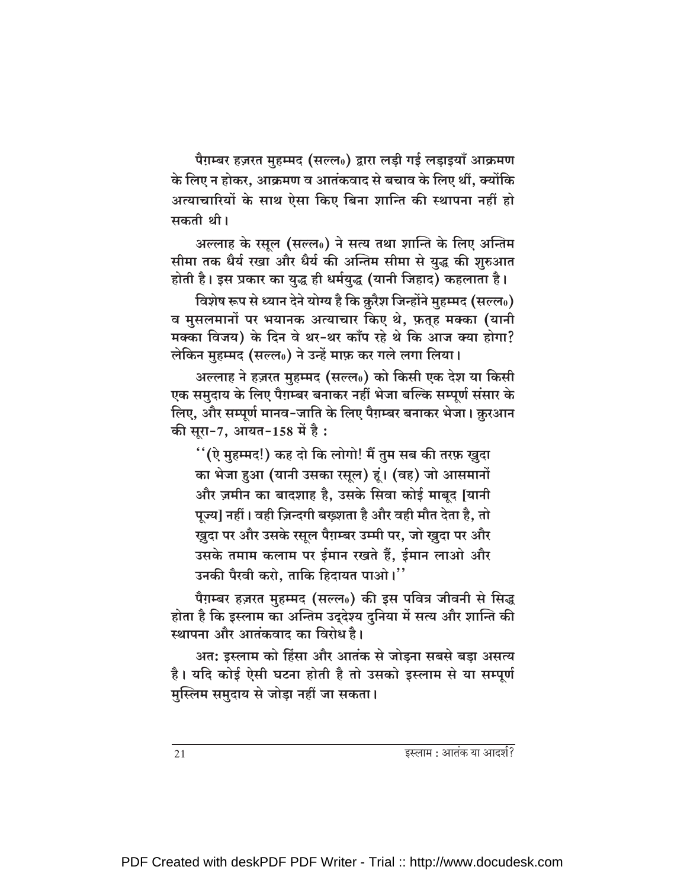पैग़म्बर हज़रत मुहम्मद (सल्ल०) द्वारा लड़ी गई लड़ाइयाँ आक्रमण के लिए न होकर, आक्रमण व आतंकवाद से बचाव के लिए थीं, क्योंकि अत्याचारियों के साथ ऐसा किए बिना शान्ति की स्थापना नहीं हो सकती थी।

अल्लाह के रसूल (सल्ल०) ने सत्य तथा शान्ति के लिए अन्तिम सीमा तक धैर्य रखा और धैर्य की अन्तिम सीमा से युद्ध की शुरुआत होती है। इस प्रकार का युद्ध ही धर्मयुद्ध (यानी जिहाद) कहलाता है।

विशेष रूप से ध्यान देने योग्य है कि क़ुरैश जिन्होंने मुहम्मद (सल्ल०) व मुसलमानों पर भयानक अत्याचार किए थे, फ़तह मक्का (यानी मक्का विजय) के दिन वे थर-थर काँप रहे थे कि आज क्या होगा? लेकिन मुहम्मद (सल्ल०) ने उन्हें माफ़ कर गले लगा लिया।

अल्लाह ने हज़रत मुहम्मद (सल्ल०) को किसी एक देश या किसी एक समुदाय के लिए पैग़म्बर बनाकर नहीं भेजा बल्कि सम्पूर्ण संसार के लिए, और सम्पूर्ण मानव-जाति के लिए पैग़म्बर बनाकर भेजा। क़ुरआन की सूरा-7, आयत-158 में है :

> ''(ऐ मुहम्मद!) कह दो कि लोगो! मैं तुम सब की तरफ़ ख़ुदा का भेजा हुआ (यानी उसका रसूल) हूं। (वह) जो आसमानों और ज़मीन का बादशाह है, उसके सिवा कोई माबूद [यानी पूज्य] नहीं। वही ज़िन्दगी बख़्शता है और वही मौत देता है, तो ख़ुदा पर और उसके रसूल पैग़म्बर उम्मी पर, जो ख़ुदा पर और उसके तमाम कलाम पर ईमान रखते हैं, ईमान लाओ और उनकी पैरवी करो, ताकि हिदायत पाओ।''

पैग़म्बर हज़रत मुहम्मद (सल्ल०) की इस पवित्र जीवनी से सिद्ध होता है कि इस्लाम का अन्तिम उद्देश्य दुनिया में सत्य और शान्ति की स्थापना और आतंकवाद का विरोध है।

अत: इस्लाम को हिंसा और आतंक से जोड़ना सबसे बड़ा असत्य है। यदि कोई ऐसी घटना होती है तो उसको इस्लाम से या सम्पूर्ण मुस्लिम समुदाय से जोड़ा नहीं जा सकता।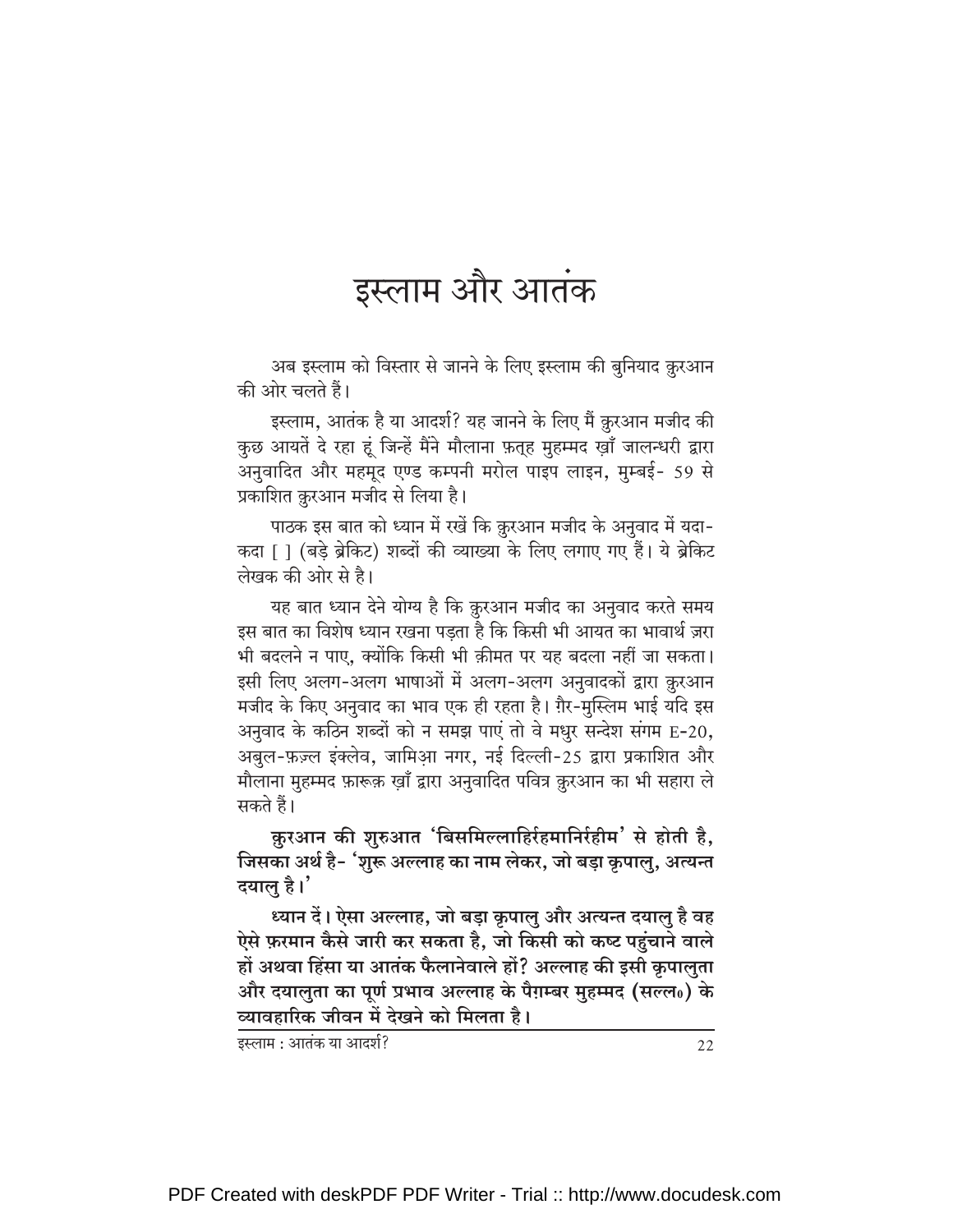# इस्लाम और आतंक

अब इस्लाम को विस्तार से जानने के लिए इस्लाम की बुनियाद क़ुरआन की ओर चलते हैं।

इस्लाम, आतंक है या आदर्श? यह जानने के लिए मैं क़ुरआन मजीद की कुछ आयतें दे रहा हूं जिन्हें मैंने मौलाना फ़त्ह मुहम्मद ख़ाँ जालन्धरी द्वारा अनुवादित और महमूद एण्ड कम्पनी मरोल पाइप लाइन, मुम्बई- 59 से प्रकाशित क़ुरआन मजीद से लिया है।

पाठक इस बात को ध्यान में रखें कि क़ुरआन मजीद के अनुवाद में यदा-कदा [ ] (बड़े ब्रेकिट) शब्दों की व्याख्या के लिए लगाए गए हैं। ये ब्रेकिट लेखक की ओर से है।

यह बात ध्यान देने योग्य है कि क़ुरआन मजीद का अनुवाद करते समय इस बात का विशेष ध्यान रखना पड़ता है कि किसी भी आयत का भावार्थ ज़रा भी बदलने न पाए, क्योंकि किसी भी क़ीमत पर यह बदला नहीं जा सकता। इसी लिए अलग-अलग भाषाओं में अलग-अलग अनुवादकों द्वारा क़ुरआन मजीद के किए अनुवाद का भाव एक ही रहता है। ग़ैर-मुस्लिम भाई यदि इस अनुवाद के कठिन शब्दों को न समझ पाएं तो वे मधुर सन्देश संगम E-20, अबुल-फ़ज़्ल इंक्लेव, जामिआ नगर, नई दिल्ली-25 द्वारा प्रकाशित और मौलाना मुहम्मद फ़ारूक़ ख़ाँ द्वारा अनुवादित पवित्र क़ुरआन का भी सहारा ले सकते हैं।

**क़ुरआन की शुरुआत 'बिसमिल्लाहिर्रहमानिर्रहीम' से होती है, जिसका अर्थ है- 'शुरू अल्लाह का नाम लेकर, जो बड़ा कृपालु, अत्यन्त दयालु है।'**

**ध्यान दें। ऐसा अल्लाह, जो बड़ा कृपालु और अत्यन्त दयालु है वह ऐसे फ़रमान कैसे जारी कर सकता है, जो किसी को कष्ट पहुंचाने वाले हों अथवा हिंसा या आतंक फैलानेवाले हों? अल्लाह की इसी कृपालुता और दयालुता का पूर्ण प्रभाव अल्लाह के पैग़म्बर मुहम्मद (सल्ल०) के व्यावहारिक जीवन में देखने को मिलता है।**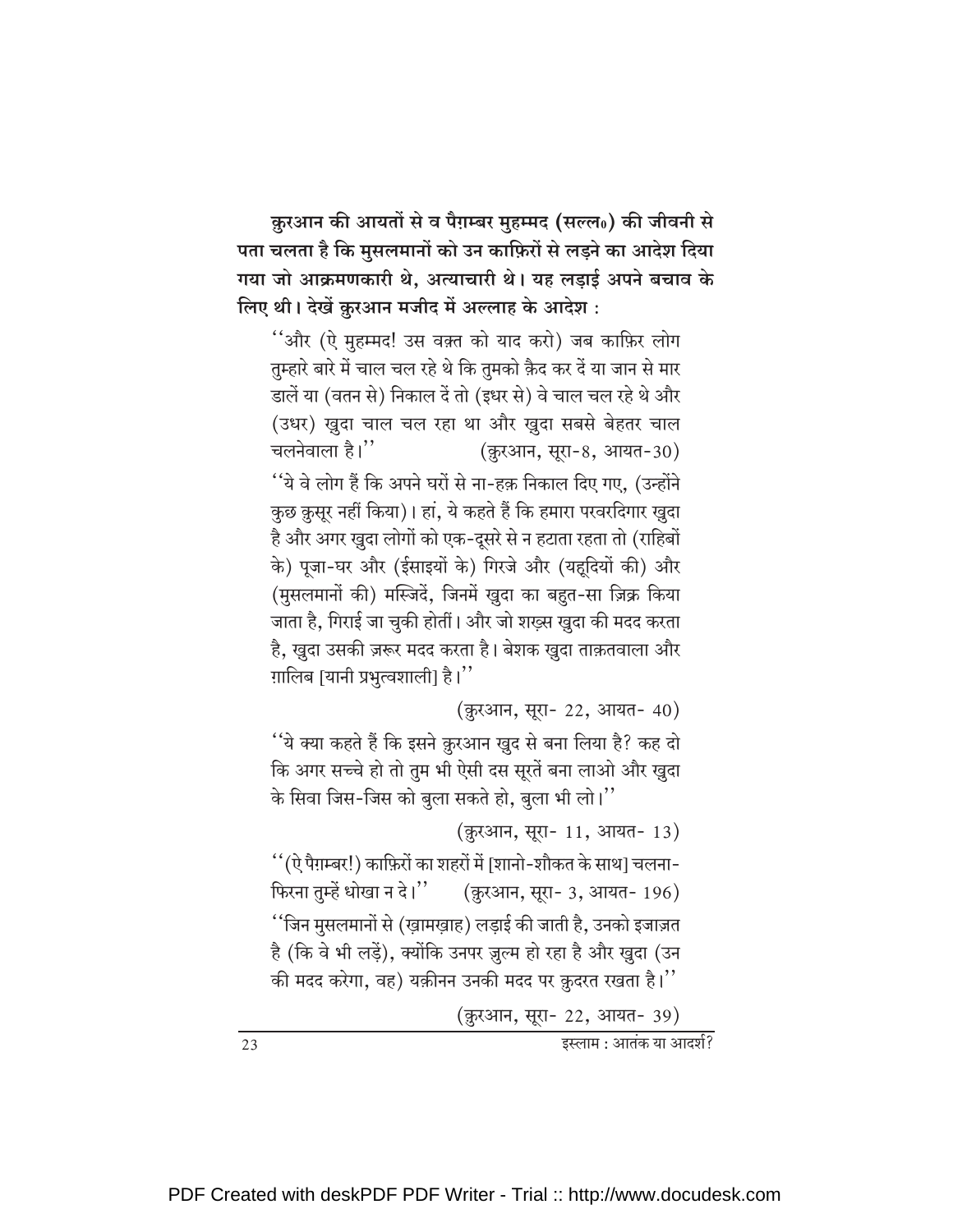**क़ुरआन की आयतों से व पैग़म्बर मुहम्मद (सल्ल॰) की जीवनी से पता चलता है कि मुसलमानों को उन काफ़िरों से लड़ने का आदेश दिया गया जो आक्रमणकारी थे, अत्याचारी थे। यह लड़ाई अपने बचाव के लिए थी। देखें क़ुरआन मजीद में अल्लाह के आदेश :**

> ''और (ऐ मुहम्मद! उस वक़्त को याद करो) जब काफ़िर लोग तुम्हारे बारे में चाल चल रहे थे कि तुमको क़ैद कर दें या जान से मार डालें या (वतन से) निकाल दें तो (इधर से) वे चाल चल रहे थे और (उधर) ख़ुदा चाल चल रहा था और ख़ुदा सबसे बेहतर चाल चलनेवाला है।'' (क़ुरआन, सूरा-8, आयत-30)

> ''ये वे लोग हैं कि अपने घरों से ना-हक़ निकाल दिए गए, (उन्होंने कुछ क़ुसूर नहीं किया)। हां, ये कहते हैं कि हमारा परवरदिगार ख़ुदा है और अगर ख़ुदा लोगों को एक-दूसरे से न हटाता रहता तो (राहिबों के) पूजा-घर और (ईसाइयों के) गिरजे और (यहूदियों की) और (मुसलमानों की) मस्जिदें, जिनमें ख़ुदा का बहुत-सा ज़िक्र किया जाता है, गिराई जा चुकी होतीं। और जो शख़्स ख़ुदा की मदद करता है, ख़ुदा उसकी ज़रूर मदद करता है। बेशक ख़ुदा ताक़तवाला और ग़ालिब [यानी प्रभुत्वशाली] है।''
>
> (क़ुरआन, सूरा- 22, आयत- 40)

> ''ये क्या कहते हैं कि इसने क़ुरआन ख़ुद से बना लिया है? कह दो कि अगर सच्चे हो तो तुम भी ऐसी दस सूरतें बना लाओ और ख़ुदा के सिवा जिस-जिस को बुला सकते हो, बुला भी लो।''
>
> (क़ुरआन, सूरा- 11, आयत- 13)

> ''(ऐ पैग़म्बर!) काफ़िरों का शहरों में [शानो-शौकत के साथ] चलना-फिरना तुम्हें धोखा न दे।'' (क़ुरआन, सूरा- 3, आयत- 196)

> ''जिन मुसलमानों से (ख़ामख़ाह) लड़ाई की जाती है, उनको इजाज़त है (कि वे भी लड़ें), क्योंकि उनपर ज़ुल्म हो रहा है और ख़ुदा (उन की मदद करेगा, वह) यक़ीनन उनकी मदद पर क़ुदरत रखता है।''
>
> (क़ुरआन, सूरा- 22, आयत- 39)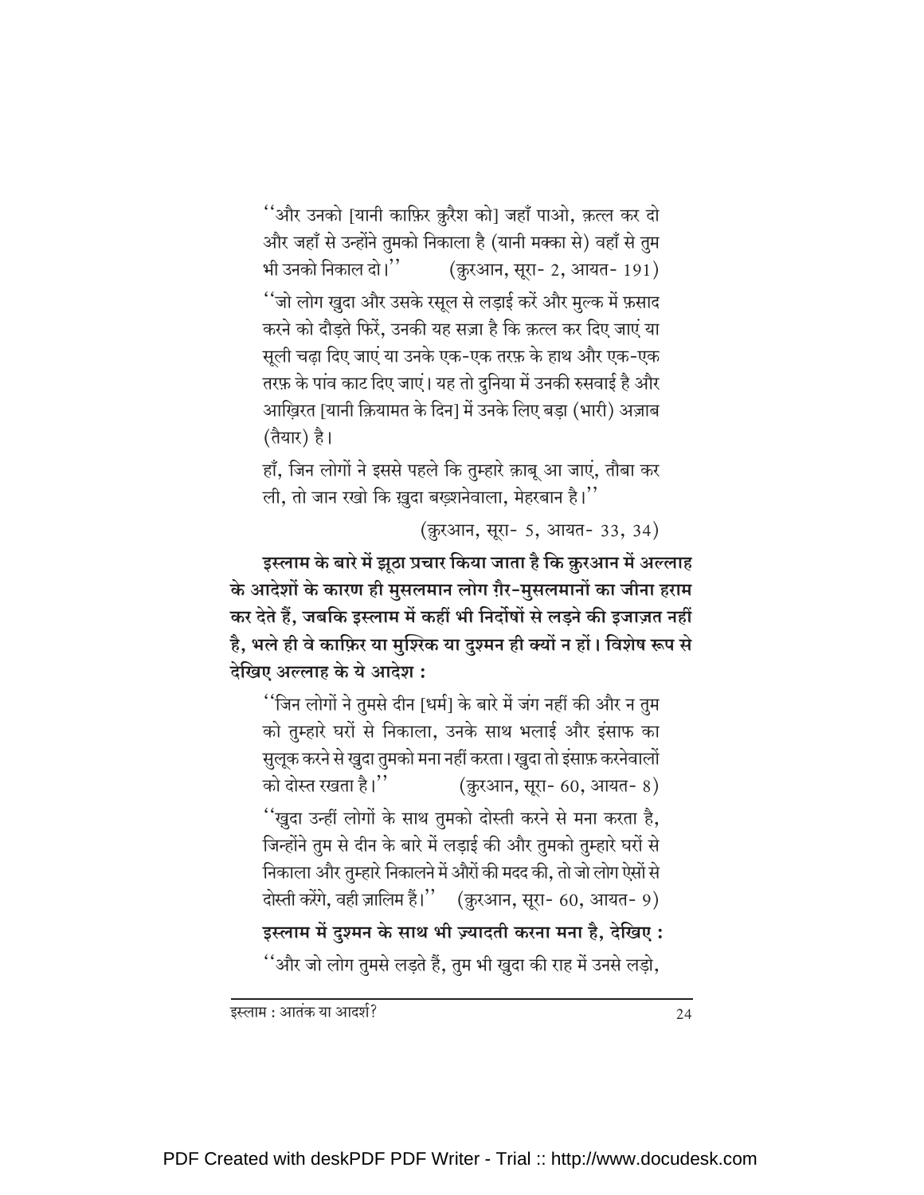''और उनको [यानी काफ़िर क़ुरैश को] जहाँ पाओ, क़त्ल कर दो और जहाँ से उन्होंने तुमको निकाला है (यानी मक्का से) वहाँ से तुम भी उनको निकाल दो।'' (क़ुरआन, सूरा- 2, आयत- 191)

''जो लोग ख़ुदा और उसके रसूल से लड़ाई करें और मुल्क में फ़साद करने को दौड़ते फिरें, उनकी यह सज़ा है कि क़त्ल कर दिए जाएं या सूली चढ़ा दिए जाएं या उनके एक-एक तरफ़ के हाथ और एक-एक तरफ़ के पांव काट दिए जाएं। यह तो दुनिया में उनकी रुसवाई है और आख़िरत [यानी क़ियामत के दिन] में उनके लिए बड़ा (भारी) अज़ाब (तैयार) है।

हाँ, जिन लोगों ने इससे पहले कि तुम्हारे क़ाबू आ जाएं, तौबा कर ली, तो जान रखो कि ख़ुदा बख़्शनेवाला, मेहरबान है।''

(क़ुरआन, सूरा- 5, आयत- 33, 34)

**इस्लाम के बारे में झूठा प्रचार किया जाता है कि क़ुरआन में अल्लाह के आदेशों के कारण ही मुसलमान लोग ग़ैर-मुसलमानों का जीना हराम कर देते हैं, जबकि इस्लाम में कहीं भी निर्दोषों से लड़ने की इजाज़त नहीं है, भले ही वे काफ़िर या मुश्रिक या दुश्मन ही क्यों न हों। विशेष रूप से देखिए अल्लाह के ये आदेश :**

''जिन लोगों ने तुमसे दीन [धर्म] के बारे में जंग नहीं की और न तुम को तुम्हारे घरों से निकाला, उनके साथ भलाई और इंसाफ का सुलूक करने से ख़ुदा तुमको मना नहीं करता। ख़ुदा तो इंसाफ़ करनेवालों को दोस्त रखता है।'' (क़ुरआन, सूरा- 60, आयत- 8)

''ख़ुदा उन्हीं लोगों के साथ तुमको दोस्ती करने से मना करता है, जिन्होंने तुम से दीन के बारे में लड़ाई की और तुमको तुम्हारे घरों से निकाला और तुम्हारे निकालने में औरों की मदद की, तो जो लोग ऐसों से दोस्ती करेंगे, वही ज़ालिम हैं।'' (क़ुरआन, सूरा- 60, आयत- 9)

**इस्लाम में दुश्मन के साथ भी ज़्यादती करना मना है, देखिए :**

''और जो लोग तुमसे लड़ते हैं, तुम भी ख़ुदा की राह में उनसे लड़ो,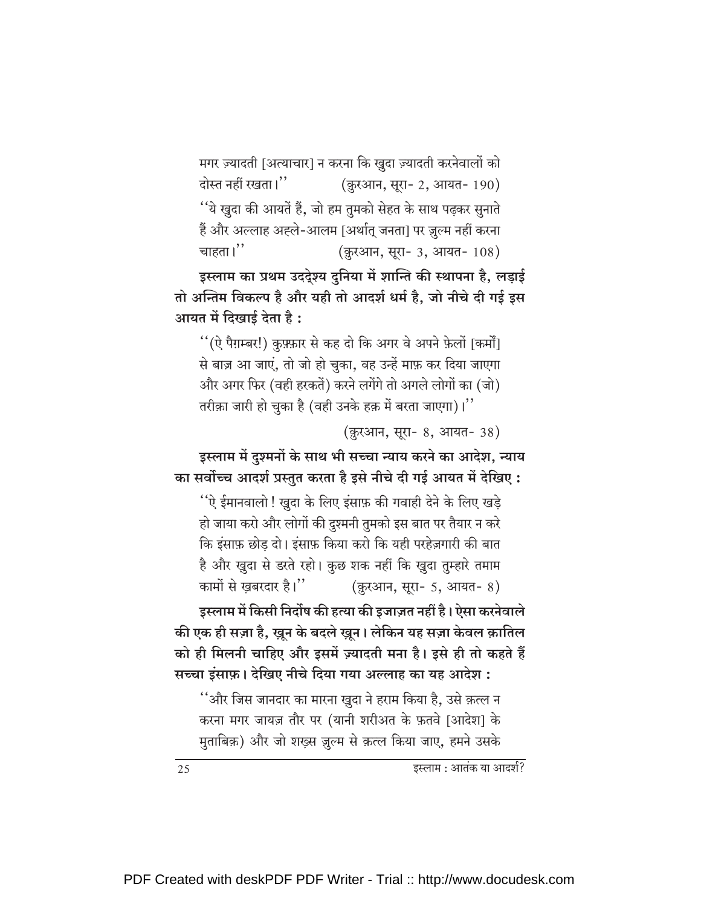मगर ज़्यादती [अत्याचार] न करना कि ख़ुदा ज़्यादती करनेवालों को दोस्त नहीं रखता।'' (क़ुरआन, सूरा- 2, आयत- 190)

''ये ख़ुदा की आयतें हैं, जो हम तुमको सेहत के साथ पढ़कर सुनाते हैं और अल्लाह अह्ले-आलम [अर्थात् जनता] पर ज़ुल्म नहीं करना चाहता।'' (क़ुरआन, सूरा- 3, आयत- 108)

**इस्लाम का प्रथम उद्देश्य दुनिया में शान्ति की स्थापना है, लड़ाई तो अन्तिम विकल्प है और यही तो आदर्श धर्म है, जो नीचे दी गई इस आयत में दिखाई देता है :**

''(ऐ पैग़म्बर!) कुफ़्फ़ार से कह दो कि अगर वे अपने फ़ेलों [कर्मों] से बाज़ आ जाएं, तो जो हो चुका, वह उन्हें माफ़ कर दिया जाएगा और अगर फिर (वही हरकतें) करने लगेंगे तो अगले लोगों का (जो) तरीक़ा जारी हो चुका है (वही उनके हक़ में बरता जाएगा)।''

(क़ुरआन, सूरा- 8, आयत- 38)

**इस्लाम में दुश्मनों के साथ भी सच्चा न्याय करने का आदेश, न्याय का सर्वोच्च आदर्श प्रस्तुत करता है इसे नीचे दी गई आयत में देखिए :**

''ऐ ईमानवालो! ख़ुदा के लिए इंसाफ़ की गवाही देने के लिए खड़े हो जाया करो और लोगों की दुश्मनी तुमको इस बात पर तैयार न करे कि इंसाफ़ छोड़ दो। इंसाफ़ किया करो कि यही परहेज़गारी की बात है और ख़ुदा से डरते रहो। कुछ शक नहीं कि ख़ुदा तुम्हारे तमाम कामों से ख़बरदार है।'' (क़ुरआन, सूरा- 5, आयत- 8)

**इस्लाम में किसी निर्दोष की हत्या की इजाज़त नहीं है। ऐसा करनेवाले की एक ही सज़ा है, ख़ून के बदले ख़ून। लेकिन यह सज़ा केवल क़ातिल को ही मिलनी चाहिए और इसमें ज़्यादती मना है। इसे ही तो कहते हैं सच्चा इंसाफ़। देखिए नीचे दिया गया अल्लाह का यह आदेश :**

''और जिस जानदार का मारना ख़ुदा ने हराम किया है, उसे क़त्ल न करना मगर जायज़ तौर पर (यानी शरीअत के फ़तवे [आदेश] के मुताबिक़) और जो शख़्स ज़ुल्म से क़त्ल किया जाए, हमने उसके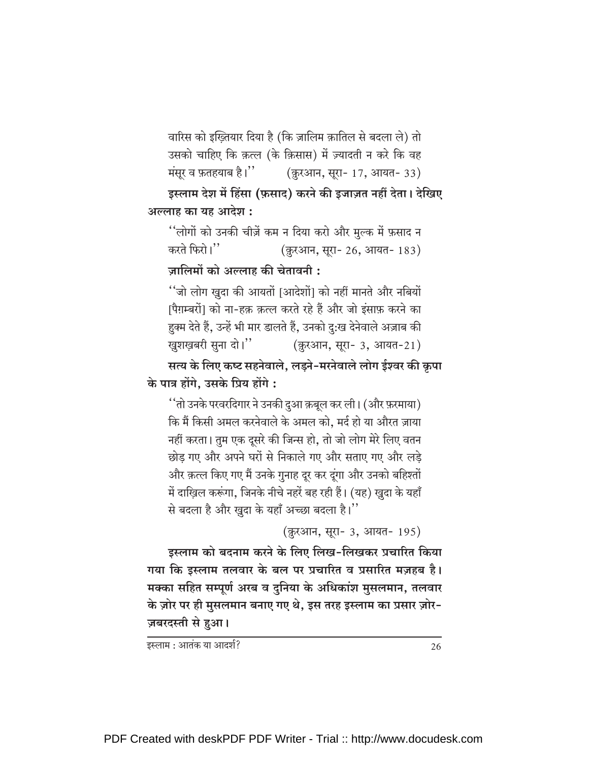वारिस को इख़्तियार दिया है (कि ज़ालिम क़ातिल से बदला ले) तो उसको चाहिए कि क़त्ल (के क़िसास) में ज़्यादती न करे कि वह मंसूर व फ़तहयाब है।'' (क़ुरआन, सूरा- 17, आयत- 33)

**इस्लाम देश में हिंसा (फ़साद) करने की इजाज़त नहीं देता। देखिए अल्लाह का यह आदेश :**

''लोगों को उनकी चीज़ें कम न दिया करो और मुल्क में फ़साद न करते फिरो।'' (क़ुरआन, सूरा- 26, आयत- 183)

**ज़ालिमों को अल्लाह की चेतावनी :**

''जो लोग ख़ुदा की आयतों [आदेशों] को नहीं मानते और नबियों [पैग़म्बरों] को ना-हक़ क़त्ल करते रहे हैं और जो इंसाफ़ करने का हुक्म देते हैं, उन्हें भी मार डालते हैं, उनको दुःख देनेवाले अज़ाब की ख़ुशख़बरी सुना दो।'' (क़ुरआन, सूरा- 3, आयत-21)

**सत्य के लिए कष्ट सहनेवाले, लड़ने-मरनेवाले लोग ईश्वर की कृपा के पात्र होंगे, उसके प्रिय होंगे :**

''तो उनके परवरदिगार ने उनकी दुआ क़बूल कर ली। (और फ़रमाया) कि मैं किसी अमल करनेवाले के अमल को, मर्द हो या औरत ज़ाया नहीं करता। तुम एक दूसरे की जिन्स हो, तो जो लोग मेरे लिए वतन छोड़ गए और अपने घरों से निकाले गए और सताए गए और लड़े और क़त्ल किए गए मैं उनके गुनाह दूर कर दूंगा और उनको बहिश्तों में दाख़िल करूंगा, जिनके नीचे नहरें बह रही हैं। (यह) ख़ुदा के यहाँ से बदला है और ख़ुदा के यहाँ अच्छा बदला है।''

(क़ुरआन, सूरा- 3, आयत- 195)

**इस्लाम को बदनाम करने के लिए लिख-लिखकर प्रचारित किया गया कि इस्लाम तलवार के बल पर प्रचारित व प्रसारित मज़हब है। मक्का सहित सम्पूर्ण अरब व दुनिया के अधिकांश मुसलमान, तलवार के ज़ोर पर ही मुसलमान बनाए गए थे, इस तरह इस्लाम का प्रसार ज़ोर-ज़बरदस्ती से हुआ।**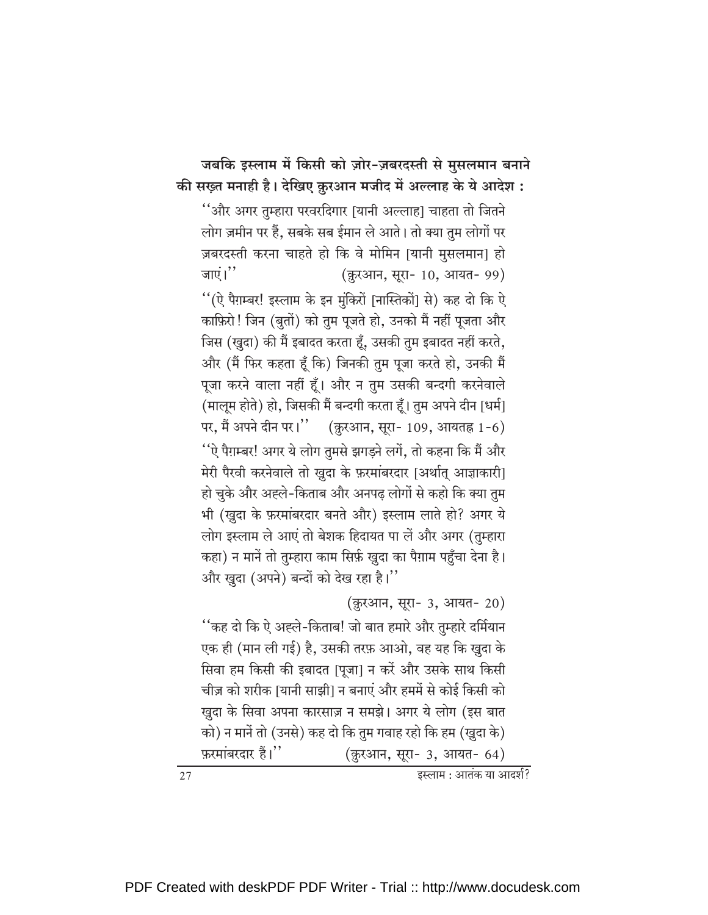**जबकि इस्लाम में किसी को ज़ोर-ज़बरदस्ती से मुसलमान बनाने की सख़्त मनाही है। देखिए क़ुरआन मजीद में अल्लाह के ये आदेश :**

''और अगर तुम्हारा परवरदिगार [यानी अल्लाह] चाहता तो जितने लोग ज़मीन पर हैं, सबके सब ईमान ले आते। तो क्या तुम लोगों पर ज़बरदस्ती करना चाहते हो कि वे मोमिन [यानी मुसलमान] हो जाएं।'' (क़ुरआन, सूरा- 10, आयत- 99)

''(ऐ पैग़म्बर! इस्लाम के इन मुंकिरों [नास्तिकों] से) कह दो कि ऐ काफ़िरो! जिन (बुतों) को तुम पूजते हो, उनको मैं नहीं पूजता और जिस (ख़ुदा) की मैं इबादत करता हूँ, उसकी तुम इबादत नहीं करते, और (मैं फिर कहता हूँ कि) जिनकी तुम पूजा करते हो, उनकी मैं पूजा करने वाला नहीं हूँ। और न तुम उसकी बन्दगी करनेवाले (मालूम होते) हो, जिसकी मैं बन्दगी करता हूँ। तुम अपने दीन [धर्म] पर, मैं अपने दीन पर।'' (क़ुरआन, सूरा- 109, आयतह्न 1-6)

''ऐ पैग़म्बर! अगर ये लोग तुमसे झगड़ने लगें, तो कहना कि मैं और मेरी पैरवी करनेवाले तो ख़ुदा के फ़रमांबरदार [अर्थात् आज्ञाकारी] हो चुके और अह्ले-किताब और अनपढ़ लोगों से कहो कि क्या तुम भी (ख़ुदा के फ़रमांबरदार बनते और) इस्लाम लाते हो? अगर ये लोग इस्लाम ले आएं तो बेशक हिदायत पा लें और अगर (तुम्हारा कहा) न मानें तो तुम्हारा काम सिर्फ़ ख़ुदा का पैग़ाम पहुँचा देना है। और ख़ुदा (अपने) बन्दों को देख रहा है।''

(क़ुरआन, सूरा- 3, आयत- 20)

''कह दो कि ऐ अह्ले-किताब! जो बात हमारे और तुम्हारे दर्मियान एक ही (मान ली गई) है, उसकी तरफ़ आओ, वह यह कि ख़ुदा के सिवा हम किसी की इबादत [पूजा] न करें और उसके साथ किसी चीज़ को शरीक [यानी साझी] न बनाएं और हममें से कोई किसी को ख़ुदा के सिवा अपना कारसाज़ न समझे। अगर ये लोग (इस बात को) न मानें तो (उनसे) कह दो कि तुम गवाह रहो कि हम (ख़ुदा के) फ़रमांबरदार हैं।'' (क़ुरआन, सूरा- 3, आयत- 64)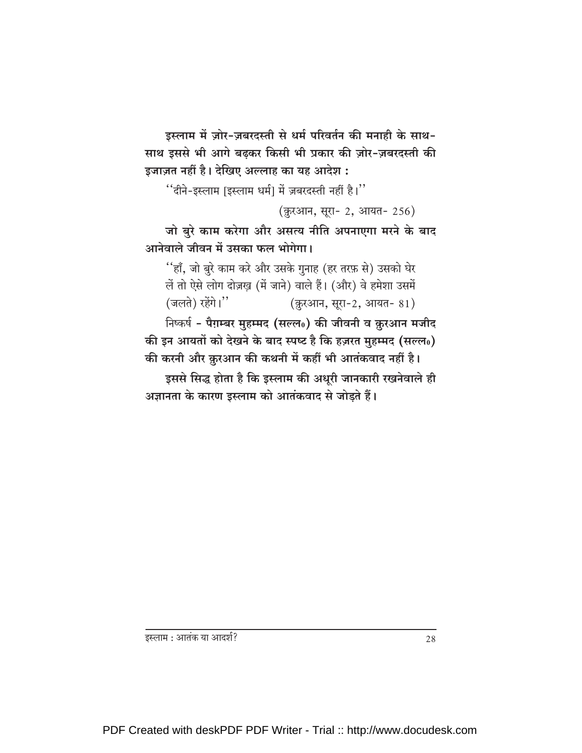**इस्लाम में ज़ोर-ज़बरदस्ती से धर्म परिवर्तन की मनाही के साथ-साथ इससे भी आगे बढ़कर किसी भी प्रकार की ज़ोर-ज़बरदस्ती की इजाज़त नहीं है। देखिए अल्लाह का यह आदेश :**

''दीने-इस्लाम [इस्लाम धर्म] में ज़बरदस्ती नहीं है।''

(क़ुरआन, सूरा- 2, आयत- 256)

**जो बुरे काम करेगा और असत्य नीति अपनाएगा मरने के बाद आनेवाले जीवन में उसका फल भोगेगा।**

''हाँ, जो बुरे काम करे और उसके गुनाह (हर तरफ़ से) उसको घेर लें तो ऐसे लोग दोज़ख़ (में जाने) वाले हैं। (और) वे हमेशा उसमें (जलते) रहेंगे।'' (क़ुरआन, सूरा-2, आयत- 81)

निष्कर्ष - **पैग़म्बर मुहम्मद (सल्ल०) की जीवनी व क़ुरआन मजीद की इन आयतों को देखने के बाद स्पष्ट है कि हज़रत मुहम्मद (सल्ल०) की करनी और क़ुरआन की कथनी में कहीं भी आतंकवाद नहीं है।**

**इससे सिद्ध होता है कि इस्लाम की अधूरी जानकारी रखनेवाले ही अज्ञानता के कारण इस्लाम को आतंकवाद से जोड़ते हैं।**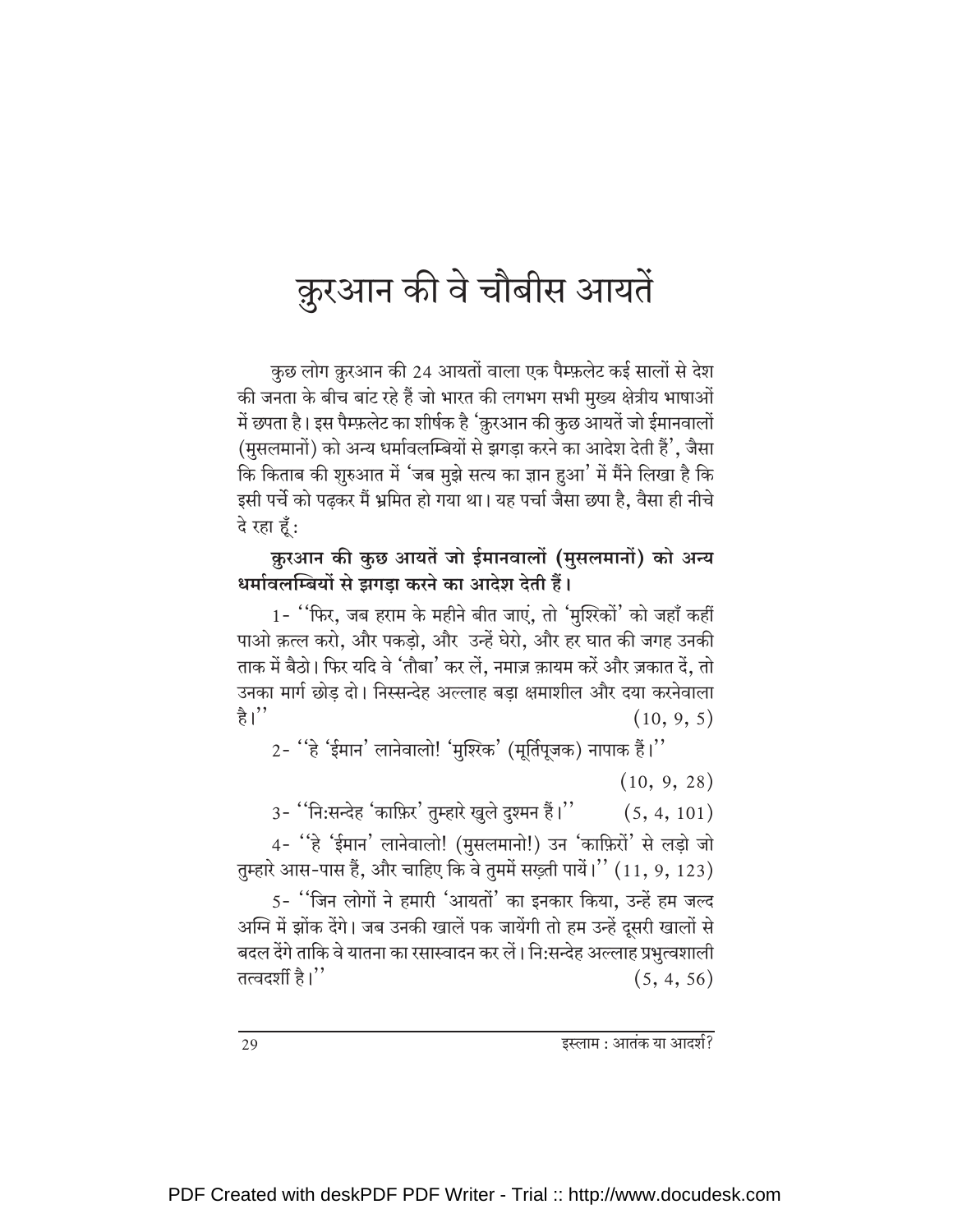# क़ुरआन की वे चौबीस आयतें

कुछ लोग क़ुरआन की 24 आयतों वाला एक पैम्फ़लेट कई सालों से देश की जनता के बीच बांट रहे हैं जो भारत की लगभग सभी मुख्य क्षेत्रीय भाषाओं में छपता है। इस पैम्फ़लेट का शीर्षक है 'क़ुरआन की कुछ आयतें जो ईमानवालों (मुसलमानों) को अन्य धर्मावलम्बियों से झगड़ा करने का आदेश देती हैं', जैसा कि किताब की शुरुआत में 'जब मुझे सत्य का ज्ञान हुआ' में मैंने लिखा है कि इसी पर्चे को पढ़कर मैं भ्रमित हो गया था। यह पर्चा जैसा छपा है, वैसा ही नीचे दे रहा हूँ:

**क़ुरआन की कुछ आयतें जो ईमानवालों (मुसलमानों) को अन्य धर्मावलम्बियों से झगड़ा करने का आदेश देती हैं।**

1- ''फिर, जब हराम के महीने बीत जाएं, तो 'मुश्रिकों' को जहाँ कहीं पाओ क़त्ल करो, और पकड़ो, और उन्हें घेरो, और हर घात की जगह उनकी ताक में बैठो। फिर यदि वे 'तौबा' कर लें, नमाज़ क़ायम करें और ज़कात दें, तो उनका मार्ग छोड़ दो। निस्सन्देह अल्लाह बड़ा क्षमाशील और दया करनेवाला है।'' (10, 9, 5)

2- ''हे 'ईमान' लानेवालो! 'मुश्रिक' (मूर्तिपूजक) नापाक हैं।'' (10, 9, 28)

3- ''निःसन्देह 'काफ़िर' तुम्हारे खुले दुश्मन हैं।'' (5, 4, 101)

4- ''हे 'ईमान' लानेवालो! (मुसलमानो!) उन 'काफ़िरों' से लड़ो जो तुम्हारे आस-पास हैं, और चाहिए कि वे तुममें सख़्ती पायें।'' (11, 9, 123)

5- ''जिन लोगों ने हमारी 'आयतों' का इनकार किया, उन्हें हम जल्द अग्नि में झोंक देंगे। जब उनकी खालें पक जायेंगी तो हम उन्हें दूसरी खालों से बदल देंगे ताकि वे यातना का रसास्वादन कर लें। निःसन्देह अल्लाह प्रभुत्वशाली तत्वदर्शी है।'' (5, 4, 56)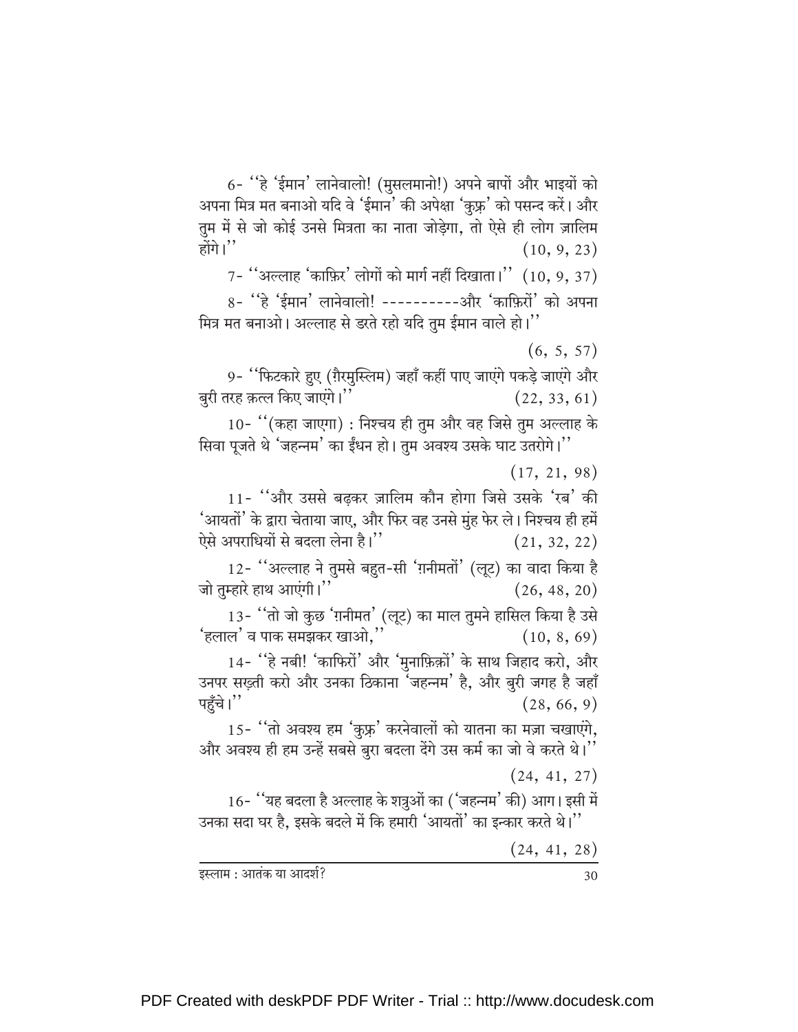6- ''हे 'ईमान' लानेवालो! (मुसलमानो!) अपने बापों और भाइयों को अपना मित्र मत बनाओ यदि वे 'ईमान' की अपेक्षा 'कुफ़्र' को पसन्द करें। और तुम में से जो कोई उनसे मित्रता का नाता जोड़ेगा, तो ऐसे ही लोग ज़ालिम होंगे।'' (10, 9, 23)

7- ''अल्लाह 'काफ़िर' लोगों को मार्ग नहीं दिखाता।'' (10, 9, 37)

8- ''हे 'ईमान' लानेवालो! ----------और 'काफ़िरों' को अपना मित्र मत बनाओ। अल्लाह से डरते रहो यदि तुम ईमान वाले हो।''

(6, 5, 57)

9- ''फिटकारे हुए (ग़ैरमुस्लिम) जहाँ कहीं पाए जाएंगे पकड़े जाएंगे और बुरी तरह क़त्ल किए जाएंगे।'' (22, 33, 61)

10- ''(कहा जाएगा) : निश्चय ही तुम और वह जिसे तुम अल्लाह के सिवा पूजते थे 'जहन्नम' का ईंधन हो। तुम अवश्य उसके घाट उतरोगे।''

(17, 21, 98)

11- ''और उससे बढ़कर ज़ालिम कौन होगा जिसे उसके 'रब' की 'आयतों' के द्वारा चेताया जाए, और फिर वह उनसे मुंह फेर ले। निश्चय ही हमें ऐसे अपराधियों से बदला लेना है।'' (21, 32, 22)

12- ''अल्लाह ने तुमसे बहुत-सी 'ग़नीमतों' (लूट) का वादा किया है जो तुम्हारे हाथ आएंगी।'' (26, 48, 20)

13- ''तो जो कुछ 'ग़नीमत' (लूट) का माल तुमने हासिल किया है उसे 'हलाल' व पाक समझकर खाओ,'' (10, 8, 69)

14- ''हे नबी! 'काफिरों' और 'मुनाफ़िक़ों' के साथ जिहाद करो, और उनपर सख़्ती करो और उनका ठिकाना 'जहन्नम' है, और बुरी जगह है जहाँ पहुँचे।'' (28, 66, 9)

15- ''तो अवश्य हम 'कुफ़्र' करनेवालों को यातना का मज़ा चखाएंगे, और अवश्य ही हम उन्हें सबसे बुरा बदला देंगे उस कर्म का जो वे करते थे।''

(24, 41, 27)

16- ''यह बदला है अल्लाह के शत्रुओं का ('जहन्नम' की) आग। इसी में उनका सदा घर है, इसके बदले में कि हमारी 'आयतों' का इन्कार करते थे।''

(24, 41, 28)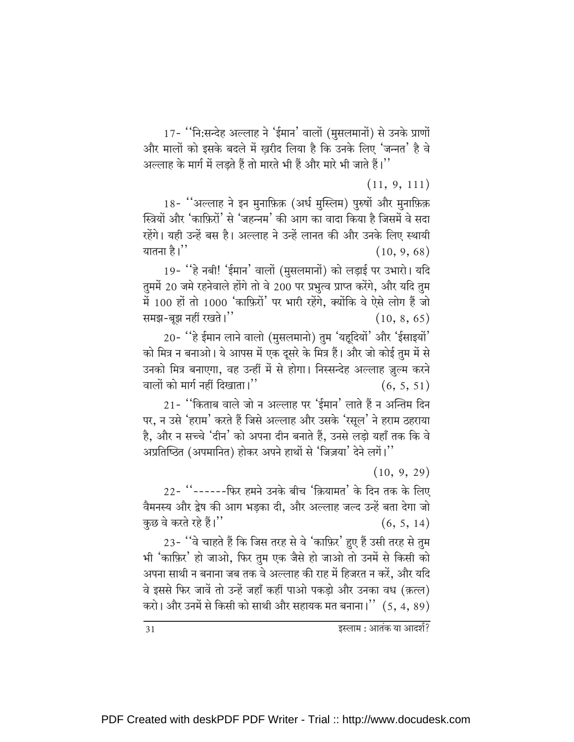17- ''नि:सन्देह अल्लाह ने 'ईमान' वालों (मुसलमानों) से उनके प्राणों और मालों को इसके बदले में ख़रीद लिया है कि उनके लिए 'जन्नत' है वे अल्लाह के मार्ग में लड़ते हैं तो मारते भी हैं और मारे भी जाते हैं।''

(11, 9, 111)

18- ''अल्लाह ने इन मुनाफ़िक़ (अर्ध मुस्लिम) पुरुषों और मुनाफ़िक़ स्त्रियों और 'काफ़िरों' से 'जहन्नम' की आग का वादा किया है जिसमें वे सदा रहेंगे। यही उन्हें बस है। अल्लाह ने उन्हें लानत की और उनके लिए स्थायी यातना है।'' (10, 9, 68)

19- ''हे नबी! 'ईमान' वालों (मुसलमानों) को लड़ाई पर उभारो। यदि तुममें 20 जमे रहनेवाले होंगे तो वे 200 पर प्रभुत्व प्राप्त करेंगे, और यदि तुम में 100 हों तो 1000 'काफ़िरों' पर भारी रहेंगे, क्योंकि वे ऐसे लोग हैं जो समझ-बूझ नहीं रखते।'' (10, 8, 65)

20- ''हे ईमान लाने वालो (मुसलमानो) तुम 'यहूदियों' और 'ईसाइयों' को मित्र न बनाओ। ये आपस में एक दूसरे के मित्र हैं। और जो कोई तुम में से उनको मित्र बनाएगा, वह उन्हीं में से होगा। निस्सन्देह अल्लाह ज़ुल्म करने वालों को मार्ग नहीं दिखाता।'' (6, 5, 51)

21- ''किताब वाले जो न अल्लाह पर 'ईमान' लाते हैं न अन्तिम दिन पर, न उसे 'हराम' करते हैं जिसे अल्लाह और उसके 'रसूल' ने हराम ठहराया है, और न सच्चे 'दीन' को अपना दीन बनाते हैं, उनसे लड़ो यहाँ तक कि वे अप्रतिष्ठित (अपमानित) होकर अपने हाथों से 'जिज़या' देने लगें।''

(10, 9, 29)

22- ''------फिर हमने उनके बीच 'क़ियामत' के दिन तक के लिए वैमनस्य और द्वेष की आग भड़का दी, और अल्लाह जल्द उन्हें बता देगा जो कुछ वे करते रहे हैं।'' (6, 5, 14)

23- ''वे चाहते हैं कि जिस तरह से वे 'काफ़िर' हुए हैं उसी तरह से तुम भी 'काफ़िर' हो जाओ, फिर तुम एक जैसे हो जाओ तो उनमें से किसी को अपना साथी न बनाना जब तक वे अल्लाह की राह में हिजरत न करें, और यदि वे इससे फिर जावें तो उन्हें जहाँ कहीं पाओ पकड़ो और उनका वध (क़त्ल) करो। और उनमें से किसी को साथी और सहायक मत बनाना।'' (5, 4, 89)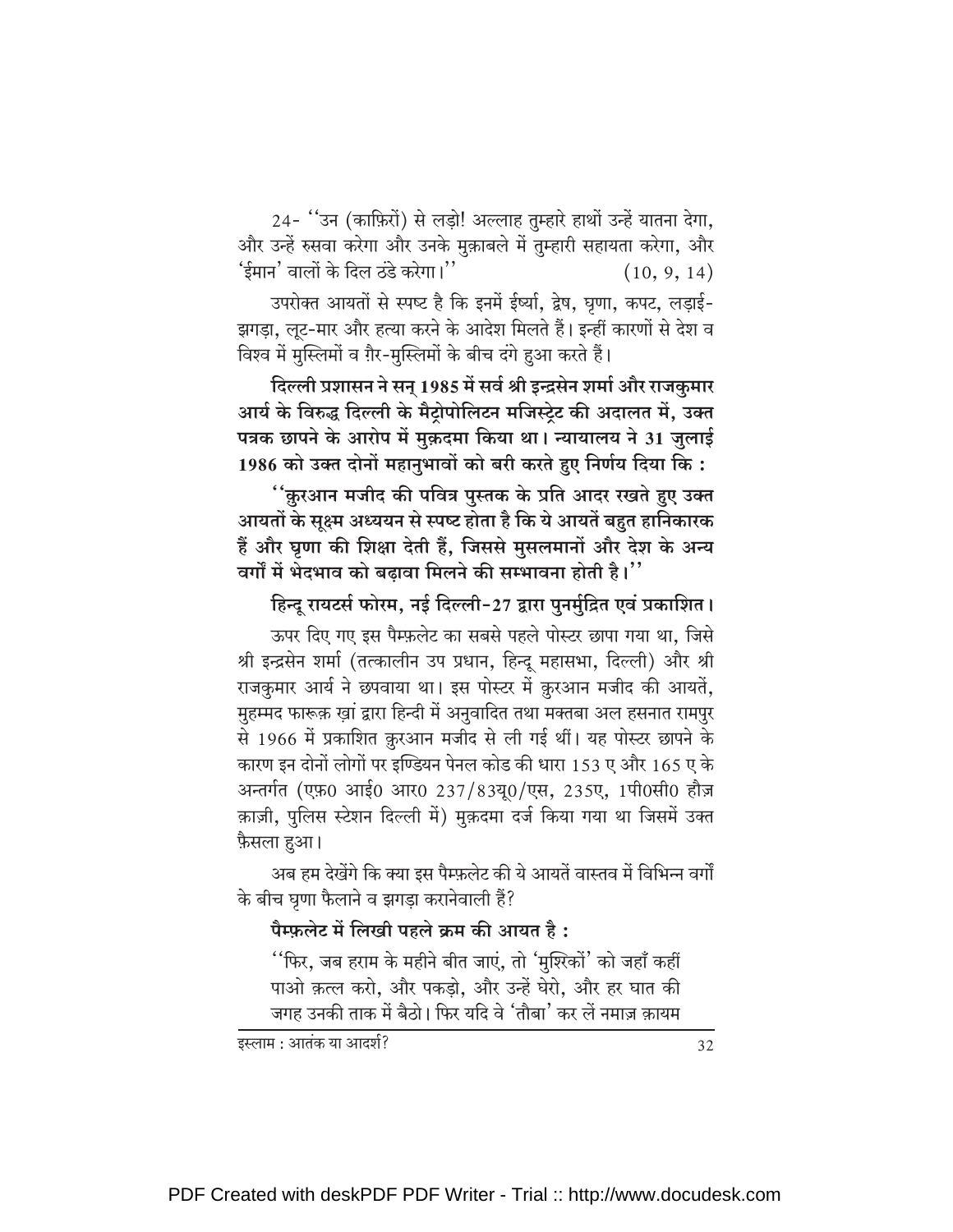24- ''उन (काफ़िरों) से लड़ो! अल्लाह तुम्हारे हाथों उन्हें यातना देगा, और उन्हें रुसवा करेगा और उनके मुक़ाबले में तुम्हारी सहायता करेगा, और 'ईमान' वालों के दिल ठंडे करेगा।'' (10, 9, 14)

उपरोक्त आयतों से स्पष्ट है कि इनमें ईर्ष्या, द्वेष, घृणा, कपट, लड़ाई-झगड़ा, लूट-मार और हत्या करने के आदेश मिलते हैं। इन्हीं कारणों से देश व विश्व में मुस्लिमों व ग़ैर-मुस्लिमों के बीच दंगे हुआ करते हैं।

**दिल्ली प्रशासन ने सन् 1985 में सर्व श्री इन्द्रसेन शर्मा और राजकुमार आर्य के विरुद्ध दिल्ली के मैट्रोपोलिटन मजिस्ट्रेट की अदालत में, उक्त पत्रक छापने के आरोप में मुक़दमा किया था। न्यायालय ने 31 जुलाई 1986 को उक्त दोनों महानुभावों को बरी करते हुए निर्णय दिया कि :**

**''क़ुरआन मजीद की पवित्र पुस्तक के प्रति आदर रखते हुए उक्त आयतों के सूक्ष्म अध्ययन से स्पष्ट होता है कि ये आयतें बहुत हानिकारक हैं और घृणा की शिक्षा देती हैं, जिससे मुसलमानों और देश के अन्य वर्गों में भेदभाव को बढ़ावा मिलने की सम्भावना होती है।''**

**हिन्दू रायटर्स फोरम, नई दिल्ली-27 द्वारा पुनर्मुद्रित एवं प्रकाशित।**

ऊपर दिए गए इस पैम्फ़लेट का सबसे पहले पोस्टर छापा गया था, जिसे श्री इन्द्रसेन शर्मा (तत्कालीन उप प्रधान, हिन्दू महासभा, दिल्ली) और श्री राजकुमार आर्य ने छपवाया था। इस पोस्टर में क़ुरआन मजीद की आयतें, मुहम्मद फारूक़ ख़ां द्वारा हिन्दी में अनुवादित तथा मक्तबा अल हसनात रामपुर से 1966 में प्रकाशित क़ुरआन मजीद से ली गई थीं। यह पोस्टर छापने के कारण इन दोनों लोगों पर इण्डियन पेनल कोड की धारा 153 ए और 165 ए के अन्तर्गत (एफ़0 आई0 आर0 237/83यू0/एस, 235ए, 1पी0सी0 हौज़ क़ाज़ी, पुलिस स्टेशन दिल्ली में) मुक़दमा दर्ज किया गया था जिसमें उक्त फ़ैसला हुआ।

अब हम देखेंगे कि क्या इस पैम्फ़लेट की ये आयतें वास्तव में विभिन्न वर्गों के बीच घृणा फैलाने व झगड़ा करानेवाली हैं?

**पैम्फ़लेट में लिखी पहले क्रम की आयत है :**

''फिर, जब हराम के महीने बीत जाएं, तो 'मुश्रिकों' को जहाँ कहीं पाओ क़त्ल करो, और पकड़ो, और उन्हें घेरो, और हर घात की जगह उनकी ताक में बैठो। फिर यदि वे 'तौबा' कर लें नमाज़ क़ायम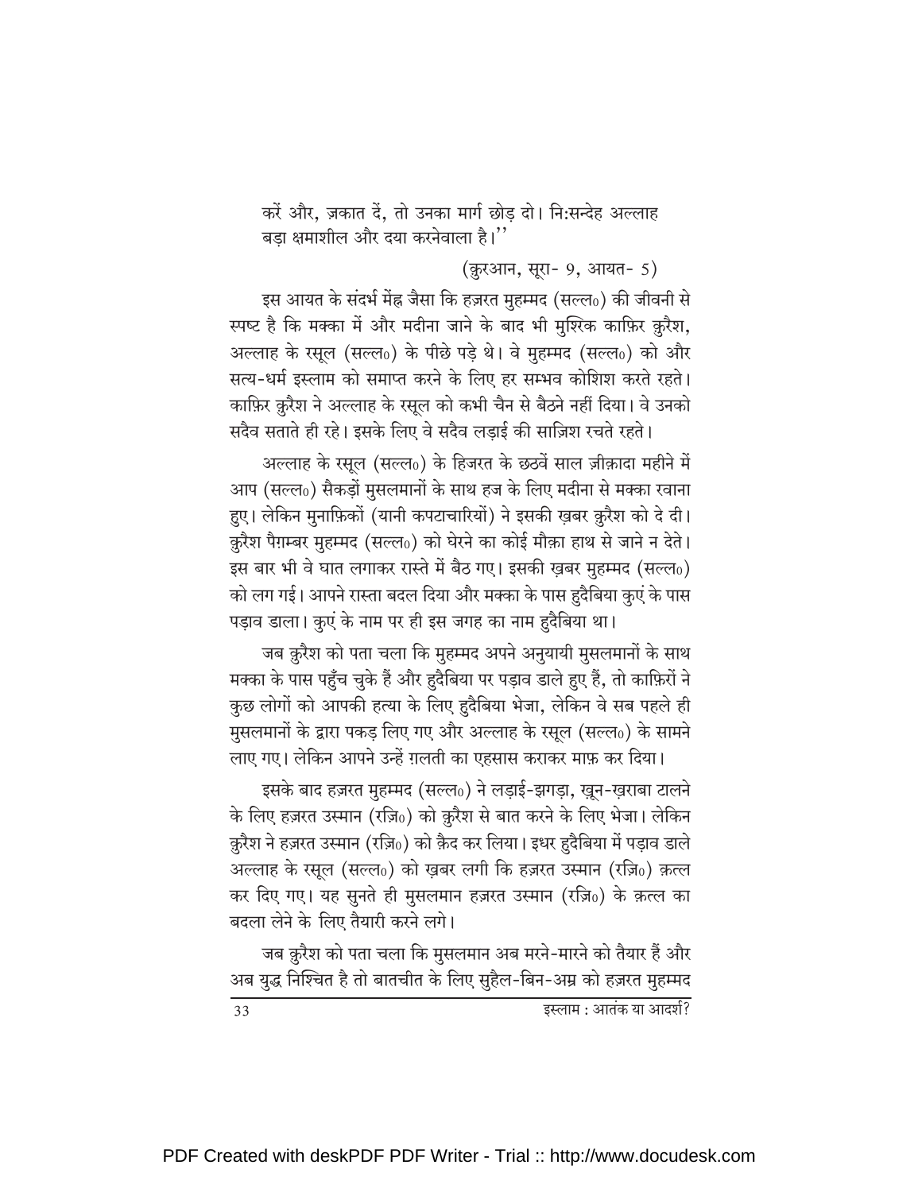करें और, ज़कात दें, तो उनका मार्ग छोड़ दो। निःसन्देह अल्लाह बड़ा क्षमाशील और दया करनेवाला है।''

(क़ुरआन, सूरा- 9, आयत- 5)

इस आयत के संदर्भ मेंह्व जैसा कि हज़रत मुहम्मद (सल्ल०) की जीवनी से स्पष्ट है कि मक्का में और मदीना जाने के बाद भी मुश्रिक काफ़िर क़ुरैश, अल्लाह के रसूल (सल्ल०) के पीछे पड़े थे। वे मुहम्मद (सल्ल०) को और सत्य-धर्म इस्लाम को समाप्त करने के लिए हर सम्भव कोशिश करते रहते। काफ़िर क़ुरैश ने अल्लाह के रसूल को कभी चैन से बैठने नहीं दिया। वे उनको सदैव सताते ही रहे। इसके लिए वे सदैव लड़ाई की साज़िश रचते रहते।

अल्लाह के रसूल (सल्ल०) के हिजरत के छठवें साल ज़ीक़ादा महीने में आप (सल्ल०) सैकड़ों मुसलमानों के साथ हज के लिए मदीना से मक्का रवाना हुए। लेकिन मुनाफ़िक़ों (यानी कपटाचारियों) ने इसकी ख़बर क़ुरैश को दे दी। क़ुरैश पैग़म्बर मुहम्मद (सल्ल०) को घेरने का कोई मौक़ा हाथ से जाने न देते। इस बार भी वे घात लगाकर रास्ते में बैठ गए। इसकी ख़बर मुहम्मद (सल्ल०) को लग गई। आपने रास्ता बदल दिया और मक्का के पास हुदैबिया कुएं के पास पड़ाव डाला। कुएं के नाम पर ही इस जगह का नाम हुदैबिया था।

जब क़ुरैश को पता चला कि मुहम्मद अपने अनुयायी मुसलमानों के साथ मक्का के पास पहुँच चुके हैं और हुदैबिया पर पड़ाव डाले हुए हैं, तो काफ़िरों ने कुछ लोगों को आपकी हत्या के लिए हुदैबिया भेजा, लेकिन वे सब पहले ही मुसलमानों के द्वारा पकड़ लिए गए और अल्लाह के रसूल (सल्ल०) के सामने लाए गए। लेकिन आपने उन्हें ग़लती का एहसास कराकर माफ़ कर दिया।

इसके बाद हज़रत मुहम्मद (सल्ल०) ने लड़ाई-झगड़ा, ख़ून-ख़राबा टालने के लिए हज़रत उस्मान (रज़ि०) को क़ुरैश से बात करने के लिए भेजा। लेकिन क़ुरैश ने हज़रत उस्मान (रज़ि०) को क़ैद कर लिया। इधर हुदैबिया में पड़ाव डाले अल्लाह के रसूल (सल्ल०) को ख़बर लगी कि हज़रत उस्मान (रज़ि०) क़त्ल कर दिए गए। यह सुनते ही मुसलमान हज़रत उस्मान (रज़ि०) के क़त्ल का बदला लेने के लिए तैयारी करने लगे।

जब क़ुरैश को पता चला कि मुसलमान अब मरने-मारने को तैयार हैं और अब युद्ध निश्चित है तो बातचीत के लिए सुहैल-बिन-अम्र को हज़रत मुहम्मद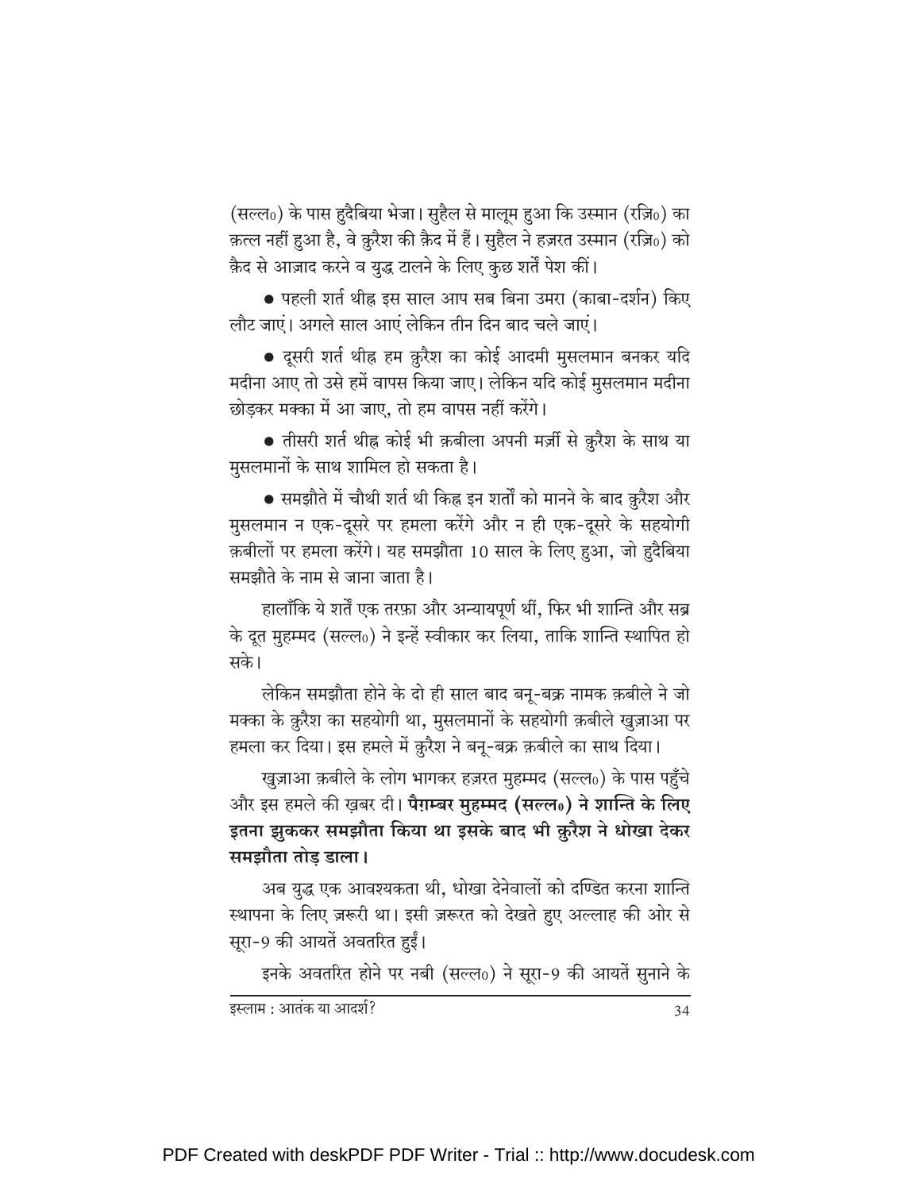(सल्ल०) के पास हुदैबिया भेजा। सुहैल से मालूम हुआ कि उस्मान (रज़ि०) का क़त्ल नहीं हुआ है, वे क़ुरैश की क़ैद में हैं। सुहैल ने हज़रत उस्मान (रज़ि०) को क़ैद से आज़ाद करने व युद्ध टालने के लिए कुछ शर्तें पेश कीं।

- पहली शर्त थीह्न इस साल आप सब बिना उमरा (काबा-दर्शन) किए लौट जाएं। अगले साल आएं लेकिन तीन दिन बाद चले जाएं।

- दूसरी शर्त थीह्न हम क़ुरैश का कोई आदमी मुसलमान बनकर यदि मदीना आए तो उसे हमें वापस किया जाए। लेकिन यदि कोई मुसलमान मदीना छोड़कर मक्का में आ जाए, तो हम वापस नहीं करेंगे।

- तीसरी शर्त थीह्न कोई भी क़बीला अपनी मर्ज़ी से क़ुरैश के साथ या मुसलमानों के साथ शामिल हो सकता है।

- समझौते में चौथी शर्त थी किह्न इन शर्तों को मानने के बाद क़ुरैश और मुसलमान न एक-दूसरे पर हमला करेंगे और न ही एक-दूसरे के सहयोगी क़बीलों पर हमला करेंगे। यह समझौता 10 साल के लिए हुआ, जो हुदैबिया समझौते के नाम से जाना जाता है।

हालाँकि ये शर्तें एक तरफ़ा और अन्यायपूर्ण थीं, फिर भी शान्ति और सब्र के दूत मुहम्मद (सल्ल०) ने इन्हें स्वीकार कर लिया, ताकि शान्ति स्थापित हो सके।

लेकिन समझौता होने के दो ही साल बाद बनू-बक्र नामक क़बीले ने जो मक्का के क़ुरैश का सहयोगी था, मुसलमानों के सहयोगी क़बीले ख़ुज़ाआ पर हमला कर दिया। इस हमले में क़ुरैश ने बनू-बक्र क़बीले का साथ दिया।

ख़ुज़ाआ क़बीले के लोग भागकर हज़रत मुहम्मद (सल्ल०) के पास पहुँचे और इस हमले की ख़बर दी। **पैग़म्बर मुहम्मद (सल्ल०) ने शान्ति के लिए इतना झुककर समझौता किया था इसके बाद भी क़ुरैश ने धोखा देकर समझौता तोड़ डाला।**

अब युद्ध एक आवश्यकता थी, धोखा देनेवालों को दण्डित करना शान्ति स्थापना के लिए ज़रूरी था। इसी ज़रूरत को देखते हुए अल्लाह की ओर से सूरा-9 की आयतें अवतरित हुईं।

इनके अवतरित होने पर नबी (सल्ल०) ने सूरा-9 की आयतें सुनाने के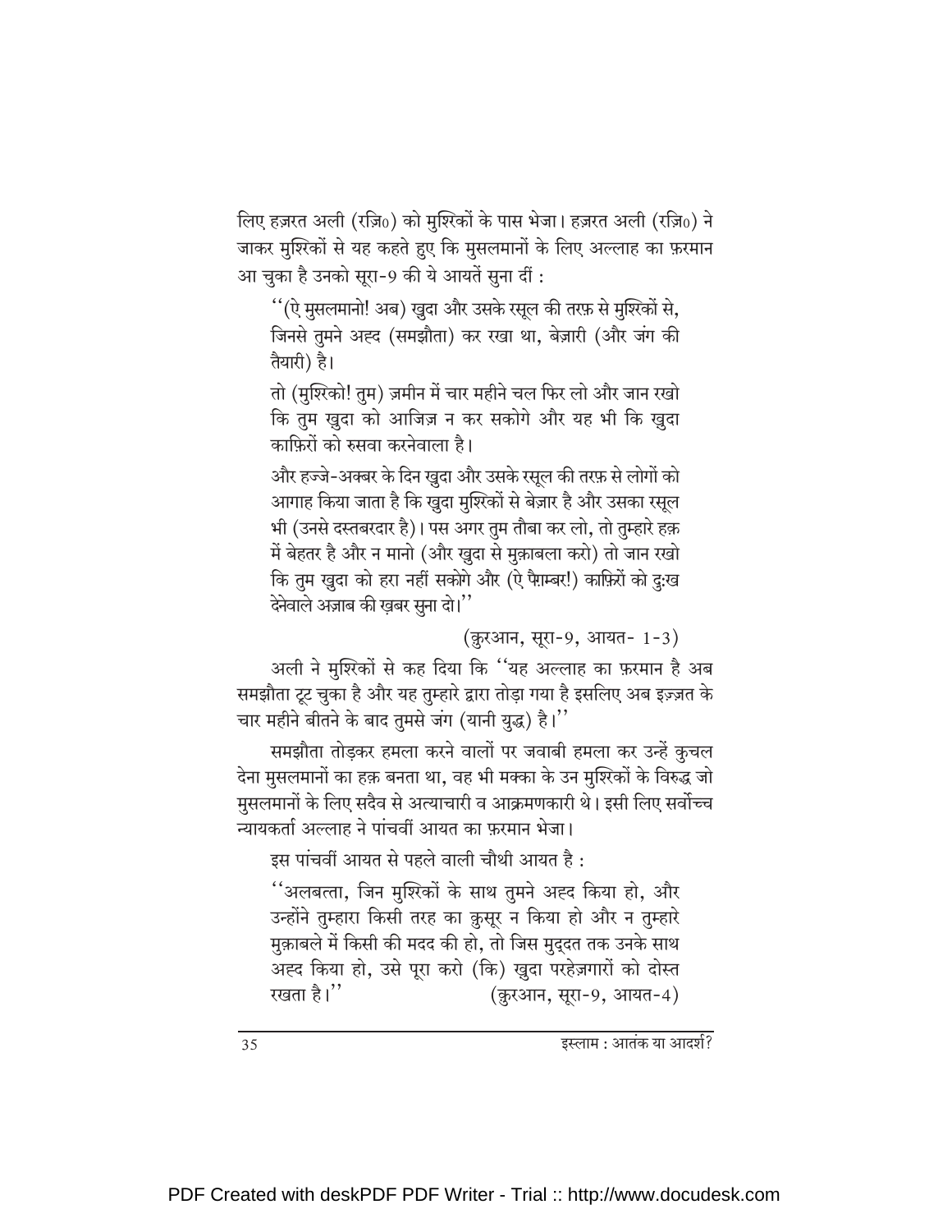लिए हज़रत अली (रज़ि०) को मुश्रिकों के पास भेजा। हज़रत अली (रज़ि०) ने जाकर मुश्रिकों से यह कहते हुए कि मुसलमानों के लिए अल्लाह का फ़रमान आ चुका है उनको सूरा-9 की ये आयतें सुना दीं :

> ''(ऐ मुसलमानो! अब) ख़ुदा और उसके रसूल की तरफ़ से मुश्रिकों से, जिनसे तुमने अह्द (समझौता) कर रखा था, बेज़ारी (और जंग की तैयारी) है।
>
> तो (मुश्रिको! तुम) ज़मीन में चार महीने चल फिर लो और जान रखो कि तुम ख़ुदा को आजिज़ न कर सकोगे और यह भी कि ख़ुदा काफ़िरों को रुसवा करनेवाला है।
>
> और हज्जे-अक्बर के दिन ख़ुदा और उसके रसूल की तरफ़ से लोगों को आगाह किया जाता है कि ख़ुदा मुश्रिकों से बेज़ार है और उसका रसूल भी (उनसे दस्तबरदार है)। पस अगर तुम तौबा कर लो, तो तुम्हारे हक़ में बेहतर है और न मानो (और ख़ुदा से मुक़ाबला करो) तो जान रखो कि तुम ख़ुदा को हरा नहीं सकोगे और (ऐ पैग़म्बर!) काफ़िरों को दुःख देनेवाले अज़ाब की ख़बर सुना दो।''
>
> (क़ुरआन, सूरा-9, आयत- 1-3)

अली ने मुश्रिकों से कह दिया कि ''यह अल्लाह का फ़रमान है अब समझौता टूट चुका है और यह तुम्हारे द्वारा तोड़ा गया है इसलिए अब इज़्ज़त के चार महीने बीतने के बाद तुमसे जंग (यानी युद्ध) है।''

समझौता तोड़कर हमला करने वालों पर जवाबी हमला कर उन्हें कुचल देना मुसलमानों का हक़ बनता था, वह भी मक्का के उन मुश्रिकों के विरुद्ध जो मुसलमानों के लिए सदैव से अत्याचारी व आक्रमणकारी थे। इसी लिए सर्वोच्च न्यायकर्ता अल्लाह ने पांचवीं आयत का फ़रमान भेजा।

इस पांचवीं आयत से पहले वाली चौथी आयत है :

> ''अलबत्ता, जिन मुश्रिकों के साथ तुमने अह्द किया हो, और उन्होंने तुम्हारा किसी तरह का क़ुसूर न किया हो और न तुम्हारे मुक़ाबले में किसी की मदद की हो, तो जिस मुद्दत तक उनके साथ अह्द किया हो, उसे पूरा करो (कि) ख़ुदा परहेज़गारों को दोस्त रखता है।'' (क़ुरआन, सूरा-9, आयत-4)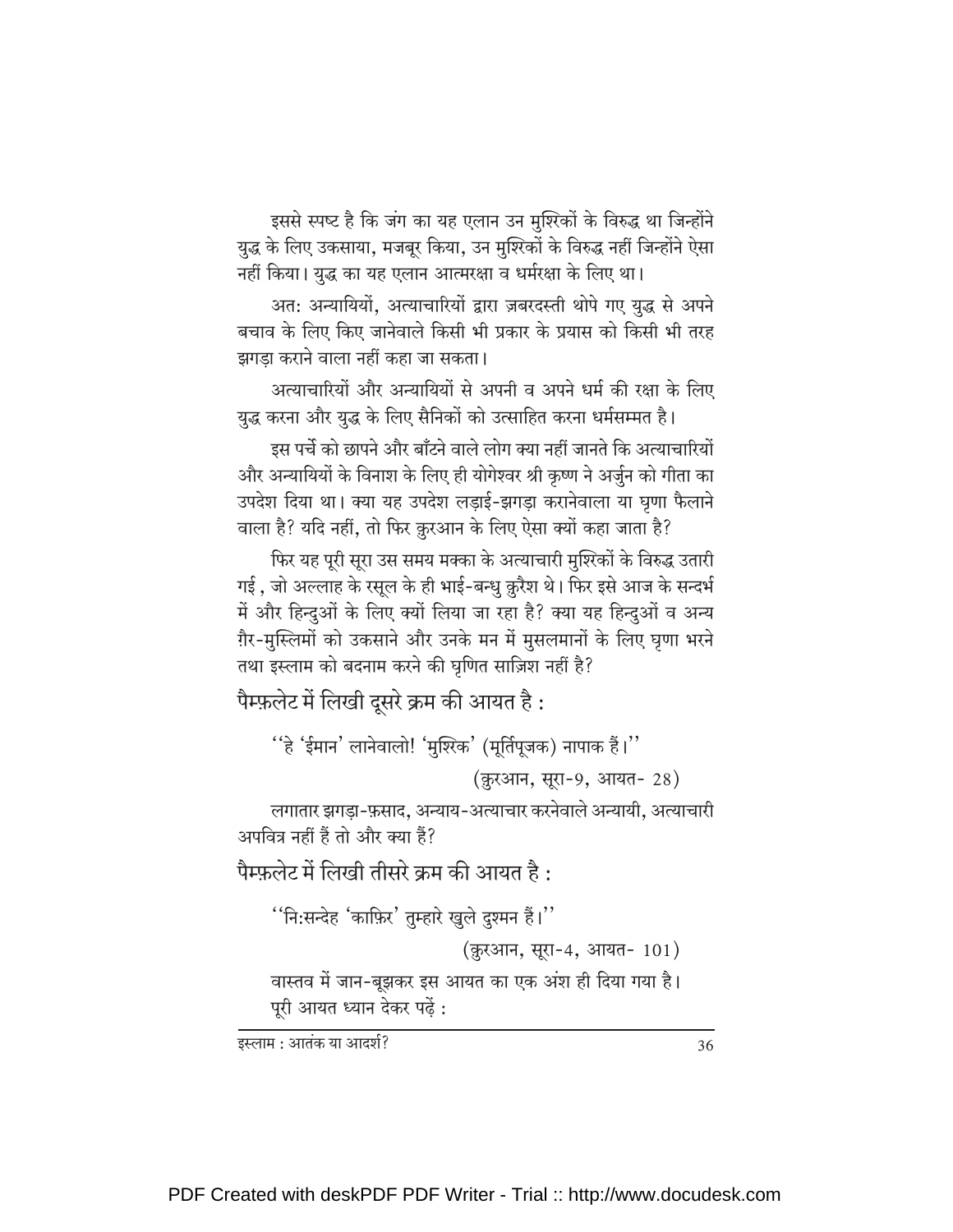इससे स्पष्ट है कि जंग का यह एलान उन मुश्रिकों के विरुद्ध था जिन्होंने युद्ध के लिए उकसाया, मजबूर किया, उन मुश्रिकों के विरुद्ध नहीं जिन्होंने ऐसा नहीं किया। युद्ध का यह एलान आत्मरक्षा व धर्मरक्षा के लिए था।

अत: अन्यायियों, अत्याचारियों द्वारा ज़बरदस्ती थोपे गए युद्ध से अपने बचाव के लिए किए जानेवाले किसी भी प्रकार के प्रयास को किसी भी तरह झगड़ा कराने वाला नहीं कहा जा सकता।

अत्याचारियों और अन्यायियों से अपनी व अपने धर्म की रक्षा के लिए युद्ध करना और युद्ध के लिए सैनिकों को उत्साहित करना धर्मसम्मत है।

इस पर्चे को छापने और बाँटने वाले लोग क्या नहीं जानते कि अत्याचारियों और अन्यायियों के विनाश के लिए ही योगेश्वर श्री कृष्ण ने अर्जुन को गीता का उपदेश दिया था। क्या यह उपदेश लड़ाई-झगड़ा करानेवाला या घृणा फैलाने वाला है? यदि नहीं, तो फिर क़ुरआन के लिए ऐसा क्यों कहा जाता है?

फिर यह पूरी सूरा उस समय मक्का के अत्याचारी मुश्रिकों के विरुद्ध उतारी गई , जो अल्लाह के रसूल के ही भाई-बन्धु क़ुरैश थे। फिर इसे आज के सन्दर्भ में और हिन्दुओं के लिए क्यों लिया जा रहा है? क्या यह हिन्दुओं व अन्य ग़ैर-मुस्लिमों को उकसाने और उनके मन में मुसलमानों के लिए घृणा भरने तथा इस्लाम को बदनाम करने की घृणित साज़िश नहीं है?

### पैम्फ़लेट में लिखी दूसरे क्रम की आयत है :

''हे 'ईमान' लानेवालो! 'मुश्रिक' (मूर्तिपूजक) नापाक हैं।''

(क़ुरआन, सूरा-9, आयत- 28)

लगातार झगड़ा-फ़साद, अन्याय-अत्याचार करनेवाले अन्यायी, अत्याचारी अपवित्र नहीं हैं तो और क्या हैं?

### पैम्फ़लेट में लिखी तीसरे क्रम की आयत है :

''नि:सन्देह 'काफ़िर' तुम्हारे खुले दुश्मन हैं।''

(क़ुरआन, सूरा-4, आयत- 101)

वास्तव में जान-बूझकर इस आयत का एक अंश ही दिया गया है। पूरी आयत ध्यान देकर पढ़ें :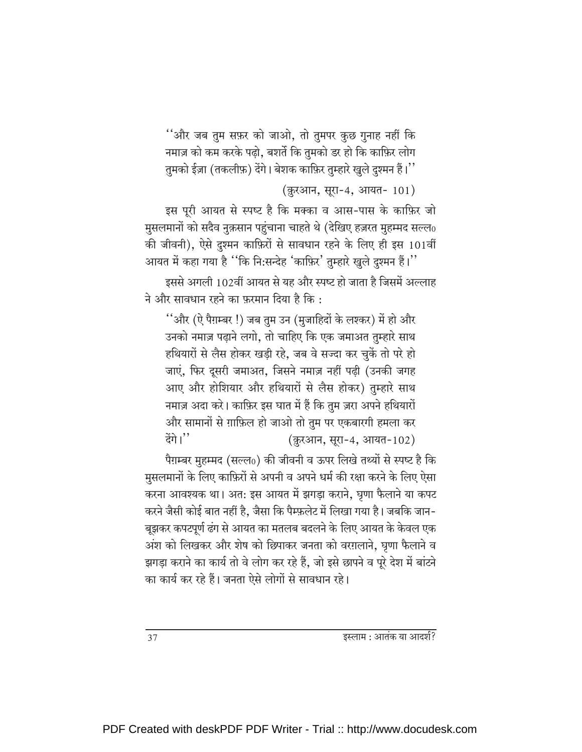"और जब तुम सफ़र को जाओ, तो तुमपर कुछ गुनाह नहीं कि नमाज़ को कम करके पढ़ो, बशर्ते कि तुमको डर हो कि काफ़िर लोग तुमको ईज़ा (तकलीफ़) देंगे। बेशक काफ़िर तुम्हारे खुले दुश्मन हैं।"

(क़ुरआन, सूरा-4, आयत- 101)

इस पूरी आयत से स्पष्ट है कि मक्का व आस-पास के काफ़िर जो मुसलमानों को सदैव नुक़सान पहुंचाना चाहते थे (देखिए हज़रत मुहम्मद सल्ल० की जीवनी), ऐसे दुश्मन काफ़िरों से सावधान रहने के लिए ही इस 101वीं आयत में कहा गया है "कि नि:सन्देह 'काफ़िर' तुम्हारे खुले दुश्मन हैं।"

इससे अगली 102वीं आयत से यह और स्पष्ट हो जाता है जिसमें अल्लाह ने और सावधान रहने का फ़रमान दिया है कि :

"और (ऐ पैग़म्बर !) जब तुम उन (मुजाहिदों के लश्कर) में हो और उनको नमाज़ पढ़ाने लगो, तो चाहिए कि एक जमाअत तुम्हारे साथ हथियारों से लैस होकर खड़ी रहे, जब वे सज्दा कर चुकें तो परे हो जाएं, फिर दूसरी जमाअत, जिसने नमाज़ नहीं पढ़ी (उनकी जगह आए और होशियार और हथियारों से लैस होकर) तुम्हारे साथ नमाज़ अदा करे। काफ़िर इस घात में हैं कि तुम ज़रा अपने हथियारों और सामानों से ग़ाफ़िल हो जाओ तो तुम पर एकबारगी हमला कर देंगे।" (क़ुरआन, सूरा-4, आयत-102)

पैग़म्बर मुहम्मद (सल्ल०) की जीवनी व ऊपर लिखे तथ्यों से स्पष्ट है कि मुसलमानों के लिए काफ़िरों से अपनी व अपने धर्म की रक्षा करने के लिए ऐसा करना आवश्यक था। अत: इस आयत में झगड़ा कराने, घृणा फैलाने या कपट करने जैसी कोई बात नहीं है, जैसा कि पैम्फ़लेट में लिखा गया है। जबकि जान-बूझकर कपटपूर्ण ढंग से आयत का मतलब बदलने के लिए आयत के केवल एक अंश को लिखकर और शेष को छिपाकर जनता को वरग़लाने, घृणा फैलाने व झगड़ा कराने का कार्य तो वे लोग कर रहे हैं, जो इसे छापने व पूरे देश में बांटने का कार्य कर रहे हैं। जनता ऐसे लोगों से सावधान रहे।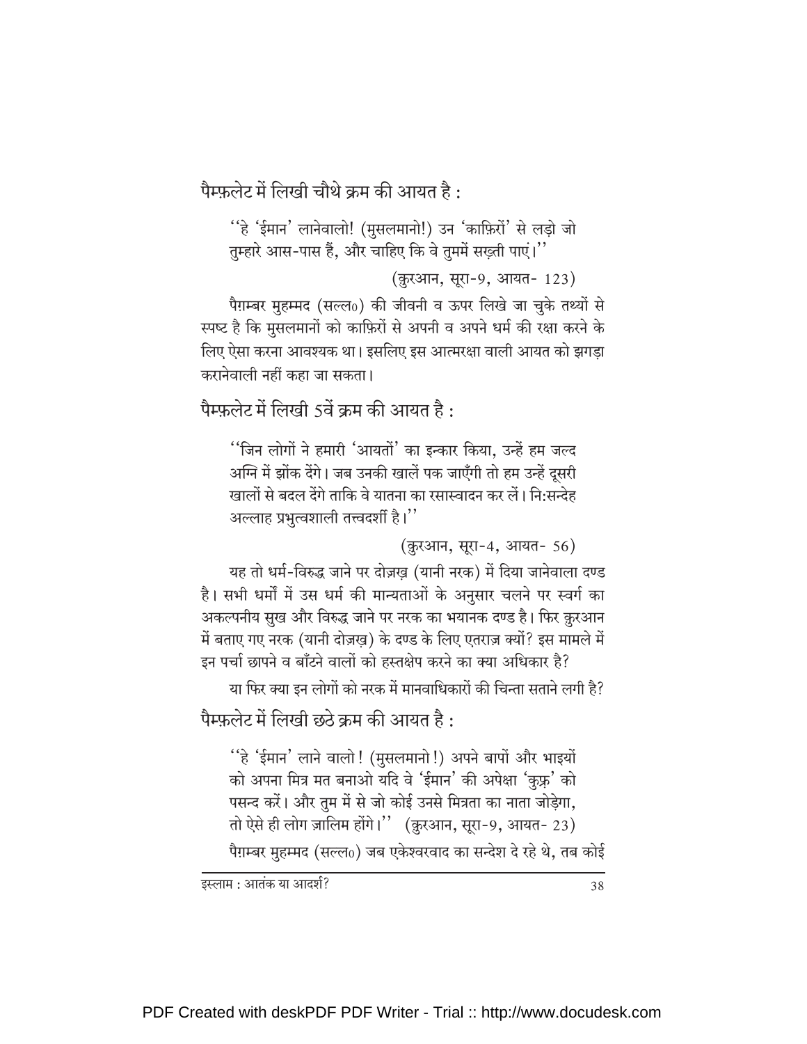पैम्फ़लेट में लिखी चौथे क्रम की आयत है :

> ''हे 'ईमान' लानेवालो! (मुसलमानो!) उन 'काफ़िरों' से लड़ो जो तुम्हारे आस-पास हैं, और चाहिए कि वे तुममें सख़्ती पाएं।''
>
> (क़ुरआन, सूरा-9, आयत- 123)

पैग़म्बर मुहम्मद (सल्ल०) की जीवनी व ऊपर लिखे जा चुके तथ्यों से स्पष्ट है कि मुसलमानों को काफ़िरों से अपनी व अपने धर्म की रक्षा करने के लिए ऐसा करना आवश्यक था। इसलिए इस आत्मरक्षा वाली आयत को झगड़ा करानेवाली नहीं कहा जा सकता।

पैम्फ़लेट में लिखी 5वें क्रम की आयत है :

> ''जिन लोगों ने हमारी 'आयतों' का इन्कार किया, उन्हें हम जल्द अग्नि में झोंक देंगे। जब उनकी खालें पक जाएँगी तो हम उन्हें दूसरी खालों से बदल देंगे ताकि वे यातना का रसास्वादन कर लें। निःसन्देह अल्लाह प्रभुत्वशाली तत्त्वदर्शी है।''
>
> (क़ुरआन, सूरा-4, आयत- 56)

यह तो धर्म-विरुद्ध जाने पर दोज़ख़ (यानी नरक) में दिया जानेवाला दण्ड है। सभी धर्मों में उस धर्म की मान्यताओं के अनुसार चलने पर स्वर्ग का अकल्पनीय सुख और विरुद्ध जाने पर नरक का भयानक दण्ड है। फिर क़ुरआन में बताए गए नरक (यानी दोज़ख़) के दण्ड के लिए एतराज़ क्यों? इस मामले में इन पर्चा छापने व बाँटने वालों को हस्तक्षेप करने का क्या अधिकार है?

या फिर क्या इन लोगों को नरक में मानवाधिकारों की चिन्ता सताने लगी है?

पैम्फ़लेट में लिखी छठे क्रम की आयत है :

> ''हे 'ईमान' लाने वालो ! (मुसलमानो !) अपने बापों और भाइयों को अपना मित्र मत बनाओ यदि वे 'ईमान' की अपेक्षा 'कुफ़्र' को पसन्द करें। और तुम में से जो कोई उनसे मित्रता का नाता जोड़ेगा, तो ऐसे ही लोग ज़ालिम होंगे।'' (क़ुरआन, सूरा-9, आयत- 23)

पैग़म्बर मुहम्मद (सल्ल०) जब एकेश्वरवाद का सन्देश दे रहे थे, तब कोई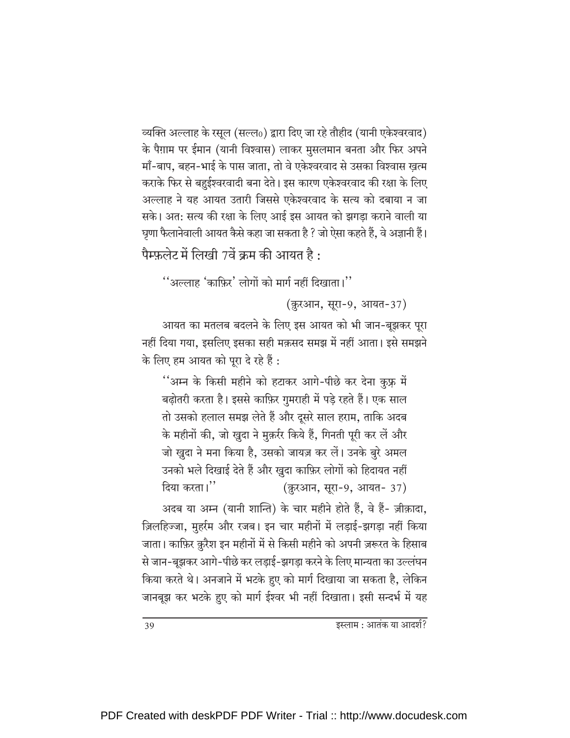व्यक्ति अल्लाह के रसूल (सल्ल०) द्वारा दिए जा रहे तौहीद (यानी एकेश्वरवाद) के पैग़ाम पर ईमान (यानी विश्वास) लाकर मुसलमान बनता और फिर अपने माँ-बाप, बहन-भाई के पास जाता, तो वे एकेश्वरवाद से उसका विश्वास ख़त्म कराके फिर से बहुईश्वरवादी बना देते। इस कारण एकेश्वरवाद की रक्षा के लिए अल्लाह ने यह आयत उतारी जिससे एकेश्वरवाद के सत्य को दबाया न जा सके। अत: सत्य की रक्षा के लिए आई इस आयत को झगड़ा कराने वाली या घृणा फैलानेवाली आयत कैसे कहा जा सकता है ? जो ऐसा कहते हैं, वे अज्ञानी हैं।

### पैम्फ़लेट में लिखी 7वें क्रम की आयत है :

''अल्लाह 'काफ़िर' लोगों को मार्ग नहीं दिखाता।''

(क़ुरआन, सूरा-9, आयत-37)

आयत का मतलब बदलने के लिए इस आयत को भी जान-बूझकर पूरा नहीं दिया गया, इसलिए इसका सही मक़सद समझ में नहीं आता। इसे समझने के लिए हम आयत को पूरा दे रहे हैं :

> ''अम्न के किसी महीने को हटाकर आगे-पीछे कर देना कुफ़्र में बढ़ोतरी करता है। इससे काफ़िर गुमराही में पड़े रहते हैं। एक साल तो उसको हलाल समझ लेते हैं और दूसरे साल हराम, ताकि अदब के महीनों की, जो ख़ुदा ने मुक़र्रर किये हैं, गिनती पूरी कर लें और जो ख़ुदा ने मना किया है, उसको जायज़ कर लें। उनके बुरे अमल उनको भले दिखाई देते हैं और ख़ुदा काफ़िर लोगों को हिदायत नहीं दिया करता।'' (क़ुरआन, सूरा-9, आयत- 37)

अदब या अम्न (यानी शान्ति) के चार महीने होते हैं, वे हैं- ज़ीक़ादा, ज़िलहिज्जा, मुहर्रम और रजब। इन चार महीनों में लड़ाई-झगड़ा नहीं किया जाता। काफ़िर क़ुरैश इन महीनों में से किसी महीने को अपनी ज़रूरत के हिसाब से जान-बूझकर आगे-पीछे कर लड़ाई-झगड़ा करने के लिए मान्यता का उल्लंघन किया करते थे। अनजाने में भटके हुए को मार्ग दिखाया जा सकता है, लेकिन जानबूझ कर भटके हुए को मार्ग ईश्वर भी नहीं दिखाता। इसी सन्दर्भ में यह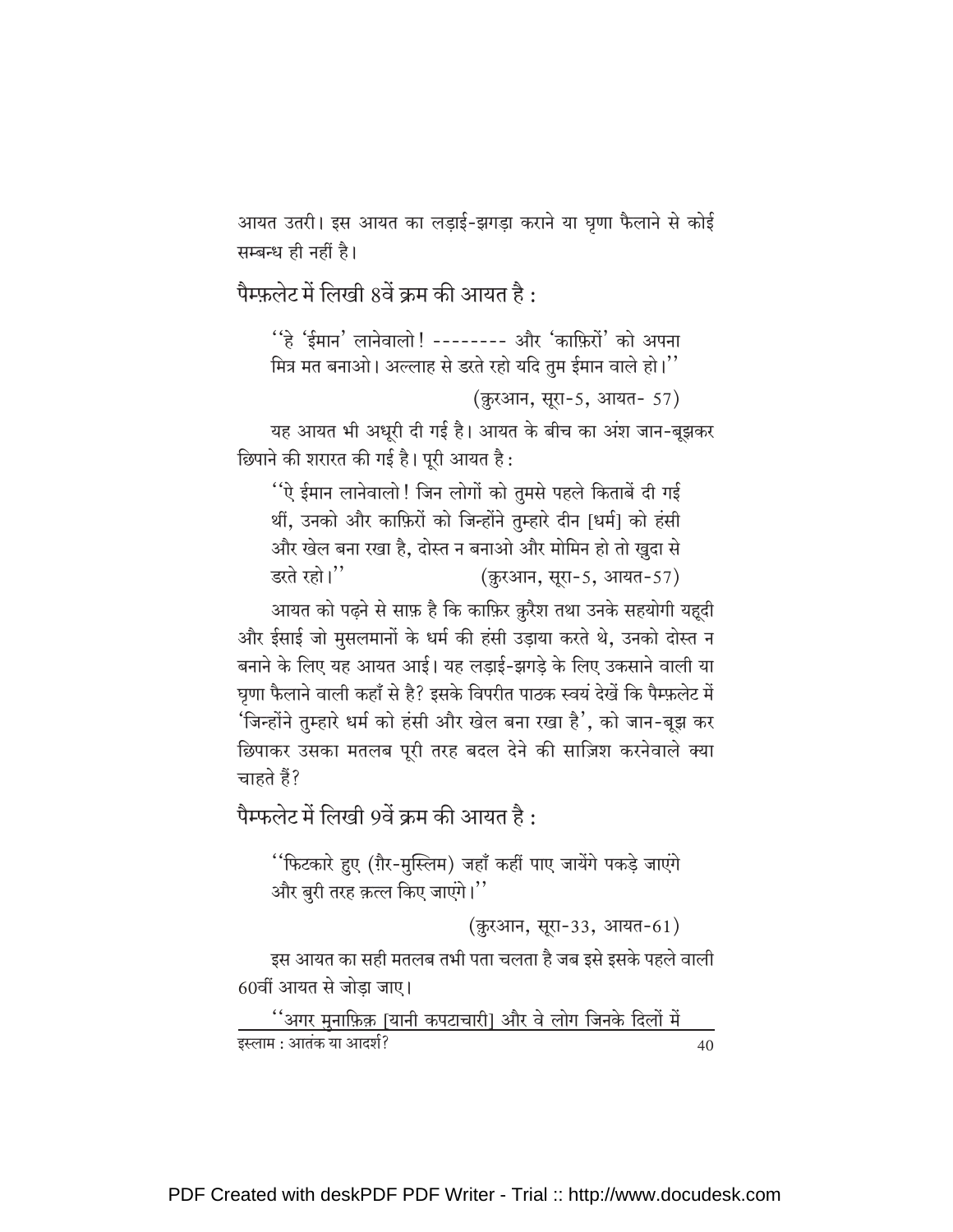आयत उतरी। इस आयत का लड़ाई-झगड़ा कराने या घृणा फैलाने से कोई सम्बन्ध ही नहीं है।

### पैम्फ़लेट में लिखी 8वें क्रम की आयत है :

> ''हे 'ईमान' लानेवालो! -------- और 'काफ़िरों' को अपना मित्र मत बनाओ। अल्लाह से डरते रहो यदि तुम ईमान वाले हो।''
>
> (क़ुरआन, सूरा-5, आयत- 57)

यह आयत भी अधूरी दी गई है। आयत के बीच का अंश जान-बूझकर छिपाने की शरारत की गई है। पूरी आयत है :

> ''ऐ ईमान लानेवालो! जिन लोगों को तुमसे पहले किताबें दी गई थीं, उनको और काफ़िरों को जिन्होंने तुम्हारे दीन [धर्म] को हंसी और खेल बना रखा है, दोस्त न बनाओ और मोमिन हो तो ख़ुदा से डरते रहो।'' (क़ुरआन, सूरा-5, आयत-57)

आयत को पढ़ने से साफ़ है कि काफ़िर क़ुरैश तथा उनके सहयोगी यहूदी और ईसाई जो मुसलमानों के धर्म की हंसी उड़ाया करते थे, उनको दोस्त न बनाने के लिए यह आयत आई। यह लड़ाई-झगड़े के लिए उकसाने वाली या घृणा फैलाने वाली कहाँ से है? इसके विपरीत पाठक स्वयं देखें कि पैम्फ़लेट में 'जिन्होंने तुम्हारे धर्म को हंसी और खेल बना रखा है', को जान-बूझ कर छिपाकर उसका मतलब पूरी तरह बदल देने की साज़िश करनेवाले क्या चाहते हैं?

### पैम्फलेट में लिखी 9वें क्रम की आयत है :

> ''फिटकारे हुए (ग़ैर-मुस्लिम) जहाँ कहीं पाए जायेंगे पकड़े जाएंगे और बुरी तरह क़त्ल किए जाएंगे।''
>
> (क़ुरआन, सूरा-33, आयत-61)

इस आयत का सही मतलब तभी पता चलता है जब इसे इसके पहले वाली 60वीं आयत से जोड़ा जाए।

> ''अगर मुनाफ़िक़ [यानी कपटाचारी] और वे लोग जिनके दिलों में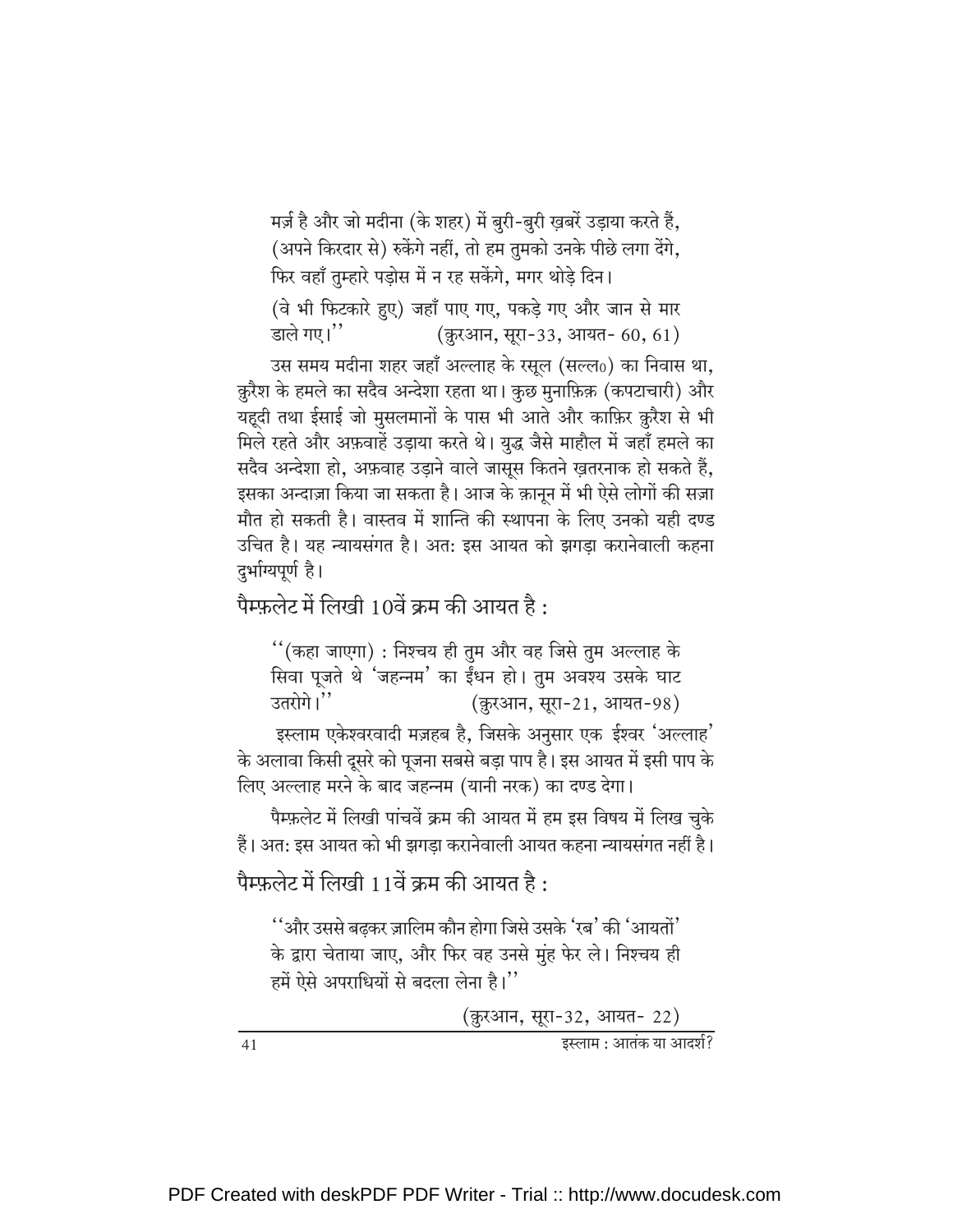मर्ज़ है और जो मदीना (के शहर) में बुरी-बुरी ख़बरें उड़ाया करते हैं, (अपने किरदार से) रुकेंगे नहीं, तो हम तुमको उनके पीछे लगा देंगे, फिर वहाँ तुम्हारे पड़ोस में न रह सकेंगे, मगर थोड़े दिन।

(वे भी फिटकारे हुए) जहाँ पाए गए, पकड़े गए और जान से मार डाले गए।'' (क़ुरआन, सूरा-33, आयत- 60, 61)

उस समय मदीना शहर जहाँ अल्लाह के रसूल (सल्ल०) का निवास था, क़ुरैश के हमले का सदैव अन्देशा रहता था। कुछ मुनाफ़िक़ (कपटाचारी) और यहूदी तथा ईसाई जो मुसलमानों के पास भी आते और काफ़िर क़ुरैश से भी मिले रहते और अफ़वाहें उड़ाया करते थे। युद्ध जैसे माहौल में जहाँ हमले का सदैव अन्देशा हो, अफ़वाह उड़ाने वाले जासूस कितने ख़तरनाक हो सकते हैं, इसका अन्दाज़ा किया जा सकता है। आज के क़ानून में भी ऐसे लोगों की सज़ा मौत हो सकती है। वास्तव में शान्ति की स्थापना के लिए उनको यही दण्ड उचित है। यह न्यायसंगत है। अत: इस आयत को झगड़ा करानेवाली कहना दुर्भाग्यपूर्ण है।

## पैम्फ़लेट में लिखी 10वें क्रम की आयत है :

''(कहा जाएगा) : निश्चय ही तुम और वह जिसे तुम अल्लाह के सिवा पूजते थे 'जहन्नम' का ईंधन हो। तुम अवश्य उसके घाट उतरोगे।'' (क़ुरआन, सूरा-21, आयत-98)

इस्लाम एकेश्वरवादी मज़हब है, जिसके अनुसार एक ईश्वर 'अल्लाह' के अलावा किसी दूसरे को पूजना सबसे बड़ा पाप है। इस आयत में इसी पाप के लिए अल्लाह मरने के बाद जहन्नम (यानी नरक) का दण्ड देगा।

पैम्फ़लेट में लिखी पांचवें क्रम की आयत में हम इस विषय में लिख चुके हैं। अत: इस आयत को भी झगड़ा करानेवाली आयत कहना न्यायसंगत नहीं है।

## पैम्फ़लेट में लिखी 11वें क्रम की आयत है :

''और उससे बढ़कर ज़ालिम कौन होगा जिसे उसके 'रब' की 'आयतों' के द्वारा चेताया जाए, और फिर वह उनसे मुंह फेर ले। निश्चय ही हमें ऐसे अपराधियों से बदला लेना है।''

(क़ुरआन, सूरा-32, आयत- 22)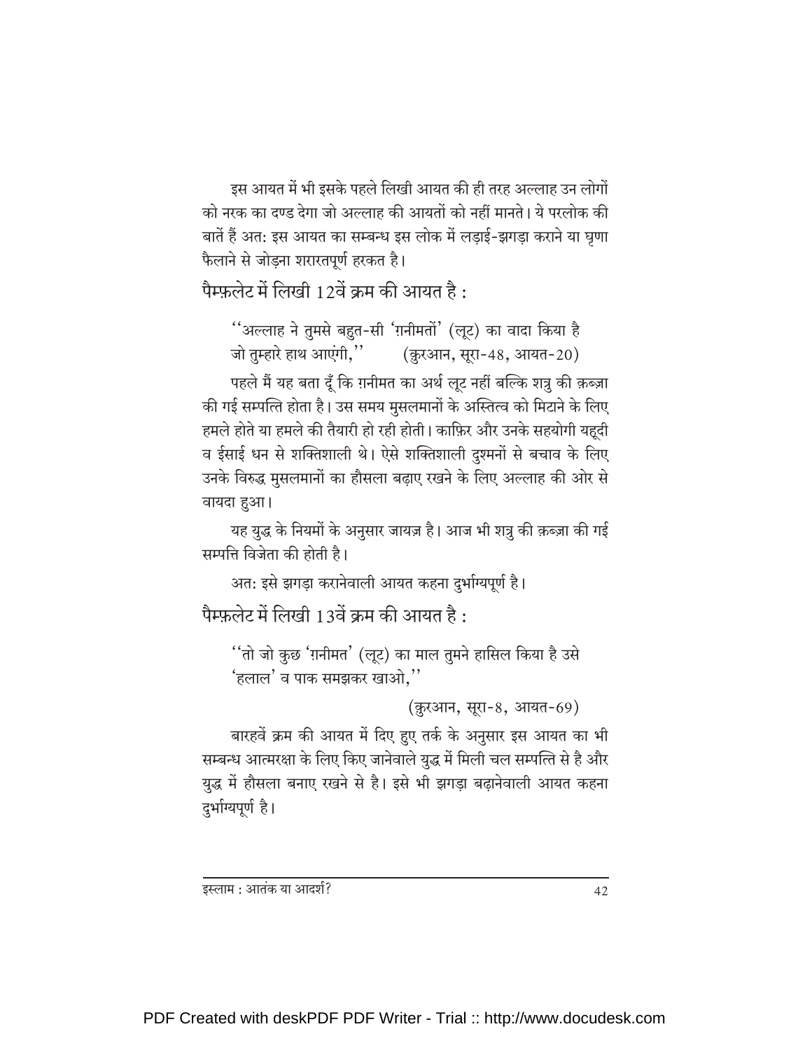इस आयत में भी इसके पहले लिखी आयत की ही तरह अल्लाह उन लोगों को नरक का दण्ड देगा जो अल्लाह की आयतों को नहीं मानते। ये परलोक की बातें हैं अत: इस आयत का सम्बन्ध इस लोक में लड़ाई-झगड़ा कराने या घृणा फैलाने से जोड़ना शरारतपूर्ण हरकत है।

### पैम्फ़लेट में लिखी 12वें क्रम की आयत है :

> ''अल्लाह ने तुमसे बहुत-सी 'ग़नीमतों' (लूट) का वादा किया है जो तुम्हारे हाथ आएंगी,'' (क़ुरआन, सूरा-48, आयत-20)

पहले मैं यह बता दूँ कि ग़नीमत का अर्थ लूट नहीं बल्कि शत्रु की क़ब्ज़ा की गई सम्पत्ति होता है। उस समय मुसलमानों के अस्तित्व को मिटाने के लिए हमले होते या हमले की तैयारी हो रही होती। काफ़िर और उनके सहयोगी यहूदी व ईसाई धन से शक्तिशाली थे। ऐसे शक्तिशाली दुश्मनों से बचाव के लिए उनके विरुद्ध मुसलमानों का हौसला बढ़ाए रखने के लिए अल्लाह की ओर से वायदा हुआ।

यह युद्ध के नियमों के अनुसार जायज़ है। आज भी शत्रु की क़ब्ज़ा की गई सम्पत्ति विजेता की होती है।

अत: इसे झगड़ा करानेवाली आयत कहना दुर्भाग्यपूर्ण है।

### पैम्फ़लेट में लिखी 13वें क्रम की आयत है :

> ''तो जो कुछ 'ग़नीमत' (लूट) का माल तुमने हासिल किया है उसे 'हलाल' व पाक समझकर खाओ,''
>
> (क़ुरआन, सूरा-8, आयत-69)

बारहवें क्रम की आयत में दिए हुए तर्क के अनुसार इस आयत का भी सम्बन्ध आत्मरक्षा के लिए किए जानेवाले युद्ध में मिली चल सम्पत्ति से है और युद्ध में हौसला बनाए रखने से है। इसे भी झगड़ा बढ़ानेवाली आयत कहना दुर्भाग्यपूर्ण है।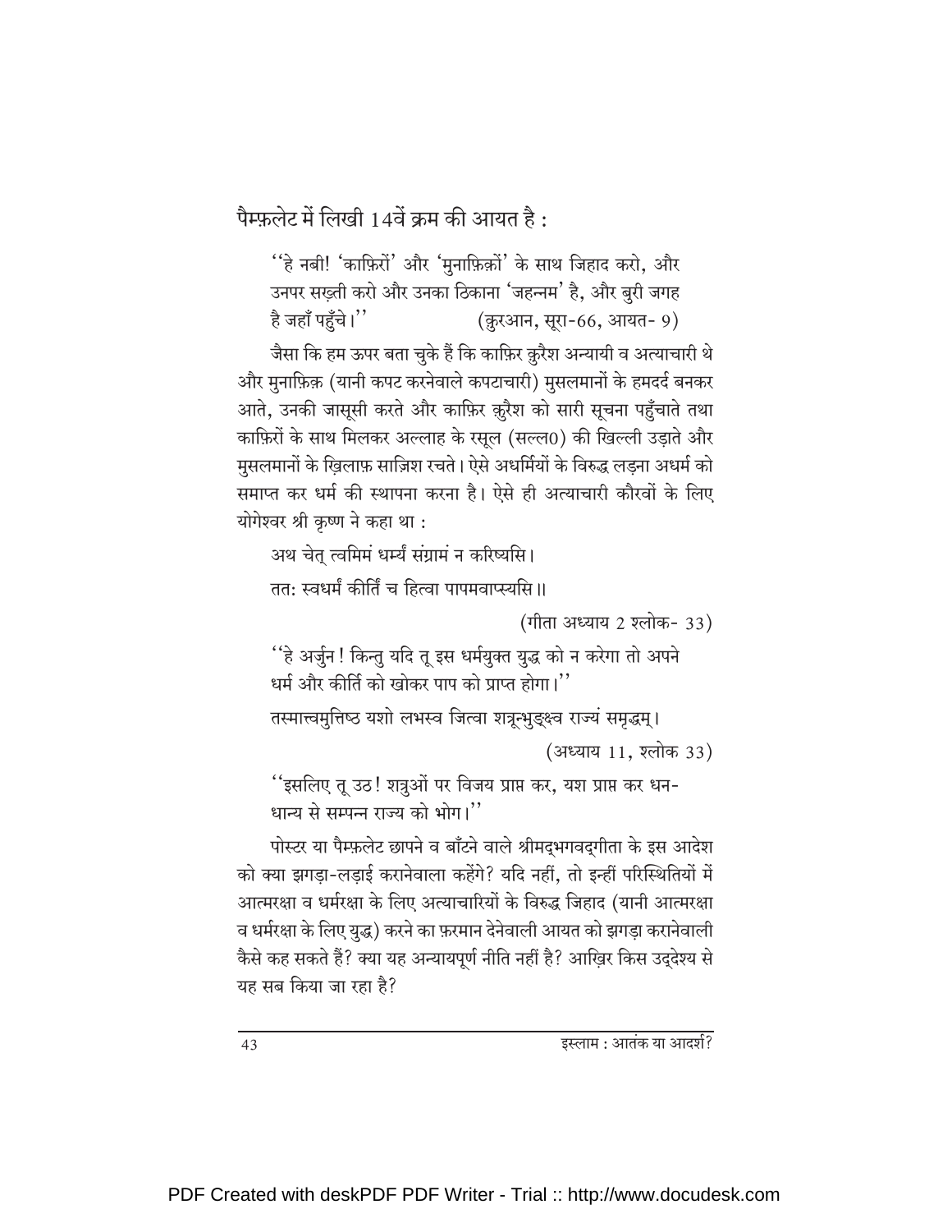पैम्फ़लेट में लिखी 14वें क्रम की आयत है :

> ''हे नबी! 'काफ़िरों' और 'मुनाफ़िक़ों' के साथ जिहाद करो, और उनपर सख़्ती करो और उनका ठिकाना 'जहन्नम' है, और बुरी जगह है जहाँ पहुँचे।'' (क़ुरआन, सूरा-66, आयत- 9)

जैसा कि हम ऊपर बता चुके हैं कि काफ़िर क़ुरैश अन्यायी व अत्याचारी थे और मुनाफ़िक़ (यानी कपट करनेवाले कपटाचारी) मुसलमानों के हमदर्द बनकर आते, उनकी जासूसी करते और काफ़िर क़ुरैश को सारी सूचना पहुँचाते तथा काफ़िरों के साथ मिलकर अल्लाह के रसूल (सल्ल0) की खिल्ली उड़ाते और मुसलमानों के ख़िलाफ़ साज़िश रचते। ऐसे अधर्मियों के विरुद्ध लड़ना अधर्म को समाप्त कर धर्म की स्थापना करना है। ऐसे ही अत्याचारी कौरवों के लिए योगेश्वर श्री कृष्ण ने कहा था :

> अथ चेत् त्वमिमं धर्म्यं संग्रामं न करिष्यसि।
>
> ततः स्वधर्मं कीर्तिं च हित्वा पापमवाप्स्यसि॥
>
> (गीता अध्याय 2 श्लोक- 33)
>
> ''हे अर्जुन! किन्तु यदि तू इस धर्मयुक्त युद्ध को न करेगा तो अपने धर्म और कीर्ति को खोकर पाप को प्राप्त होगा।''
>
> तस्मात्त्वमुत्तिष्ठ यशो लभस्व जित्वा शत्रून्भुङ्क्ष्व राज्यं समृद्धम्।
>
> (अध्याय 11, श्लोक 33)
>
> ''इसलिए तू उठ! शत्रुओं पर विजय प्राप्त कर, यश प्राप्त कर धन-धान्य से सम्पन्न राज्य को भोग।''

पोस्टर या पैम्फ़लेट छापने व बाँटने वाले श्रीमद्भगवद्गीता के इस आदेश को क्या झगड़ा-लड़ाई करानेवाला कहेंगे? यदि नहीं, तो इन्हीं परिस्थितियों में आत्मरक्षा व धर्मरक्षा के लिए अत्याचारियों के विरुद्ध जिहाद (यानी आत्मरक्षा व धर्मरक्षा के लिए युद्ध) करने का फ़रमान देनेवाली आयत को झगड़ा करानेवाली कैसे कह सकते हैं? क्या यह अन्यायपूर्ण नीति नहीं है? आख़िर किस उद्देश्य से यह सब किया जा रहा है?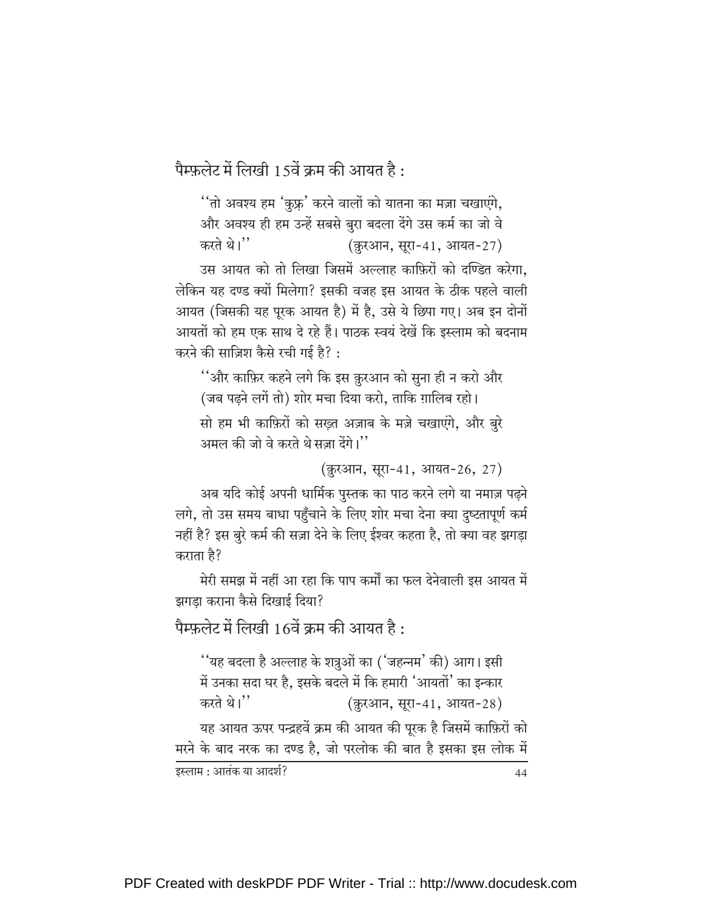पैम्फ़लेट में लिखी 15वें क्रम की आयत है :

> ''तो अवश्य हम 'कुफ़्र' करने वालों को यातना का मज़ा चखाएंगे, और अवश्य ही हम उन्हें सबसे बुरा बदला देंगे उस कर्म का जो वे करते थे।'' (क़ुरआन, सूरा-41, आयत-27)

उस आयत को तो लिखा जिसमें अल्लाह काफ़िरों को दण्डित करेगा, लेकिन यह दण्ड क्यों मिलेगा? इसकी वजह इस आयत के ठीक पहले वाली आयत (जिसकी यह पूरक आयत है) में है, उसे ये छिपा गए। अब इन दोनों आयतों को हम एक साथ दे रहे हैं। पाठक स्वयं देखें कि इस्लाम को बदनाम करने की साज़िश कैसे रची गई है? :

> ''और काफ़िर कहने लगे कि इस क़ुरआन को सुना ही न करो और (जब पढ़ने लगें तो) शोर मचा दिया करो, ताकि ग़ालिब रहो।
>
> सो हम भी काफ़िरों को सख़्त अज़ाब के मज़े चखाएंगे, और बुरे अमल की जो वे करते थे सज़ा देंगे।''
>
> (क़ुरआन, सूरा-41, आयत-26, 27)

अब यदि कोई अपनी धार्मिक पुस्तक का पाठ करने लगे या नमाज़ पढ़ने लगे, तो उस समय बाधा पहुँचाने के लिए शोर मचा देना क्या दुष्टतापूर्ण कर्म नहीं है? इस बुरे कर्म की सज़ा देने के लिए ईश्वर कहता है, तो क्या वह झगड़ा कराता है?

मेरी समझ में नहीं आ रहा कि पाप कर्मों का फल देनेवाली इस आयत में झगड़ा कराना कैसे दिखाई दिया?

पैम्फ़लेट में लिखी 16वें क्रम की आयत है :

> ''यह बदला है अल्लाह के शत्रुओं का ('जहन्नम' की) आग। इसी में उनका सदा घर है, इसके बदले में कि हमारी 'आयतों' का इन्कार करते थे।'' (क़ुरआन, सूरा-41, आयत-28)

यह आयत ऊपर पन्द्रहवें क्रम की आयत की पूरक है जिसमें काफ़िरों को मरने के बाद नरक का दण्ड है, जो परलोक की बात है इसका इस लोक में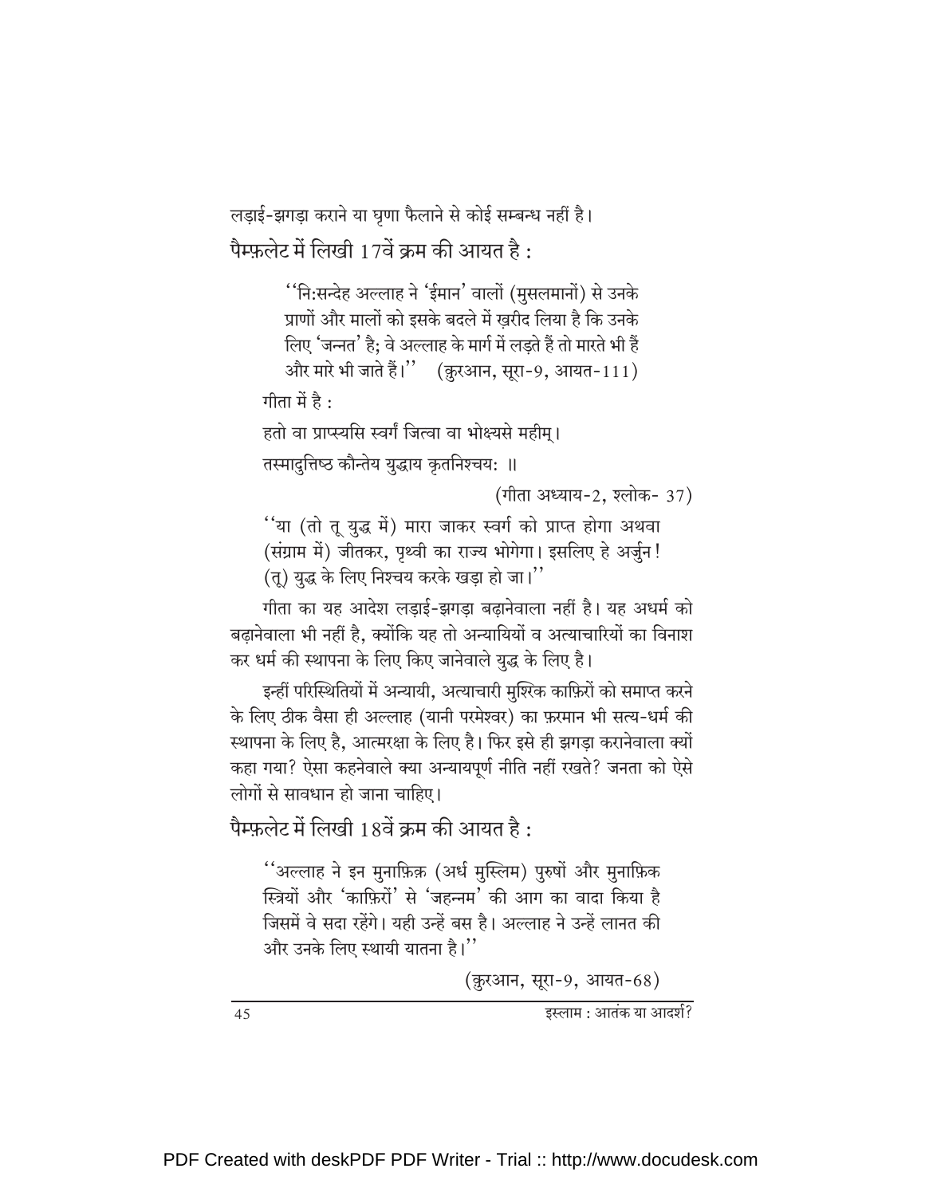लड़ाई-झगड़ा कराने या घृणा फैलाने से कोई सम्बन्ध नहीं है।

पैम्फ़लेट में लिखी 17वें क्रम की आयत है :

> ''नि:सन्देह अल्लाह ने 'ईमान' वालों (मुसलमानों) से उनके प्राणों और मालों को इसके बदले में ख़रीद लिया है कि उनके लिए 'जन्नत' है; वे अल्लाह के मार्ग में लड़ते हैं तो मारते भी हैं और मारे भी जाते हैं।'' (क़ुरआन, सूरा-9, आयत-111)

गीता में है :

हतो वा प्राप्स्यसि स्वर्गं जित्वा वा भोक्ष्यसे महीम्।

तस्मादुत्तिष्ठ कौन्तेय युद्धाय कृतनिश्चयः ॥

(गीता अध्याय-2, श्लोक- 37)

''या (तो तू युद्ध में) मारा जाकर स्वर्ग को प्राप्त होगा अथवा (संग्राम में) जीतकर, पृथ्वी का राज्य भोगेगा। इसलिए हे अर्जुन! (तू) युद्ध के लिए निश्चय करके खड़ा हो जा।''

गीता का यह आदेश लड़ाई-झगड़ा बढ़ानेवाला नहीं है। यह अधर्म को बढ़ानेवाला भी नहीं है, क्योंकि यह तो अन्यायियों व अत्याचारियों का विनाश कर धर्म की स्थापना के लिए किए जानेवाले युद्ध के लिए है।

इन्हीं परिस्थितियों में अन्यायी, अत्याचारी मुश्रिक काफ़िरों को समाप्त करने के लिए ठीक वैसा ही अल्लाह (यानी परमेश्वर) का फ़रमान भी सत्य-धर्म की स्थापना के लिए है, आत्मरक्षा के लिए है। फिर इसे ही झगड़ा करानेवाला क्यों कहा गया? ऐसा कहनेवाले क्या अन्यायपूर्ण नीति नहीं रखते? जनता को ऐसे लोगों से सावधान हो जाना चाहिए।

पैम्फ़लेट में लिखी 18वें क्रम की आयत है :

> ''अल्लाह ने इन मुनाफ़िक़ (अर्ध मुस्लिम) पुरुषों और मुनाफ़िक स्त्रियों और 'काफ़िरों' से 'जहन्नम' की आग का वादा किया है जिसमें वे सदा रहेंगे। यही उन्हें बस है। अल्लाह ने उन्हें लानत की और उनके लिए स्थायी यातना है।''
>
> (क़ुरआन, सूरा-9, आयत-68)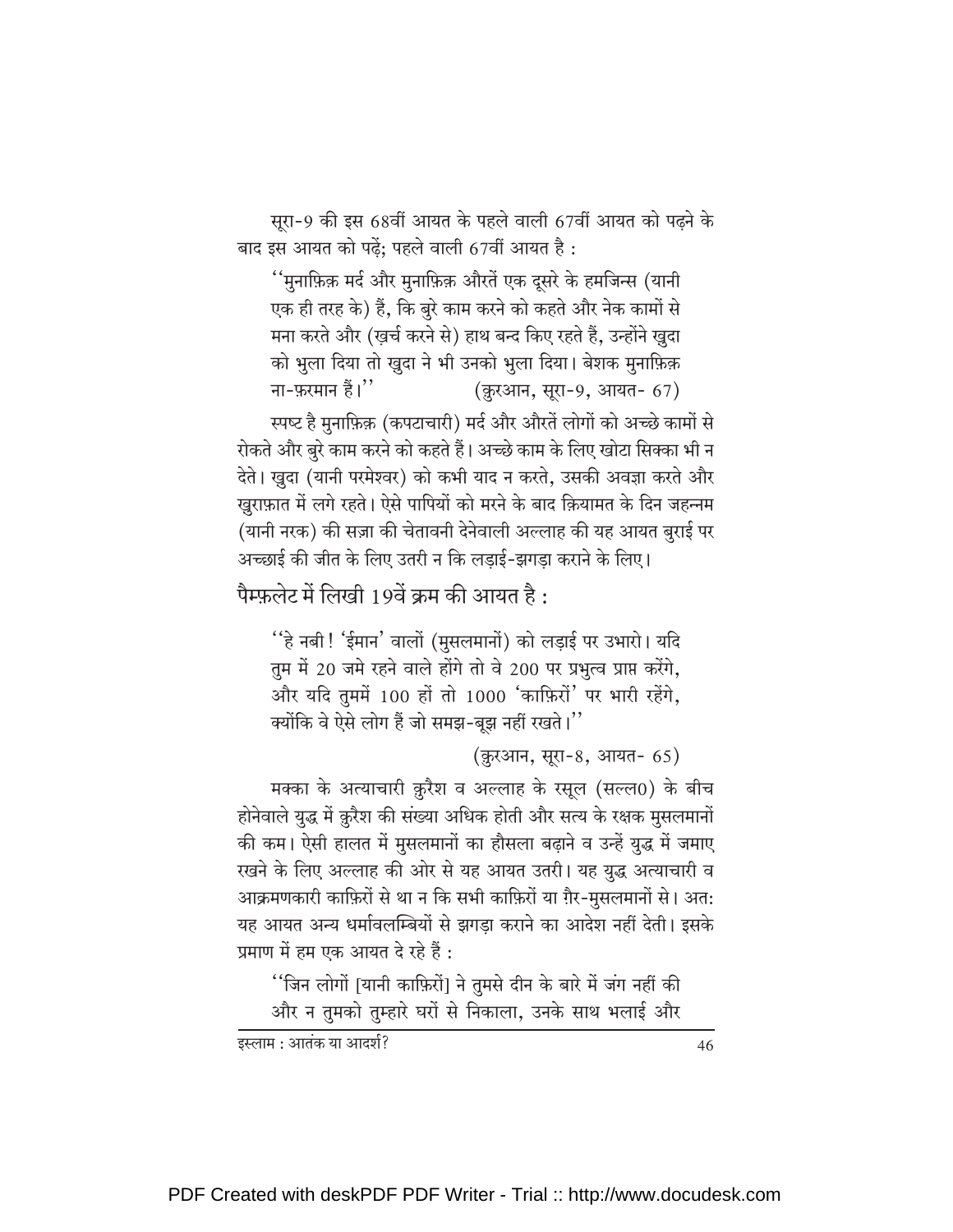सूरा-9 की इस 68वीं आयत के पहले वाली 67वीं आयत को पढ़ने के बाद इस आयत को पढ़ें; पहले वाली 67वीं आयत है :

> ''मुनाफ़िक़ मर्द और मुनाफ़िक़ औरतें एक दूसरे के हमजिन्स (यानी एक ही तरह के) हैं, कि बुरे काम करने को कहते और नेक कामों से मना करते और (ख़र्च करने से) हाथ बन्द किए रहते हैं, उन्होंने ख़ुदा को भुला दिया तो ख़ुदा ने भी उनको भुला दिया। बेशक मुनाफ़िक़ ना-फ़रमान हैं।'' (क़ुरआन, सूरा-9, आयत- 67)

स्पष्ट है मुनाफ़िक़ (कपटाचारी) मर्द और औरतें लोगों को अच्छे कामों से रोकते और बुरे काम करने को कहते हैं। अच्छे काम के लिए खोटा सिक्का भी न देते। ख़ुदा (यानी परमेश्वर) को कभी याद न करते, उसकी अवज्ञा करते और ख़ुराफ़ात में लगे रहते। ऐसे पापियों को मरने के बाद क़ियामत के दिन जहन्नम (यानी नरक) की सज़ा की चेतावनी देनेवाली अल्लाह की यह आयत बुराई पर अच्छाई की जीत के लिए उतरी न कि लड़ाई-झगड़ा कराने के लिए।

## पैम्फ़लेट में लिखी 19वें क्रम की आयत है :

> ''हे नबी! 'ईमान' वालों (मुसलमानों) को लड़ाई पर उभारो। यदि तुम में 20 जमे रहने वाले होंगे तो वे 200 पर प्रभुत्व प्राप्त करेंगे, और यदि तुममें 100 हों तो 1000 'काफ़िरों' पर भारी रहेंगे, क्योंकि वे ऐसे लोग हैं जो समझ-बूझ नहीं रखते।''
>
> (क़ुरआन, सूरा-8, आयत- 65)

मक्का के अत्याचारी क़ुरैश व अल्लाह के रसूल (सल्ल0) के बीच होनेवाले युद्ध में क़ुरैश की संख्या अधिक होती और सत्य के रक्षक मुसलमानों की कम। ऐसी हालत में मुसलमानों का हौसला बढ़ाने व उन्हें युद्ध में जमाए रखने के लिए अल्लाह की ओर से यह आयत उतरी। यह युद्ध अत्याचारी व आक्रमणकारी काफ़िरों से था न कि सभी काफ़िरों या ग़ैर-मुसलमानों से। अत: यह आयत अन्य धर्मावलम्बियों से झगड़ा कराने का आदेश नहीं देती। इसके प्रमाण में हम एक आयत दे रहे हैं :

> ''जिन लोगों [यानी काफ़िरों] ने तुमसे दीन के बारे में जंग नहीं की और न तुमको तुम्हारे घरों से निकाला, उनके साथ भलाई और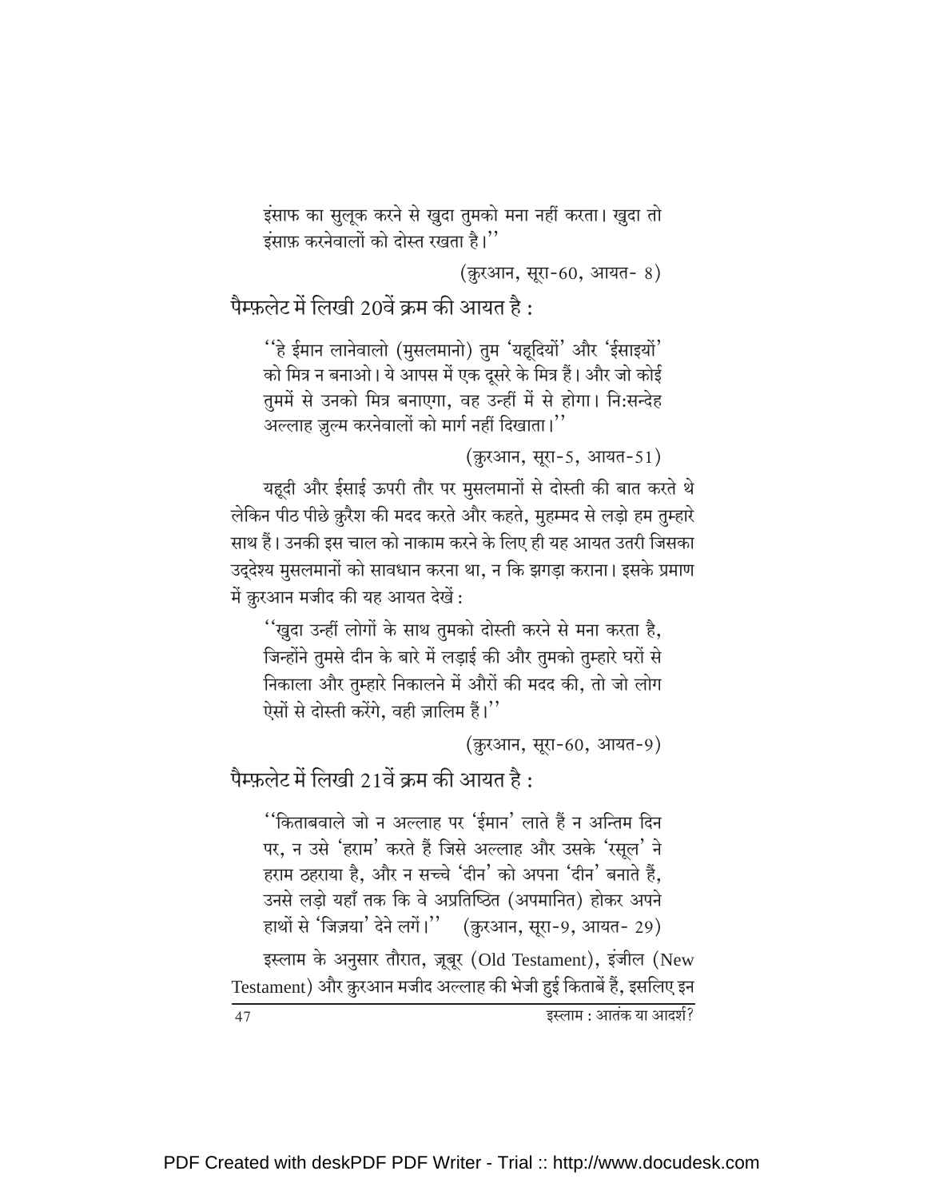इंसाफ का सुलूक करने से खुदा तुमको मना नहीं करता। खुदा तो इंसाफ़ करनेवालों को दोस्त रखता है।''

(क़ुरआन, सूरा-60, आयत- 8)

पैम्फ़लेट में लिखी 20वें क्रम की आयत है :

''हे ईमान लानेवालो (मुसलमानो) तुम 'यहूदियों' और 'ईसाइयों' को मित्र न बनाओ। ये आपस में एक दूसरे के मित्र हैं। और जो कोई तुममें से उनको मित्र बनाएगा, वह उन्हीं में से होगा। निःसन्देह अल्लाह ज़ुल्म करनेवालों को मार्ग नहीं दिखाता।''

(क़ुरआन, सूरा-5, आयत-51)

यहूदी और ईसाई ऊपरी तौर पर मुसलमानों से दोस्ती की बात करते थे लेकिन पीठ पीछे क़ुरैश की मदद करते और कहते, मुहम्मद से लड़ो हम तुम्हारे साथ हैं। उनकी इस चाल को नाकाम करने के लिए ही यह आयत उतरी जिसका उद्देश्य मुसलमानों को सावधान करना था, न कि झगड़ा कराना। इसके प्रमाण में क़ुरआन मजीद की यह आयत देखें :

''खुदा उन्हीं लोगों के साथ तुमको दोस्ती करने से मना करता है, जिन्होंने तुमसे दीन के बारे में लड़ाई की और तुमको तुम्हारे घरों से निकाला और तुम्हारे निकालने में औरों की मदद की, तो जो लोग ऐसों से दोस्ती करेंगे, वही ज़ालिम हैं।''

(क़ुरआन, सूरा-60, आयत-9)

पैम्फ़लेट में लिखी 21वें क्रम की आयत है :

''किताबवाले जो न अल्लाह पर 'ईमान' लाते हैं न अन्तिम दिन पर, न उसे 'हराम' करते हैं जिसे अल्लाह और उसके 'रसूल' ने हराम ठहराया है, और न सच्चे 'दीन' को अपना 'दीन' बनाते हैं, उनसे लड़ो यहाँ तक कि वे अप्रतिष्ठित (अपमानित) होकर अपने हाथों से 'जिज़या' देने लगें।'' (क़ुरआन, सूरा-9, आयत- 29)

इस्लाम के अनुसार तौरात, ज़बूर (Old Testament), इंजील (New Testament) और क़ुरआन मजीद अल्लाह की भेजी हुई किताबें हैं, इसलिए इन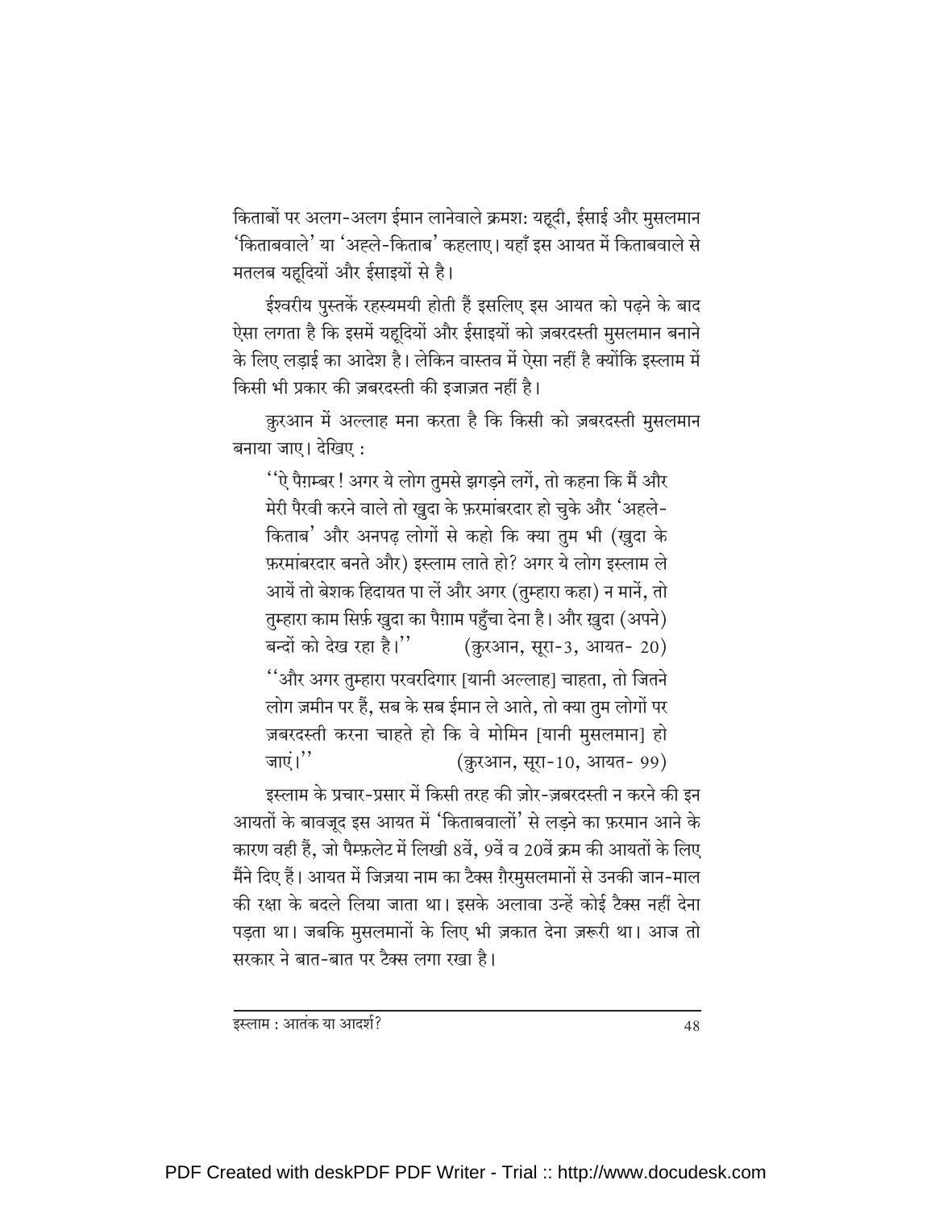किताबों पर अलग-अलग ईमान लानेवाले क्रमशः यहूदी, ईसाई और मुसलमान 'किताबवाले' या 'अह्ले-किताब' कहलाए। यहाँ इस आयत में किताबवाले से मतलब यहूदियों और ईसाइयों से है।

ईश्वरीय पुस्तकें रहस्यमयी होती हैं इसलिए इस आयत को पढ़ने के बाद ऐसा लगता है कि इसमें यहूदियों और ईसाइयों को ज़बरदस्ती मुसलमान बनाने के लिए लड़ाई का आदेश है। लेकिन वास्तव में ऐसा नहीं है क्योंकि इस्लाम में किसी भी प्रकार की ज़बरदस्ती की इजाज़त नहीं है।

क़ुरआन में अल्लाह मना करता है कि किसी को ज़बरदस्ती मुसलमान बनाया जाए। देखिए :

> ''ऐ पैग़म्बर ! अगर ये लोग तुमसे झगड़ने लगें, तो कहना कि मैं और मेरी पैरवी करने वाले तो ख़ुदा के फ़रमांबरदार हो चुके और 'अहले-किताब' और अनपढ़ लोगों से कहो कि क्या तुम भी (ख़ुदा के फ़रमांबरदार बनते और) इस्लाम लाते हो? अगर ये लोग इस्लाम ले आयें तो बेशक हिदायत पा लें और अगर (तुम्हारा कहा) न मानें, तो तुम्हारा काम सिर्फ़ ख़ुदा का पैग़ाम पहुँचा देना है। और ख़ुदा (अपने) बन्दों को देख रहा है।'' (क़ुरआन, सूरा-3, आयत- 20)
>
> ''और अगर तुम्हारा परवरदिगार [यानी अल्लाह] चाहता, तो जितने लोग ज़मीन पर हैं, सब के सब ईमान ले आते, तो क्या तुम लोगों पर ज़बरदस्ती करना चाहते हो कि वे मोमिन [यानी मुसलमान] हो जाएं।'' (क़ुरआन, सूरा-10, आयत- 99)

इस्लाम के प्रचार-प्रसार में किसी तरह की ज़ोर-ज़बरदस्ती न करने की इन आयतों के बावजूद इस आयत में 'किताबवालों' से लड़ने का फ़रमान आने के कारण वही हैं, जो पैम्फ़लेट में लिखी 8वें, 9वें व 20वें क्रम की आयतों के लिए मैंने दिए हैं। आयत में जिज़्या नाम का टैक्स ग़ैरमुसलमानों से उनकी जान-माल की रक्षा के बदले लिया जाता था। इसके अलावा उन्हें कोई टैक्स नहीं देना पड़ता था। जबकि मुसलमानों के लिए भी ज़कात देना ज़रूरी था। आज तो सरकार ने बात-बात पर टैक्स लगा रखा है।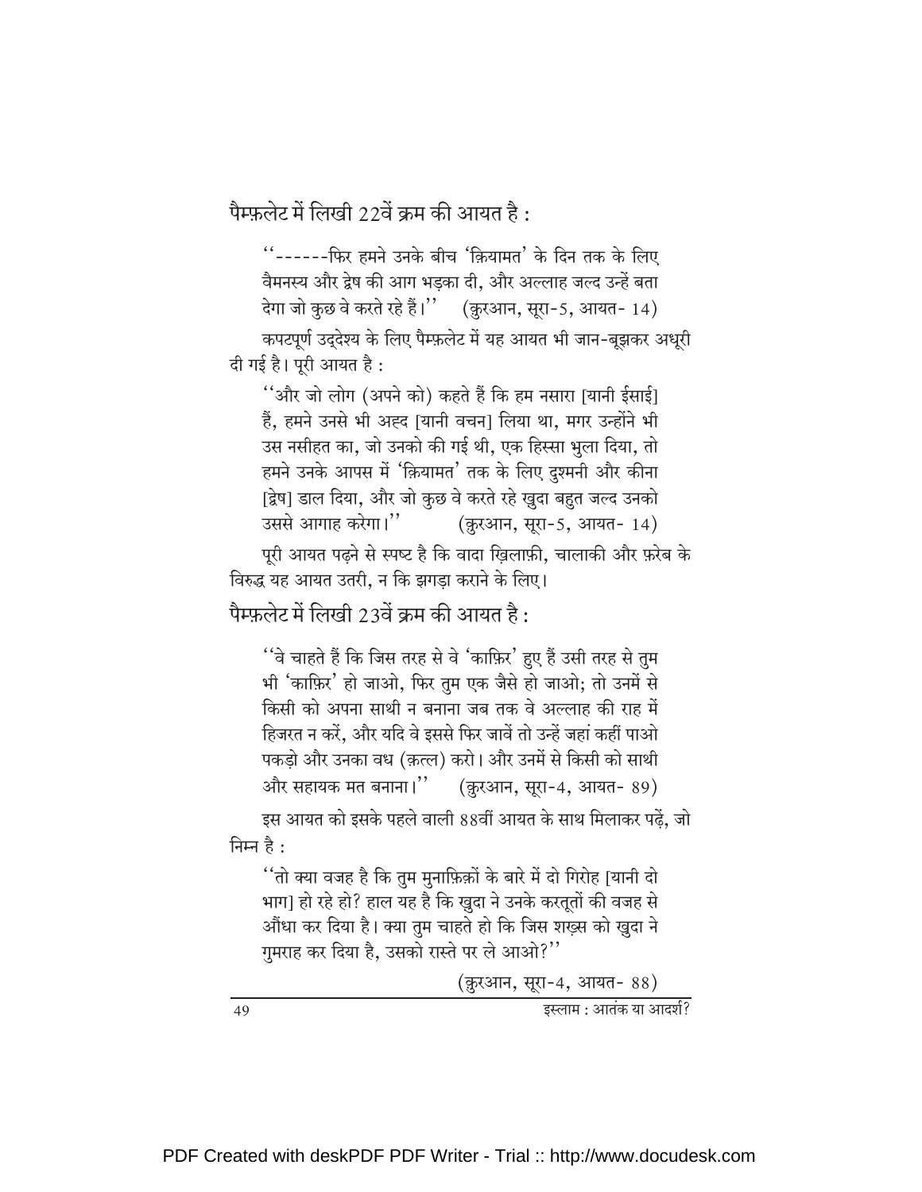पैम्फ़लेट में लिखी 22वें क्रम की आयत है :

> ''------फिर हमने उनके बीच 'क़ियामत' के दिन तक के लिए वैमनस्य और द्वेष की आग भड़का दी, और अल्लाह जल्द उन्हें बता देगा जो कुछ वे करते रहे हैं।'' (क़ुरआन, सूरा-5, आयत- 14)

कपटपूर्ण उद्देश्य के लिए पैम्फ़लेट में यह आयत भी जान-बूझकर अधूरी दी गई है। पूरी आयत है :

> ''और जो लोग (अपने को) कहते हैं कि हम नसारा [यानी ईसाई] हैं, हमने उनसे भी अह्द [यानी वचन] लिया था, मगर उन्होंने भी उस नसीहत का, जो उनको की गई थी, एक हिस्सा भुला दिया, तो हमने उनके आपस में 'क़ियामत' तक के लिए दुश्मनी और कीना [द्वेष] डाल दिया, और जो कुछ वे करते रहे ख़ुदा बहुत जल्द उनको उससे आगाह करेगा।'' (क़ुरआन, सूरा-5, आयत- 14)

पूरी आयत पढ़ने से स्पष्ट है कि वादा ख़िलाफ़ी, चालाकी और फ़रेब के विरुद्ध यह आयत उतरी, न कि झगड़ा कराने के लिए।

पैम्फ़लेट में लिखी 23वें क्रम की आयत है :

> ''वे चाहते हैं कि जिस तरह से वे 'काफ़िर' हुए हैं उसी तरह से तुम भी 'काफ़िर' हो जाओ, फिर तुम एक जैसे हो जाओ; तो उनमें से किसी को अपना साथी न बनाना जब तक वे अल्लाह की राह में हिजरत न करें, और यदि वे इससे फिर जावें तो उन्हें जहां कहीं पाओ पकड़ो और उनका वध (क़त्ल) करो। और उनमें से किसी को साथी और सहायक मत बनाना।'' (क़ुरआन, सूरा-4, आयत- 89)

इस आयत को इसके पहले वाली 88वीं आयत के साथ मिलाकर पढ़ें, जो निम्न है :

> ''तो क्या वजह है कि तुम मुनाफ़िक़ों के बारे में दो गिरोह [यानी दो भाग] हो रहे हो? हाल यह है कि ख़ुदा ने उनके करतूतों की वजह से औंधा कर दिया है। क्या तुम चाहते हो कि जिस शख़्स को ख़ुदा ने गुमराह कर दिया है, उसको रास्ते पर ले आओ?''
>
> (क़ुरआन, सूरा-4, आयत- 88)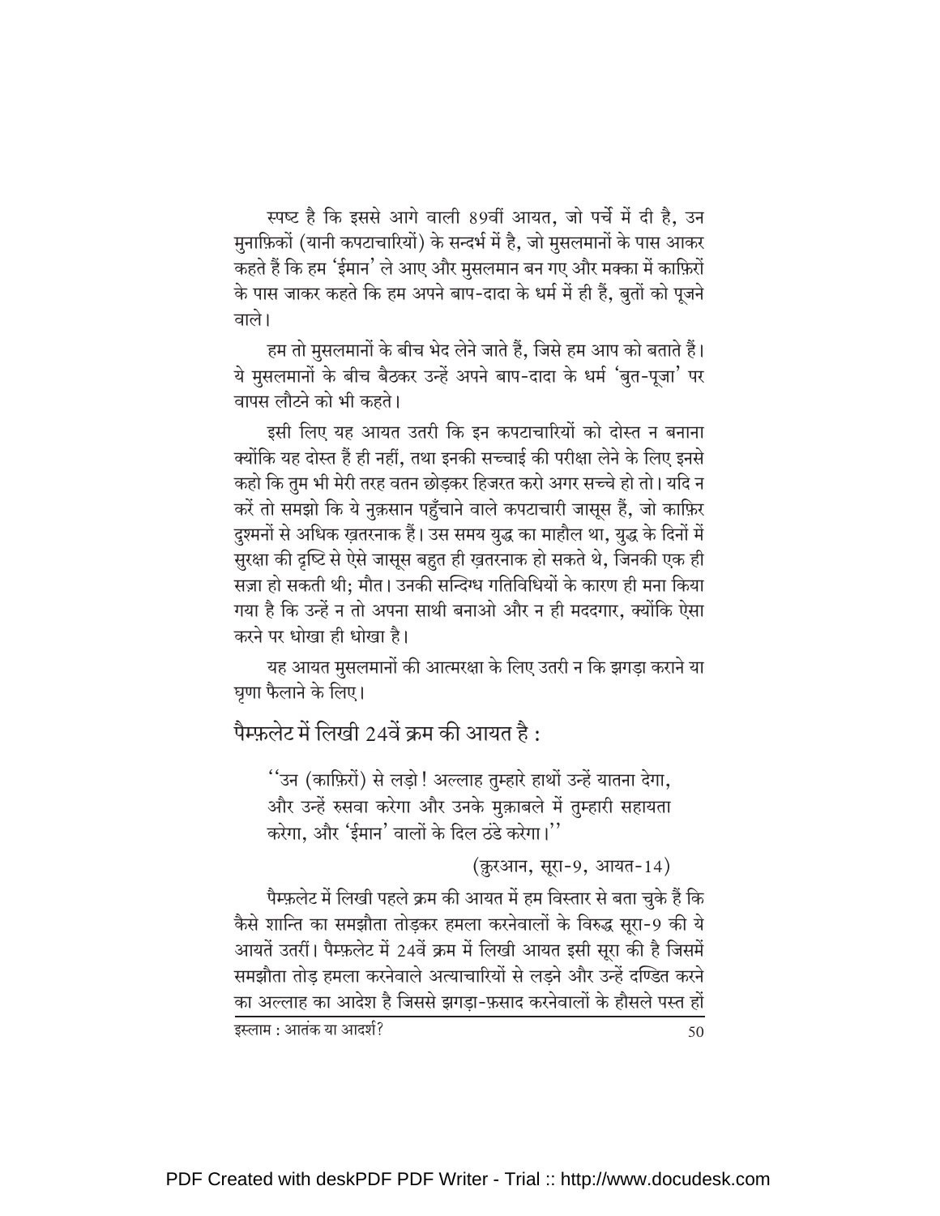स्पष्ट है कि इससे आगे वाली 89वीं आयत, जो पर्चे में दी है, उन मुनाफ़िकों (यानी कपटाचारियों) के सन्दर्भ में है, जो मुसलमानों के पास आकर कहते हैं कि हम 'ईमान' ले आए और मुसलमान बन गए और मक्का में काफ़िरों के पास जाकर कहते कि हम अपने बाप-दादा के धर्म में ही हैं, बुतों को पूजने वाले।

हम तो मुसलमानों के बीच भेद लेने जाते हैं, जिसे हम आप को बताते हैं। ये मुसलमानों के बीच बैठकर उन्हें अपने बाप-दादा के धर्म 'बुत-पूजा' पर वापस लौटने को भी कहते।

इसी लिए यह आयत उतरी कि इन कपटाचारियों को दोस्त न बनाना क्योंकि यह दोस्त हैं ही नहीं, तथा इनकी सच्चाई की परीक्षा लेने के लिए इनसे कहो कि तुम भी मेरी तरह वतन छोड़कर हिजरत करो अगर सच्चे हो तो। यदि न करें तो समझो कि ये नुक़सान पहुँचाने वाले कपटाचारी जासूस हैं, जो काफ़िर दुश्मनों से अधिक ख़तरनाक हैं। उस समय युद्ध का माहौल था, युद्ध के दिनों में सुरक्षा की दृष्टि से ऐसे जासूस बहुत ही ख़तरनाक हो सकते थे, जिनकी एक ही सज़ा हो सकती थी; मौत। उनकी सन्दिग्ध गतिविधियों के कारण ही मना किया गया है कि उन्हें न तो अपना साथी बनाओ और न ही मददगार, क्योंकि ऐसा करने पर धोखा ही धोखा है।

यह आयत मुसलमानों की आत्मरक्षा के लिए उतरी न कि झगड़ा कराने या घृणा फैलाने के लिए।

## पैम्फ़लेट में लिखी 24वें क्रम की आयत है :

> "उन (काफ़िरों) से लड़ो! अल्लाह तुम्हारे हाथों उन्हें यातना देगा, और उन्हें रुसवा करेगा और उनके मुक़ाबले में तुम्हारी सहायता करेगा, और 'ईमान' वालों के दिल ठंडे करेगा।"
>
> (क़ुरआन, सूरा-9, आयत-14)

पैम्फ़लेट में लिखी पहले क्रम की आयत में हम विस्तार से बता चुके हैं कि कैसे शान्ति का समझौता तोड़कर हमला करनेवालों के विरुद्ध सूरा-9 की ये आयतें उतरीं। पैम्फ़लेट में 24वें क्रम में लिखी आयत इसी सूरा की है जिसमें समझौता तोड़ हमला करनेवाले अत्याचारियों से लड़ने और उन्हें दण्डित करने का अल्लाह का आदेश है जिससे झगड़ा-फ़साद करनेवालों के हौसले पस्त हों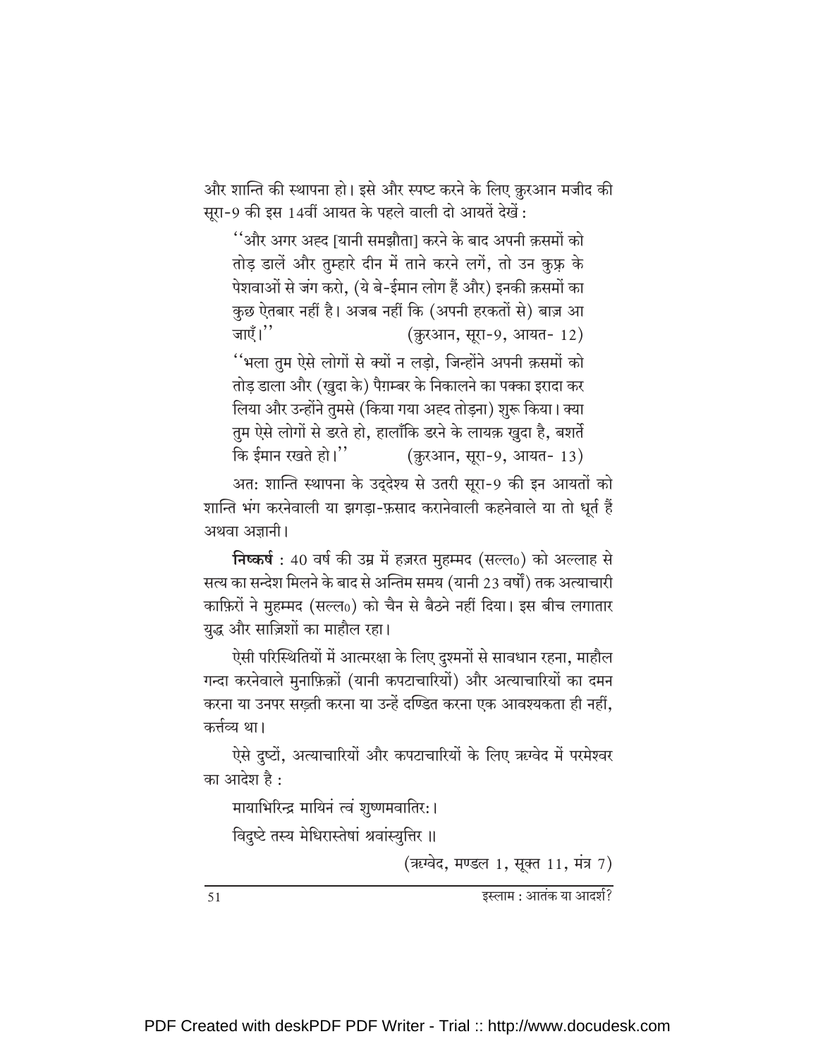और शान्ति की स्थापना हो। इसे और स्पष्ट करने के लिए क़ुरआन मजीद की सूरा-9 की इस 14वीं आयत के पहले वाली दो आयतें देखें :

> ''और अगर अह्द [यानी समझौता] करने के बाद अपनी क़समों को तोड़ डालें और तुम्हारे दीन में ताने करने लगें, तो उन कुफ़्र के पेशवाओं से जंग करो, (ये बे-ईमान लोग हैं और) इनकी क़समों का कुछ ऐतबार नहीं है। अजब नहीं कि (अपनी हरकतों से) बाज़ आ जाएँ।'' (क़ुरआन, सूरा-9, आयत- 12)
>
> ''भला तुम ऐसे लोगों से क्यों न लड़ो, जिन्होंने अपनी क़समों को तोड़ डाला और (ख़ुदा के) पैग़म्बर के निकालने का पक्का इरादा कर लिया और उन्होंने तुमसे (किया गया अह्द तोड़ना) शुरू किया। क्या तुम ऐसे लोगों से डरते हो, हालाँकि डरने के लायक़ ख़ुदा है, बशर्ते कि ईमान रखते हो।'' (क़ुरआन, सूरा-9, आयत- 13)

अत: शान्ति स्थापना के उद्देश्य से उतरी सूरा-9 की इन आयतों को शान्ति भंग करनेवाली या झगड़ा-फ़साद करानेवाली कहनेवाले या तो धूर्त हैं अथवा अज्ञानी।

**निष्कर्ष** : 40 वर्ष की उम्र में हज़रत मुहम्मद (सल्ल०) को अल्लाह से सत्य का सन्देश मिलने के बाद से अन्तिम समय (यानी 23 वर्षों) तक अत्याचारी काफ़िरों ने मुहम्मद (सल्ल०) को चैन से बैठने नहीं दिया। इस बीच लगातार युद्ध और साज़िशों का माहौल रहा।

ऐसी परिस्थितियों में आत्मरक्षा के लिए दुश्मनों से सावधान रहना, माहौल गन्दा करनेवाले मुनाफ़िक़ों (यानी कपटाचारियों) और अत्याचारियों का दमन करना या उनपर सख़्ती करना या उन्हें दण्डित करना एक आवश्यकता ही नहीं, कर्त्तव्य था।

ऐसे दुष्टों, अत्याचारियों और कपटाचारियों के लिए ऋग्वेद में परमेश्वर का आदेश है :

मायाभिरिन्द्र मायिनं त्वं शुष्णमवातिर:।

विदुष्टे तस्य मेधिरास्तेषां श्रवांस्युत्तिर ॥

(ऋग्वेद, मण्डल 1, सूक्त 11, मंत्र 7)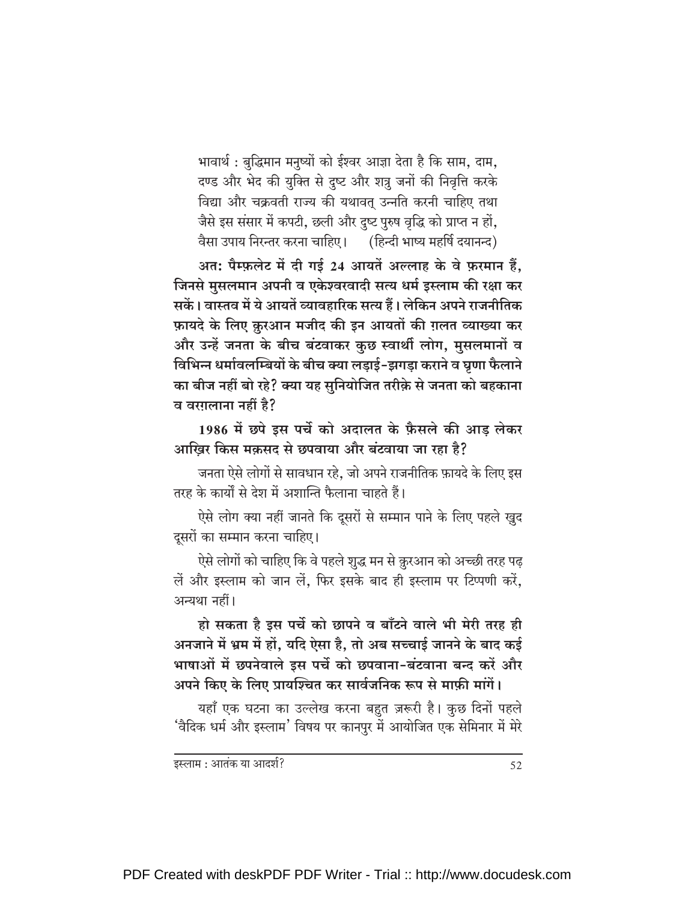भावार्थ : बुद्धिमान मनुष्यों को ईश्वर आज्ञा देता है कि साम, दाम, दण्ड और भेद की युक्ति से दुष्ट और शत्रु जनों की निवृत्ति करके विद्या और चक्रवती राज्य की यथावत् उन्नति करनी चाहिए तथा जैसे इस संसार में कपटी, छली और दुष्ट पुरुष वृद्धि को प्राप्त न हों, वैसा उपाय निरन्तर करना चाहिए। (हिन्दी भाष्य महर्षि दयानन्द)

**अत: पैम्फ़लेट में दी गई 24 आयतें अल्लाह के वे फ़रमान हैं, जिनसे मुसलमान अपनी व एकेश्वरवादी सत्य धर्म इस्लाम की रक्षा कर सकें। वास्तव में ये आयतें व्यावहारिक सत्य हैं। लेकिन अपने राजनीतिक फ़ायदे के लिए क़ुरआन मजीद की इन आयतों की ग़लत व्याख्या कर और उन्हें जनता के बीच बंटवाकर कुछ स्वार्थी लोग, मुसलमानों व विभिन्न धर्मावलम्बियों के बीच क्या लड़ाई-झगड़ा कराने व घृणा फैलाने का बीज नहीं बो रहे? क्या यह सुनियोजित तरीक़े से जनता को बहकाना व वरग़लाना नहीं है?**

**1986 में छपे इस पर्चे को अदालत के फ़ैसले की आड़ लेकर आख़िर किस मक़सद से छपवाया और बंटवाया जा रहा है?**

जनता ऐसे लोगों से सावधान रहे, जो अपने राजनीतिक फ़ायदे के लिए इस तरह के कार्यों से देश में अशान्ति फैलाना चाहते हैं।

ऐसे लोग क्या नहीं जानते कि दूसरों से सम्मान पाने के लिए पहले खुद दूसरों का सम्मान करना चाहिए।

ऐसे लोगों को चाहिए कि वे पहले शुद्ध मन से क़ुरआन को अच्छी तरह पढ़ लें और इस्लाम को जान लें, फिर इसके बाद ही इस्लाम पर टिप्पणी करें, अन्यथा नहीं।

**हो सकता है इस पर्चे को छापने व बाँटने वाले भी मेरी तरह ही अनजाने में भ्रम में हों, यदि ऐसा है, तो अब सच्चाई जानने के बाद कई भाषाओं में छपनेवाले इस पर्चे को छपवाना-बंटवाना बन्द करें और अपने किए के लिए प्रायश्चित कर सार्वजनिक रूप से माफ़ी मांगें।**

यहाँ एक घटना का उल्लेख करना बहुत ज़रूरी है। कुछ दिनों पहले 'वैदिक धर्म और इस्लाम' विषय पर कानपुर में आयोजित एक सेमिनार में मेरे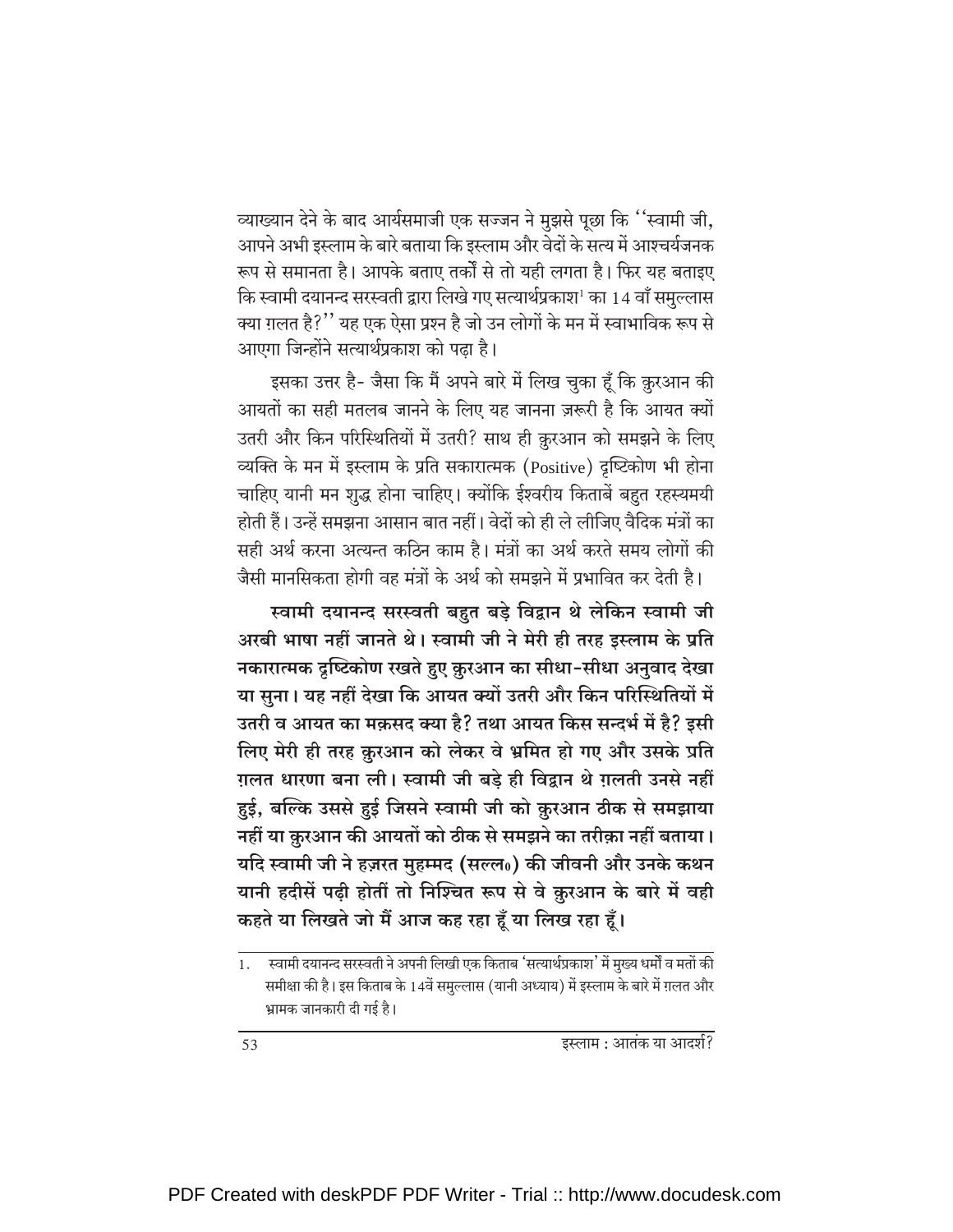व्याख्यान देने के बाद आर्यसमाजी एक सज्जन ने मुझसे पूछा कि ''स्वामी जी, आपने अभी इस्लाम के बारे बताया कि इस्लाम और वेदों के सत्य में आश्चर्यजनक रूप से समानता है। आपके बताए तर्कों से तो यही लगता है। फिर यह बताइए कि स्वामी दयानन्द सरस्वती द्वारा लिखे गए सत्यार्थप्रकाश[1] का 14 वाँ समुल्लास क्या ग़लत है?'' यह एक ऐसा प्रश्न है जो उन लोगों के मन में स्वाभाविक रूप से आएगा जिन्होंने सत्यार्थप्रकाश को पढ़ा है।

इसका उत्तर है- जैसा कि मैं अपने बारे में लिख चुका हूँ कि क़ुरआन की आयतों का सही मतलब जानने के लिए यह जानना ज़रूरी है कि आयत क्यों उतरी और किन परिस्थितियों में उतरी? साथ ही क़ुरआन को समझने के लिए व्यक्ति के मन में इस्लाम के प्रति सकारात्मक (Positive) दृष्टिकोण भी होना चाहिए यानी मन शुद्ध होना चाहिए। क्योंकि ईश्वरीय किताबें बहुत रहस्यमयी होती हैं। उन्हें समझना आसान बात नहीं। वेदों को ही ले लीजिए वैदिक मंत्रों का सही अर्थ करना अत्यन्त कठिन काम है। मंत्रों का अर्थ करते समय लोगों की जैसी मानसिकता होगी वह मंत्रों के अर्थ को समझने में प्रभावित कर देती है।

**स्वामी दयानन्द सरस्वती बहुत बड़े विद्वान थे लेकिन स्वामी जी अरबी भाषा नहीं जानते थे। स्वामी जी ने मेरी ही तरह इस्लाम के प्रति नकारात्मक दृष्टिकोण रखते हुए क़ुरआन का सीधा-सीधा अनुवाद देखा या सुना। यह नहीं देखा कि आयत क्यों उतरी और किन परिस्थितियों में उतरी व आयत का मक़सद क्या है? तथा आयत किस सन्दर्भ में है? इसी लिए मेरी ही तरह क़ुरआन को लेकर वे भ्रमित हो गए और उसके प्रति ग़लत धारणा बना ली। स्वामी जी बड़े ही विद्वान थे ग़लती उनसे नहीं हुई, बल्कि उससे हुई जिसने स्वामी जी को क़ुरआन ठीक से समझाया नहीं या क़ुरआन की आयतों को ठीक से समझने का तरीक़ा नहीं बताया। यदि स्वामी जी ने हज़रत मुहम्मद (सल्ल॰) की जीवनी और उनके कथन यानी हदीसें पढ़ी होतीं तो निश्चित रूप से वे क़ुरआन के बारे में वही कहते या लिखते जो मैं आज कह रहा हूँ या लिख रहा हूँ।**

---

1. स्वामी दयानन्द सरस्वती ने अपनी लिखी एक किताब 'सत्यार्थप्रकाश' में मुख्य धर्मों व मतों की समीक्षा की है। इस किताब के 14वें समुल्लास (यानी अध्याय) में इस्लाम के बारे में ग़लत और भ्रामक जानकारी दी गई है।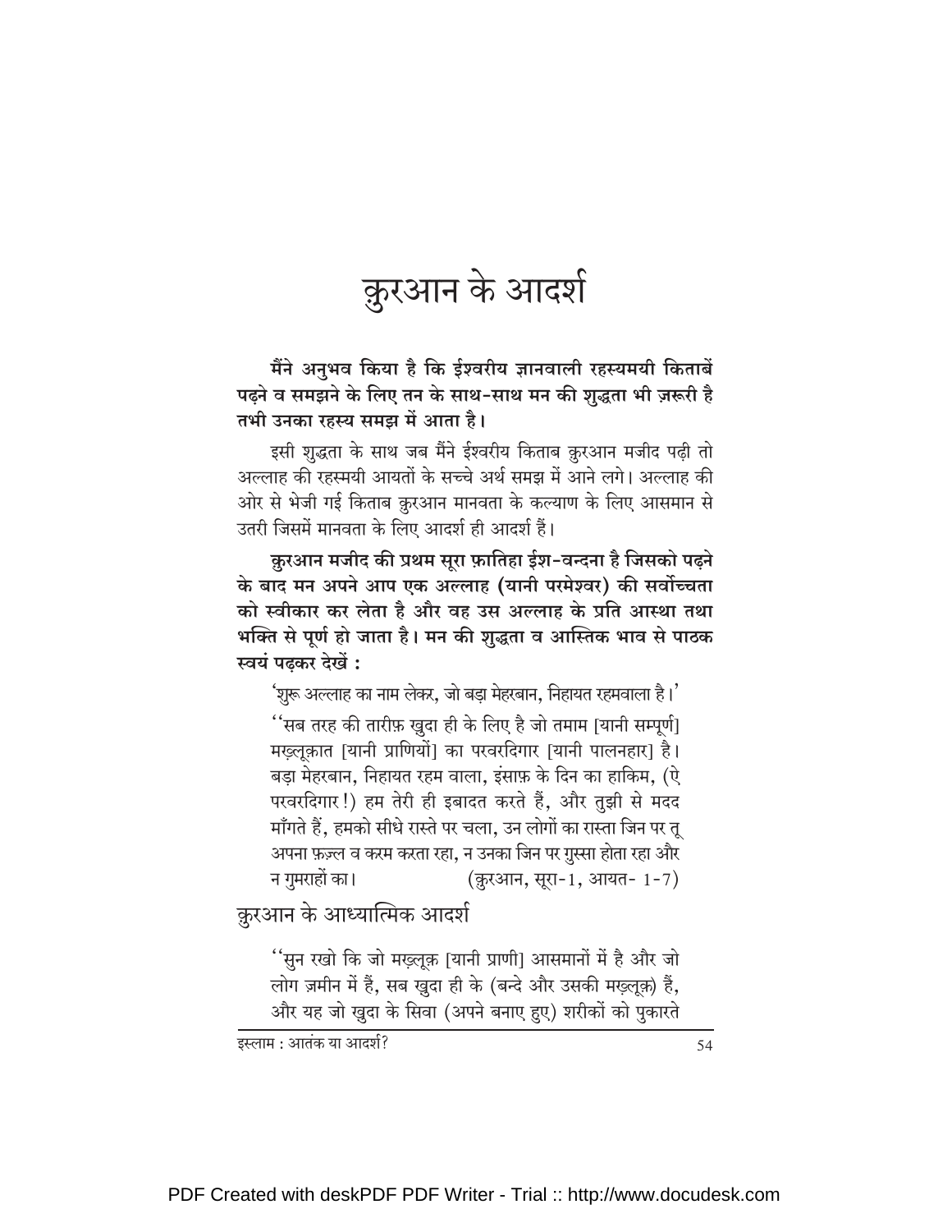# क़ुरआन के आदर्श

**मैंने अनुभव किया है कि ईश्वरीय ज्ञानवाली रहस्यमयी किताबें पढ़ने व समझने के लिए तन के साथ-साथ मन की शुद्धता भी ज़रूरी है तभी उनका रहस्य समझ में आता है।**

इसी शुद्धता के साथ जब मैंने ईश्वरीय किताब क़ुरआन मजीद पढ़ी तो अल्लाह की रहस्मयी आयतों के सच्चे अर्थ समझ में आने लगे। अल्लाह की ओर से भेजी गई किताब क़ुरआन मानवता के कल्याण के लिए आसमान से उतरी जिसमें मानवता के लिए आदर्श ही आदर्श हैं।

**क़ुरआन मजीद की प्रथम सूरा फ़ातिहा ईश-वन्दना है जिसको पढ़ने के बाद मन अपने आप एक अल्लाह (यानी परमेश्वर) की सर्वोच्चता को स्वीकार कर लेता है और वह उस अल्लाह के प्रति आस्था तथा भक्ति से पूर्ण हो जाता है। मन की शुद्धता व आस्तिक भाव से पाठक स्वयं पढ़कर देखें :**

> 'शुरू अल्लाह का नाम लेकर, जो बड़ा मेहरबान, निहायत रहमवाला है।'
>
> ''सब तरह की तारीफ़ ख़ुदा ही के लिए है जो तमाम [यानी सम्पूर्ण] मख़्लूक़ात [यानी प्राणियों] का परवरदिगार [यानी पालनहार] है। बड़ा मेहरबान, निहायत रहम वाला, इंसाफ़ के दिन का हाकिम, (ऐ परवरदिगार!) हम तेरी ही इबादत करते हैं, और तुझी से मदद माँगते हैं, हमको सीधे रास्ते पर चला, उन लोगों का रास्ता जिन पर तू अपना फ़ज़्ल व करम करता रहा, न उनका जिन पर ग़ुस्सा होता रहा और न गुमराहों का। (क़ुरआन, सूरा-1, आयत- 1-7)

## क़ुरआन के आध्यात्मिक आदर्श

> ''सुन रखो कि जो मख़्लूक़ [यानी प्राणी] आसमानों में है और जो लोग ज़मीन में हैं, सब ख़ुदा ही के (बन्दे और उसकी मख़्लूक़) हैं, और यह जो ख़ुदा के सिवा (अपने बनाए हुए) शरीकों को पुकारते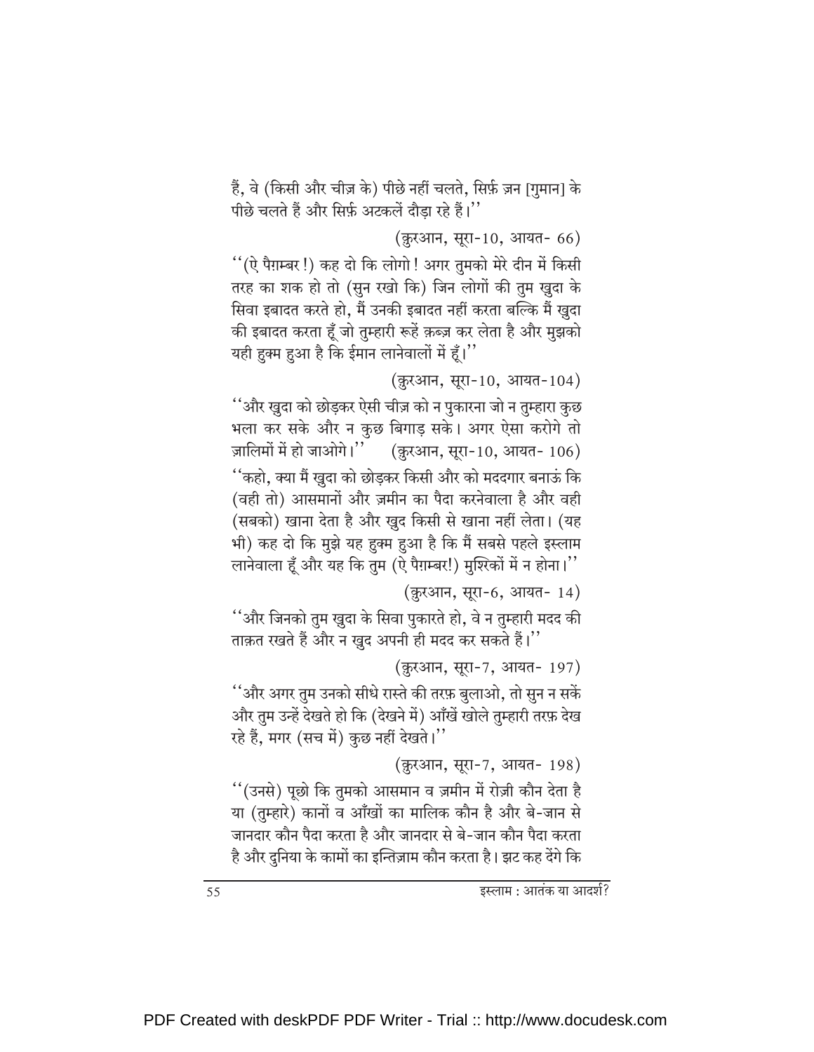हैं, वे (किसी और चीज़ के) पीछे नहीं चलते, सिर्फ़ ज़न [गुमान] के पीछे चलते हैं और सिर्फ़ अटकलें दौड़ा रहे हैं।''

(क़ुरआन, सूरा-10, आयत- 66)

''(ऐ पैग़म्बर!) कह दो कि लोगो! अगर तुमको मेरे दीन में किसी तरह का शक हो तो (सुन रखो कि) जिन लोगों की तुम ख़ुदा के सिवा इबादत करते हो, मैं उनकी इबादत नहीं करता बल्कि मैं ख़ुदा की इबादत करता हूँ जो तुम्हारी रूहें क़ब्ज़ कर लेता है और मुझको यही हुक्म हुआ है कि ईमान लानेवालों में हूँ।''

(क़ुरआन, सूरा-10, आयत-104)

''और ख़ुदा को छोड़कर ऐसी चीज़ को न पुकारना जो न तुम्हारा कुछ भला कर सके और न कुछ बिगाड़ सके। अगर ऐसा करोगे तो ज़ालिमों में हो जाओगे।'' (क़ुरआन, सूरा-10, आयत- 106)

''कहो, क्या मैं ख़ुदा को छोड़कर किसी और को मददगार बनाऊं कि (वही तो) आसमानों और ज़मीन का पैदा करनेवाला है और वही (सबको) खाना देता है और ख़ुद किसी से खाना नहीं लेता। (यह भी) कह दो कि मुझे यह हुक्म हुआ है कि मैं सबसे पहले इस्लाम लानेवाला हूँ और यह कि तुम (ऐ पैग़म्बर!) मुश्रिकों में न होना।''

(क़ुरआन, सूरा-6, आयत- 14)

''और जिनको तुम ख़ुदा के सिवा पुकारते हो, वे न तुम्हारी मदद की ताक़त रखते हैं और न ख़ुद अपनी ही मदद कर सकते हैं।''

(क़ुरआन, सूरा-7, आयत- 197)

''और अगर तुम उनको सीधे रास्ते की तरफ़ बुलाओ, तो सुन न सकें और तुम उन्हें देखते हो कि (देखने में) आँखें खोले तुम्हारी तरफ़ देख रहे हैं, मगर (सच में) कुछ नहीं देखते।''

(क़ुरआन, सूरा-7, आयत- 198)

''(उनसे) पूछो कि तुमको आसमान व ज़मीन में रोज़ी कौन देता है या (तुम्हारे) कानों व आँखों का मालिक कौन है और बे-जान से जानदार कौन पैदा करता है और जानदार से बे-जान कौन पैदा करता है और दुनिया के कामों का इन्तिज़ाम कौन करता है। झट कह देंगे कि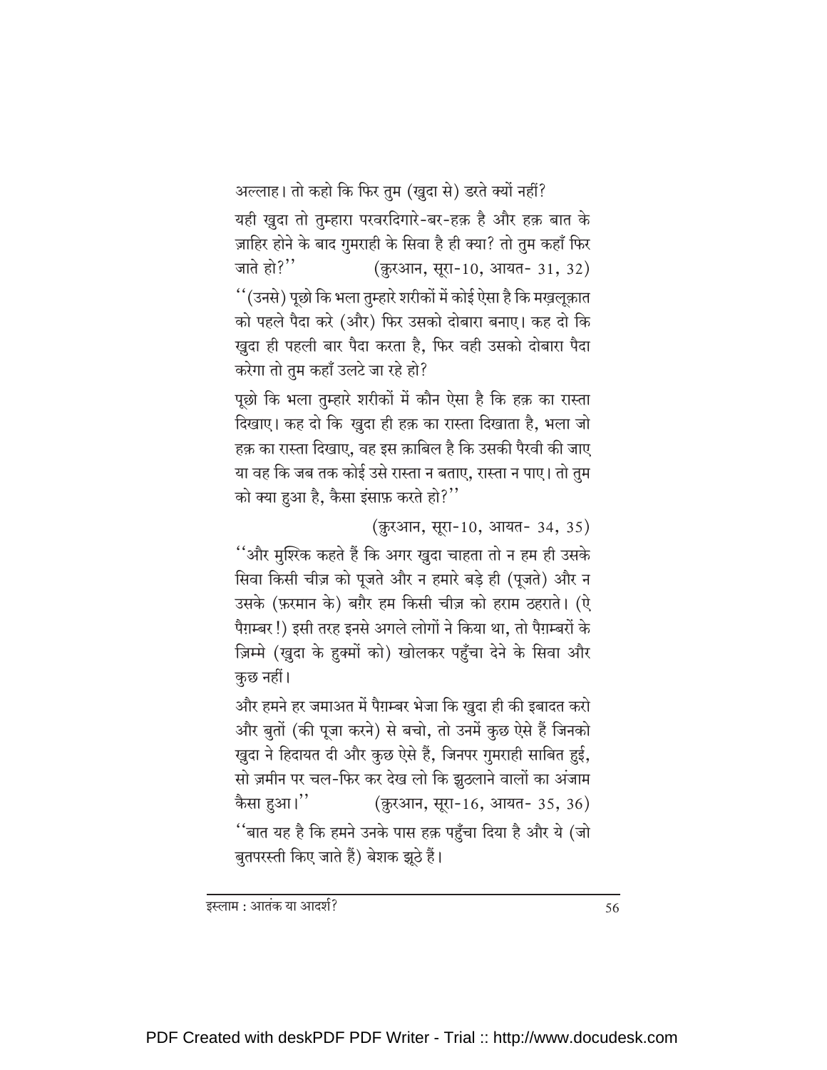अल्लाह। तो कहो कि फिर तुम (ख़ुदा से) डरते क्यों नहीं?

यही ख़ुदा तो तुम्हारा परवरदिगारे-बर-हक़ है और हक़ बात के ज़ाहिर होने के बाद गुमराही के सिवा है ही क्या? तो तुम कहाँ फिर जाते हो?'' (क़ुरआन, सूरा-10, आयत- 31, 32)

''(उनसे) पूछो कि भला तुम्हारे शरीकों में कोई ऐसा है कि मख़्लूक़ात को पहले पैदा करे (और) फिर उसको दोबारा बनाए। कह दो कि ख़ुदा ही पहली बार पैदा करता है, फिर वही उसको दोबारा पैदा करेगा तो तुम कहाँ उलटे जा रहे हो?

पूछो कि भला तुम्हारे शरीकों में कौन ऐसा है कि हक़ का रास्ता दिखाए। कह दो कि ख़ुदा ही हक़ का रास्ता दिखाता है, भला जो हक़ का रास्ता दिखाए, वह इस क़ाबिल है कि उसकी पैरवी की जाए या वह कि जब तक कोई उसे रास्ता न बताए, रास्ता न पाए। तो तुम को क्या हुआ है, कैसा इंसाफ़ करते हो?''

(क़ुरआन, सूरा-10, आयत- 34, 35)

''और मुश्रिक कहते हैं कि अगर ख़ुदा चाहता तो न हम ही उसके सिवा किसी चीज़ को पूजते और न हमारे बड़े ही (पूजते) और न उसके (फ़रमान के) बग़ैर हम किसी चीज़ को हराम ठहराते। (ऐ पैग़म्बर!) इसी तरह इनसे अगले लोगों ने किया था, तो पैग़म्बरों के ज़िम्मे (ख़ुदा के हुक्मों को) खोलकर पहुँचा देने के सिवा और कुछ नहीं।

और हमने हर जमाअत में पैग़म्बर भेजा कि ख़ुदा ही की इबादत करो और बुतों (की पूजा करने) से बचो, तो उनमें कुछ ऐसे हैं जिनको ख़ुदा ने हिदायत दी और कुछ ऐसे हैं, जिनपर गुमराही साबित हुई, सो ज़मीन पर चल-फिर कर देख लो कि झुठलाने वालों का अंजाम कैसा हुआ।'' (क़ुरआन, सूरा-16, आयत- 35, 36)

''बात यह है कि हमने उनके पास हक़ पहुँचा दिया है और ये (जो बुतपरस्ती किए जाते हैं) बेशक झूठे हैं।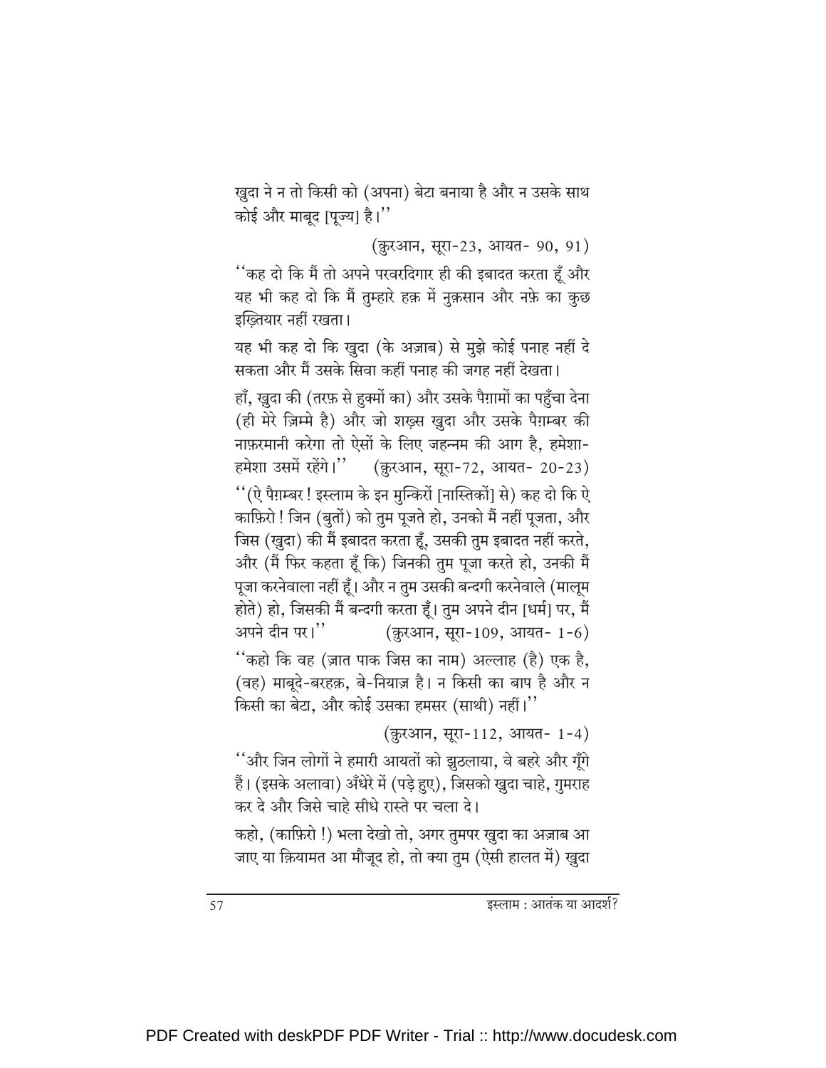ख़ुदा ने न तो किसी को (अपना) बेटा बनाया है और न उसके साथ कोई और माबूद [पूज्य] है।''

(क़ुरआन, सूरा-23, आयत- 90, 91)

''कह दो कि मैं तो अपने परवरदिगार ही की इबादत करता हूँ और यह भी कह दो कि मैं तुम्हारे हक़ में नुक़सान और नफ़े का कुछ इख़्तियार नहीं रखता।

यह भी कह दो कि ख़ुदा (के अज़ाब) से मुझे कोई पनाह नहीं दे सकता और मैं उसके सिवा कहीं पनाह की जगह नहीं देखता।

हाँ, ख़ुदा की (तरफ़ से हुक्मों का) और उसके पैग़ामों का पहुँचा देना (ही मेरे ज़िम्मे है) और जो शख़्स ख़ुदा और उसके पैग़म्बर की नाफ़रमानी करेगा तो ऐसों के लिए जहन्नम की आग है, हमेशा-हमेशा उसमें रहेंगे।'' (क़ुरआन, सूरा-72, आयत- 20-23)

''(ऐ पैग़म्बर ! इस्लाम के इन मुन्किरों [नास्तिकों] से) कह दो कि ऐ काफ़िरो ! जिन (बुतों) को तुम पूजते हो, उनको मैं नहीं पूजता, और जिस (ख़ुदा) की मैं इबादत करता हूँ, उसकी तुम इबादत नहीं करते, और (मैं फिर कहता हूँ कि) जिनकी तुम पूजा करते हो, उनकी मैं पूजा करनेवाला नहीं हूँ। और न तुम उसकी बन्दगी करनेवाले (मालूम होते) हो, जिसकी मैं बन्दगी करता हूँ। तुम अपने दीन [धर्म] पर, मैं अपने दीन पर।'' (क़ुरआन, सूरा-109, आयत- 1-6)

''कहो कि वह (ज़ात पाक जिस का नाम) अल्लाह (है) एक है, (वह) माबूदे-बरहक़, बे-नियाज़ है। न किसी का बाप है और न किसी का बेटा, और कोई उसका हमसर (साथी) नहीं।''

(क़ुरआन, सूरा-112, आयत- 1-4)

''और जिन लोगों ने हमारी आयतों को झुठलाया, वे बहरे और गूँगे हैं। (इसके अलावा) अँधेरे में (पड़े हुए), जिसको ख़ुदा चाहे, गुमराह कर दे और जिसे चाहे सीधे रास्ते पर चला दे।

कहो, (काफ़िरो !) भला देखो तो, अगर तुमपर ख़ुदा का अज़ाब आ जाए या क़ियामत आ मौजूद हो, तो क्या तुम (ऐसी हालत में) ख़ुदा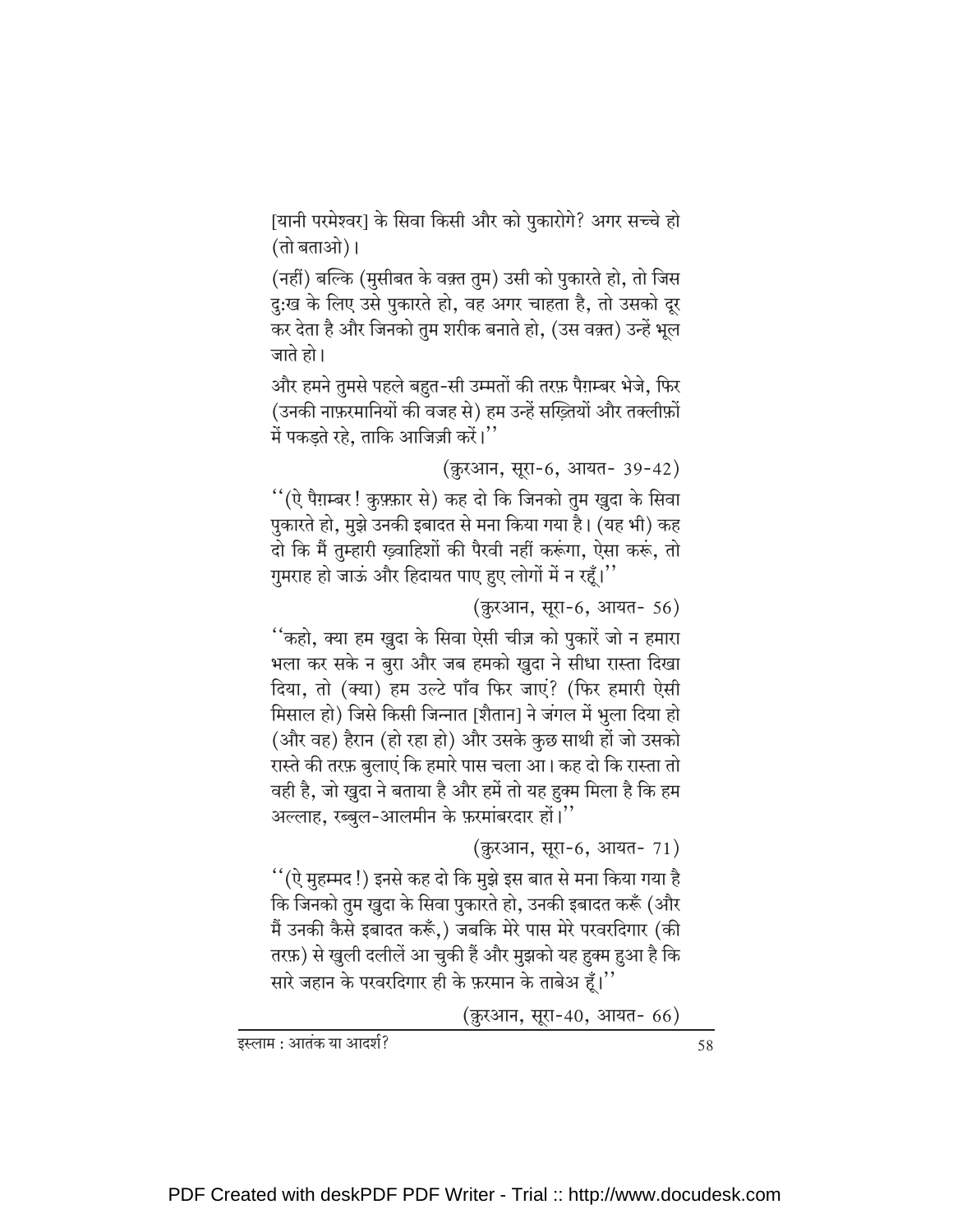[यानी परमेश्वर] के सिवा किसी और को पुकारोगे? अगर सच्चे हो (तो बताओ)।

(नहीं) बल्कि (मुसीबत के वक़्त तुम) उसी को पुकारते हो, तो जिस दुःख के लिए उसे पुकारते हो, वह अगर चाहता है, तो उसको दूर कर देता है और जिनको तुम शरीक बनाते हो, (उस वक़्त) उन्हें भूल जाते हो।

और हमने तुमसे पहले बहुत-सी उम्मतों की तरफ़ पैग़म्बर भेजे, फिर (उनकी नाफ़रमानियों की वजह से) हम उन्हें सख़्तियों और तक्लीफ़ों में पकड़ते रहे, ताकि आजिज़ी करें।''

(क़ुरआन, सूरा-6, आयत- 39-42)

''(ऐ पैग़म्बर ! कुफ़्फ़ार से) कह दो कि जिनको तुम ख़ुदा के सिवा पुकारते हो, मुझे उनकी इबादत से मना किया गया है। (यह भी) कह दो कि मैं तुम्हारी ख़्वाहिशों की पैरवी नहीं करूंगा, ऐसा करूं, तो गुमराह हो जाऊं और हिदायत पाए हुए लोगों में न रहूँ।''

(क़ुरआन, सूरा-6, आयत- 56)

''कहो, क्या हम ख़ुदा के सिवा ऐसी चीज़ को पुकारें जो न हमारा भला कर सके न बुरा और जब हमको ख़ुदा ने सीधा रास्ता दिखा दिया, तो (क्या) हम उल्टे पाँव फिर जाएं? (फिर हमारी ऐसी मिसाल हो) जिसे किसी जिन्नात [शैतान] ने जंगल में भुला दिया हो (और वह) हैरान (हो रहा हो) और उसके कुछ साथी हों जो उसको रास्ते की तरफ़ बुलाएं कि हमारे पास चला आ। कह दो कि रास्ता तो वही है, जो ख़ुदा ने बताया है और हमें तो यह हुक्म मिला है कि हम अल्लाह, रब्बुल-आलमीन के फ़रमांबरदार हों।''

(क़ुरआन, सूरा-6, आयत- 71)

''(ऐ मुहम्मद !) इनसे कह दो कि मुझे इस बात से मना किया गया है कि जिनको तुम ख़ुदा के सिवा पुकारते हो, उनकी इबादत करूँ (और मैं उनकी कैसे इबादत करूँ,) जबकि मेरे पास मेरे परवरदिगार (की तरफ़) से खुली दलीलें आ चुकी हैं और मुझको यह हुक्म हुआ है कि सारे जहान के परवरदिगार ही के फ़रमान के ताबेअ हूँ।''

(क़ुरआन, सूरा-40, आयत- 66)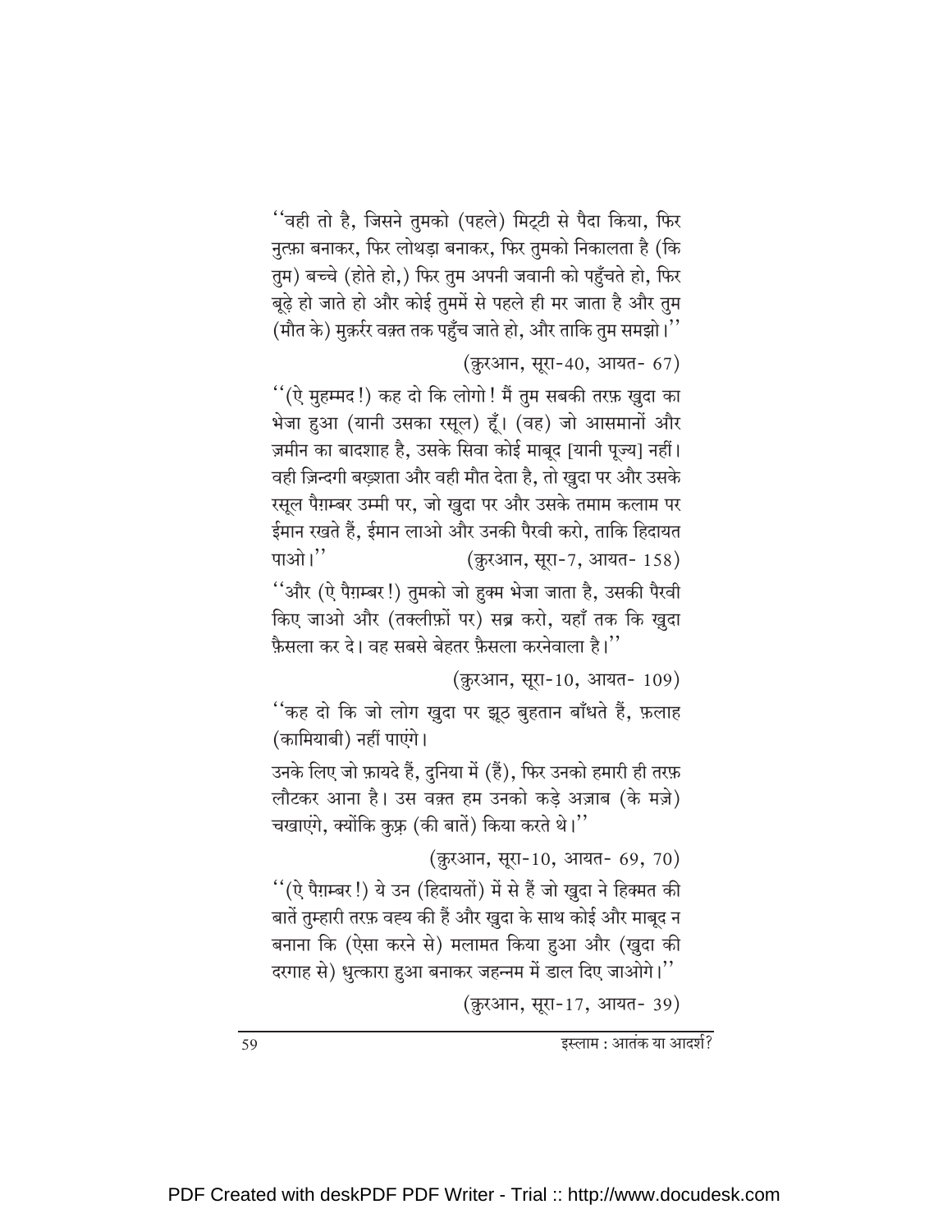''वही तो है, जिसने तुमको (पहले) मिट्टी से पैदा किया, फिर नुत्फ़ा बनाकर, फिर लोथड़ा बनाकर, फिर तुमको निकालता है (कि तुम) बच्चे (होते हो,) फिर तुम अपनी जवानी को पहुँचते हो, फिर बूढ़े हो जाते हो और कोई तुममें से पहले ही मर जाता है और तुम (मौत के) मुक़र्रर वक़्त तक पहुँच जाते हो, और ताकि तुम समझो।''

(क़ुरआन, सूरा-40, आयत- 67)

''(ऐ मुहम्मद!) कह दो कि लोगो! मैं तुम सबकी तरफ़ ख़ुदा का भेजा हुआ (यानी उसका रसूल) हूँ। (वह) जो आसमानों और ज़मीन का बादशाह है, उसके सिवा कोई माबूद [यानी पूज्य] नहीं। वही ज़िन्दगी बख़्शता और वही मौत देता है, तो ख़ुदा पर और उसके रसूल पैग़म्बर उम्मी पर, जो ख़ुदा पर और उसके तमाम कलाम पर ईमान रखते हैं, ईमान लाओ और उनकी पैरवी करो, ताकि हिदायत पाओ।'' (क़ुरआन, सूरा-7, आयत- 158)

''और (ऐ पैग़म्बर!) तुमको जो हुक्म भेजा जाता है, उसकी पैरवी किए जाओ और (तक्लीफ़ों पर) सब्र करो, यहाँ तक कि ख़ुदा फ़ैसला कर दे। वह सबसे बेहतर फ़ैसला करनेवाला है।''

(क़ुरआन, सूरा-10, आयत- 109)

''कह दो कि जो लोग ख़ुदा पर झूठ बुहतान बाँधते हैं, फ़लाह (कामियाबी) नहीं पाएंगे।

उनके लिए जो फ़ायदे हैं, दुनिया में (हैं), फिर उनको हमारी ही तरफ़ लौटकर आना है। उस वक़्त हम उनको कड़े अज़ाब (के मज़े) चखाएंगे, क्योंकि कुफ़्र (की बातें) किया करते थे।''

(क़ुरआन, सूरा-10, आयत- 69, 70)

''(ऐ पैग़म्बर!) ये उन (हिदायतों) में से हैं जो ख़ुदा ने हिक्मत की बातें तुम्हारी तरफ़ वह्य की हैं और ख़ुदा के साथ कोई और माबूद न बनाना कि (ऐसा करने से) मलामत किया हुआ और (ख़ुदा की दरगाह से) धुत्कारा हुआ बनाकर जहन्नम में डाल दिए जाओगे।''

(क़ुरआन, सूरा-17, आयत- 39)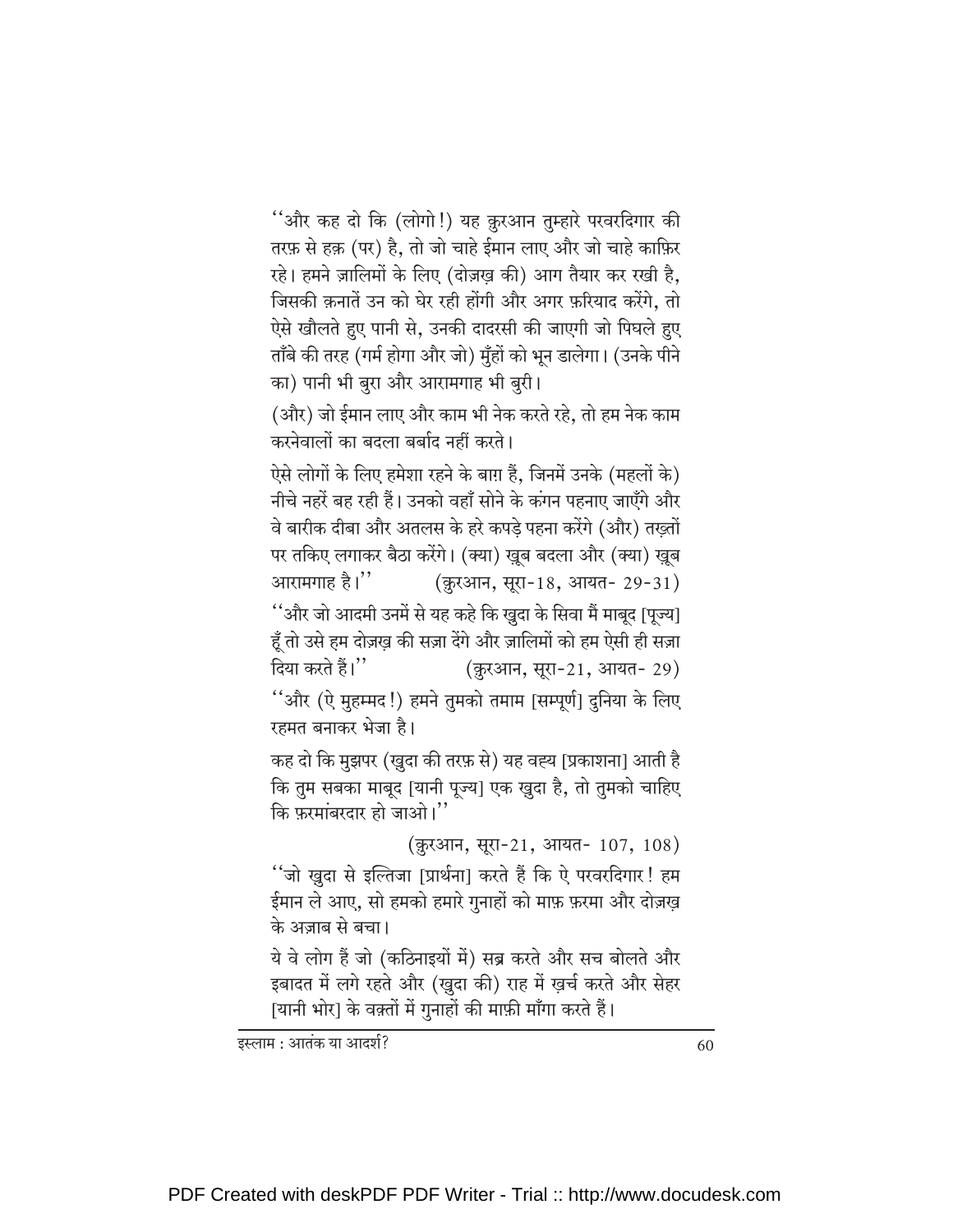''और कह दो कि (लोगो!) यह क़ुरआन तुम्हारे परवरदिगार की तरफ़ से हक़ (पर) है, तो जो चाहे ईमान लाए और जो चाहे काफ़िर रहे। हमने ज़ालिमों के लिए (दोज़ख़ की) आग तैयार कर रखी है, जिसकी क़नातें उन को घेर रही होंगी और अगर फ़रियाद करेंगे, तो ऐसे खौलते हुए पानी से, उनकी दादरसी की जाएगी जो पिघले हुए ताँबे की तरह (गर्म होगा और जो) मुँहों को भून डालेगा। (उनके पीने का) पानी भी बुरा और आरामगाह भी बुरी।

(और) जो ईमान लाए और काम भी नेक करते रहे, तो हम नेक काम करनेवालों का बदला बर्बाद नहीं करते।

ऐसे लोगों के लिए हमेशा रहने के बाग़ हैं, जिनमें उनके (महलों के) नीचे नहरें बह रही हैं। उनको वहाँ सोने के कंगन पहनाए जाएँगे और वे बारीक दीबा और अतलस के हरे कपड़े पहना करेंगे (और) तख़्तों पर तकिए लगाकर बैठा करेंगे। (क्या) ख़ूब बदला और (क्या) ख़ूब आरामगाह है।'' (क़ुरआन, सूरा-18, आयत- 29-31)

''और जो आदमी उनमें से यह कहे कि ख़ुदा के सिवा मैं माबूद [पूज्य] हूँ तो उसे हम दोज़ख़ की सज़ा देंगे और ज़ालिमों को हम ऐसी ही सज़ा दिया करते हैं।'' (क़ुरआन, सूरा-21, आयत- 29)

''और (ऐ मुहम्मद!) हमने तुमको तमाम [सम्पूर्ण] दुनिया के लिए रहमत बनाकर भेजा है।

कह दो कि मुझपर (ख़ुदा की तरफ़ से) यह वह्य [प्रकाशना] आती है कि तुम सबका माबूद [यानी पूज्य] एक ख़ुदा है, तो तुमको चाहिए कि फ़रमांबरदार हो जाओ।''

(क़ुरआन, सूरा-21, आयत- 107, 108)

''जो ख़ुदा से इल्तिजा [प्रार्थना] करते हैं कि ऐ परवरदिगार! हम ईमान ले आए, सो हमको हमारे गुनाहों को माफ़ फ़रमा और दोज़ख़ के अज़ाब से बचा।

ये वे लोग हैं जो (कठिनाइयों में) सब्र करते और सच बोलते और इबादत में लगे रहते और (ख़ुदा की) राह में ख़र्च करते और सेहर [यानी भोर] के वक़्तों में गुनाहों की माफ़ी माँगा करते हैं।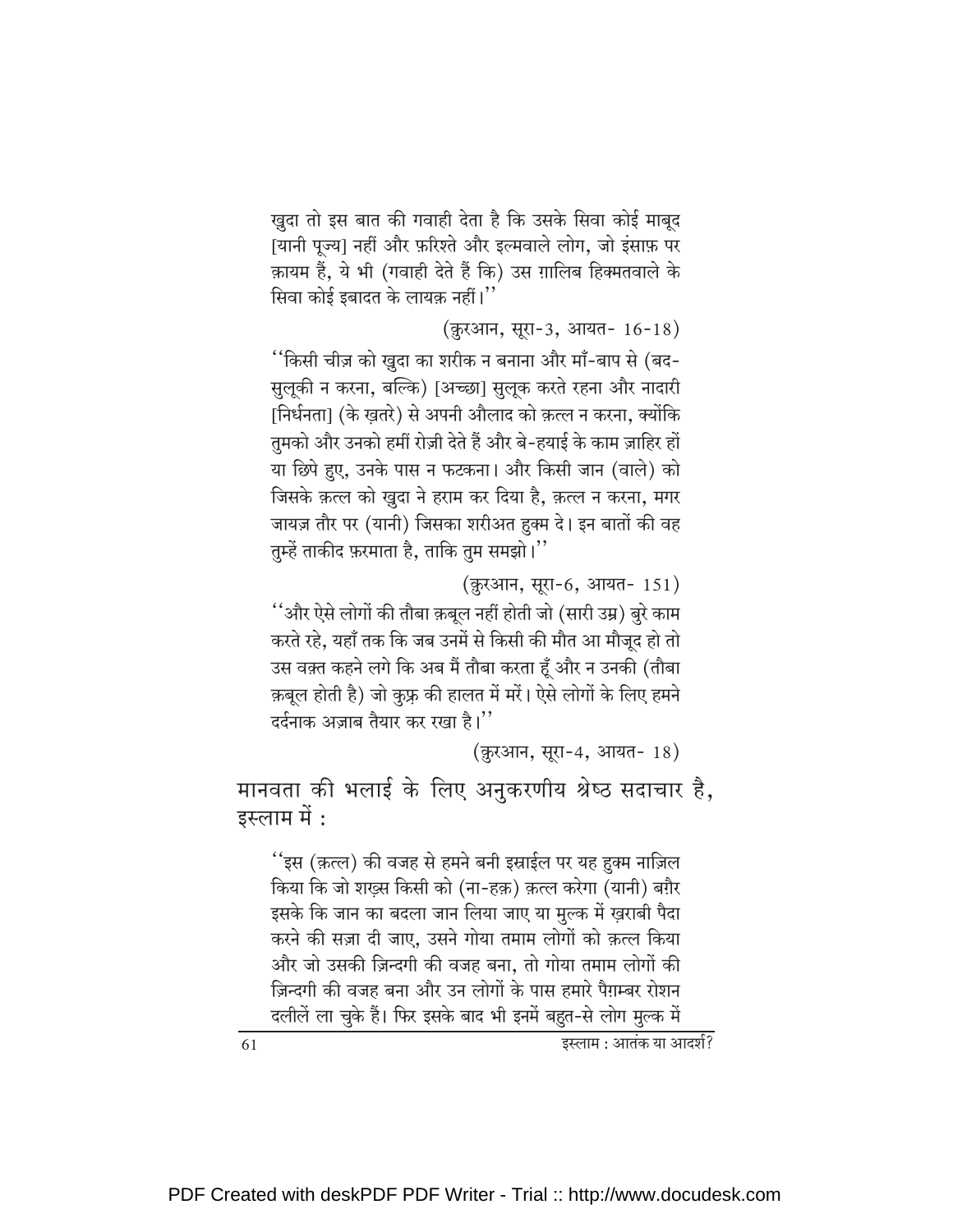ख़ुदा तो इस बात की गवाही देता है कि उसके सिवा कोई माबूद [यानी पूज्य] नहीं और फ़रिश्ते और इल्मवाले लोग, जो इंसाफ़ पर क़ायम हैं, ये भी (गवाही देते हैं कि) उस ग़ालिब हिक्मतवाले के सिवा कोई इबादत के लायक़ नहीं।''

(क़ुरआन, सूरा-3, आयत- 16-18)

''किसी चीज़ को ख़ुदा का शरीक न बनाना और माँ-बाप से (बद-सुलूकी न करना, बल्कि) [अच्छा] सुलूक करते रहना और नादारी [निर्धनता] (के ख़तरे) से अपनी औलाद को क़त्ल न करना, क्योंकि तुमको और उनको हमीं रोज़ी देते हैं और बे-हयाई के काम ज़ाहिर हों या छिपे हुए, उनके पास न फटकना। और किसी जान (वाले) को जिसके क़त्ल को ख़ुदा ने हराम कर दिया है, क़त्ल न करना, मगर जायज़ तौर पर (यानी) जिसका शरीअत हुक्म दे। इन बातों की वह तुम्हें ताकीद फ़रमाता है, ताकि तुम समझो।''

(क़ुरआन, सूरा-6, आयत- 151)

''और ऐसे लोगों की तौबा क़बूल नहीं होती जो (सारी उम्र) बुरे काम करते रहे, यहाँ तक कि जब उनमें से किसी की मौत आ मौजूद हो तो उस वक़्त कहने लगे कि अब मैं तौबा करता हूँ और न उनकी (तौबा क़बूल होती है) जो कुफ़्र की हालत में मरें। ऐसे लोगों के लिए हमने दर्दनाक अज़ाब तैयार कर रखा है।''

(क़ुरआन, सूरा-4, आयत- 18)

## मानवता की भलाई के लिए अनुकरणीय श्रेष्ठ सदाचार है, इस्लाम में :

''इस (क़त्ल) की वजह से हमने बनी इस्राईल पर यह हुक्म नाज़िल किया कि जो शख़्स किसी को (ना-हक़) क़त्ल करेगा (यानी) बग़ैर इसके कि जान का बदला जान लिया जाए या मुल्क में ख़राबी पैदा करने की सज़ा दी जाए, उसने गोया तमाम लोगों को क़त्ल किया और जो उसकी ज़िन्दगी की वजह बना, तो गोया तमाम लोगों की ज़िन्दगी की वजह बना और उन लोगों के पास हमारे पैग़म्बर रोशन दलीलें ला चुके हैं। फिर इसके बाद भी इनमें बहुत-से लोग मुल्क में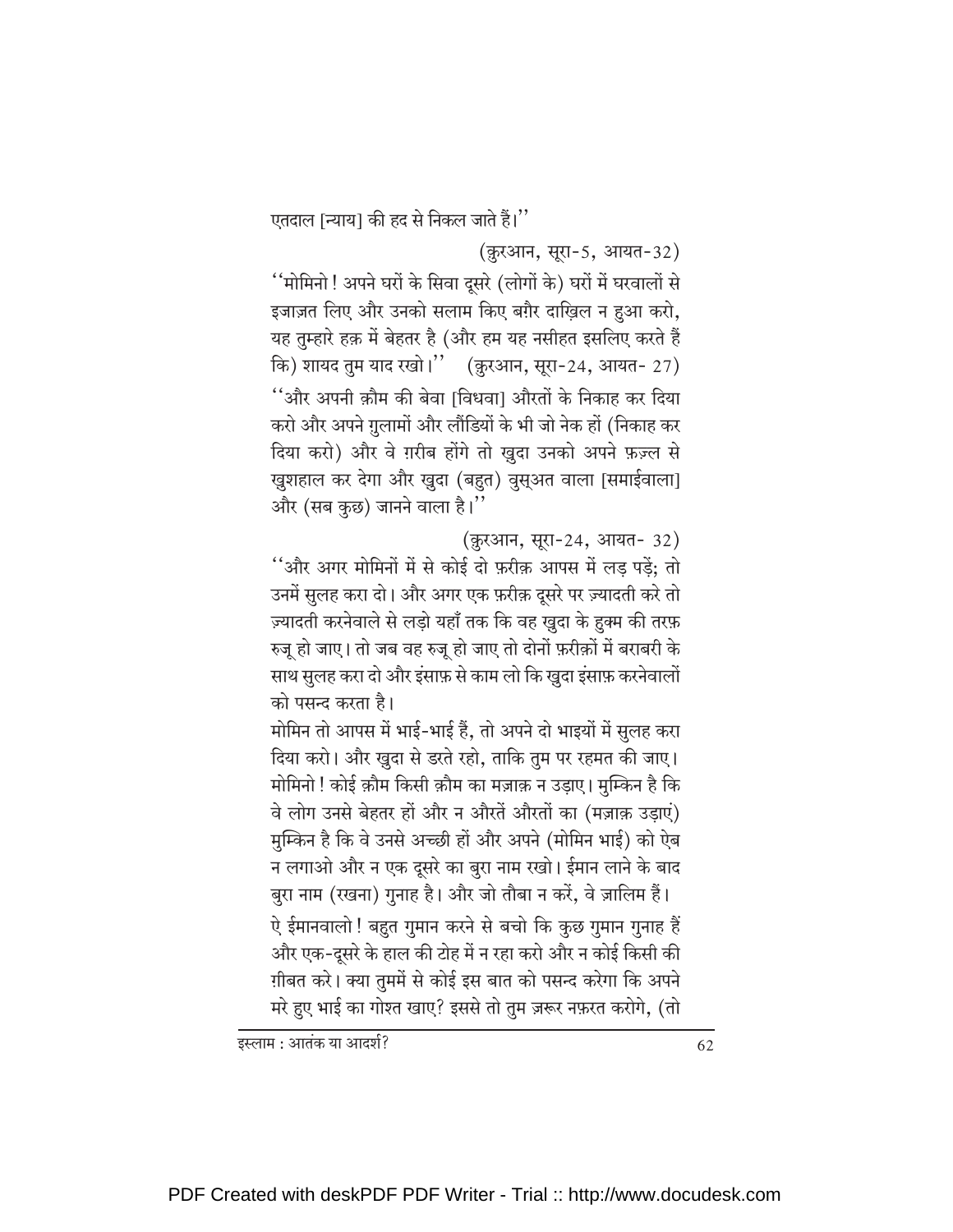एतदाल [न्याय] की हद से निकल जाते हैं।''

(क़ुरआन, सूरा-5, आयत-32)

''मोमिनो ! अपने घरों के सिवा दूसरे (लोगों के) घरों में घरवालों से इजाज़त लिए और उनको सलाम किए बग़ैर दाख़िल न हुआ करो, यह तुम्हारे हक़ में बेहतर है (और हम यह नसीहत इसलिए करते हैं कि) शायद तुम याद रखो।'' (क़ुरआन, सूरा-24, आयत- 27)

''और अपनी क़ौम की बेवा [विधवा] औरतों के निकाह कर दिया करो और अपने ग़ुलामों और लौंडियों के भी जो नेक हों (निकाह कर दिया करो) और वे ग़रीब होंगे तो ख़ुदा उनको अपने फ़ज़्ल से ख़ुशहाल कर देगा और ख़ुदा (बहुत) वुसअत वाला [समाईवाला] और (सब कुछ) जानने वाला है।''

(क़ुरआन, सूरा-24, आयत- 32)

''और अगर मोमिनों में से कोई दो फ़रीक़ आपस में लड़ पड़ें; तो उनमें सुलह करा दो। और अगर एक फ़रीक़ दूसरे पर ज़्यादती करे तो ज़्यादती करनेवाले से लड़ो यहाँ तक कि वह ख़ुदा के हुक्म की तरफ़ रुजू हो जाए। तो जब वह रुजू हो जाए तो दोनों फ़रीक़ों में बराबरी के साथ सुलह करा दो और इंसाफ़ से काम लो कि ख़ुदा इंसाफ़ करनेवालों को पसन्द करता है।

मोमिन तो आपस में भाई-भाई हैं, तो अपने दो भाइयों में सुलह करा दिया करो। और ख़ुदा से डरते रहो, ताकि तुम पर रहमत की जाए। मोमिनो ! कोई क़ौम किसी क़ौम का मज़ाक़ न उड़ाए। मुम्किन है कि वे लोग उनसे बेहतर हों और न औरतें औरतों का (मज़ाक़ उड़ाएं) मुम्किन है कि वे उनसे अच्छी हों और अपने (मोमिन भाई) को ऐब न लगाओ और न एक दूसरे का बुरा नाम रखो। ईमान लाने के बाद बुरा नाम (रखना) गुनाह है। और जो तौबा न करें, वे ज़ालिम हैं।

ऐ ईमानवालो ! बहुत गुमान करने से बचो कि कुछ गुमान गुनाह हैं और एक-दूसरे के हाल की टोह में न रहा करो और न कोई किसी की ग़ीबत करे। क्या तुममें से कोई इस बात को पसन्द करेगा कि अपने मरे हुए भाई का गोश्त खाए? इससे तो तुम ज़रूर नफ़रत करोगे, (तो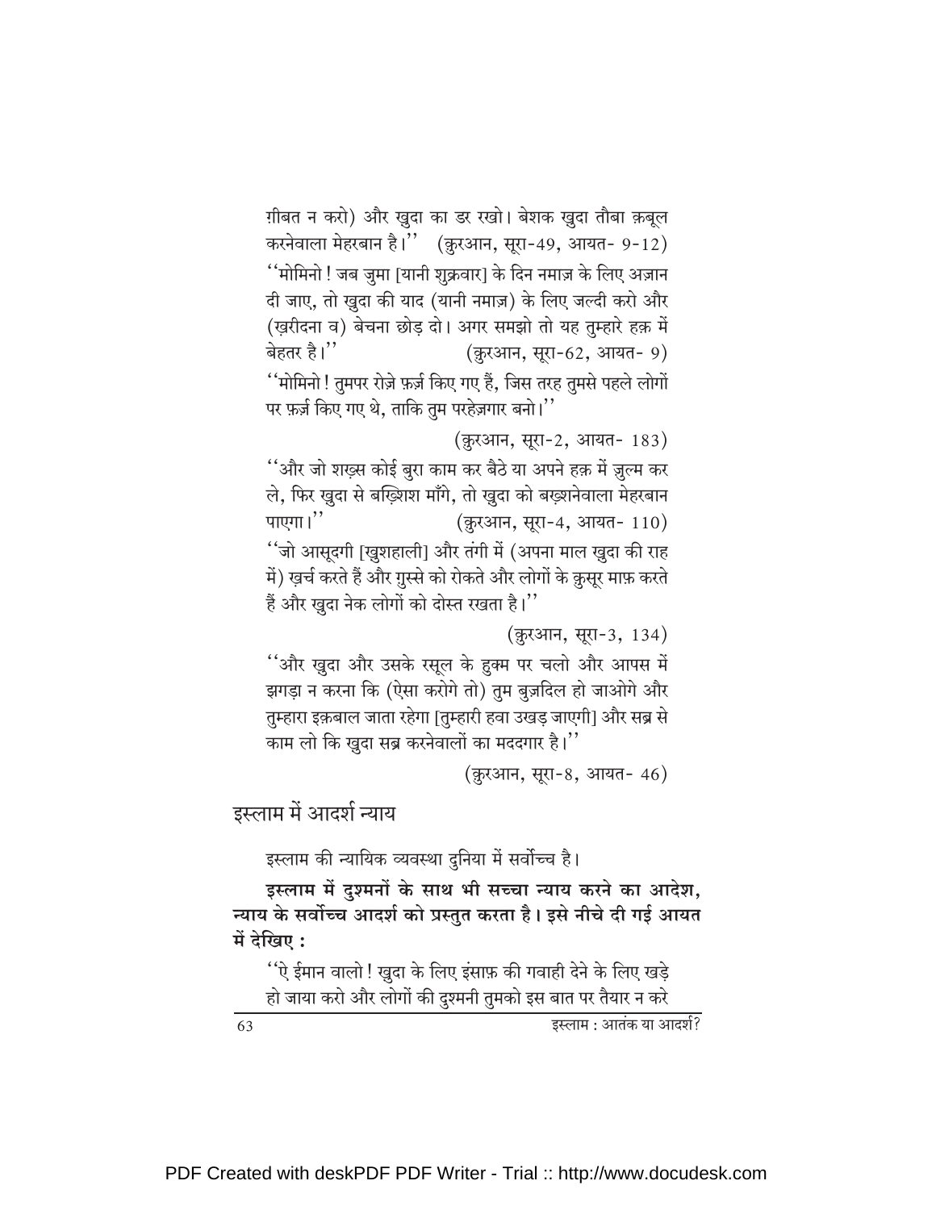ग़ीबत न करो) और ख़ुदा का डर रखो। बेशक ख़ुदा तौबा क़बूल करनेवाला मेहरबान है।'' (क़ुरआन, सूरा-49, आयत- 9-12)

''मोमिनो! जब जुमा [यानी शुक्रवार] के दिन नमाज़ के लिए अज़ान दी जाए, तो ख़ुदा की याद (यानी नमाज़) के लिए जल्दी करो और (ख़रीदना व) बेचना छोड़ दो। अगर समझो तो यह तुम्हारे हक़ में बेहतर है।'' (क़ुरआन, सूरा-62, आयत- 9)

''मोमिनो! तुमपर रोज़े फ़र्ज़ किए गए हैं, जिस तरह तुमसे पहले लोगों पर फ़र्ज़ किए गए थे, ताकि तुम परहेज़गार बनो।''

(क़ुरआन, सूरा-2, आयत- 183)

''और जो शख़्स कोई बुरा काम कर बैठे या अपने हक़ में ज़ुल्म कर ले, फिर ख़ुदा से बख़्शिश माँगे, तो ख़ुदा को बख़्शनेवाला मेहरबान पाएगा।'' (क़ुरआन, सूरा-4, आयत- 110)

''जो आसूदगी [ख़ुशहाली] और तंगी में (अपना माल ख़ुदा की राह में) ख़र्च करते हैं और ग़ुस्से को रोकते और लोगों के क़ुसूर माफ़ करते हैं और ख़ुदा नेक लोगों को दोस्त रखता है।''

(क़ुरआन, सूरा-3, 134)

''और ख़ुदा और उसके रसूल के हुक्म पर चलो और आपस में झगड़ा न करना कि (ऐसा करोगे तो) तुम बुज़दिल हो जाओगे और तुम्हारा इक़बाल जाता रहेगा [तुम्हारी हवा उखड़ जाएगी] और सब्र से काम लो कि ख़ुदा सब्र करनेवालों का मददगार है।''

(क़ुरआन, सूरा-8, आयत- 46)

## इस्लाम में आदर्श न्याय

इस्लाम की न्यायिक व्यवस्था दुनिया में सर्वोच्च है।

**इस्लाम में दुश्मनों के साथ भी सच्चा न्याय करने का आदेश, न्याय के सर्वोच्च आदर्श को प्रस्तुत करता है। इसे नीचे दी गई आयत में देखिए :**

''ऐ ईमान वालो! ख़ुदा के लिए इंसाफ़ की गवाही देने के लिए खड़े हो जाया करो और लोगों की दुश्मनी तुमको इस बात पर तैयार न करे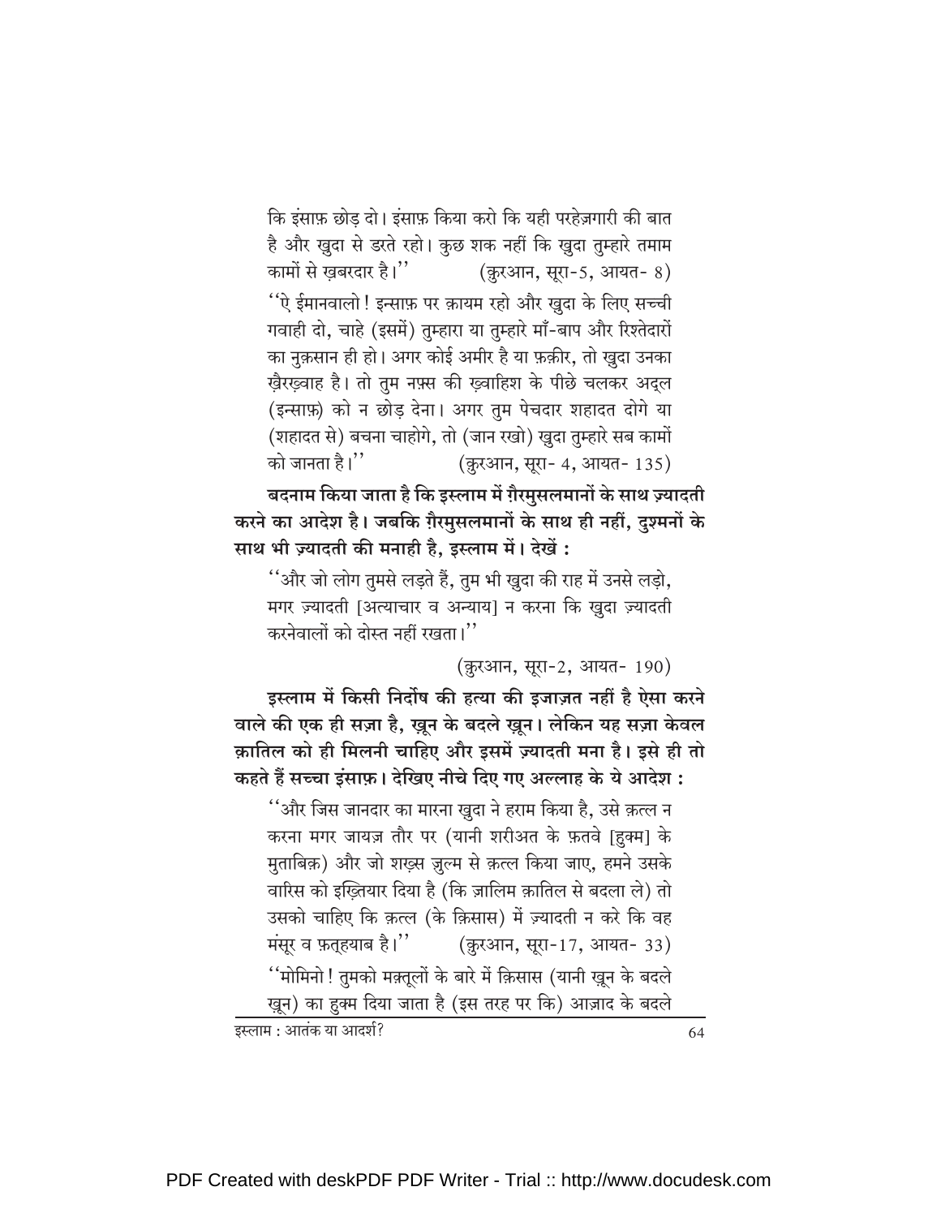कि इंसाफ़ छोड़ दो। इंसाफ़ किया करो कि यही परहेज़गारी की बात है और ख़ुदा से डरते रहो। कुछ शक नहीं कि ख़ुदा तुम्हारे तमाम कामों से ख़बरदार है।'' (क़ुरआन, सूरा-5, आयत- 8)

''ऐ ईमानवालो! इन्साफ़ पर क़ायम रहो और ख़ुदा के लिए सच्ची गवाही दो, चाहे (इसमें) तुम्हारा या तुम्हारे माँ-बाप और रिश्तेदारों का नुक़सान ही हो। अगर कोई अमीर है या फ़क़ीर, तो ख़ुदा उनका ख़ैरख़्वाह है। तो तुम नफ़्स की ख़्वाहिश के पीछे चलकर अद्‌ल (इन्साफ़) को न छोड़ देना। अगर तुम पेचदार शहादत दोगे या (शहादत से) बचना चाहोगे, तो (जान रखो) ख़ुदा तुम्हारे सब कामों को जानता है।'' (क़ुरआन, सूरा- 4, आयत- 135)

**बदनाम किया जाता है कि इस्लाम में ग़ैरमुसलमानों के साथ ज़्यादती करने का आदेश है। जबकि ग़ैरमुसलमानों के साथ ही नहीं, दुश्मनों के साथ भी ज़्यादती की मनाही है, इस्लाम में। देखें :**

''और जो लोग तुमसे लड़ते हैं, तुम भी ख़ुदा की राह में उनसे लड़ो, मगर ज़्यादती [अत्याचार व अन्याय] न करना कि ख़ुदा ज़्यादती करनेवालों को दोस्त नहीं रखता।''

(क़ुरआन, सूरा-2, आयत- 190)

**इस्लाम में किसी निर्दोष की हत्या की इजाज़त नहीं है ऐसा करने वाले की एक ही सज़ा है, ख़ून के बदले ख़ून। लेकिन यह सज़ा केवल क़ातिल को ही मिलनी चाहिए और इसमें ज़्यादती मना है। इसे ही तो कहते हैं सच्चा इंसाफ़। देखिए नीचे दिए गए अल्लाह के ये आदेश :**

''और जिस जानदार का मारना ख़ुदा ने हराम किया है, उसे क़त्ल न करना मगर जायज़ तौर पर (यानी शरीअत के फ़तवे [हुक्म] के मुताबिक़) और जो शख़्स ज़ुल्म से क़त्ल किया जाए, हमने उसके वारिस को इख़्तियार दिया है (कि ज़ालिम क़ातिल से बदला ले) तो उसको चाहिए कि क़त्ल (के क़िसास) में ज़्यादती न करे कि वह मंसूर व फ़त्हयाब है।'' (क़ुरआन, सूरा-17, आयत- 33)

''मोमिनो! तुमको मक़्तूलों के बारे में क़िसास (यानी ख़ून के बदले ख़ून) का हुक्म दिया जाता है (इस तरह पर कि) आज़ाद के बदले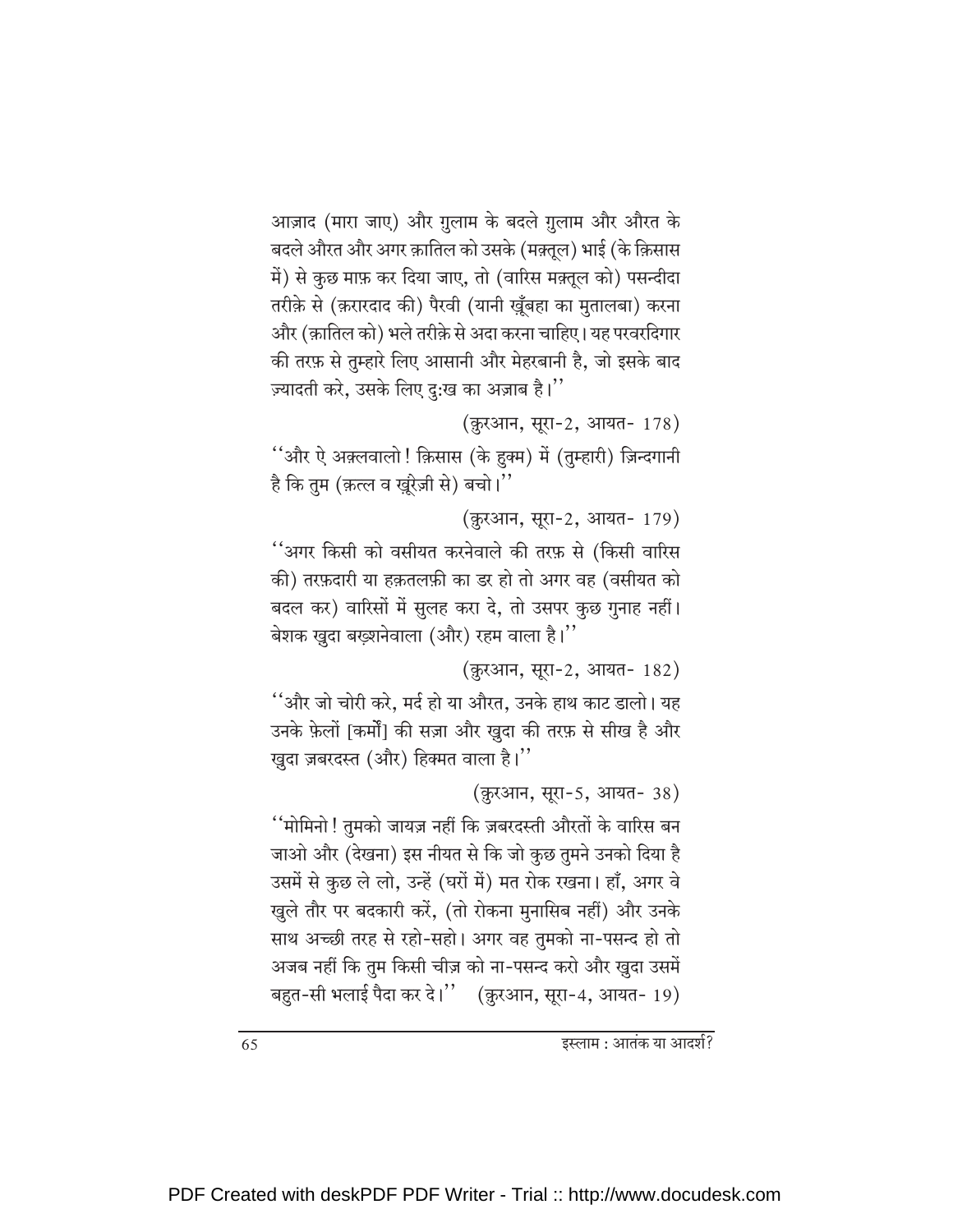आज़ाद (मारा जाए) और ग़ुलाम के बदले ग़ुलाम और औरत के बदले औरत और अगर क़ातिल को उसके (मक़्तूल) भाई (के क़िसास में) से कुछ माफ़ कर दिया जाए, तो (वारिस मक़्तूल को) पसन्दीदा तरीक़े से (क़रारदाद की) पैरवी (यानी ख़ूँबहा का मुतालबा) करना और (क़ातिल को) भले तरीक़े से अदा करना चाहिए। यह परवरदिगार की तरफ़ से तुम्हारे लिए आसानी और मेहरबानी है, जो इसके बाद ज़्यादती करे, उसके लिए दुःख का अज़ाब है।''

(क़ुरआन, सूरा-2, आयत- 178)

''और ऐ अक़्लवालो! क़िसास (के हुक्म) में (तुम्हारी) ज़िन्दगानी है कि तुम (क़त्ल व ख़ूँरेज़ी से) बचो।''

(क़ुरआन, सूरा-2, आयत- 179)

''अगर किसी को वसीयत करनेवाले की तरफ़ से (किसी वारिस की) तरफ़दारी या हक़तलफ़ी का डर हो तो अगर वह (वसीयत को बदल कर) वारिसों में सुलह करा दे, तो उसपर कुछ गुनाह नहीं। बेशक ख़ुदा बख़्शनेवाला (और) रहम वाला है।''

(क़ुरआन, सूरा-2, आयत- 182)

''और जो चोरी करे, मर्द हो या औरत, उनके हाथ काट डालो। यह उनके फ़ेलों [कर्मों] की सज़ा और ख़ुदा की तरफ़ से सीख है और ख़ुदा ज़बरदस्त (और) हिक्मत वाला है।''

(क़ुरआन, सूरा-5, आयत- 38)

''मोमिनो! तुमको जायज़ नहीं कि ज़बरदस्ती औरतों के वारिस बन जाओ और (देखना) इस नीयत से कि जो कुछ तुमने उनको दिया है उसमें से कुछ ले लो, उन्हें (घरों में) मत रोक रखना। हाँ, अगर वे खुले तौर पर बदकारी करें, (तो रोकना मुनासिब नहीं) और उनके साथ अच्छी तरह से रहो-सहो। अगर वह तुमको ना-पसन्द हो तो अजब नहीं कि तुम किसी चीज़ को ना-पसन्द करो और ख़ुदा उसमें बहुत-सी भलाई पैदा कर दे।'' (क़ुरआन, सूरा-4, आयत- 19)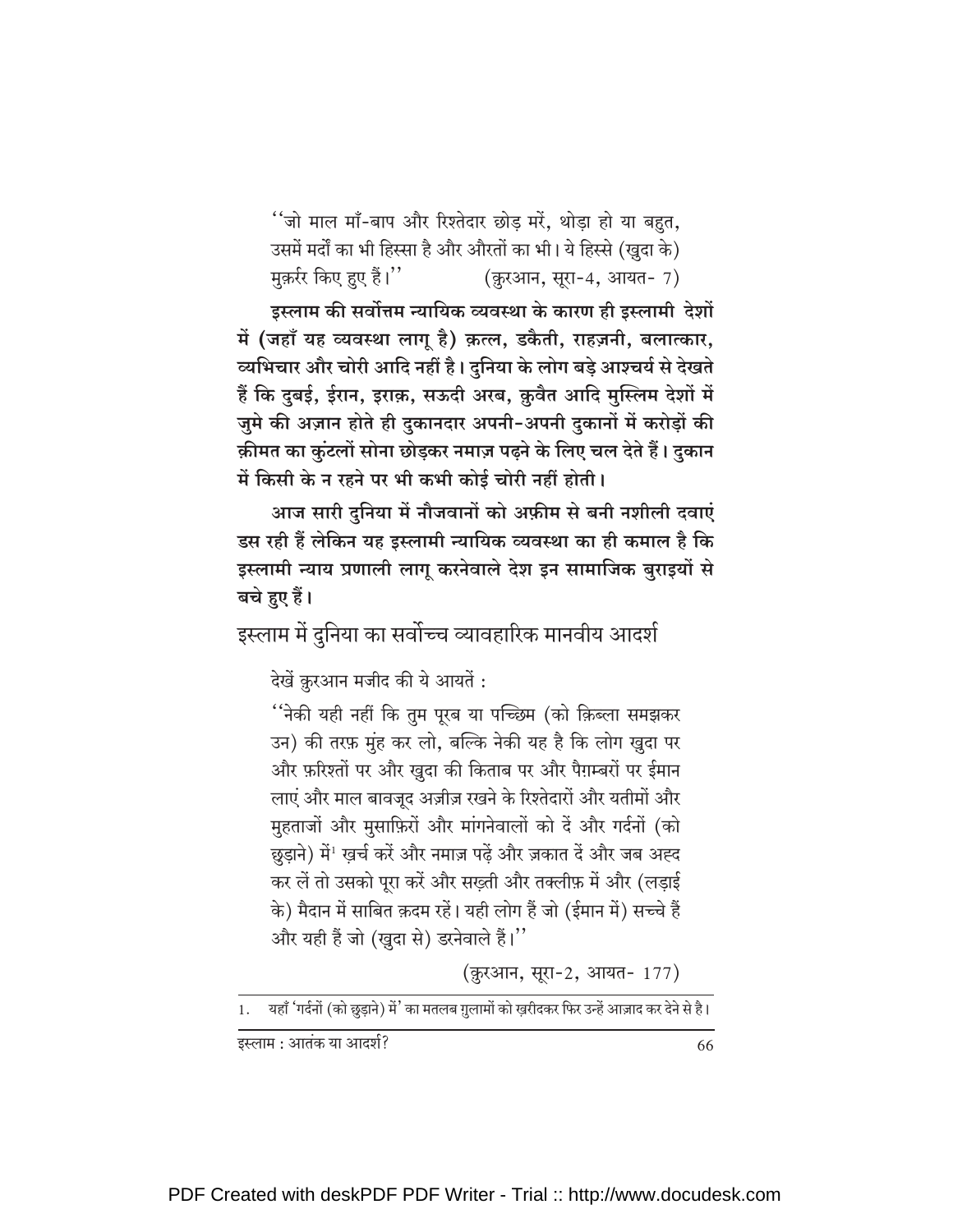''जो माल माँ-बाप और रिश्तेदार छोड़ मरें, थोड़ा हो या बहुत, उसमें मर्दों का भी हिस्सा है और औरतों का भी। ये हिस्से (ख़ुदा के) मुक़र्रर किए हुए हैं।'' (क़ुरआन, सूरा-4, आयत- 7)

**इस्लाम की सर्वोत्तम न्यायिक व्यवस्था के कारण ही इस्लामी देशों में (जहाँ यह व्यवस्था लागू है) क़त्ल, डकैती, राहज़नी, बलात्कार, व्यभिचार और चोरी आदि नहीं है। दुनिया के लोग बड़े आश्चर्य से देखते हैं कि दुबई, ईरान, इराक़, सऊदी अरब, क़ुवैत आदि मुस्लिम देशों में जुमे की अज़ान होते ही दुकानदार अपनी-अपनी दुकानों में करोड़ों की क़ीमत का कुंटलों सोना छोड़कर नमाज़ पढ़ने के लिए चल देते हैं। दुकान में किसी के न रहने पर भी कभी कोई चोरी नहीं होती।**

**आज सारी दुनिया में नौजवानों को अफ़ीम से बनी नशीली दवाएं डस रही हैं लेकिन यह इस्लामी न्यायिक व्यवस्था का ही कमाल है कि इस्लामी न्याय प्रणाली लागू करनेवाले देश इन सामाजिक बुराइयों से बचे हुए हैं।**

## इस्लाम में दुनिया का सर्वोच्च व्यावहारिक मानवीय आदर्श

देखें क़ुरआन मजीद की ये आयतें :

''नेकी यही नहीं कि तुम पूरब या पच्छिम (को क़िब्ला समझकर उन) की तरफ़ मुंह कर लो, बल्कि नेकी यह है कि लोग ख़ुदा पर और फ़रिश्तों पर और ख़ुदा की किताब पर और पैग़म्बरों पर ईमान लाएं और माल बावजूद अज़ीज़ रखने के रिश्तेदारों और यतीमों और मुहताजों और मुसाफ़िरों और मांगनेवालों को दें और गर्दनों (को छुड़ाने) में[1] ख़र्च करें और नमाज़ पढ़ें और ज़कात दें और जब अह्द कर लें तो उसको पूरा करें और सख़्ती और तक्लीफ़ में और (लड़ाई के) मैदान में साबित क़दम रहें। यही लोग हैं जो (ईमान में) सच्चे हैं और यही हैं जो (ख़ुदा से) डरनेवाले हैं।''

(क़ुरआन, सूरा-2, आयत- 177)

1. यहाँ 'गर्दनों (को छुड़ाने) में' का मतलब ग़ुलामों को ख़रीदकर फिर उन्हें आज़ाद कर देने से है।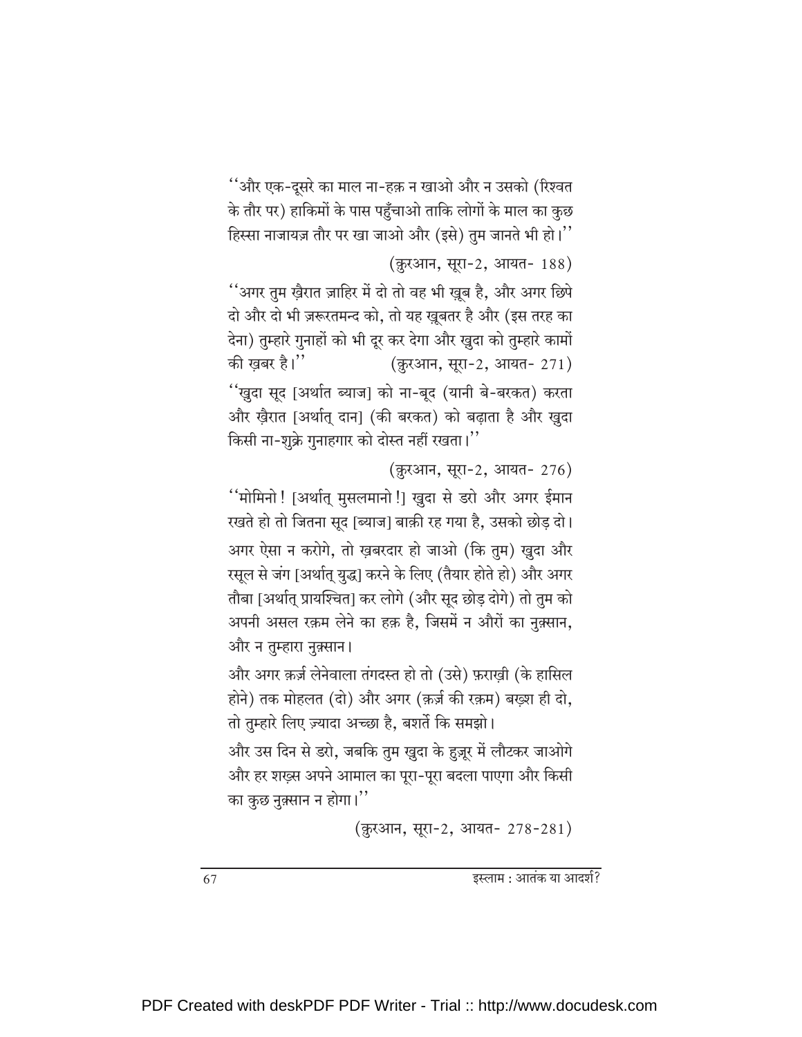''और एक़-दूसरे का माल ना-हक़ न खाओ और न उसको (रिश्वत के तौर पर) हाकिमों के पास पहुँचाओ ताकि लोगों के माल का कुछ हिस्सा नाजायज़ तौर पर खा जाओ और (इसे) तुम जानते भी हो।''

(क़ुरआन, सूरा-2, आयत- 188)

''अगर तुम ख़ैरात ज़ाहिर में दो तो वह भी ख़ूब है, और अगर छिपे दो और दो भी ज़रूरतमन्द को, तो यह ख़ूबतर है और (इस तरह का देना) तुम्हारे गुनाहों को भी दूर कर देगा और ख़ुदा को तुम्हारे कामों की ख़बर है।'' (क़ुरआन, सूरा-2, आयत- 271)

''ख़ुदा सूद [अर्थात ब्याज] को ना-बूद (यानी बे-बरकत) करता और ख़ैरात [अर्थात् दान] (की बरकत) को बढ़ाता है और ख़ुदा किसी ना-शुक्रे गुनाहगार को दोस्त नहीं रखता।''

(क़ुरआन, सूरा-2, आयत- 276)

''मोमिनो ! [अर्थात् मुसलमानो !] ख़ुदा से डरो और अगर ईमान रखते हो तो जितना सूद [ब्याज] बाक़ी रह गया है, उसको छोड़ दो। अगर ऐसा न करोगे, तो ख़बरदार हो जाओ (कि तुम) ख़ुदा और रसूल से जंग [अर्थात् युद्ध] करने के लिए (तैयार होते हो) और अगर तौबा [अर्थात् प्रायश्चित] कर लोगे (और सूद छोड़ दोगे) तो तुम को अपनी असल रक़म लेने का हक़ है, जिसमें न औरों का नुक़्सान, और न तुम्हारा नुक़्सान।

और अगर क़र्ज़ लेनेवाला तंगदस्त हो तो (उसे) फ़राख़ी (के हासिल होने) तक मोहलत (दो) और अगर (क़र्ज़ की रक़म) बख़्श ही दो, तो तुम्हारे लिए ज़्यादा अच्छा है, बशर्ते कि समझो।

और उस दिन से डरो, जबकि तुम ख़ुदा के हुज़ूर में लौटकर जाओगे और हर शख़्स अपने आमाल का पूरा-पूरा बदला पाएगा और किसी का कुछ नुक़्सान न होगा।''

(क़ुरआन, सूरा-2, आयत- 278-281)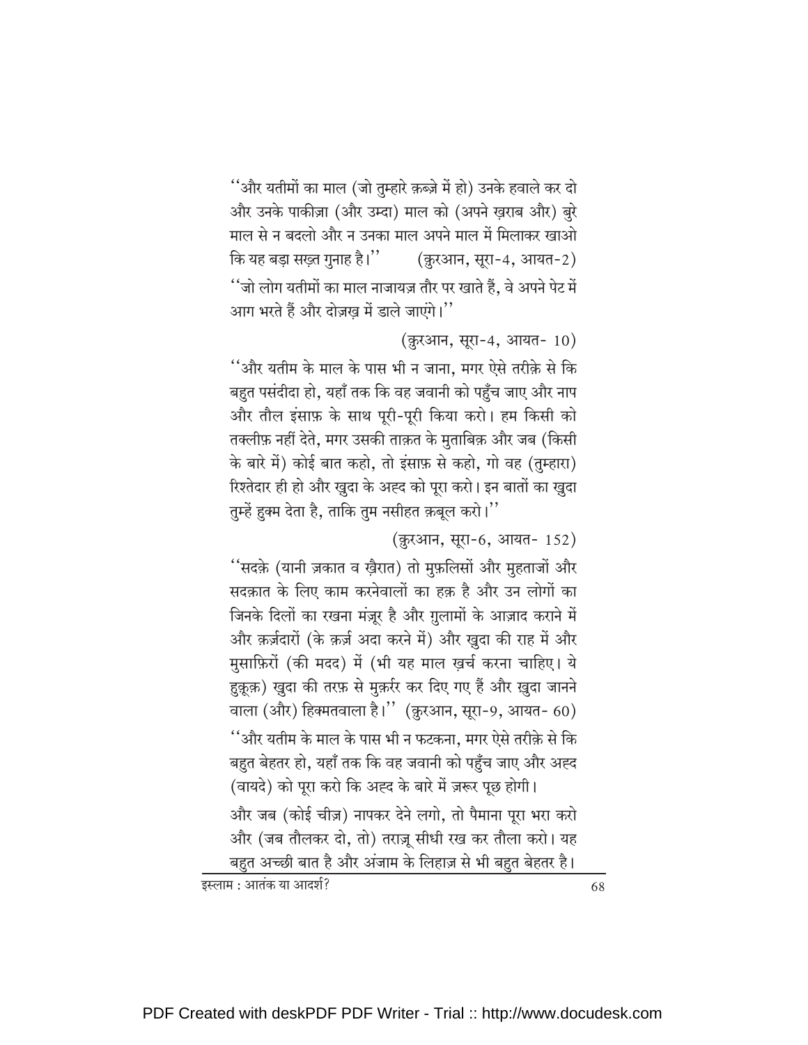''और यतीमों का माल (जो तुम्हारे क़ब्ज़े में हो) उनके हवाले कर दो और उनके पाकीज़ा (और उम्दा) माल को (अपने ख़राब और) बुरे माल से न बदलो और न उनका माल अपने माल में मिलाकर खाओ कि यह बड़ा सख़्त गुनाह है।'' (क़ुरआन, सूरा-4, आयत-2)

''जो लोग यतीमों का माल नाजायज़ तौर पर खाते हैं, वे अपने पेट में आग भरते हैं और दोज़ख़ में डाले जाएंगे।''

(क़ुरआन, सूरा-4, आयत- 10)

''और यतीम के माल के पास भी न जाना, मगर ऐसे तरीक़े से कि बहुत पसंदीदा हो, यहाँ तक कि वह जवानी को पहुँच जाए और नाप और तौल इंसाफ़ के साथ पूरी-पूरी किया करो। हम किसी को तक्लीफ़ नहीं देते, मगर उसकी ताक़त के मुताबिक़ और जब (किसी के बारे में) कोई बात कहो, तो इंसाफ़ से कहो, गो वह (तुम्हारा) रिश्तेदार ही हो और ख़ुदा के अह्द को पूरा करो। इन बातों का ख़ुदा तुम्हें हुक्म देता है, ताकि तुम नसीहत क़बूल करो।''

(क़ुरआन, सूरा-6, आयत- 152)

''सदक़े (यानी ज़कात व ख़ैरात) तो मुफ़लिसों और मुहताजों और सदक़ात के लिए काम करनेवालों का हक़ है और उन लोगों का जिनके दिलों का रखना मंज़ूर है और ग़ुलामों के आज़ाद कराने में और क़र्ज़दारों (के क़र्ज़ अदा करने में) और ख़ुदा की राह में और मुसाफ़िरों (की मदद) में (भी यह माल ख़र्च करना चाहिए। ये हुक़ूक़) ख़ुदा की तरफ़ से मुक़र्रर कर दिए गए हैं और ख़ुदा जानने वाला (और) हिक्मतवाला है।'' (क़ुरआन, सूरा-9, आयत- 60)

''और यतीम के माल के पास भी न फटकना, मगर ऐसे तरीक़े से कि बहुत बेहतर हो, यहाँ तक कि वह जवानी को पहुँच जाए और अह्द (वायदे) को पूरा करो कि अह्द के बारे में ज़रूर पूछ होगी।

और जब (कोई चीज़) नापकर देने लगो, तो पैमाना पूरा भरा करो और (जब तौलकर दो, तो) तराज़ू सीधी रख कर तौला करो। यह बहुत अच्छी बात है और अंजाम के लिहाज़ से भी बहुत बेहतर है।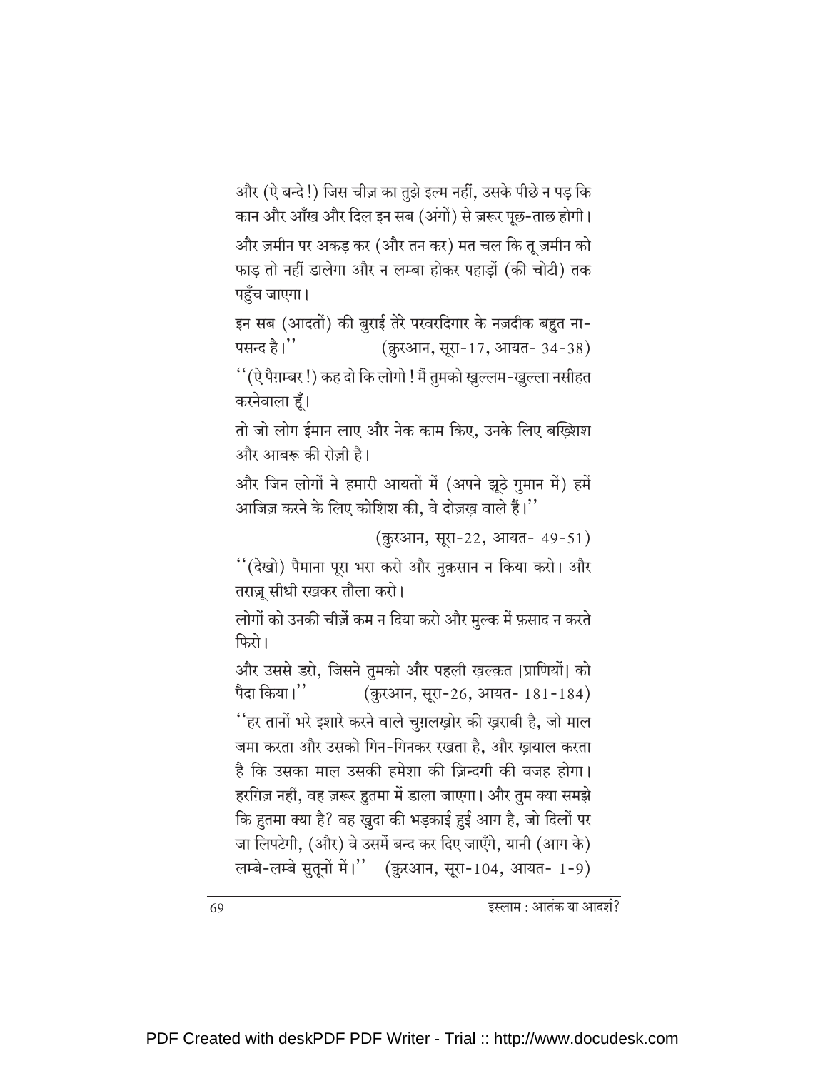और (ऐ बन्दे !) जिस चीज़ का तुझे इल्म नहीं, उसके पीछे न पड़ कि कान और आँख और दिल इन सब (अंगों) से ज़रूर पूछ-ताछ होगी।

और ज़मीन पर अकड़ कर (और तन कर) मत चल कि तू ज़मीन को फाड़ तो नहीं डालेगा और न लम्बा होकर पहाड़ों (की चोटी) तक पहुँच जाएगा।

इन सब (आदतों) की बुराई तेरे परवरदिगार के नज़दीक बहुत ना-पसन्द है।'' (क़ुरआन, सूरा-17, आयत- 34-38)

''(ऐ पैग़म्बर !) कह दो कि लोगो ! मैं तुमको खुल्लम-खुल्ला नसीहत करनेवाला हूँ।

तो जो लोग ईमान लाए और नेक काम किए, उनके लिए बख़्शिश और आबरू की रोज़ी है।

और जिन लोगों ने हमारी आयतों में (अपने झूठे गुमान में) हमें आजिज़ करने के लिए कोशिश की, वे दोज़ख़ वाले हैं।''

(क़ुरआन, सूरा-22, आयत- 49-51)

''(देखो) पैमाना पूरा भरा करो और नुक़सान न किया करो। और तराज़ू सीधी रखकर तौला करो।

लोगों को उनकी चीज़ें कम न दिया करो और मुल्क में फ़साद न करते फिरो।

और उससे डरो, जिसने तुमको और पहली ख़ल्क़त [प्राणियों] को पैदा किया।'' (क़ुरआन, सूरा-26, आयत- 181-184)

''हर तानों भरे इशारे करने वाले चुग़लख़ोर की ख़राबी है, जो माल जमा करता और उसको गिन-गिनकर रखता है, और ख़याल करता है कि उसका माल उसकी हमेशा की ज़िन्दगी की वजह होगा। हरग़िज़ नहीं, वह ज़रूर हुतमा में डाला जाएगा। और तुम क्या समझे कि हुतमा क्या है? वह ख़ुदा की भड़काई हुई आग है, जो दिलों पर जा लिपटेगी, (और) वे उसमें बन्द कर दिए जाएँगे, यानी (आग के) लम्बे-लम्बे सुतूनों में।'' (क़ुरआन, सूरा-104, आयत- 1-9)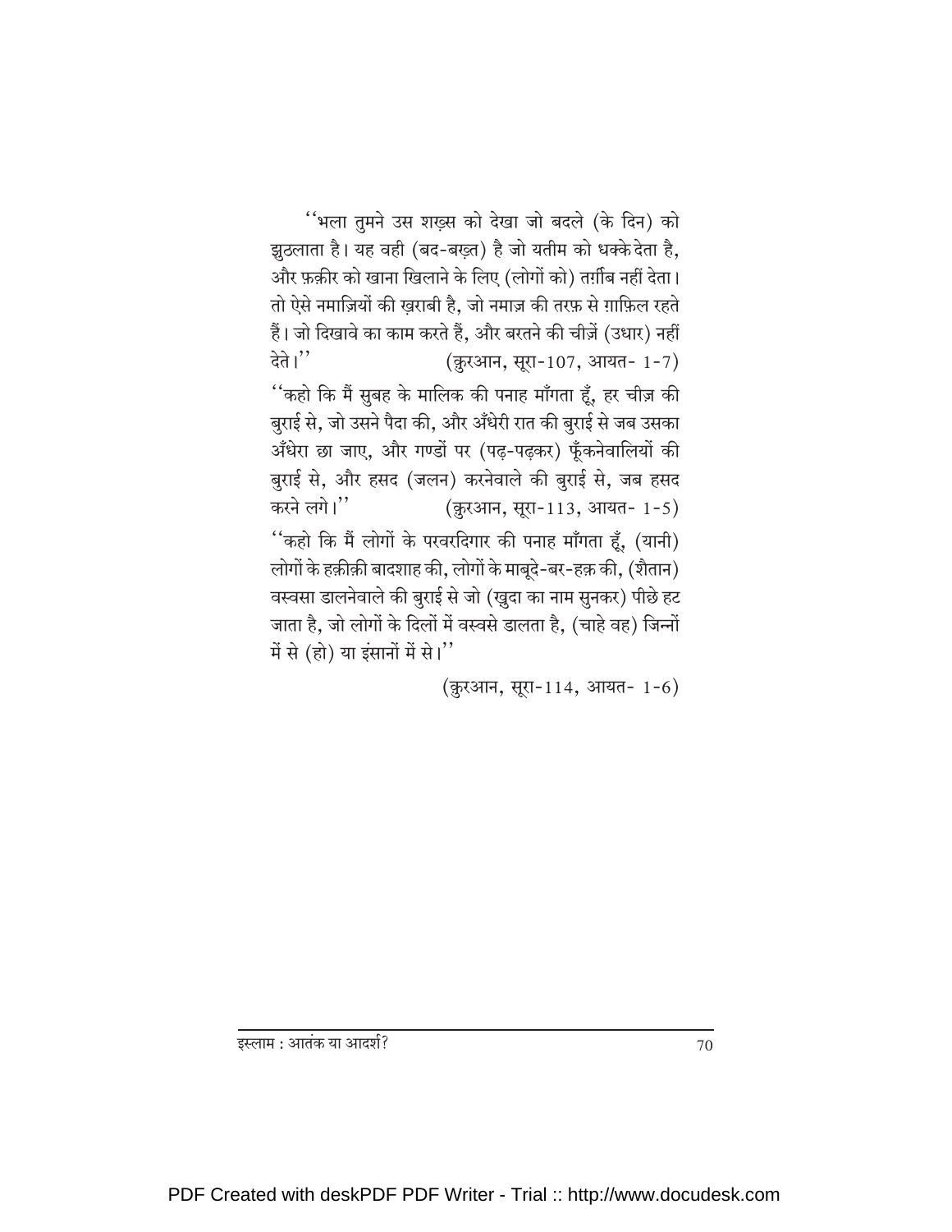''भला तुमने उस शख़्स को देखा जो बदले (के दिन) को झुठलाता है। यह वही (बद-बख़्त) है जो यतीम को धक्के देता है, और फ़क़ीर को खाना खिलाने के लिए (लोगों को) तर्ग़ीब नहीं देता। तो ऐसे नमाज़ियों की ख़राबी है, जो नमाज़ की तरफ़ से ग़ाफ़िल रहते हैं। जो दिखावे का काम करते हैं, और बरतने की चीज़ें (उधार) नहीं देते।'' (क़ुरआन, सूरा-107, आयत- 1-7)

''कहो कि मैं सुबह के मालिक की पनाह माँगता हूँ, हर चीज़ की बुराई से, जो उसने पैदा की, और अँधेरी रात की बुराई से जब उसका अँधेरा छा जाए, और गण्डों पर (पढ़-पढ़कर) फूँकनेवालियों की बुराई से, और हसद (जलन) करनेवाले की बुराई से, जब हसद करने लगे।'' (क़ुरआन, सूरा-113, आयत- 1-5)

''कहो कि मैं लोगों के परवरदिगार की पनाह माँगता हूँ, (यानी) लोगों के हक़ीक़ी बादशाह की, लोगों के माबूदे-बर-हक़ की, (शैतान) वस्वसा डालनेवाले की बुराई से जो (ख़ुदा का नाम सुनकर) पीछे हट जाता है, जो लोगों के दिलों में वस्वसे डालता है, (चाहे वह) जिन्नों में से (हो) या इंसानों में से।''

(क़ुरआन, सूरा-114, आयत- 1-6)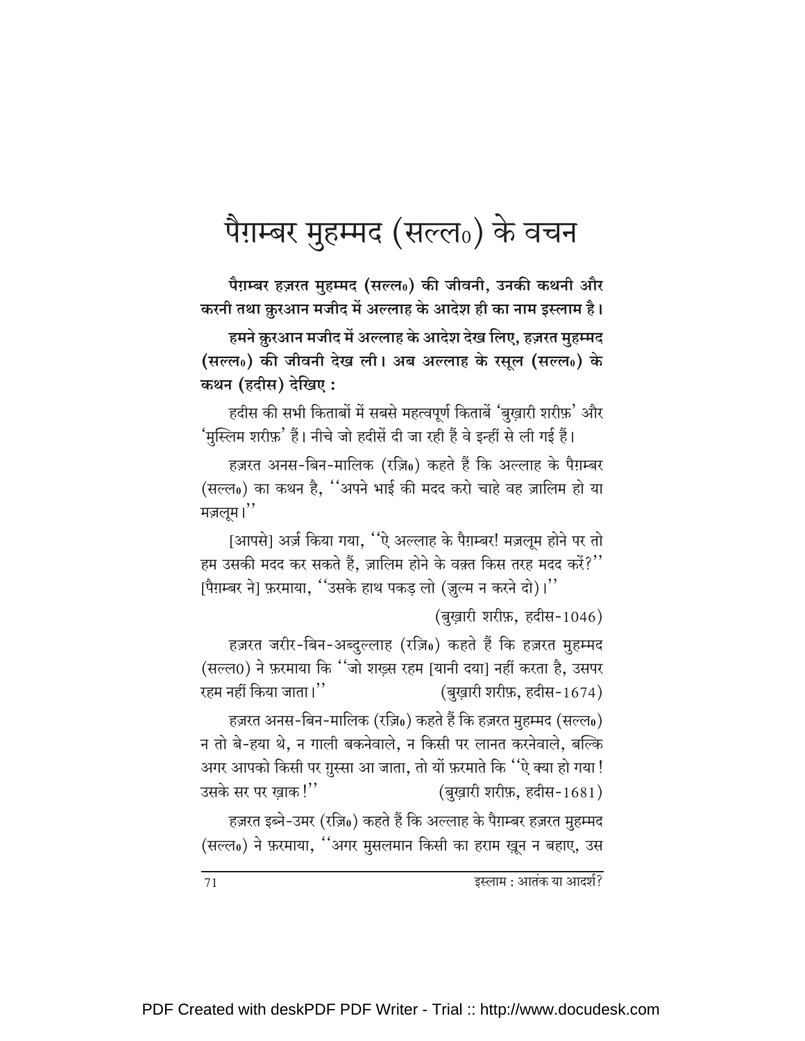# पैग़म्बर मुहम्मद (सल्ल०) के वचन

**पैग़म्बर हज़रत मुहम्मद (सल्ल०) की जीवनी, उनकी कथनी और करनी तथा क़ुरआन मजीद में अल्लाह के आदेश ही का नाम इस्लाम है।**

**हमने क़ुरआन मजीद में अल्लाह के आदेश देख लिए, हज़रत मुहम्मद (सल्ल०) की जीवनी देख ली। अब अल्लाह के रसूल (सल्ल०) के कथन (हदीस) देखिए :**

हदीस की सभी किताबों में सबसे महत्वपूर्ण किताबें 'बुख़ारी शरीफ़' और 'मुस्लिम शरीफ़' हैं। नीचे जो हदीसें दी जा रही हैं वे इन्हीं से ली गई हैं।

हज़रत अनस-बिन-मालिक (रज़ि०) कहते हैं कि अल्लाह के पैग़म्बर (सल्ल०) का कथन है, ''अपने भाई की मदद करो चाहे वह ज़ालिम हो या मज़लूम।''

[आपसे] अर्ज़ किया गया, ''ऐ अल्लाह के पैग़म्बर! मज़लूम होने पर तो हम उसकी मदद कर सकते हैं, ज़ालिम होने के वक़्त किस तरह मदद करें?'' [पैग़म्बर ने] फ़रमाया, ''उसके हाथ पकड़ लो (ज़ुल्म न करने दो)।''

(बुख़ारी शरीफ़, हदीस-1046)

हज़रत जरीर-बिन-अब्दुल्लाह (रज़ि०) कहते हैं कि हज़रत मुहम्मद (सल्ल0) ने फ़रमाया कि ''जो शख़्स रहम [यानी दया] नहीं करता है, उसपर रहम नहीं किया जाता।'' (बुख़ारी शरीफ़, हदीस-1674)

हज़रत अनस-बिन-मालिक (रज़ि०) कहते हैं कि हज़रत मुहम्मद (सल्ल०) न तो बे-हया थे, न गाली बकनेवाले, न किसी पर लानत करनेवाले, बल्कि अगर आपको किसी पर ग़ुस्सा आ जाता, तो यों फ़रमाते कि ''ऐ क्या हो गया! उसके सर पर ख़ाक!'' (बुख़ारी शरीफ़, हदीस-1681)

हज़रत इब्ने-उमर (रज़ि०) कहते हैं कि अल्लाह के पैग़म्बर हज़रत मुहम्मद (सल्ल०) ने फ़रमाया, ''अगर मुसलमान किसी का हराम ख़ून न बहाए, उस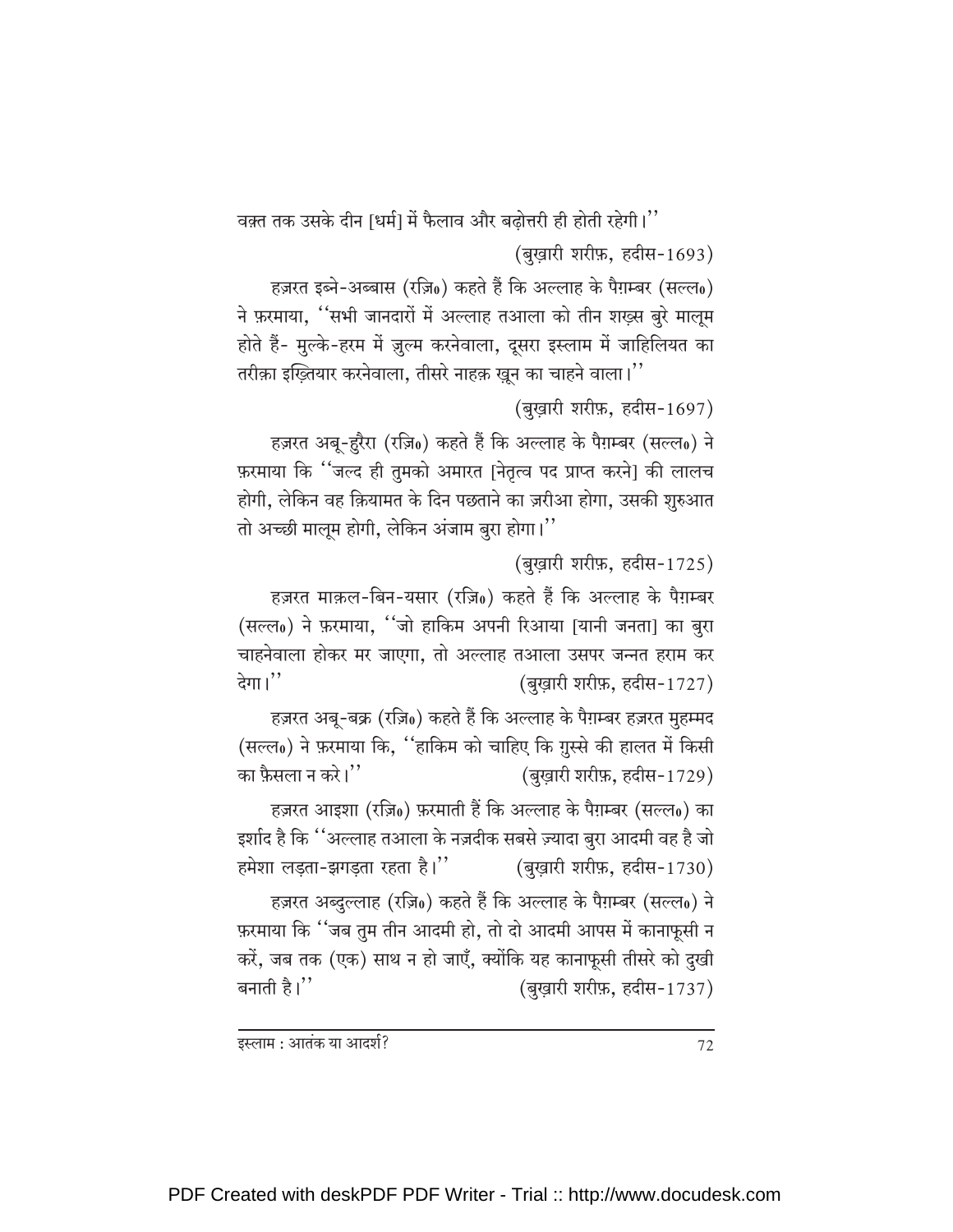वक़्त तक उसके दीन [धर्म] में फैलाव और बढ़ोत्तरी ही होती रहेगी।''

(बुख़ारी शरीफ़, हदीस-1693)

हज़रत इब्ने-अब्बास (रज़ि०) कहते हैं कि अल्लाह के पैग़म्बर (सल्ल०) ने फ़रमाया, ''सभी जानदारों में अल्लाह तआला को तीन शख़्स बुरे मालूम होते हैं- मुल्के-हरम में ज़ुल्म करनेवाला, दूसरा इस्लाम में जाहिलियत का तरीक़ा इख़्तियार करनेवाला, तीसरे नाहक़ ख़ून का चाहने वाला।''

(बुख़ारी शरीफ़, हदीस-1697)

हज़रत अबू-हुरैरा (रज़ि०) कहते हैं कि अल्लाह के पैग़म्बर (सल्ल०) ने फ़रमाया कि ''जल्द ही तुमको अमारत [नेतृत्व पद प्राप्त करने] की लालच होगी, लेकिन वह क़ियामत के दिन पछताने का ज़रीआ होगा, उसकी शुरुआत तो अच्छी मालूम होगी, लेकिन अंजाम बुरा होगा।''

(बुख़ारी शरीफ़, हदीस-1725)

हज़रत माक़ल-बिन-यसार (रज़ि०) कहते हैं कि अल्लाह के पैग़म्बर (सल्ल०) ने फ़रमाया, ''जो हाकिम अपनी रिआया [यानी जनता] का बुरा चाहनेवाला होकर मर जाएगा, तो अल्लाह तआला उसपर जन्नत हराम कर देगा।'' (बुख़ारी शरीफ़, हदीस-1727)

हज़रत अबू-बक्र (रज़ि०) कहते हैं कि अल्लाह के पैग़म्बर हज़रत मुहम्मद (सल्ल०) ने फ़रमाया कि, ''हाकिम को चाहिए कि ग़ुस्से की हालत में किसी का फ़ैसला न करे।'' (बुख़ारी शरीफ़, हदीस-1729)

हज़रत आइशा (रज़ि०) फ़रमाती हैं कि अल्लाह के पैग़म्बर (सल्ल०) का इर्शाद है कि ''अल्लाह तआला के नज़दीक सबसे ज़्यादा बुरा आदमी वह है जो हमेशा लड़ता-झगड़ता रहता है।'' (बुख़ारी शरीफ़, हदीस-1730)

हज़रत अब्दुल्लाह (रज़ि०) कहते हैं कि अल्लाह के पैग़म्बर (सल्ल०) ने फ़रमाया कि ''जब तुम तीन आदमी हो, तो दो आदमी आपस में कानाफूसी न करें, जब तक (एक) साथ न हो जाएँ, क्योंकि यह कानाफूसी तीसरे को दुखी बनाती है।'' (बुख़ारी शरीफ़, हदीस-1737)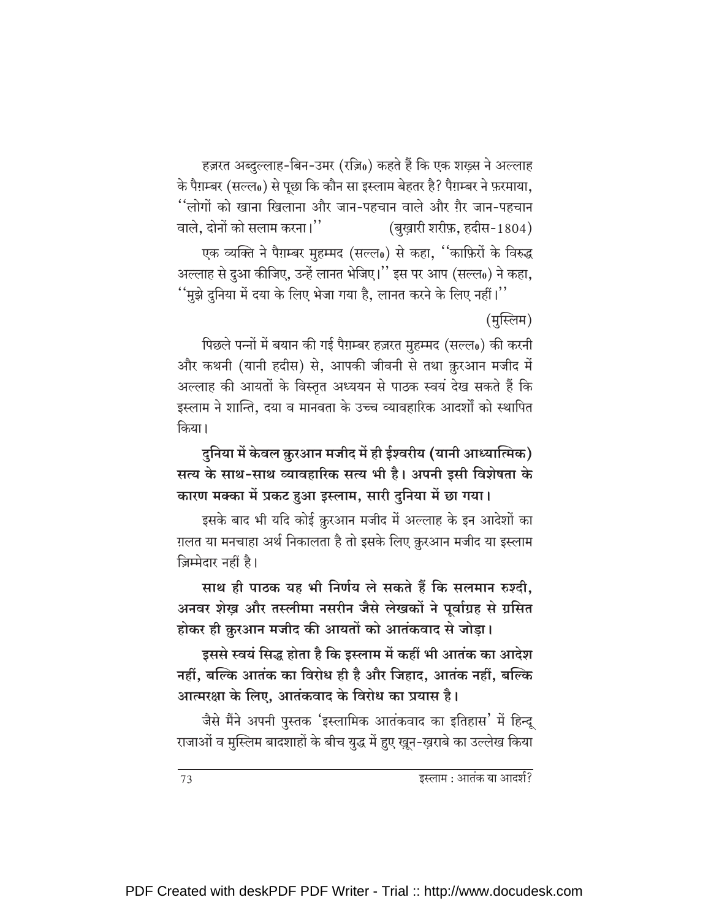हज़रत अब्दुल्लाह-बिन-उमर (रज़ि०) कहते हैं कि एक शख़्स ने अल्लाह के पैग़म्बर (सल्ल०) से पूछा कि कौन सा इस्लाम बेहतर है? पैग़म्बर ने फ़रमाया, ''लोगों को खाना खिलाना और जान-पहचान वाले और ग़ैर जान-पहचान वाले, दोनों को सलाम करना।'' (बुख़ारी शरीफ़, हदीस-1804)

एक व्यक्ति ने पैग़म्बर मुहम्मद (सल्ल०) से कहा, ''काफ़िरों के विरुद्ध अल्लाह से दुआ कीजिए, उन्हें लानत भेजिए।'' इस पर आप (सल्ल०) ने कहा, ''मुझे दुनिया में दया के लिए भेजा गया है, लानत करने के लिए नहीं।''

(मुस्लिम)

पिछले पन्नों में बयान की गई पैग़म्बर हज़रत मुहम्मद (सल्ल०) की करनी और कथनी (यानी हदीस) से, आपकी जीवनी से तथा क़ुरआन मजीद में अल्लाह की आयतों के विस्तृत अध्ययन से पाठक स्वयं देख सकते हैं कि इस्लाम ने शान्ति, दया व मानवता के उच्च व्यावहारिक आदर्शों को स्थापित किया।

**दुनिया में केवल क़ुरआन मजीद में ही ईश्वरीय (यानी आध्यात्मिक) सत्य के साथ-साथ व्यावहारिक सत्य भी है। अपनी इसी विशेषता के कारण मक्का में प्रकट हुआ इस्लाम, सारी दुनिया में छा गया।**

इसके बाद भी यदि कोई क़ुरआन मजीद में अल्लाह के इन आदेशों का ग़लत या मनचाहा अर्थ निकालता है तो इसके लिए क़ुरआन मजीद या इस्लाम ज़िम्मेदार नहीं है।

**साथ ही पाठक यह भी निर्णय ले सकते हैं कि सलमान रुश्दी, अनवर शेख़ और तस्लीमा नसरीन जैसे लेखकों ने पूर्वाग्रह से ग्रसित होकर ही क़ुरआन मजीद की आयतों को आतंकवाद से जोड़ा।**

**इससे स्वयं सिद्ध होता है कि इस्लाम में कहीं भी आतंक का आदेश नहीं, बल्कि आतंक का विरोध ही है और जिहाद, आतंक नहीं, बल्कि आत्मरक्षा के लिए, आतंकवाद के विरोध का प्रयास है।**

जैसे मैंने अपनी पुस्तक 'इस्लामिक आतंकवाद का इतिहास' में हिन्दू राजाओं व मुस्लिम बादशाहों के बीच युद्ध में हुए ख़ून-ख़राबे का उल्लेख किया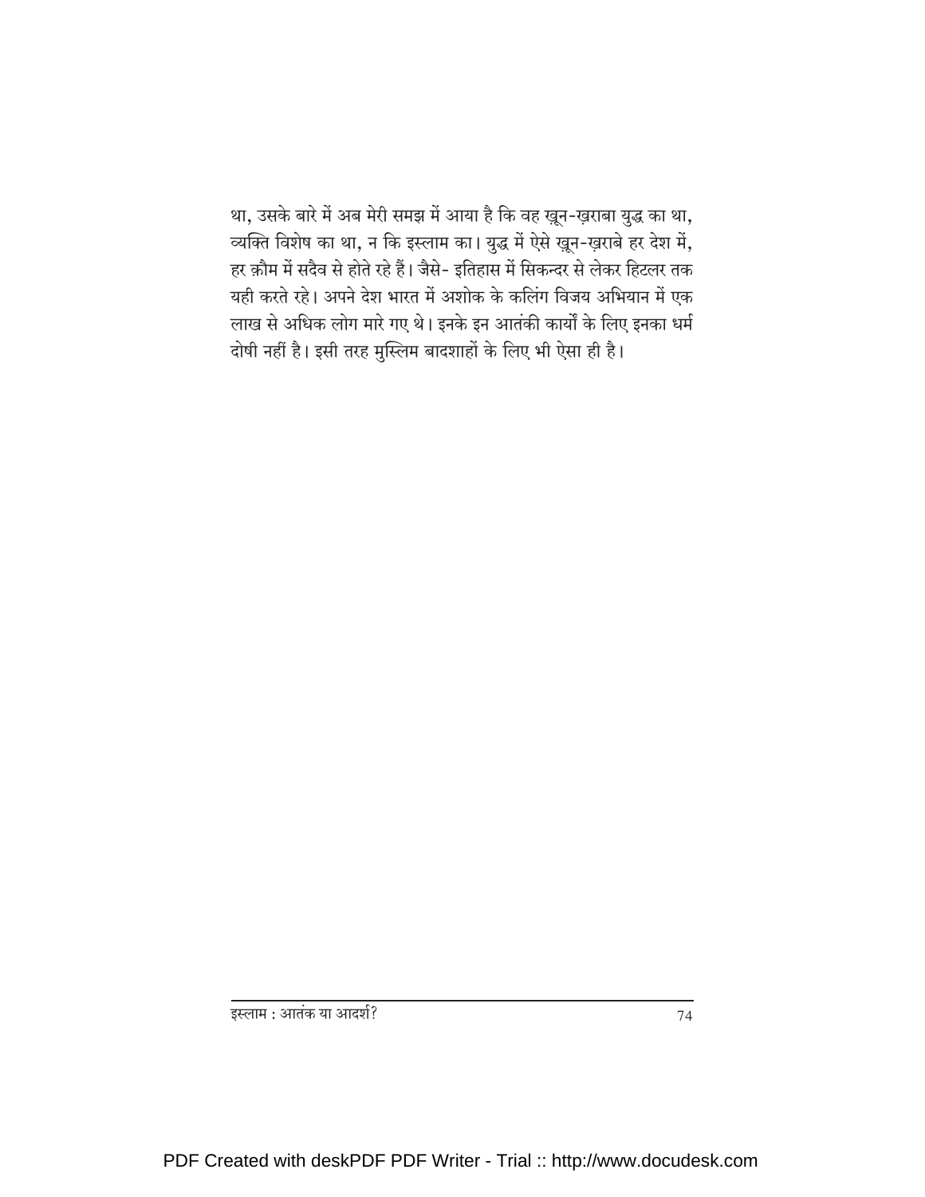था, उसके बारे में अब मेरी समझ में आया है कि वह ख़ून-ख़राबा युद्ध का था, व्यक्ति विशेष का था, न कि इस्लाम का। युद्ध में ऐसे ख़ून-ख़राबे हर देश में, हर क़ौम में सदैव से होते रहे हैं। जैसे- इतिहास में सिकन्दर से लेकर हिटलर तक यही करते रहे। अपने देश भारत में अशोक के कलिंग विजय अभियान में एक लाख से अधिक लोग मारे गए थे। इनके इन आतंकी कार्यों के लिए इनका धर्म दोषी नहीं है। इसी तरह मुस्लिम बादशाहों के लिए भी ऐसा ही है।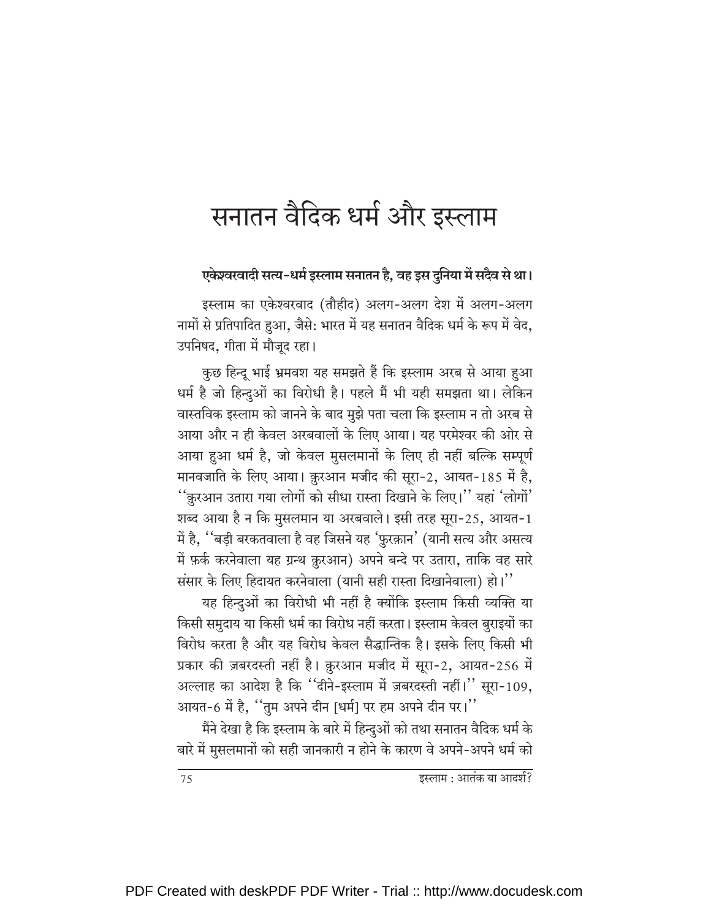# सनातन वैदिक धर्म और इस्लाम

**एकेश्वरवादी सत्य-धर्म इस्लाम सनातन है, वह इस दुनिया में सदैव से था।**

इस्लाम का एकेश्वरवाद (तौहीद) अलग-अलग देश में अलग-अलग नामों से प्रतिपादित हुआ, जैसे: भारत में यह सनातन वैदिक धर्म के रूप में वेद, उपनिषद, गीता में मौजूद रहा।

कुछ हिन्दू भाई भ्रमवश यह समझते हैं कि इस्लाम अरब से आया हुआ धर्म है जो हिन्दुओं का विरोधी है। पहले मैं भी यही समझता था। लेकिन वास्तविक इस्लाम को जानने के बाद मुझे पता चला कि इस्लाम न तो अरब से आया और न ही केवल अरबवालों के लिए आया। यह परमेश्वर की ओर से आया हुआ धर्म है, जो केवल मुसलमानों के लिए ही नहीं बल्कि सम्पूर्ण मानवजाति के लिए आया। क़ुरआन मजीद की सूरा-2, आयत-185 में है, ''क़ुरआन उतारा गया लोगों को सीधा रास्ता दिखाने के लिए।'' यहां 'लोगों' शब्द आया है न कि मुसलमान या अरबवाले। इसी तरह सूरा-25, आयत-1 में है, ''बड़ी बरकतवाला है वह जिसने यह 'फ़ुरक़ान' (यानी सत्य और असत्य में फ़र्क़ करनेवाला यह ग्रन्थ क़ुरआन) अपने बन्दे पर उतारा, ताकि वह सारे संसार के लिए हिदायत करनेवाला (यानी सही रास्ता दिखानेवाला) हो।''

यह हिन्दुओं का विरोधी भी नहीं है क्योंकि इस्लाम किसी व्यक्ति या किसी समुदाय या किसी धर्म का विरोध नहीं करता। इस्लाम केवल बुराइयों का विरोध करता है और यह विरोध केवल सैद्धान्तिक है। इसके लिए किसी भी प्रकार की ज़बरदस्ती नहीं है। क़ुरआन मजीद में सूरा-2, आयत-256 में अल्लाह का आदेश है कि ''दीने-इस्लाम में ज़बरदस्ती नहीं।'' सूरा-109, आयत-6 में है, ''तुम अपने दीन [धर्म] पर हम अपने दीन पर।''

मैंने देखा है कि इस्लाम के बारे में हिन्दुओं को तथा सनातन वैदिक धर्म के बारे में मुसलमानों को सही जानकारी न होने के कारण वे अपने-अपने धर्म को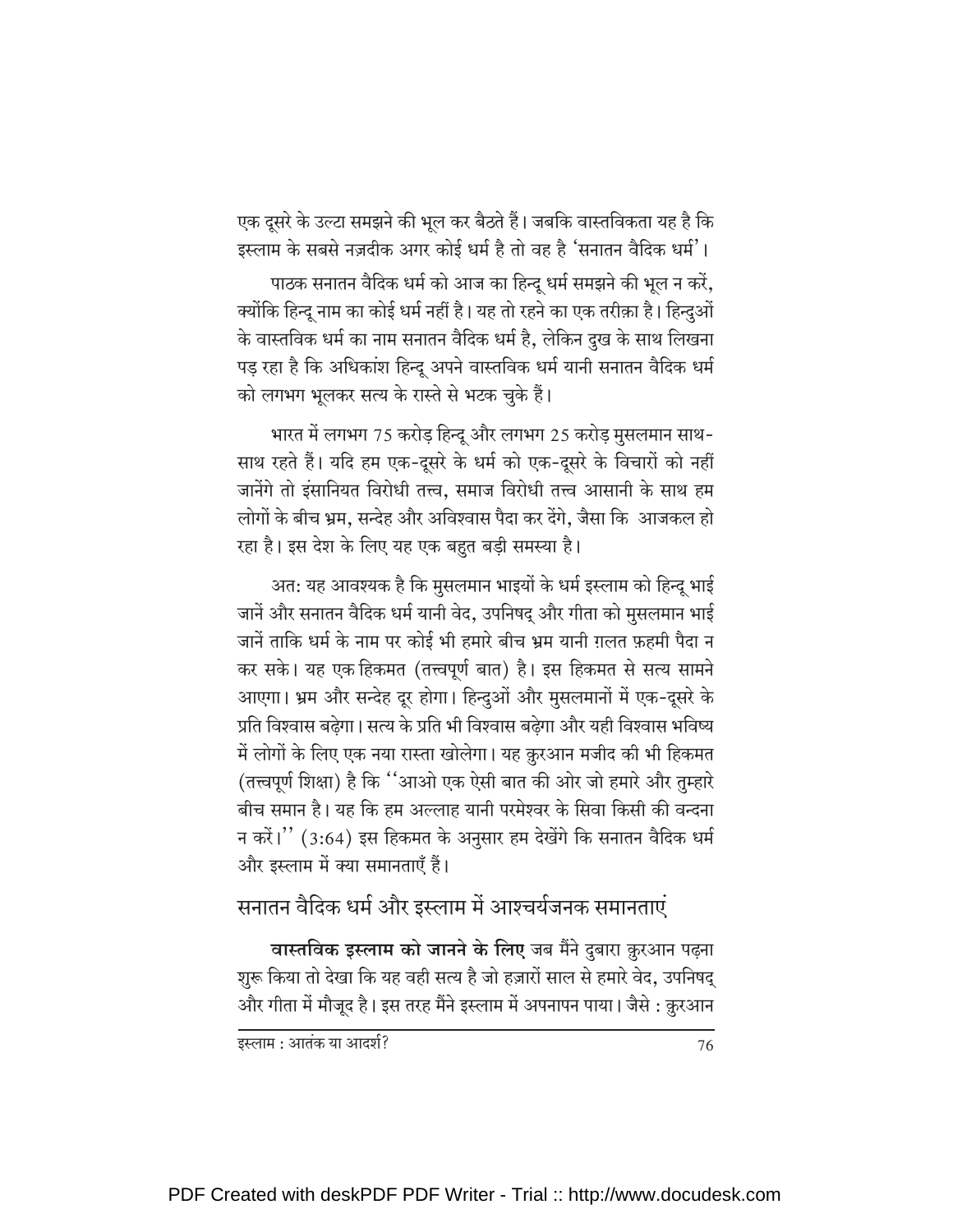एक दूसरे के उल्टा समझने की भूल कर बैठते हैं। जबकि वास्तविकता यह है कि इस्लाम के सबसे नज़दीक अगर कोई धर्म है तो वह है 'सनातन वैदिक धर्म'।

पाठक सनातन वैदिक धर्म को आज का हिन्दू धर्म समझने की भूल न करें, क्योंकि हिन्दू नाम का कोई धर्म नहीं है। यह तो रहने का एक तरीक़ा है। हिन्दुओं के वास्तविक धर्म का नाम सनातन वैदिक धर्म है, लेकिन दुख के साथ लिखना पड़ रहा है कि अधिकांश हिन्दू अपने वास्तविक धर्म यानी सनातन वैदिक धर्म को लगभग भूलकर सत्य के रास्ते से भटक चुके हैं।

भारत में लगभग 75 करोड़ हिन्दू और लगभग 25 करोड़ मुसलमान साथ-साथ रहते हैं। यदि हम एक-दूसरे के धर्म को एक-दूसरे के विचारों को नहीं जानेंगे तो इंसानियत विरोधी तत्त्व, समाज विरोधी तत्त्व आसानी के साथ हम लोगों के बीच भ्रम, सन्देह और अविश्वास पैदा कर देंगे, जैसा कि आजकल हो रहा है। इस देश के लिए यह एक बहुत बड़ी समस्या है।

अत: यह आवश्यक है कि मुसलमान भाइयों के धर्म इस्लाम को हिन्दू भाई जानें और सनातन वैदिक धर्म यानी वेद, उपनिषद् और गीता को मुसलमान भाई जानें ताकि धर्म के नाम पर कोई भी हमारे बीच भ्रम यानी ग़लत फ़हमी पैदा न कर सके। यह एक हिकमत (तत्त्वपूर्ण बात) है। इस हिकमत से सत्य सामने आएगा। भ्रम और सन्देह दूर होगा। हिन्दुओं और मुसलमानों में एक-दूसरे के प्रति विश्वास बढ़ेगा। सत्य के प्रति भी विश्वास बढ़ेगा और यही विश्वास भविष्य में लोगों के लिए एक नया रास्ता खोलेगा। यह क़ुरआन मजीद की भी हिकमत (तत्त्वपूर्ण शिक्षा) है कि ''आओ एक ऐसी बात की ओर जो हमारे और तुम्हारे बीच समान है। यह कि हम अल्लाह यानी परमेश्वर के सिवा किसी की वन्दना न करें।'' (3:64) इस हिकमत के अनुसार हम देखेंगे कि सनातन वैदिक धर्म और इस्लाम में क्या समानताएँ हैं।

## सनातन वैदिक धर्म और इस्लाम में आश्चर्यजनक समानताएं

**वास्तविक इस्लाम को जानने के लिए** जब मैंने दुबारा क़ुरआन पढ़ना शुरू किया तो देखा कि यह वही सत्य है जो हज़ारों साल से हमारे वेद, उपनिषद् और गीता में मौजूद है। इस तरह मैंने इस्लाम में अपनापन पाया। जैसे : क़ुरआन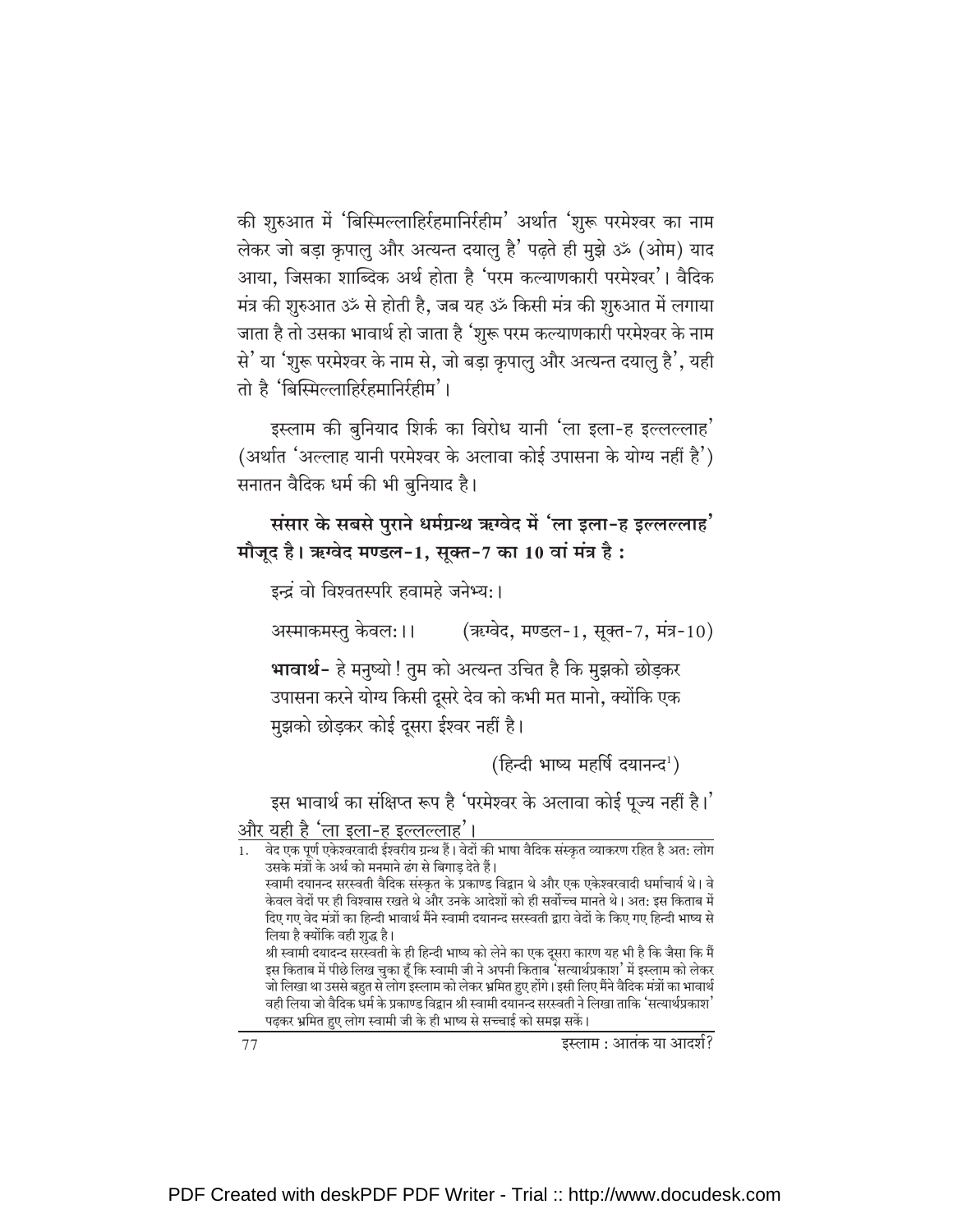की शुरुआत में 'बिस्मिल्लाहिर्रहमानिर्रहीम' अर्थात 'शुरू परमेश्वर का नाम लेकर जो बड़ा कृपालु और अत्यन्त दयालु है' पढ़ते ही मुझे ॐ (ओम) याद आया, जिसका शाब्दिक अर्थ होता है 'परम कल्याणकारी परमेश्वर'। वैदिक मंत्र की शुरुआत ॐ से होती है, जब यह ॐ किसी मंत्र की शुरुआत में लगाया जाता है तो उसका भावार्थ हो जाता है 'शुरू परम कल्याणकारी परमेश्वर के नाम से' या 'शुरू परमेश्वर के नाम से, जो बड़ा कृपालु और अत्यन्त दयालु है', यही तो है 'बिस्मिल्लाहिर्रहमानिर्रहीम'।

इस्लाम की बुनियाद शिर्क का विरोध यानी 'ला इला-ह इल्लल्लाह' (अर्थात 'अल्लाह यानी परमेश्वर के अलावा कोई उपासना के योग्य नहीं है') सनातन वैदिक धर्म की भी बुनियाद है।

**संसार के सबसे पुराने धर्मग्रन्थ ऋग्वेद में 'ला इला-ह इल्लल्लाह' मौजूद है। ऋग्वेद मण्डल-1, सूक्त-7 का 10 वां मंत्र है :**

इन्द्रं वो विश्वतस्परि हवामहे जनेभ्य:।

अस्माकमस्तु केवल:।। (ऋग्वेद, मण्डल-1, सूक्त-7, मंत्र-10)

**भावार्थ-** हे मनुष्यो! तुम को अत्यन्त उचित है कि मुझको छोड़कर उपासना करने योग्य किसी दूसरे देव को कभी मत मानो, क्योंकि एक मुझको छोड़कर कोई दूसरा ईश्वर नहीं है।

(हिन्दी भाष्य महर्षि दयानन्द[1])

इस भावार्थ का संक्षिप्त रूप है 'परमेश्वर के अलावा कोई पूज्य नहीं है।' और यही है 'ला इला-ह इल्लल्लाह'।

---

1. वेद एक पूर्ण एकेश्वरवादी ईश्वरीय ग्रन्थ हैं। वेदों की भाषा वैदिक संस्कृत व्याकरण रहित है अत: लोग उसके मंत्रों के अर्थ को मनमाने ढंग से बिगाड़ देते हैं।
स्वामी दयानन्द सरस्वती वैदिक संस्कृत के प्रकाण्ड विद्वान थे और एक एकेश्वरवादी धर्माचार्य थे। वे केवल वेदों पर ही विश्वास रखते थे और उनके आदेशों को ही सर्वोच्च मानते थे। अत: इस किताब में दिए गए वेद मंत्रों का हिन्दी भावार्थ मैंने स्वामी दयानन्द सरस्वती द्वारा वेदों के किए गए हिन्दी भाष्य से लिया है क्योंकि वही शुद्ध है।
श्री स्वामी दयादन्द सरस्वती के ही हिन्दी भाष्य को लेने का एक दूसरा कारण यह भी है कि जैसा कि मैं इस किताब में पीछे लिख चुका हूँ कि स्वामी जी ने अपनी किताब 'सत्यार्थप्रकाश' में इस्लाम को लेकर जो लिखा था उससे बहुत से लोग इस्लाम को लेकर भ्रमित हुए होंगे। इसी लिए मैंने वैदिक मंत्रों का भावार्थ वही लिया जो वैदिक धर्म के प्रकाण्ड विद्वान श्री स्वामी दयानन्द सरस्वती ने लिखा ताकि 'सत्यार्थप्रकाश' पढ़कर भ्रमित हुए लोग स्वामी जी के ही भाष्य से सच्चाई को समझ सकें।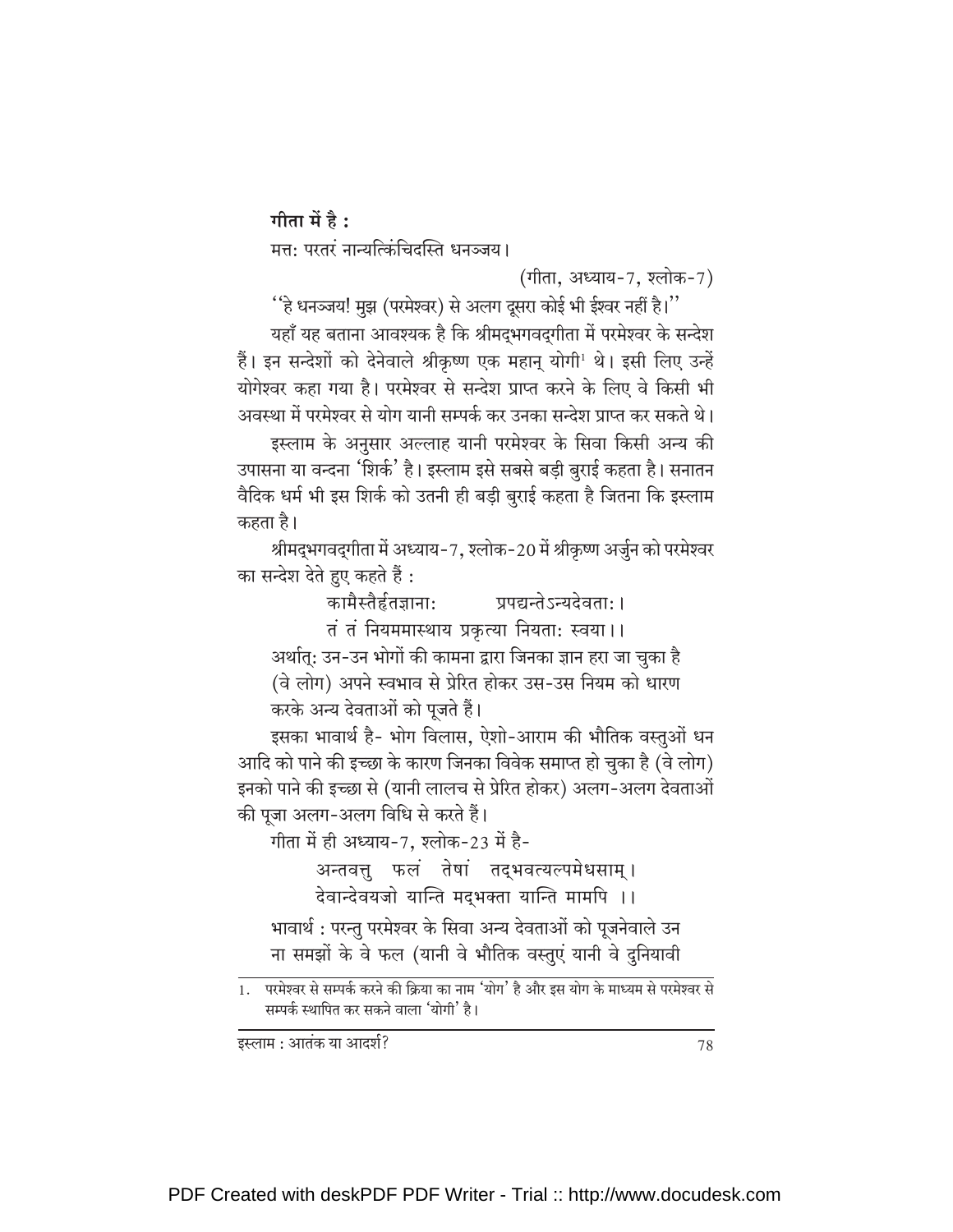**गीता में है :**

मत्त: परतरं नान्यत्किंचिदस्ति धनञ्जय।

(गीता, अध्याय-7, श्लोक-7)

''हे धनञ्जय! मुझ (परमेश्वर) से अलग दूसरा कोई भी ईश्वर नहीं है।''

यहाँ यह बताना आवश्यक है कि श्रीमद्भगवद्गीता में परमेश्वर के सन्देश हैं। इन सन्देशों को देनेवाले श्रीकृष्ण एक महान् योगी[1] थे। इसी लिए उन्हें योगेश्वर कहा गया है। परमेश्वर से सन्देश प्राप्त करने के लिए वे किसी भी अवस्था में परमेश्वर से योग यानी सम्पर्क कर उनका सन्देश प्राप्त कर सकते थे।

इस्लाम के अनुसार अल्लाह यानी परमेश्वर के सिवा किसी अन्य की उपासना या वन्दना 'शिर्क' है। इस्लाम इसे सबसे बड़ी बुराई कहता है। सनातन वैदिक धर्म भी इस शिर्क को उतनी ही बड़ी बुराई कहता है जितना कि इस्लाम कहता है।

श्रीमद्भगवद्गीता में अध्याय-7, श्लोक-20 में श्रीकृष्ण अर्जुन को परमेश्वर का सन्देश देते हुए कहते हैं :

कामैस्तैस्तैर्हृतज्ञाना: प्रपद्यन्तेऽन्यदेवता:।
तं तं नियममास्थाय प्रकृत्या नियता: स्वया।।

अर्थात्: उन-उन भोगों की कामना द्वारा जिनका ज्ञान हरा जा चुका है (वे लोग) अपने स्वभाव से प्रेरित होकर उस-उस नियम को धारण करके अन्य देवताओं को पूजते हैं।

इसका भावार्थ है- भोग विलास, ऐशो-आराम की भौतिक वस्तुओं धन आदि को पाने की इच्छा के कारण जिनका विवेक समाप्त हो चुका है (वे लोग) इनको पाने की इच्छा से (यानी लालच से प्रेरित होकर) अलग-अलग देवताओं की पूजा अलग-अलग विधि से करते हैं।

गीता में ही अध्याय-7, श्लोक-23 में है-

अन्तवत्तु फलं तेषां तद्भवत्यल्पमेधसाम्।
देवान्देवयजो यान्ति मद्भक्ता यान्ति मामपि ।।

भावार्थ : परन्तु परमेश्वर के सिवा अन्य देवताओं को पूजनेवाले उन ना समझों के वे फल (यानी वे भौतिक वस्तुएं यानी वे दुनियावी

---

1. परमेश्वर से सम्पर्क करने की क्रिया का नाम 'योग' है और इस योग के माध्यम से परमेश्वर से सम्पर्क स्थापित कर सकने वाला 'योगी' है।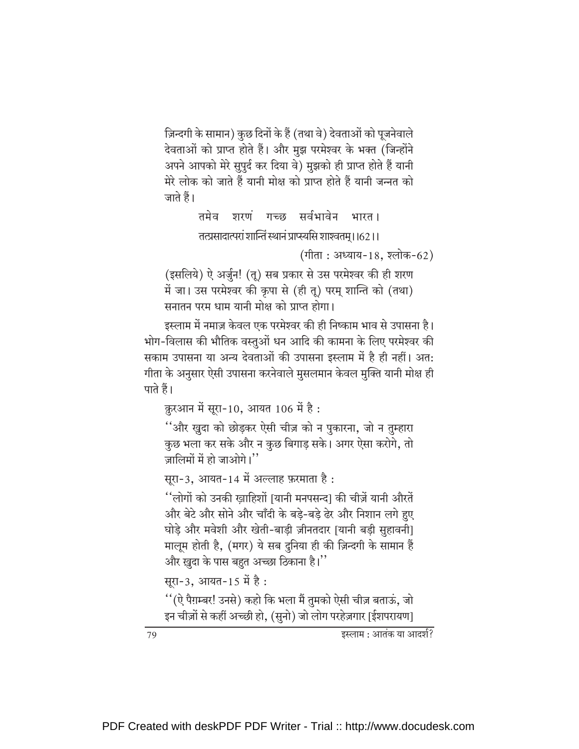ज़िन्दगी के सामान) कुछ दिनों के हैं (तथा वे) देवताओं को पूजनेवाले देवताओं को प्राप्त होते हैं। और मुझ परमेश्वर के भक्त (जिन्होंने अपने आपको मेरे सुपुर्द कर दिया वे) मुझको ही प्राप्त होते हैं यानी मेरे लोक को जाते हैं यानी मोक्ष को प्राप्त होते हैं यानी जन्नत को जाते हैं।

> तमेव शरणं गच्छ सर्वभावेन भारत।
> तत्प्रसादात्परां शान्तिं स्थानं प्राप्स्यसि शाश्वतम्।।62।।
>
> (गीता : अध्याय-18, श्लोक-62)

(इसलिये) ऐ अर्जुन! (तू) सब प्रकार से उस परमेश्वर की ही शरण में जा। उस परमेश्वर की कृपा से (ही तू) परम् शान्ति को (तथा) सनातन परम धाम यानी मोक्ष को प्राप्त होगा।

इस्लाम में नमाज़ केवल एक परमेश्वर की ही निष्काम भाव से उपासना है। भोग-विलास की भौतिक वस्तुओं धन आदि की कामना के लिए परमेश्वर की सकाम उपासना या अन्य देवताओं की उपासना इस्लाम में है ही नहीं। अत: गीता के अनुसार ऐसी उपासना करनेवाले मुसलमान केवल मुक्ति यानी मोक्ष ही पाते हैं।

क़ुरआन में सूरा-10, आयत 106 में है :

''और ख़ुदा को छोड़कर ऐसी चीज़ को न पुकारना, जो न तुम्हारा कुछ भला कर सके और न कुछ बिगाड़ सके। अगर ऐसा करोगे, तो ज़ालिमों में हो जाओगे।''

सूरा-3, आयत-14 में अल्लाह फ़रमाता है :

''लोगों को उनकी ख़ाहिशों [यानी मनपसन्द] की चीज़ें यानी औरतें और बेटे और सोने और चाँदी के बड़े-बड़े ढेर और निशान लगे हुए घोड़े और मवेशी और खेती-बाड़ी ज़ीनतदार [यानी बड़ी सुहावनी] मालूम होती है, (मगर) ये सब दुनिया ही की ज़िन्दगी के सामान हैं और ख़ुदा के पास बहुत अच्छा ठिकाना है।''

सूरा-3, आयत-15 में है :

''(ऐ पैग़म्बर! उनसे) कहो कि भला मैं तुमको ऐसी चीज़ बताऊं, जो इन चीज़ों से कहीं अच्छी हो, (सुनो) जो लोग परहेज़गार [ईशपरायण]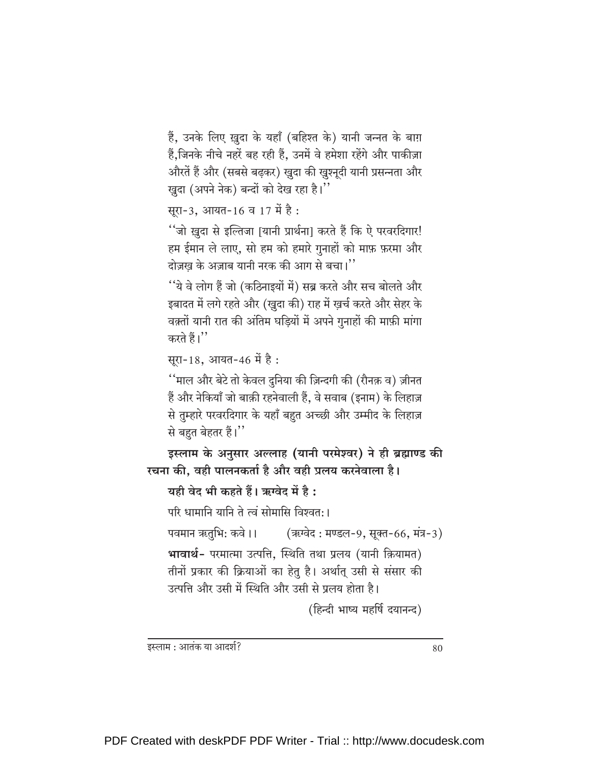हैं, उनके लिए ख़ुदा के यहाँ (बहिश्त के) यानी जन्नत के बाग़ हैं,जिनके नीचे नहरें बह रही हैं, उनमें वे हमेशा रहेंगे और पाकीज़ा औरतें हैं और (सबसे बढ़कर) ख़ुदा की ख़ुश्नूदी यानी प्रसन्नता और ख़ुदा (अपने नेक) बन्दों को देख रहा है।''

सूरा-3, आयत-16 व 17 में है :

''जो ख़ुदा से इल्तिजा [यानी प्रार्थना] करते हैं कि ऐ परवरदिगार! हम ईमान ले लाए, सो हम को हमारे गुनाहों को माफ़ फ़रमा और दोज़ख़ के अज़ाब यानी नरक की आग से बचा।''

''ये वे लोग हैं जो (कठिनाइयों में) सब्र करते और सच बोलते और इबादत में लगे रहते और (ख़ुदा की) राह में ख़र्च करते और सेहर के वक़्तों यानी रात की अंतिम घड़ियों में अपने गुनाहों की माफ़ी मांगा करते हैं।''

सूरा-18, आयत-46 में है :

''माल और बेटे तो केवल दुनिया की ज़िन्दगी की (रौनक़ व) ज़ीनत हैं और नेकियाँ जो बाक़ी रहनेवाली हैं, वे सवाब (इनाम) के लिहाज़ से तुम्हारे परवरदिगार के यहाँ बहुत अच्छी और उम्मीद के लिहाज़ से बहुत बेहतर हैं।''

**इस्लाम के अनुसार अल्लाह (यानी परमेश्वर) ने ही ब्रह्माण्ड की रचना की, वही पालनकर्ता है और वही प्रलय करनेवाला है।**

**यही वेद भी कहते हैं। ऋग्वेद में है :**

परि धामानि यानि ते त्वं सोमासि विश्वतः।

पवमान ऋतुभिः कवे।। (ऋग्वेद : मण्डल-9, सूक्त-66, मंत्र-3)

**भावार्थ-** परमात्मा उत्पत्ति, स्थिति तथा प्रलय (यानी क़ियामत) तीनों प्रकार की क्रियाओं का हेतु है। अर्थात् उसी से संसार की उत्पत्ति और उसी में स्थिति और उसी से प्रलय होता है।

(हिन्दी भाष्य महर्षि दयानन्द)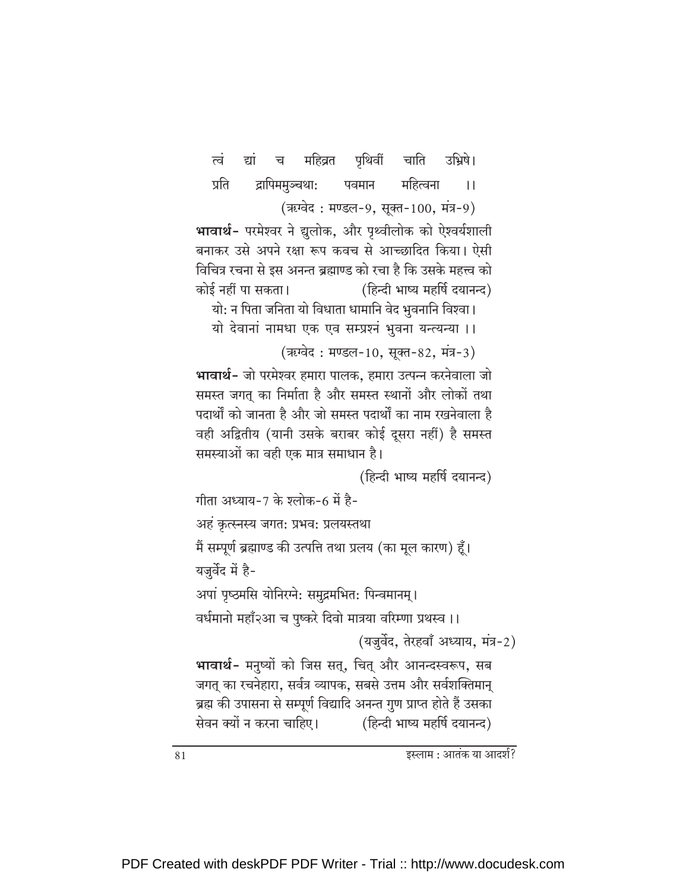त्वं द्यां च महिव्रत पृथिवीं चाति उभ्रिषे।
प्रति द्रापिममुञ्चथाः पवमान महित्वना ।।

(ऋग्वेद : मण्डल-9, सूक्त-100, मंत्र-9)

**भावार्थ-** परमेश्वर ने द्युलोक, और पृथ्वीलोक को ऐश्वर्यशाली बनाकर उसे अपने रक्षा रूप कवच से आच्छादित किया। ऐसी विचित्र रचना से इस अनन्त ब्रह्माण्ड को रचा है कि उसके महत्त्व को कोई नहीं पा सकता। (हिन्दी भाष्य महर्षि दयानन्द)

यो: न पिता जनिता यो विधाता धामानि वेद भुवनानि विश्वा।
यो देवानां नामधा एक एव सम्प्रश्नं भुवना यन्त्यन्या ।।

(ऋग्वेद : मण्डल-10, सूक्त-82, मंत्र-3)

**भावार्थ-** जो परमेश्वर हमारा पालक, हमारा उत्पन्न करनेवाला जो समस्त जगत् का निर्माता है और समस्त स्थानों और लोकों तथा पदार्थों को जानता है और जो समस्त पदार्थों का नाम रखनेवाला है वही अद्वितीय (यानी उसके बराबर कोई दूसरा नहीं) है समस्त समस्याओं का वही एक मात्र समाधान है।

(हिन्दी भाष्य महर्षि दयानन्द)

गीता अध्याय-7 के श्लोक-6 में है-

अहं कृत्स्नस्य जगत: प्रभव: प्रलयस्तथा

मैं सम्पूर्ण ब्रह्माण्ड की उत्पत्ति तथा प्रलय (का मूल कारण) हूँ।

यजुर्वेद में है-

अपां पृष्ठमसि योनिरग्ने: समुद्रमभित: पिन्वमानम्।

वर्धमानो महाँ२आ च पुष्करे दिवो मात्रया वरिम्णा प्रथस्व ।।

(यजुर्वेद, तेरहवाँ अध्याय, मंत्र-2)

**भावार्थ-** मनुष्यों को जिस सत्, चित् और आनन्दस्वरूप, सब जगत् का रचनेहारा, सर्वत्र व्यापक, सबसे उत्तम और सर्वशक्तिमान् ब्रह्म की उपासना से सम्पूर्ण विद्यादि अनन्त गुण प्राप्त होते हैं उसका सेवन क्यों न करना चाहिए। (हिन्दी भाष्य महर्षि दयानन्द)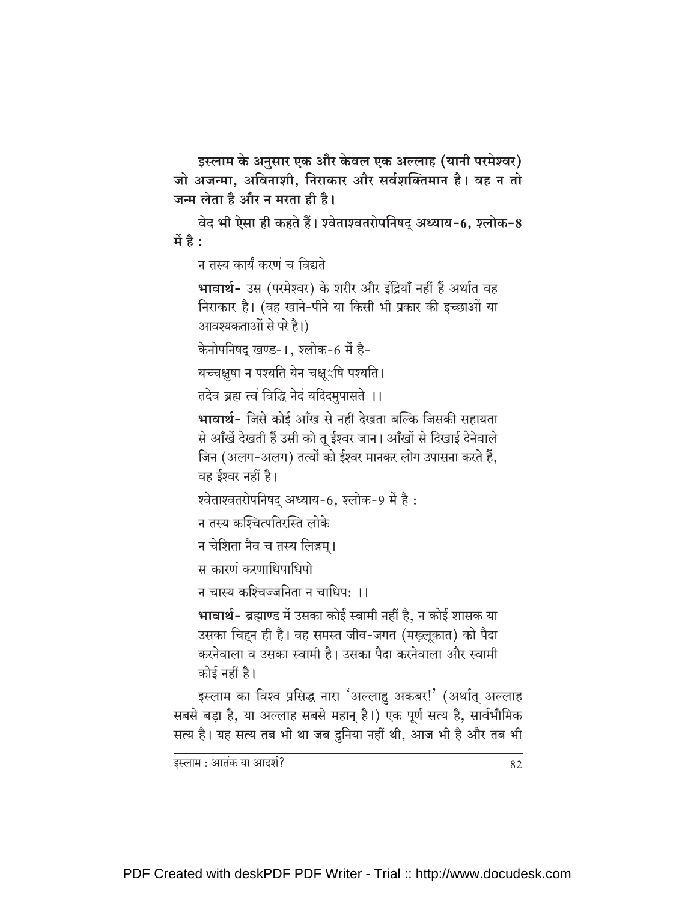**इस्लाम के अनुसार एक और केवल एक अल्लाह (यानी परमेश्वर) जो अजन्मा, अविनाशी, निराकार और सर्वशक्तिमान है। वह न तो जन्म लेता है और न मरता ही है।**

**वेद भी ऐसा ही कहते हैं। श्वेताश्वतरोपनिषद् अध्याय-6, श्लोक-8 में है :**

न तस्य कार्यं करणं च विद्यते

**भावार्थ-** उस (परमेश्वर) के शरीर और इंद्रियाँ नहीं हैं अर्थात वह निराकार है। (वह खाने-पीने या किसी भी प्रकार की इच्छाओं या आवश्यकताओं से परे है।)

केनोपनिषद् खण्ड-1, श्लोक-6 में है-

यच्चक्षुषा न पश्यति येन चक्षूंषि पश्यति।

तदेव ब्रह्म त्वं विद्धि नेदं यदिदमुपासते ।।

**भावार्थ-** जिसे कोई आँख से नहीं देखता बल्कि जिसकी सहायता से आँखें देखती हैं उसी को तू ईश्वर जान। आँखों से दिखाई देनेवाले जिन (अलग-अलग) तत्वों को ईश्वर मानकर लोग उपासना करते हैं, वह ईश्वर नहीं है।

श्वेताश्वतरोपनिषद् अध्याय-6, श्लोक-9 में है :

न तस्य कश्चित्पतिरस्ति लोके

न चेशिता नैव च तस्य लिङ्गम्।

स कारणं करणाधिपाधिपो

न चास्य कश्चिज्जनिता न चाधिपः ।।

**भावार्थ-** ब्रह्माण्ड में उसका कोई स्वामी नहीं है, न कोई शासक या उसका चिह्न ही है। वह समस्त जीव-जगत (मख़्लूक़ात) को पैदा करनेवाला व उसका स्वामी है। उसका पैदा करनेवाला और स्वामी कोई नहीं है।

इस्लाम का विश्व प्रसिद्ध नारा 'अल्लाहु अकबर!' (अर्थात् अल्लाह सबसे बड़ा है, या अल्लाह सबसे महान् है।) एक पूर्ण सत्य है, सार्वभौमिक सत्य है। यह सत्य तब भी था जब दुनिया नहीं थी, आज भी है और तब भी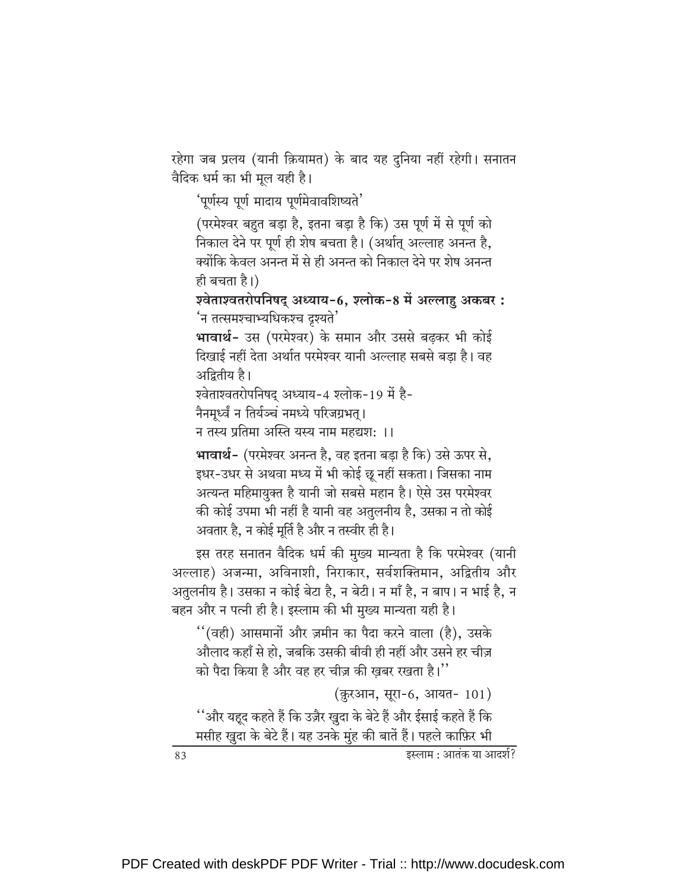रहेगा जब प्रलय (यानी क़ियामत) के बाद यह दुनिया नहीं रहेगी। सनातन वैदिक धर्म का भी मूल यही है।

'पूर्णस्य पूर्ण मादाय पूर्णमेवावशिष्यते'

(परमेश्वर बहुत बड़ा है, इतना बड़ा है कि) उस पूर्ण में से पूर्ण को निकाल देने पर पूर्ण ही शेष बचता है। (अर्थात् अल्लाह अनन्त है, क्योंकि केवल अनन्त में से ही अनन्त को निकाल देने पर शेष अनन्त ही बचता है।)

**श्वेताश्वतरोपनिषद् अध्याय-6, श्लोक-8 में अल्लाहु अकबर :**

'न तत्समश्चाभ्यधिकश्च दृश्यते'

**भावार्थ-** उस (परमेश्वर) के समान और उससे बढ़कर भी कोई दिखाई नहीं देता अर्थात परमेश्वर यानी अल्लाह सबसे बड़ा है। वह अद्वितीय है।

श्वेताश्वतरोपनिषद् अध्याय-4 श्लोक-19 में है-

नैनमूर्ध्वं न तिर्यञ्चं नमध्ये परिजग्रभत्।
न तस्य प्रतिमा अस्ति यस्य नाम महद्यश: ।।

**भावार्थ-** (परमेश्वर अनन्त है, वह इतना बड़ा है कि) उसे ऊपर से, इधर-उधर से अथवा मध्य में भी कोई छू नहीं सकता। जिसका नाम अत्यन्त महिमायुक्त है यानी जो सबसे महान है। ऐसे उस परमेश्वर की कोई उपमा भी नहीं है यानी वह अतुलनीय है, उसका न तो कोई अवतार है, न कोई मूर्ति है और न तस्वीर ही है।

इस तरह सनातन वैदिक धर्म की मुख्य मान्यता है कि परमेश्वर (यानी अल्लाह) अजन्मा, अविनाशी, निराकार, सर्वशक्तिमान, अद्वितीय और अतुलनीय है। उसका न कोई बेटा है, न बेटी। न माँ है, न बाप। न भाई है, न बहन और न पत्नी ही है। इस्लाम की भी मुख्य मान्यता यही है।

''(वही) आसमानों और ज़मीन का पैदा करने वाला (है), उसके औलाद कहाँ से हो, जबकि उसकी बीवी ही नहीं और उसने हर चीज़ को पैदा किया है और वह हर चीज़ की ख़बर रखता है।''

(क़ुरआन, सूरा-6, आयत- 101)

''और यहूद कहते हैं कि उज़ैर ख़ुदा के बेटे हैं और ईसाई कहते हैं कि मसीह ख़ुदा के बेटे हैं। यह उनके मुंह की बातें हैं। पहले काफ़िर भी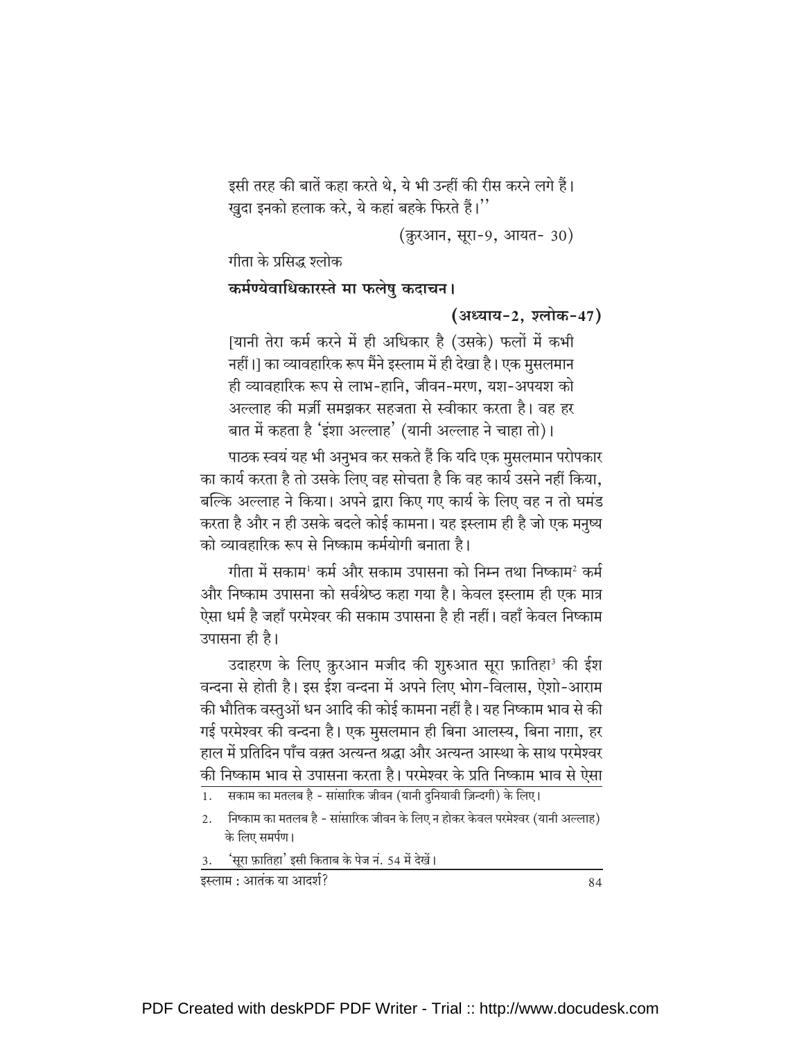इसी तरह की बातें कहा करते थे, ये भी उन्हीं की रीस करने लगे हैं। खुदा इनको हलाक करे, ये कहां बहके फिरते हैं।''

(क़ुरआन, सूरा-9, आयत- 30)

गीता के प्रसिद्ध श्लोक

**कर्मण्येवाधिकारस्ते मा फलेषु कदाचन।**

**(अध्याय-2, श्लोक-47)**

[यानी तेरा कर्म करने में ही अधिकार है (उसके) फलों में कभी नहीं।] का व्यावहारिक रूप मैंने इस्लाम में ही देखा है। एक मुसलमान ही व्यावहारिक रूप से लाभ-हानि, जीवन-मरण, यश-अपयश को अल्लाह की मर्ज़ी समझकर सहजता से स्वीकार करता है। वह हर बात में कहता है 'इंशा अल्लाह' (यानी अल्लाह ने चाहा तो)।

पाठक स्वयं यह भी अनुभव कर सकते हैं कि यदि एक मुसलमान परोपकार का कार्य करता है तो उसके लिए वह सोचता है कि वह कार्य उसने नहीं किया, बल्कि अल्लाह ने किया। अपने द्वारा किए गए कार्य के लिए वह न तो घमंड करता है और न ही उसके बदले कोई कामना। यह इस्लाम ही है जो एक मनुष्य को व्यावहारिक रूप से निष्काम कर्मयोगी बनाता है।

गीता में सकाम[1] कर्म और सकाम उपासना को निम्न तथा निष्काम[2] कर्म और निष्काम उपासना को सर्वश्रेष्ठ कहा गया है। केवल इस्लाम ही एक मात्र ऐसा धर्म है जहाँ परमेश्वर की सकाम उपासना है ही नहीं। वहाँ केवल निष्काम उपासना ही है।

उदाहरण के लिए क़ुरआन मजीद की शुरुआत सूरा फ़ातिहा[3] की ईश वन्दना से होती है। इस ईश वन्दना में अपने लिए भोग-विलास, ऐशो-आराम की भौतिक वस्तुओं धन आदि की कोई कामना नहीं है। यह निष्काम भाव से की गई परमेश्वर की वन्दना है। एक मुसलमान ही बिना आलस्य, बिना नाग़ा, हर हाल में प्रतिदिन पाँच वक़्त अत्यन्त श्रद्धा और अत्यन्त आस्था के साथ परमेश्वर की निष्काम भाव से उपासना करता है। परमेश्वर के प्रति निष्काम भाव से ऐसा

---

1. सकाम का मतलब है - सांसारिक जीवन (यानी दुनियावी ज़िन्दगी) के लिए।
2. निष्काम का मतलब है - सांसारिक जीवन के लिए न होकर केवल परमेश्वर (यानी अल्लाह) के लिए समर्पण।
3. 'सूरा फ़ातिहा' इसी किताब के पेज नं. 54 में देखें।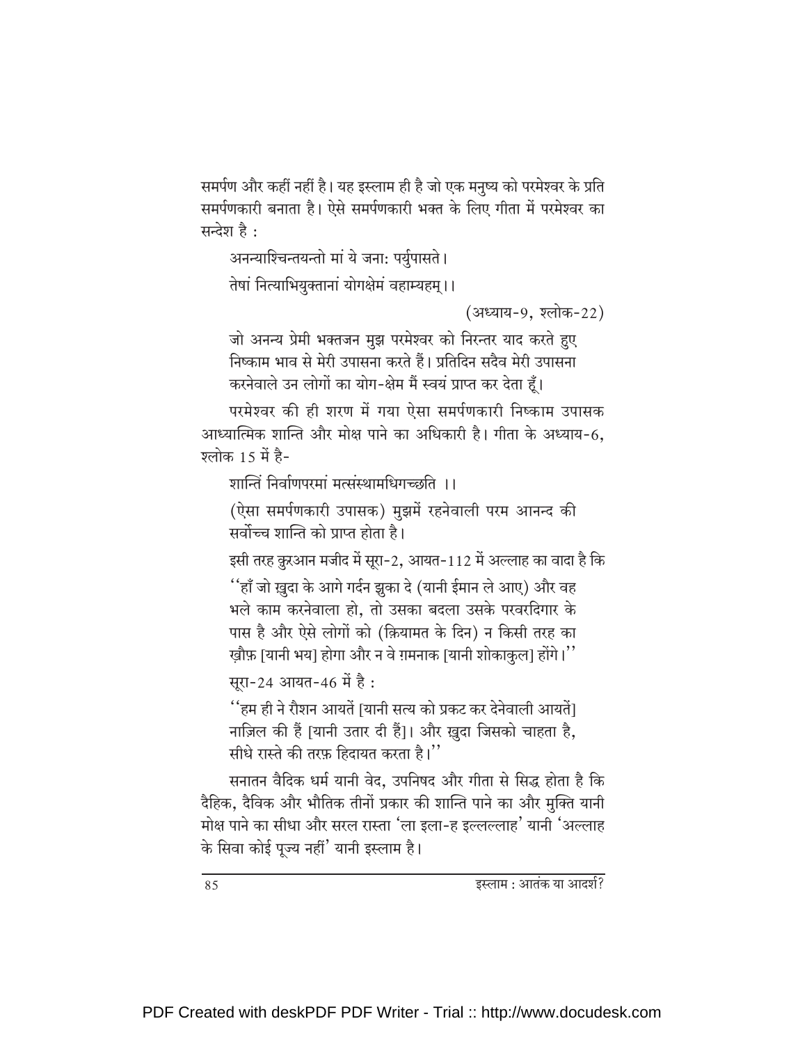समर्पण और कहीं नहीं है। यह इस्लाम ही है जो एक मनुष्य को परमेश्वर के प्रति समर्पणकारी बनाता है। ऐसे समर्पणकारी भक्त के लिए गीता में परमेश्वर का सन्देश है :

अनन्याश्चिन्तयन्तो मां ये जना: पर्युपासते।

तेषां नित्याभियुक्तानां योगक्षेमं वहाम्यहम्।।

(अध्याय-9, श्लोक-22)

जो अनन्य प्रेमी भक्तजन मुझ परमेश्वर को निरन्तर याद करते हुए निष्काम भाव से मेरी उपासना करते हैं। प्रतिदिन सदैव मेरी उपासना करनेवाले उन लोगों का योग-क्षेम मैं स्वयं प्राप्त कर देता हूँ।

परमेश्वर की ही शरण में गया ऐसा समर्पणकारी निष्काम उपासक आध्यात्मिक शान्ति और मोक्ष पाने का अधिकारी है। गीता के अध्याय-6, श्लोक 15 में है-

शान्तिं निर्वाणपरमां मत्संस्थामधिगच्छति ।।

(ऐसा समर्पणकारी उपासक) मुझमें रहनेवाली परम आनन्द की सर्वोच्च शान्ति को प्राप्त होता है।

इसी तरह क़ुरआन मजीद में सूरा-2, आयत-112 में अल्लाह का वादा है कि

''हाँ जो ख़ुदा के आगे गर्दन झुका दे (यानी ईमान ले आए) और वह भले काम करनेवाला हो, तो उसका बदला उसके परवरदिगार के पास है और ऐसे लोगों को (क़ियामत के दिन) न किसी तरह का ख़ौफ़ [यानी भय] होगा और न वे ग़मनाक [यानी शोकाकुल] होंगे।''

सूरा-24 आयत-46 में है :

''हम ही ने रौशन आयतें [यानी सत्य को प्रकट कर देनेवाली आयतें] नाज़िल की हैं [यानी उतार दी हैं]। और ख़ुदा जिसको चाहता है, सीधे रास्ते की तरफ़ हिदायत करता है।''

सनातन वैदिक धर्म यानी वेद, उपनिषद और गीता से सिद्ध होता है कि दैहिक, दैविक और भौतिक तीनों प्रकार की शान्ति पाने का और मुक्ति यानी मोक्ष पाने का सीधा और सरल रास्ता 'ला इला-ह इल्लल्लाह' यानी 'अल्लाह के सिवा कोई पूज्य नहीं' यानी इस्लाम है।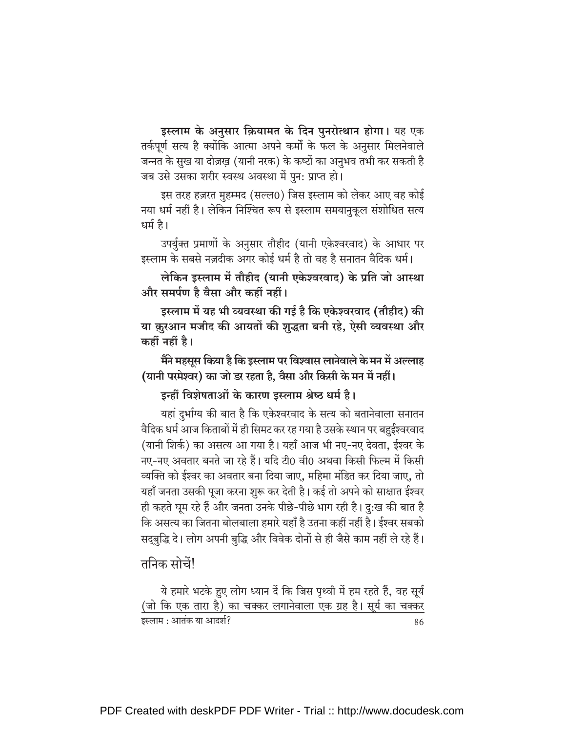**इस्लाम के अनुसार क़ियामत के दिन पुनरोत्थान होगा।** यह एक तर्कपूर्ण सत्य है क्योंकि आत्मा अपने कर्मों के फल के अनुसार मिलनेवाले जन्नत के सुख या दोज़ख़ (यानी नरक) के कष्टों का अनुभव तभी कर सकती है जब उसे उसका शरीर स्वस्थ अवस्था में पुनः प्राप्त हो।

इस तरह हज़रत मुहम्मद (सल्ल0) जिस इस्लाम को लेकर आए वह कोई नया धर्म नहीं है। लेकिन निश्चित रूप से इस्लाम समयानुकूल संशोधित सत्य धर्म है।

उपर्युक्त प्रमाणों के अनुसार तौहीद (यानी एकेश्वरवाद) के आधार पर इस्लाम के सबसे नज़दीक अगर कोई धर्म है तो वह है सनातन वैदिक धर्म।

**लेकिन इस्लाम में तौहीद (यानी एकेश्वरवाद) के प्रति जो आस्था और समर्पण है वैसा और कहीं नहीं।**

**इस्लाम में यह भी व्यवस्था की गई है कि एकेश्वरवाद (तौहीद) की या क़ुरआन मजीद की आयतों की शुद्धता बनी रहे, ऐसी व्यवस्था और कहीं नहीं है।**

**मैंने महसूस किया है कि इस्लाम पर विश्वास लानेवाले के मन में अल्लाह (यानी परमेश्वर) का जो डर रहता है, वैसा और किसी के मन में नहीं।**

**इन्हीं विशेषताओं के कारण इस्लाम श्रेष्ठ धर्म है।**

यहां दुर्भाग्य की बात है कि एकेश्वरवाद के सत्य को बतानेवाला सनातन वैदिक धर्म आज किताबों में ही सिमट कर रह गया है उसके स्थान पर बहुईश्वरवाद (यानी शिर्क) का असत्य आ गया है। यहाँ आज भी नए-नए देवता, ईश्वर के नए-नए अवतार बनते जा रहे हैं। यदि टी0 वी0 अथवा किसी फिल्म में किसी व्यक्ति को ईश्वर का अवतार बना दिया जाए, महिमा मंडित कर दिया जाए, तो यहाँ जनता उसकी पूजा करना शुरू कर देती है। कई तो अपने को साक्षात ईश्वर ही कहते घूम रहे हैं और जनता उनके पीछे-पीछे भाग रही है। दुःख की बात है कि असत्य का जितना बोलबाला हमारे यहाँ है उतना कहीं नहीं है। ईश्वर सबको सद्बुद्धि दे। लोग अपनी बुद्धि और विवेक दोनों से ही जैसे काम नहीं ले रहे हैं।

## तनिक सोचें!

ये हमारे भटके हुए लोग ध्यान दें कि जिस पृथ्वी में हम रहते हैं, वह सूर्य <u>(जो कि एक तारा है) का चक्कर लगानेवाला एक ग्रह है। सूर्य का चक्कर</u>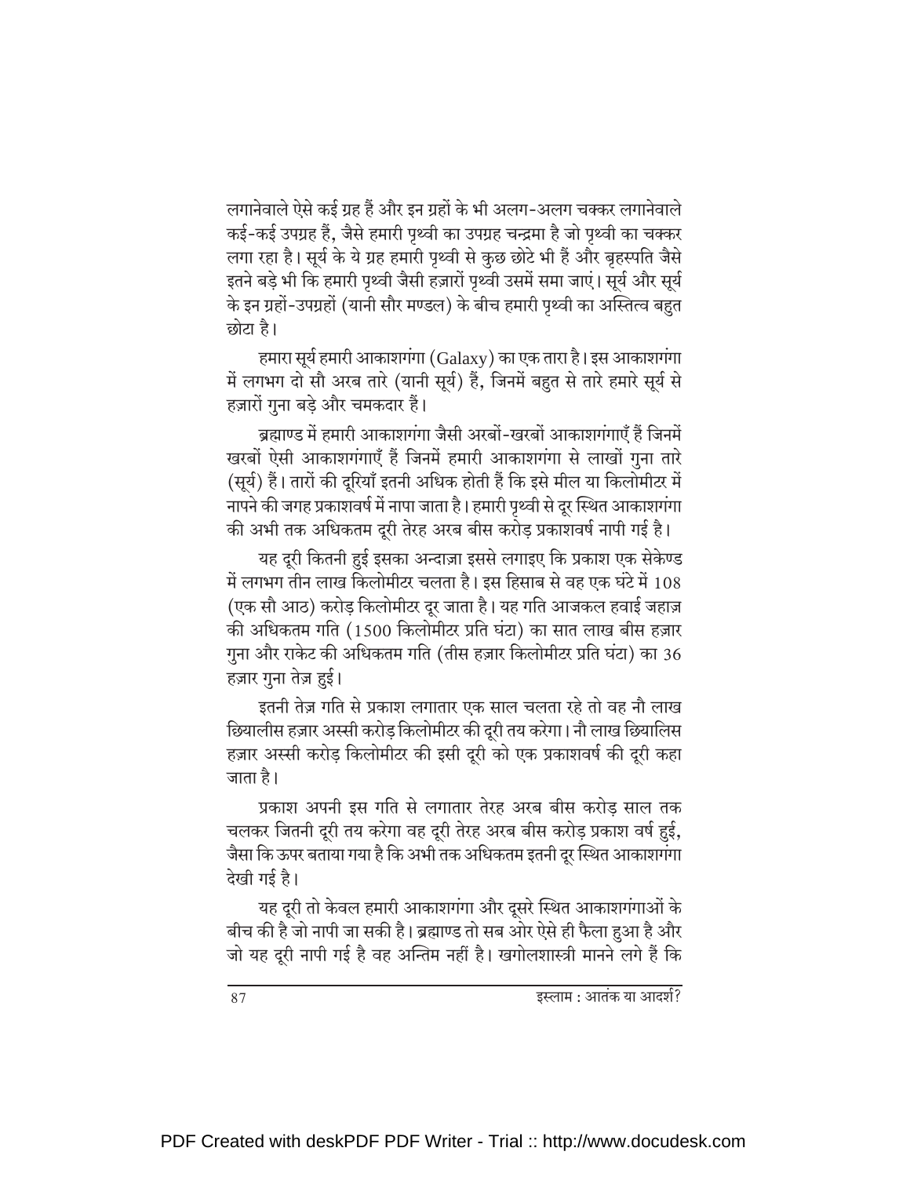लगानेवाले ऐसे कई ग्रह हैं और इन ग्रहों के भी अलग-अलग चक्कर लगानेवाले कई-कई उपग्रह हैं, जैसे हमारी पृथ्वी का उपग्रह चन्द्रमा है जो पृथ्वी का चक्कर लगा रहा है। सूर्य के ये ग्रह हमारी पृथ्वी से कुछ छोटे भी हैं और बृहस्पति जैसे इतने बड़े भी कि हमारी पृथ्वी जैसी हज़ारों पृथ्वी उसमें समा जाएं। सूर्य और सूर्य के इन ग्रहों-उपग्रहों (यानी सौर मण्डल) के बीच हमारी पृथ्वी का अस्तित्व बहुत छोटा है।

हमारा सूर्य हमारी आकाशगंगा (Galaxy) का एक तारा है। इस आकाशगंगा में लगभग दो सौ अरब तारे (यानी सूर्य) हैं, जिनमें बहुत से तारे हमारे सूर्य से हज़ारों गुना बड़े और चमकदार हैं।

ब्रह्माण्ड में हमारी आकाशगंगा जैसी अरबों-खरबों आकाशगंगाएँ हैं जिनमें खरबों ऐसी आकाशगंगाएँ हैं जिनमें हमारी आकाशगंगा से लाखों गुना तारे (सूर्य) हैं। तारों की दूरियाँ इतनी अधिक होती हैं कि इसे मील या किलोमीटर में नापने की जगह प्रकाशवर्ष में नापा जाता है। हमारी पृथ्वी से दूर स्थित आकाशगंगा की अभी तक अधिकतम दूरी तेरह अरब बीस करोड़ प्रकाशवर्ष नापी गई है।

यह दूरी कितनी हुई इसका अन्दाज़ा इससे लगाइए कि प्रकाश एक सेकेण्ड में लगभग तीन लाख किलोमीटर चलता है। इस हिसाब से वह एक घंटे में 108 (एक सौ आठ) करोड़ किलोमीटर दूर जाता है। यह गति आजकल हवाई जहाज़ की अधिकतम गति (1500 किलोमीटर प्रति घंटा) का सात लाख बीस हज़ार गुना और राकेट की अधिकतम गति (तीस हज़ार किलोमीटर प्रति घंटा) का 36 हज़ार गुना तेज़ हुई।

इतनी तेज़ गति से प्रकाश लगातार एक साल चलता रहे तो वह नौ लाख छियालीस हज़ार अस्सी करोड़ किलोमीटर की दूरी तय करेगा। नौ लाख छियालिस हज़ार अस्सी करोड़ किलोमीटर की इसी दूरी को एक प्रकाशवर्ष की दूरी कहा जाता है।

प्रकाश अपनी इस गति से लगातार तेरह अरब बीस करोड़ साल तक चलकर जितनी दूरी तय करेगा वह दूरी तेरह अरब बीस करोड़ प्रकाश वर्ष हुई, जैसा कि ऊपर बताया गया है कि अभी तक अधिकतम इतनी दूर स्थित आकाशगंगा देखी गई है।

यह दूरी तो केवल हमारी आकाशगंगा और दूसरे स्थित आकाशगंगाओं के बीच की है जो नापी जा सकी है। ब्रह्माण्ड तो सब ओर ऐसे ही फैला हुआ है और जो यह दूरी नापी गई है वह अन्तिम नहीं है। खगोलशास्त्री मानने लगे हैं कि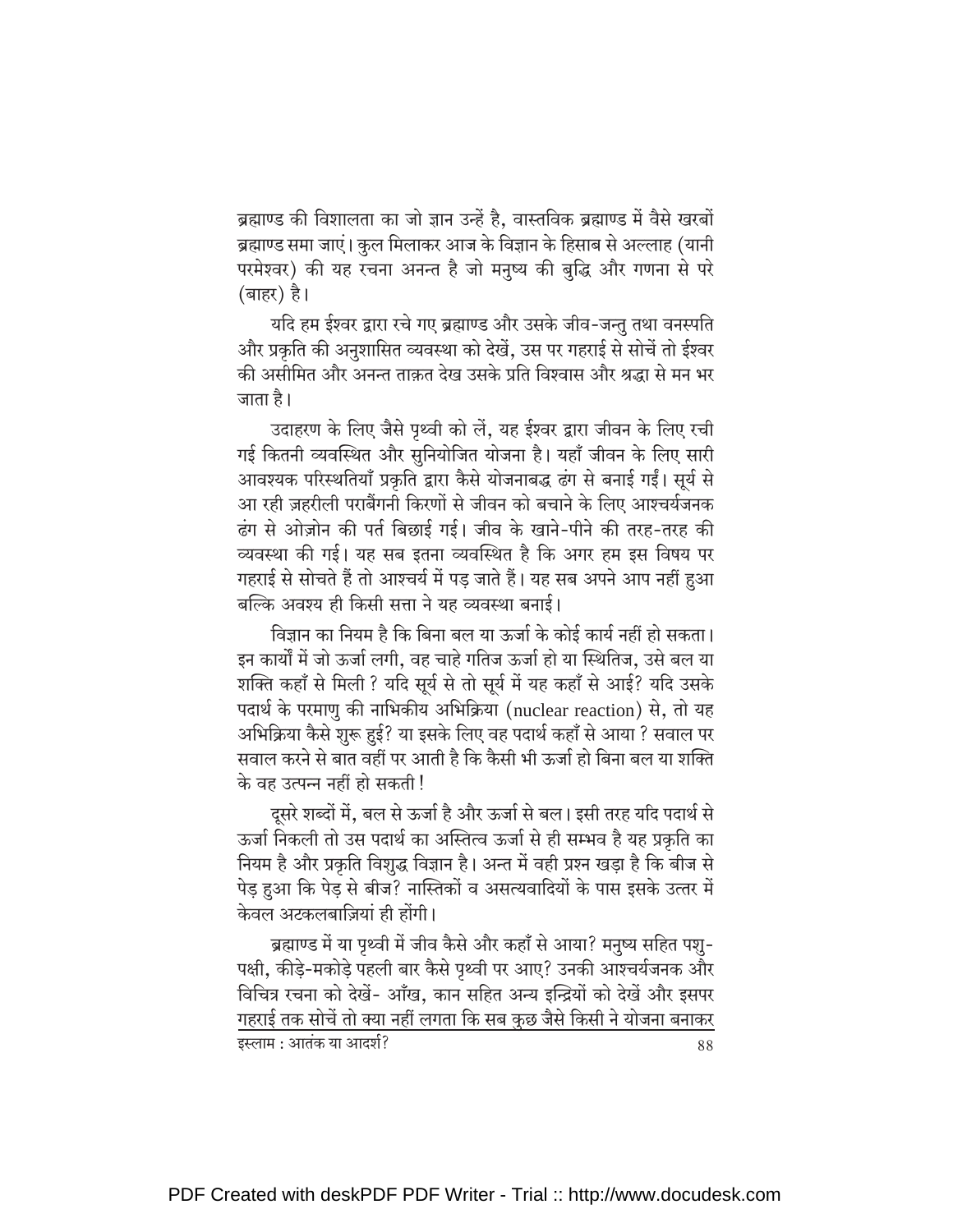ब्रह्माण्ड की विशालता का जो ज्ञान उन्हें है, वास्तविक ब्रह्माण्ड में वैसे खरबों ब्रह्माण्ड समा जाएं। कुल मिलाकर आज के विज्ञान के हिसाब से अल्लाह (यानी परमेश्वर) की यह रचना अनन्त है जो मनुष्य की बुद्धि और गणना से परे (बाहर) है।

यदि हम ईश्वर द्वारा रचे गए ब्रह्माण्ड और उसके जीव-जन्तु तथा वनस्पति और प्रकृति की अनुशासित व्यवस्था को देखें, उस पर गहराई से सोचें तो ईश्वर की असीमित और अनन्त ताक़त देख उसके प्रति विश्वास और श्रद्धा से मन भर जाता है।

उदाहरण के लिए जैसे पृथ्वी को लें, यह ईश्वर द्वारा जीवन के लिए रची गई कितनी व्यवस्थित और सुनियोजित योजना है। यहाँ जीवन के लिए सारी आवश्यक परिस्थितियाँ प्रकृति द्वारा कैसे योजनाबद्ध ढंग से बनाई गईं। सूर्य से आ रही ज़हरीली पराबैंगनी किरणों से जीवन को बचाने के लिए आश्चर्यजनक ढंग से ओज़ोन की पर्त बिछाई गई। जीव के खाने-पीने की तरह-तरह की व्यवस्था की गई। यह सब इतना व्यवस्थित है कि अगर हम इस विषय पर गहराई से सोचते हैं तो आश्चर्य में पड़ जाते हैं। यह सब अपने आप नहीं हुआ बल्कि अवश्य ही किसी सत्ता ने यह व्यवस्था बनाई।

विज्ञान का नियम है कि बिना बल या ऊर्जा के कोई कार्य नहीं हो सकता। इन कार्यों में जो ऊर्जा लगी, वह चाहे गतिज ऊर्जा हो या स्थितिज, उसे बल या शक्ति कहाँ से मिली ? यदि सूर्य से तो सूर्य में यह कहाँ से आई? यदि उसके पदार्थ के परमाणु की नाभिकीय अभिक्रिया (nuclear reaction) से, तो यह अभिक्रिया कैसे शुरू हुई? या इसके लिए वह पदार्थ कहाँ से आया ? सवाल पर सवाल करने से बात वहीं पर आती है कि कैसी भी ऊर्जा हो बिना बल या शक्ति के वह उत्पन्न नहीं हो सकती !

दूसरे शब्दों में, बल से ऊर्जा है और ऊर्जा से बल। इसी तरह यदि पदार्थ से ऊर्जा निकली तो उस पदार्थ का अस्तित्व ऊर्जा से ही सम्भव है यह प्रकृति का नियम है और प्रकृति विशुद्ध विज्ञान है। अन्त में वही प्रश्न खड़ा है कि बीज से पेड़ हुआ कि पेड़ से बीज? नास्तिकों व असत्यवादियों के पास इसके उत्तर में केवल अटकलबाज़ियां ही होंगी।

ब्रह्माण्ड में या पृथ्वी में जीव कैसे और कहाँ से आया? मनुष्य सहित पशु-पक्षी, कीड़े-मकोड़े पहली बार कैसे पृथ्वी पर आए? उनकी आश्चर्यजनक और विचित्र रचना को देखें- आँख, कान सहित अन्य इन्द्रियों को देखें और इसपर गहराई तक सोचें तो क्या नहीं लगता कि सब कुछ जैसे किसी ने योजना बनाकर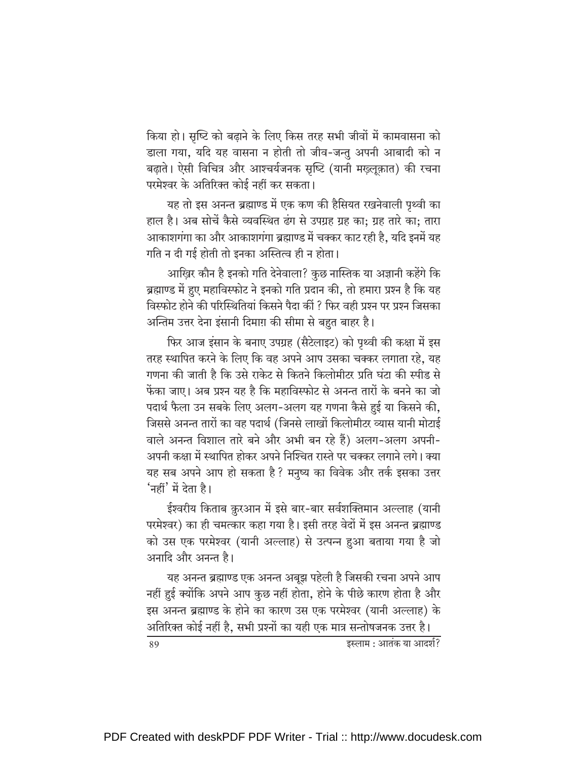किया हो। सृष्टि को बढ़ाने के लिए किस तरह सभी जीवों में कामवासना को डाला गया, यदि यह वासना न होती तो जीव-जन्तु अपनी आबादी को न बढ़ाते। ऐसी विचित्र और आश्चर्यजनक सृष्टि (यानी मख़्लूक़ात) की रचना परमेश्वर के अतिरिक्त कोई नहीं कर सकता।

यह तो इस अनन्त ब्रह्माण्ड में एक कण की हैसियत रखनेवाली पृथ्वी का हाल है। अब सोचें कैसे व्यवस्थित ढंग से उपग्रह ग्रह का; ग्रह तारे का; तारा आकाशगंगा का और आकाशगंगा ब्रह्माण्ड में चक्कर काट रही है, यदि इनमें यह गति न दी गई होती तो इनका अस्तित्व ही न होता।

आख़िर कौन है इनको गति देनेवाला? कुछ नास्तिक या अज्ञानी कहेंगे कि ब्रह्माण्ड में हुए महाविस्फोट ने इनको गति प्रदान की, तो हमारा प्रश्न है कि यह विस्फोट होने की परिस्थितियां किसने पैदा कीं ? फिर वही प्रश्न पर प्रश्न जिसका अन्तिम उत्तर देना इंसानी दिमाग़ की सीमा से बहुत बाहर है।

फिर आज इंसान के बनाए उपग्रह (सैटेलाइट) को पृथ्वी की कक्षा में इस तरह स्थापित करने के लिए कि वह अपने आप उसका चक्कर लगाता रहे, यह गणना की जाती है कि उसे राकेट से कितने किलोमीटर प्रति घंटा की स्पीड से फेंका जाए। अब प्रश्न यह है कि महाविस्फोट से अनन्त तारों के बनने का जो पदार्थ फैला उन सबके लिए अलग-अलग यह गणना कैसे हुई या किसने की, जिससे अनन्त तारों का वह पदार्थ (जिनसे लाखों किलोमीटर व्यास यानी मोटाई वाले अनन्त विशाल तारे बने और अभी बन रहे हैं) अलग-अलग अपनी-अपनी कक्षा में स्थापित होकर अपने निश्चित रास्ते पर चक्कर लगाने लगे। क्या यह सब अपने आप हो सकता है ? मनुष्य का विवेक और तर्क इसका उत्तर 'नहीं' में देता है।

ईश्वरीय किताब क़ुरआन में इसे बार-बार सर्वशक्तिमान अल्लाह (यानी परमेश्वर) का ही चमत्कार कहा गया है। इसी तरह वेदों में इस अनन्त ब्रह्माण्ड को उस एक परमेश्वर (यानी अल्लाह) से उत्पन्न हुआ बताया गया है जो अनादि और अनन्त है।

यह अनन्त ब्रह्माण्ड एक अनन्त अबूझ पहेली है जिसकी रचना अपने आप नहीं हुई क्योंकि अपने आप कुछ नहीं होता, होने के पीछे कारण होता है और इस अनन्त ब्रह्माण्ड के होने का कारण उस एक परमेश्वर (यानी अल्लाह) के अतिरिक्त कोई नहीं है, सभी प्रश्नों का यही एक मात्र सन्तोषजनक उत्तर है।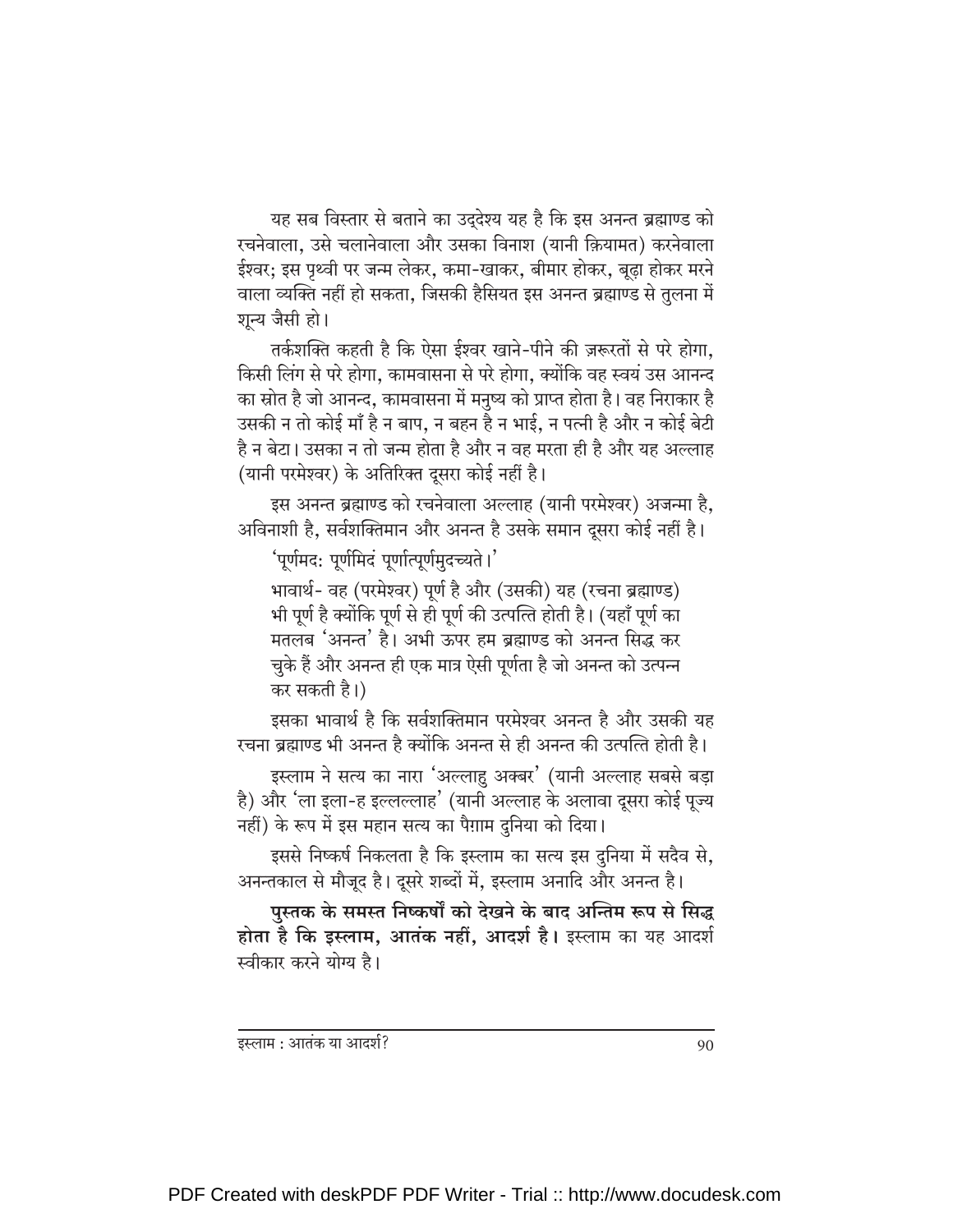यह सब विस्तार से बताने का उद्देश्य यह है कि इस अनन्त ब्रह्माण्ड को रचनेवाला, उसे चलानेवाला और उसका विनाश (यानी क़ियामत) करनेवाला ईश्वर; इस पृथ्वी पर जन्म लेकर, कमा-खाकर, बीमार होकर, बूढ़ा होकर मरने वाला व्यक्ति नहीं हो सकता, जिसकी हैसियत इस अनन्त ब्रह्माण्ड से तुलना में शून्य जैसी हो।

तर्कशक्ति कहती है कि ऐसा ईश्वर खाने-पीने की ज़रूरतों से परे होगा, किसी लिंग से परे होगा, कामवासना से परे होगा, क्योंकि वह स्वयं उस आनन्द का स्रोत है जो आनन्द, कामवासना में मनुष्य को प्राप्त होता है। वह निराकार है उसकी न तो कोई माँ है न बाप, न बहन है न भाई, न पत्नी है और न कोई बेटी है न बेटा। उसका न तो जन्म होता है और न वह मरता ही है और यह अल्लाह (यानी परमेश्वर) के अतिरिक्त दूसरा कोई नहीं है।

इस अनन्त ब्रह्माण्ड को रचनेवाला अल्लाह (यानी परमेश्वर) अजन्मा है, अविनाशी है, सर्वशक्तिमान और अनन्त है उसके समान दूसरा कोई नहीं है।

'पूर्णमदः पूर्णमिदं पूर्णात्पूर्णमुदच्यते।'

भावार्थ- वह (परमेश्वर) पूर्ण है और (उसकी) यह (रचना ब्रह्माण्ड) भी पूर्ण है क्योंकि पूर्ण से ही पूर्ण की उत्पत्ति होती है। (यहाँ पूर्ण का मतलब 'अनन्त' है। अभी ऊपर हम ब्रह्माण्ड को अनन्त सिद्ध कर चुके हैं और अनन्त ही एक मात्र ऐसी पूर्णता है जो अनन्त को उत्पन्न कर सकती है।)

इसका भावार्थ है कि सर्वशक्तिमान परमेश्वर अनन्त है और उसकी यह रचना ब्रह्माण्ड भी अनन्त है क्योंकि अनन्त से ही अनन्त की उत्पत्ति होती है।

इस्लाम ने सत्य का नारा 'अल्लाहु अक्बर' (यानी अल्लाह सबसे बड़ा है) और 'ला इला-ह इल्लल्लाह' (यानी अल्लाह के अलावा दूसरा कोई पूज्य नहीं) के रूप में इस महान सत्य का पैग़ाम दुनिया को दिया।

इससे निष्कर्ष निकलता है कि इस्लाम का सत्य इस दुनिया में सदैव से, अनन्तकाल से मौजूद है। दूसरे शब्दों में, इस्लाम अनादि और अनन्त है।

**पुस्तक के समस्त निष्कर्षों को देखने के बाद अन्तिम रूप से सिद्ध होता है कि इस्लाम, आतंक नहीं, आदर्श है।** इस्लाम का यह आदर्श स्वीकार करने योग्य है।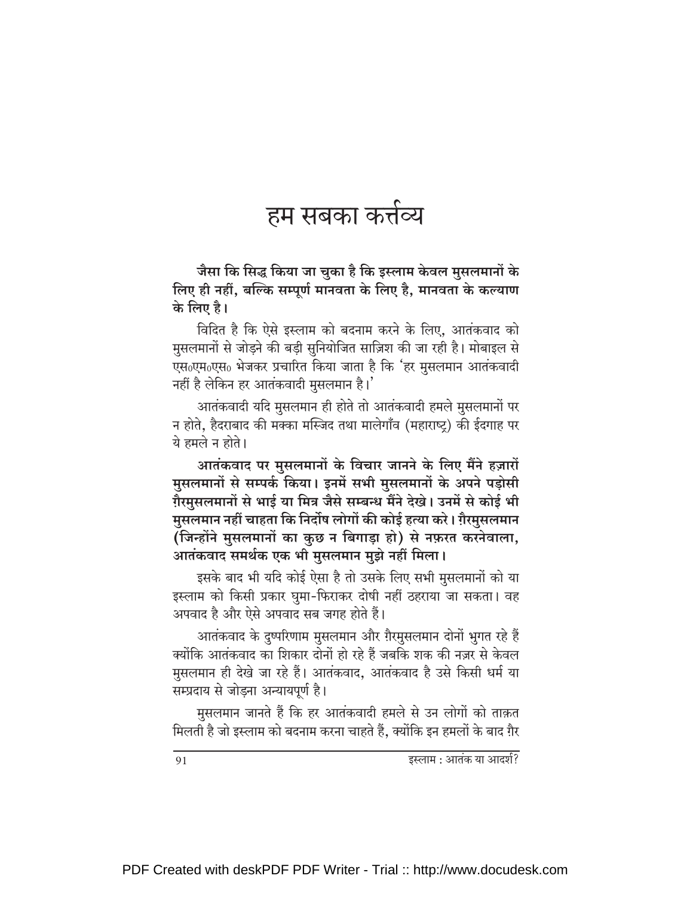# हम सबका कर्त्तव्य

**जैसा कि सिद्ध किया जा चुका है कि इस्लाम केवल मुसलमानों के लिए ही नहीं, बल्कि सम्पूर्ण मानवता के लिए है, मानवता के कल्याण के लिए है।**

विदित है कि ऐसे इस्लाम को बदनाम करने के लिए, आतंकवाद को मुसलमानों से जोड़ने की बड़ी सुनियोजित साज़िश की जा रही है। मोबाइल से एस०एम०एस० भेजकर प्रचारित किया जाता है कि 'हर मुसलमान आतंकवादी नहीं है लेकिन हर आतंकवादी मुसलमान है।'

आतंकवादी यदि मुसलमान ही होते तो आतंकवादी हमले मुसलमानों पर न होते, हैदराबाद की मक्का मस्जिद तथा मालेगाँव (महाराष्ट्र) की ईदगाह पर ये हमले न होते।

**आतंकवाद पर मुसलमानों के विचार जानने के लिए मैंने हज़ारों मुसलमानों से सम्पर्क किया। इनमें सभी मुसलमानों के अपने पड़ोसी ग़ैरमुसलमानों से भाई या मित्र जैसे सम्बन्ध मैंने देखे। उनमें से कोई भी मुसलमान नहीं चाहता कि निर्दोष लोगों की कोई हत्या करे। ग़ैरमुसलमान (जिन्होंने मुसलमानों का कुछ न बिगाड़ा हो) से नफ़रत करनेवाला, आतंकवाद समर्थक एक भी मुसलमान मुझे नहीं मिला।**

इसके बाद भी यदि कोई ऐसा है तो उसके लिए सभी मुसलमानों को या इस्लाम को किसी प्रकार घुमा-फिराकर दोषी नहीं ठहराया जा सकता। वह अपवाद है और ऐसे अपवाद सब जगह होते हैं।

आतंकवाद के दुष्परिणाम मुसलमान और ग़ैरमुसलमान दोनों भुगत रहे हैं क्योंकि आतंकवाद का शिकार दोनों हो रहे हैं जबकि शक की नज़र से केवल मुसलमान ही देखे जा रहे हैं। आतंकवाद, आतंकवाद है उसे किसी धर्म या सम्प्रदाय से जोड़ना अन्यायपूर्ण है।

मुसलमान जानते हैं कि हर आतंकवादी हमले से उन लोगों को ताक़त मिलती है जो इस्लाम को बदनाम करना चाहते हैं, क्योंकि इन हमलों के बाद ग़ैर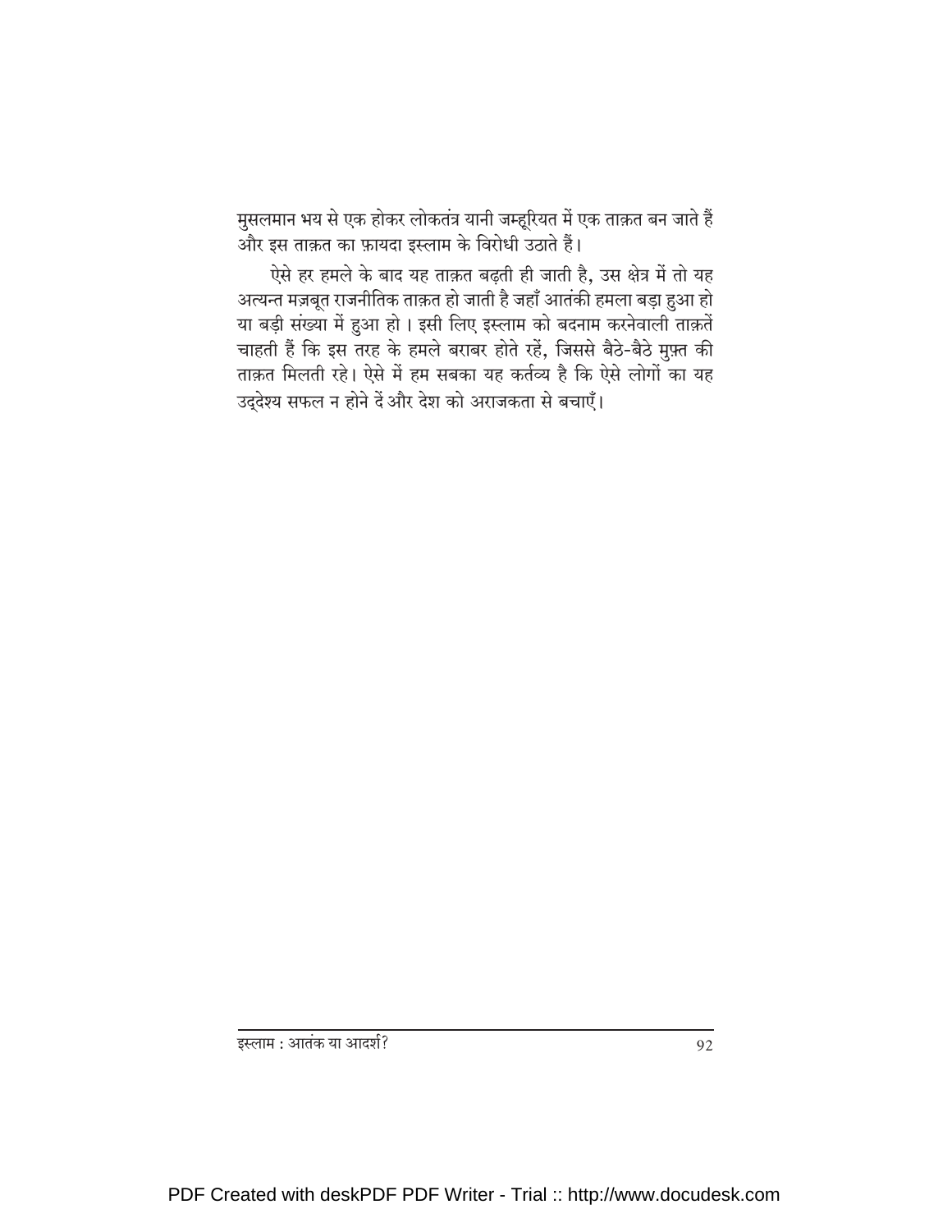मुसलमान भय से एक होकर लोकतंत्र यानी जम्हूरियत में एक ताक़त बन जाते हैं और इस ताक़त का फ़ायदा इस्लाम के विरोधी उठाते हैं।

ऐसे हर हमले के बाद यह ताक़त बढ़ती ही जाती है, उस क्षेत्र में तो यह अत्यन्त मज़बूत राजनीतिक ताक़त हो जाती है जहाँ आतंकी हमला बड़ा हुआ हो या बड़ी संख्या में हुआ हो। इसी लिए इस्लाम को बदनाम करनेवाली ताक़तें चाहती हैं कि इस तरह के हमले बराबर होते रहें, जिससे बैठे-बैठे मुफ़्त की ताक़त मिलती रहे। ऐसे में हम सबका यह कर्तव्य है कि ऐसे लोगों का यह उद्देश्य सफल न होने दें और देश को अराजकता से बचाएँ।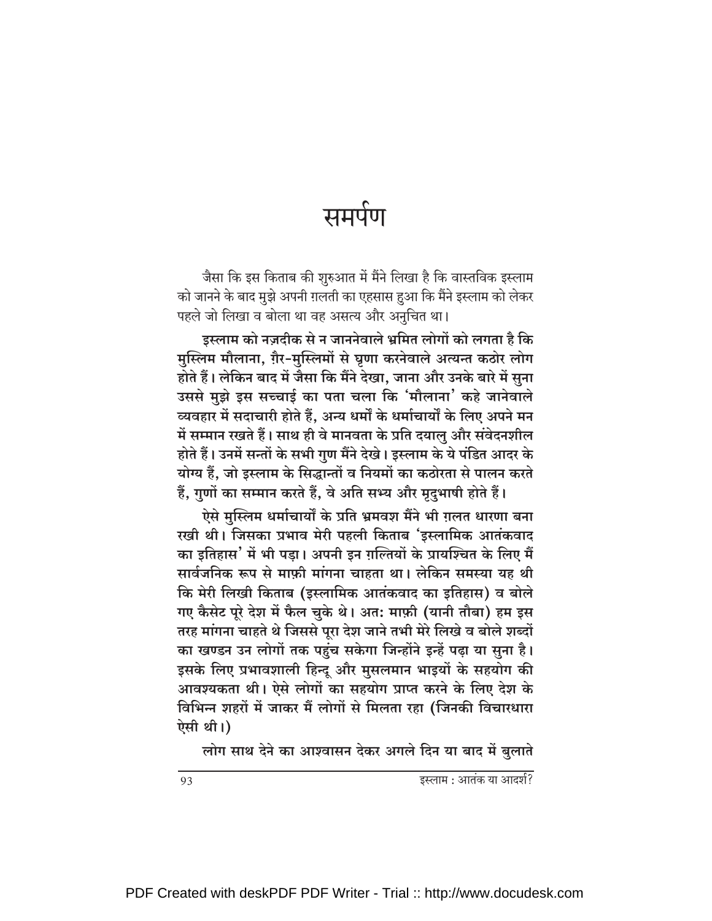# समर्पण

जैसा कि इस किताब की शुरुआत में मैंने लिखा है कि वास्तविक इस्लाम को जानने के बाद मुझे अपनी ग़लती का एहसास हुआ कि मैंने इस्लाम को लेकर पहले जो लिखा व बोला था वह असत्य और अनुचित था।

**इस्लाम को नज़दीक से न जाननेवाले भ्रमित लोगों को लगता है कि मुस्लिम मौलाना, ग़ैर-मुस्लिमों से घृणा करनेवाले अत्यन्त कठोर लोग होते हैं। लेकिन बाद में जैसा कि मैंने देखा, जाना और उनके बारे में सुना उससे मुझे इस सच्चाई का पता चला कि 'मौलाना' कहे जानेवाले व्यवहार में सदाचारी होते हैं, अन्य धर्मों के धर्माचार्यों के लिए अपने मन में सम्मान रखते हैं। साथ ही वे मानवता के प्रति दयालु और संवेदनशील होते हैं। उनमें सन्तों के सभी गुण मैंने देखे। इस्लाम के ये पंडित आदर के योग्य हैं, जो इस्लाम के सिद्धान्तों व नियमों का कठोरता से पालन करते हैं, गुणों का सम्मान करते हैं, वे अति सभ्य और मृदुभाषी होते हैं।**

**ऐसे मुस्लिम धर्माचार्यों के प्रति भ्रमवश मैंने भी ग़लत धारणा बना रखी थी। जिसका प्रभाव मेरी पहली किताब 'इस्लामिक आतंकवाद का इतिहास' में भी पड़ा। अपनी इन ग़ल्तियों के प्रायश्चित के लिए मैं सार्वजनिक रूप से माफ़ी मांगना चाहता था। लेकिन समस्या यह थी कि मेरी लिखी किताब (इस्लामिक आतंकवाद का इतिहास) व बोले गए कैसेट पूरे देश में फैल चुके थे। अतः माफ़ी (यानी तौबा) हम इस तरह मांगना चाहते थे जिससे पूरा देश जाने तभी मेरे लिखे व बोले शब्दों का खण्डन उन लोगों तक पहुंच सकेगा जिन्होंने इन्हें पढ़ा या सुना है। इसके लिए प्रभावशाली हिन्दू और मुसलमान भाइयों के सहयोग की आवश्यकता थी। ऐसे लोगों का सहयोग प्राप्त करने के लिए देश के विभिन्न शहरों में जाकर मैं लोगों से मिलता रहा (जिनकी विचारधारा ऐसी थी।)**

**लोग साथ देने का आश्वासन देकर अगले दिन या बाद में बुलाते**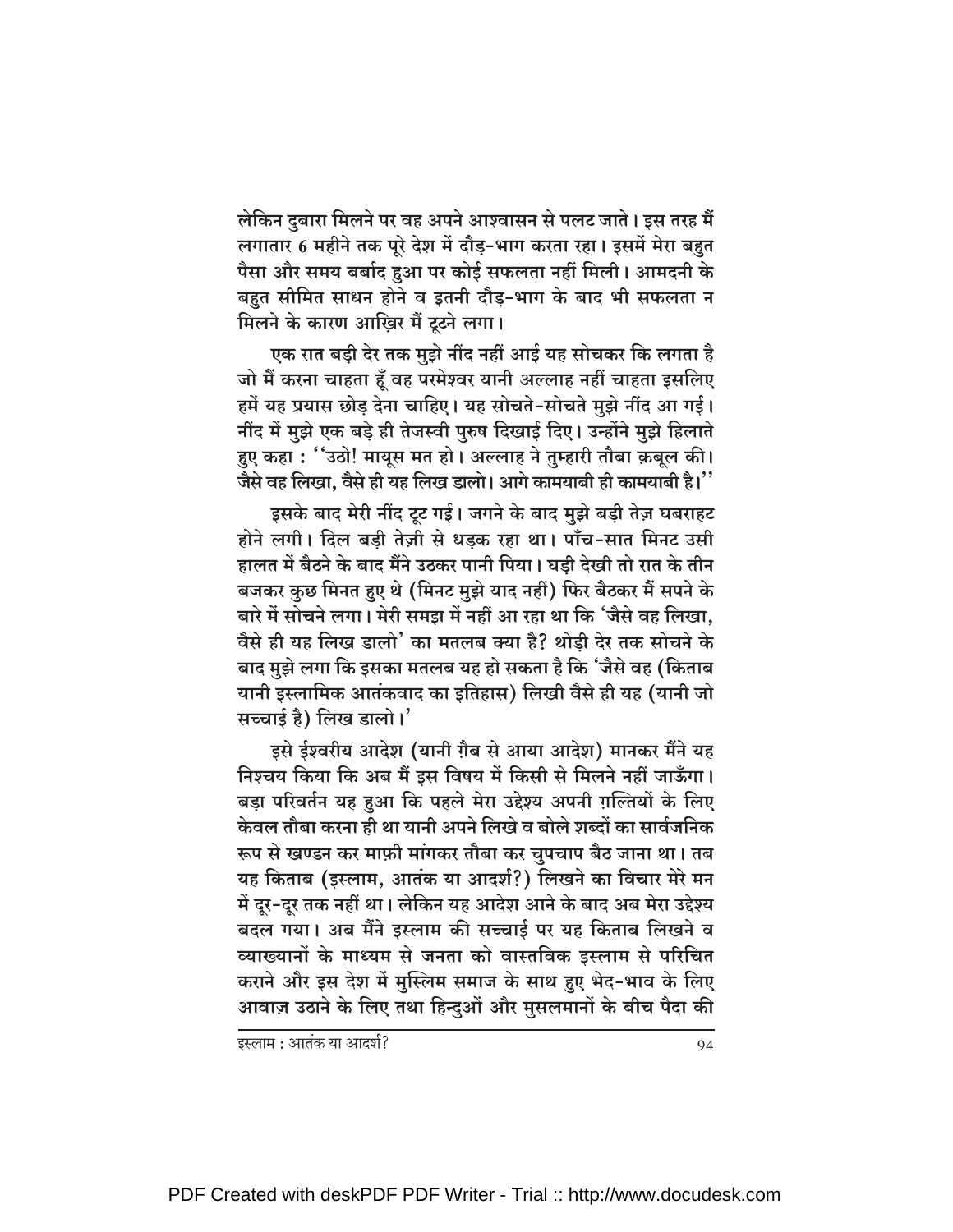लेकिन दुबारा मिलने पर वह अपने आश्वासन से पलट जाते। इस तरह मैं लगातार 6 महीने तक पूरे देश में दौड़-भाग करता रहा। इसमें मेरा बहुत पैसा और समय बर्बाद हुआ पर कोई सफलता नहीं मिली। आमदनी के बहुत सीमित साधन होने व इतनी दौड़-भाग के बाद भी सफलता न मिलने के कारण आख़िर मैं टूटने लगा।

एक रात बड़ी देर तक मुझे नींद नहीं आई यह सोचकर कि लगता है जो मैं करना चाहता हूँ वह परमेश्वर यानी अल्लाह नहीं चाहता इसलिए हमें यह प्रयास छोड़ देना चाहिए। यह सोचते-सोचते मुझे नींद आ गई। नींद में मुझे एक बड़े ही तेजस्वी पुरुष दिखाई दिए। उन्होंने मुझे हिलाते हुए कहा : ''उठो! मायूस मत हो। अल्लाह ने तुम्हारी तौबा क़बूल की। जैसे वह लिखा, वैसे ही यह लिख डालो। आगे कामयाबी ही कामयाबी है।''

इसके बाद मेरी नींद टूट गई। जगने के बाद मुझे बड़ी तेज़ घबराहट होने लगी। दिल बड़ी तेज़ी से धड़क रहा था। पाँच-सात मिनट उसी हालत में बैठने के बाद मैंने उठकर पानी पिया। घड़ी देखी तो रात के तीन बजकर कुछ मिनत हुए थे (मिनट मुझे याद नहीं) फिर बैठकर मैं सपने के बारे में सोचने लगा। मेरी समझ में नहीं आ रहा था कि 'जैसे वह लिखा, वैसे ही यह लिख डालो' का मतलब क्या है? थोड़ी देर तक सोचने के बाद मुझे लगा कि इसका मतलब यह हो सकता है कि 'जैसे वह (किताब यानी इस्लामिक आतंकवाद का इतिहास) लिखी वैसे ही यह (यानी जो सच्चाई है) लिख डालो।'

इसे ईश्वरीय आदेश (यानी ग़ैब से आया आदेश) मानकर मैंने यह निश्चय किया कि अब मैं इस विषय में किसी से मिलने नहीं जाऊँगा। बड़ा परिवर्तन यह हुआ कि पहले मेरा उद्देश्य अपनी ग़ल्तियों के लिए केवल तौबा करना ही था यानी अपने लिखे व बोले शब्दों का सार्वजनिक रूप से खण्डन कर माफ़ी मांगकर तौबा कर चुपचाप बैठ जाना था। तब यह किताब (इस्लाम, आतंक या आदर्श?) लिखने का विचार मेरे मन में दूर-दूर तक नहीं था। लेकिन यह आदेश आने के बाद अब मेरा उद्देश्य बदल गया। अब मैंने इस्लाम की सच्चाई पर यह किताब लिखने व व्याख्यानों के माध्यम से जनता को वास्तविक इस्लाम से परिचित कराने और इस देश में मुस्लिम समाज के साथ हुए भेद-भाव के लिए आवाज़ उठाने के लिए तथा हिन्दुओं और मुसलमानों के बीच पैदा की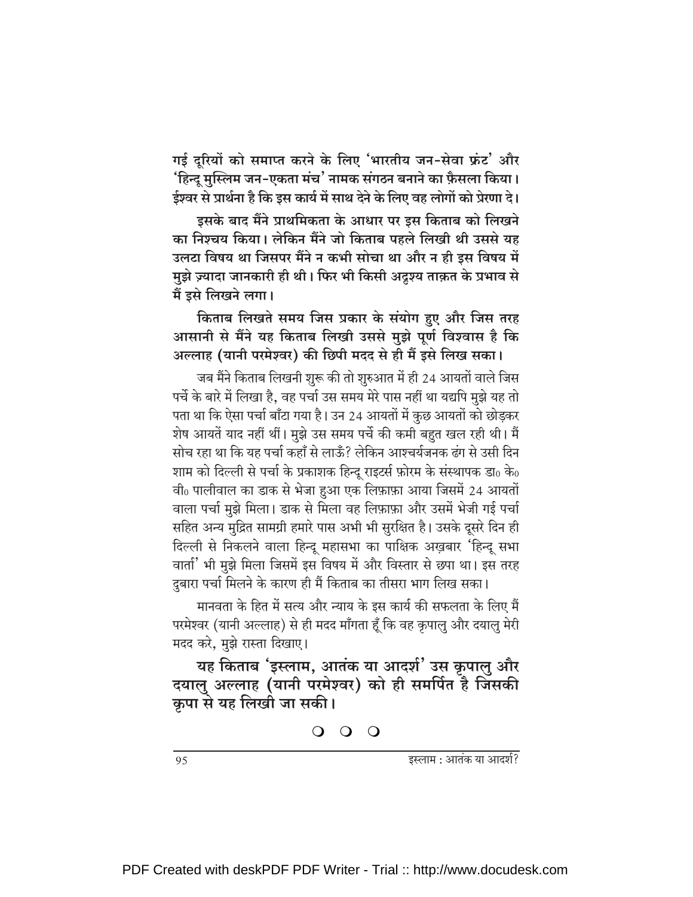**गई दूरियों को समाप्त करने के लिए 'भारतीय जन-सेवा फ्रंट' और 'हिन्दू मुस्लिम जन-एकता मंच' नामक संगठन बनाने का फ़ैसला किया। ईश्वर से प्रार्थना है कि इस कार्य में साथ देने के लिए वह लोगों को प्रेरणा दे।**

**इसके बाद मैंने प्राथमिकता के आधार पर इस किताब को लिखने का निश्चय किया। लेकिन मैंने जो किताब पहले लिखी थी उससे यह उलटा विषय था जिसपर मैंने न कभी सोचा था और न ही इस विषय में मुझे ज़्यादा जानकारी ही थी। फिर भी किसी अदृश्य ताक़त के प्रभाव से मैं इसे लिखने लगा।**

**किताब लिखते समय जिस प्रकार के संयोग हुए और जिस तरह आसानी से मैंने यह किताब लिखी उससे मुझे पूर्ण विश्वास है कि अल्लाह (यानी परमेश्वर) की छिपी मदद से ही मैं इसे लिख सका।**

जब मैंने किताब लिखनी शुरू की तो शुरुआत में ही 24 आयतों वाले जिस पर्चे के बारे में लिखा है, वह पर्चा उस समय मेरे पास नहीं था यद्यपि मुझे यह तो पता था कि ऐसा पर्चा बाँटा गया है। उन 24 आयतों में कुछ आयतों को छोड़कर शेष आयतें याद नहीं थीं। मुझे उस समय पर्चे की कमी बहुत खल रही थी। मैं सोच रहा था कि यह पर्चा कहाँ से लाऊँ? लेकिन आश्चर्यजनक ढंग से उसी दिन शाम को दिल्ली से पर्चा के प्रकाशक हिन्दू राइटर्स फ़ोरम के संस्थापक डा० के० वी० पालीवाल का डाक से भेजा हुआ एक लिफ़ाफ़ा आया जिसमें 24 आयतों वाला पर्चा मुझे मिला। डाक से मिला वह लिफ़ाफ़ा और उसमें भेजी गई पर्चा सहित अन्य मुद्रित सामग्री हमारे पास अभी भी सुरक्षित है। उसके दूसरे दिन ही दिल्ली से निकलने वाला हिन्दू महासभा का पाक्षिक अख़बार 'हिन्दू सभा वार्ता' भी मुझे मिला जिसमें इस विषय में और विस्तार से छपा था। इस तरह दुबारा पर्चा मिलने के कारण ही मैं किताब का तीसरा भाग लिख सका।

मानवता के हित में सत्य और न्याय के इस कार्य की सफलता के लिए मैं परमेश्वर (यानी अल्लाह) से ही मदद माँगता हूँ कि वह कृपालु और दयालु मेरी मदद करे, मुझे रास्ता दिखाए।

**यह किताब 'इस्लाम, आतंक या आदर्श' उस कृपालु और दयालु अल्लाह (यानी परमेश्वर) को ही समर्पित है जिसकी कृपा से यह लिखी जा सकी।**

❍ ❍ ❍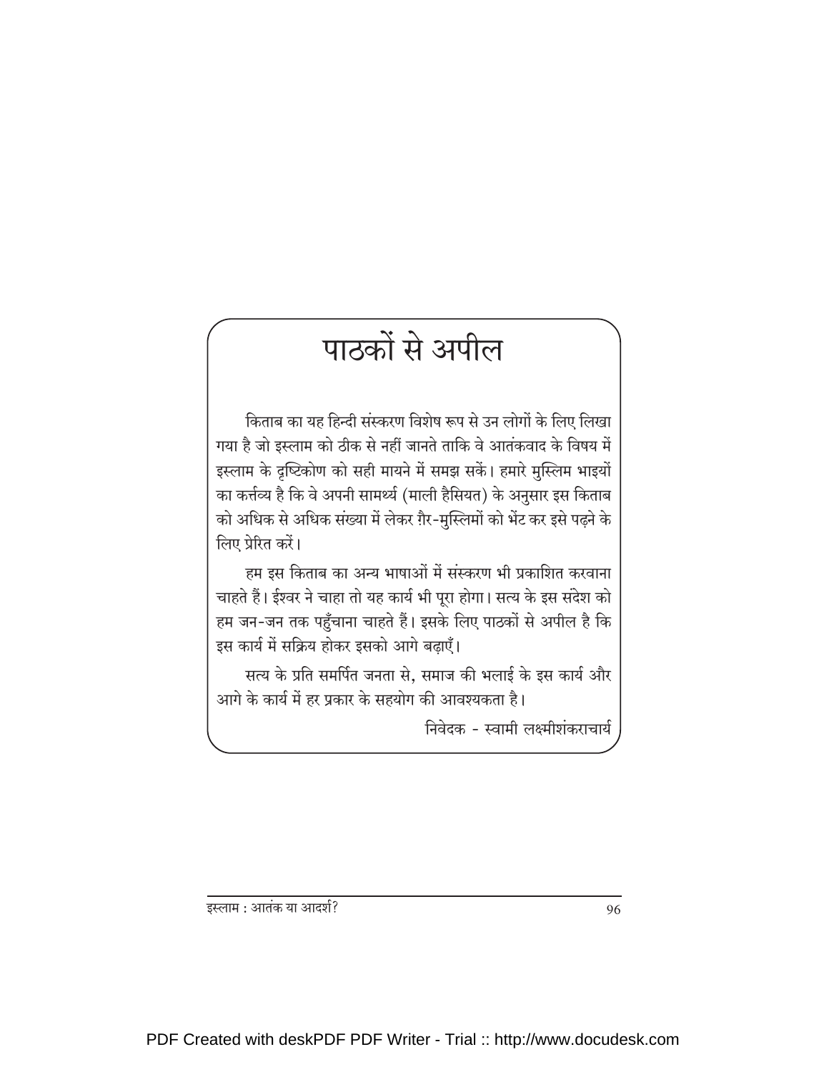# पाठकों से अपील

किताब का यह हिन्दी संस्करण विशेष रूप से उन लोगों के लिए लिखा गया है जो इस्लाम को ठीक से नहीं जानते ताकि वे आतंकवाद के विषय में इस्लाम के दृष्टिकोण को सही मायने में समझ सकें। हमारे मुस्लिम भाइयों का कर्त्तव्य है कि वे अपनी सामर्थ्य (माली हैसियत) के अनुसार इस किताब को अधिक से अधिक संख्या में लेकर ग़ैर-मुस्लिमों को भेंट कर इसे पढ़ने के लिए प्रेरित करें।

हम इस किताब का अन्य भाषाओं में संस्करण भी प्रकाशित करवाना चाहते हैं। ईश्वर ने चाहा तो यह कार्य भी पूरा होगा। सत्य के इस संदेश को हम जन-जन तक पहुँचाना चाहते हैं। इसके लिए पाठकों से अपील है कि इस कार्य में सक्रिय होकर इसको आगे बढ़ाएँ।

सत्य के प्रति समर्पित जनता से, समाज की भलाई के इस कार्य और आगे के कार्य में हर प्रकार के सहयोग की आवश्यकता है।

निवेदक - स्वामी लक्ष्मीशंकराचार्य